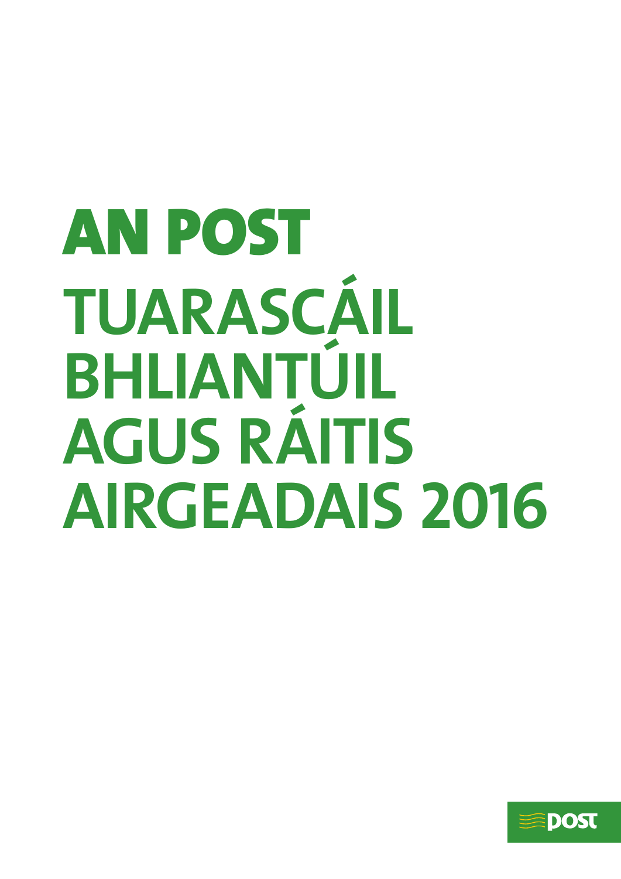# AN POST

# TUARASCÁIL BHLIANTÚIL AGUS RÁITIS AIRGEADAIS 2016

POST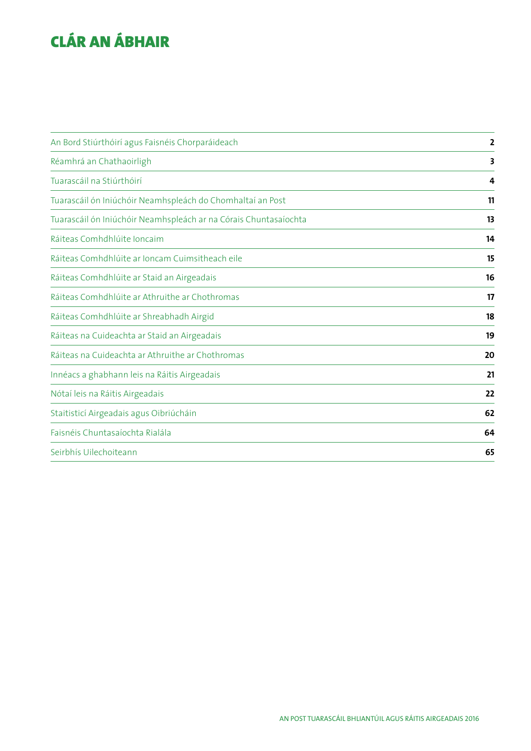# CLÁR AN ÁBHAIR

| | |
|---|---|
| An Bord Stiúrthóirí agus Faisnéis Chorparáideach | **2** |
| Réamhrá an Chathaoirligh | **3** |
| Tuarascáil na Stiúrthóirí | **4** |
| Tuarascáil ón Iniúchóir Neamhspleách do Chomhaltaí an Post | **11** |
| Tuarascáil ón Iniúchóir Neamhspleách ar na Córais Chuntasaíochta | **13** |
| Ráiteas Comhdhlúite Ioncaim | **14** |
| Ráiteas Comhdhlúite ar Ioncam Cuimsitheach eile | **15** |
| Ráiteas Comhdhlúite ar Staid an Airgeadais | **16** |
| Ráiteas Comhdhlúite ar Athruithe ar Chothromas | **17** |
| Ráiteas Comhdhlúite ar Shreabhadh Airgid | **18** |
| Ráiteas na Cuideachta ar Staid an Airgeadais | **19** |
| Ráiteas na Cuideachta ar Athruithe ar Chothromas | **20** |
| Innéacs a ghabhann leis na Ráitis Airgeadais | **21** |
| Nótaí leis na Ráitis Airgeadais | **22** |
| Staitisticí Airgeadais agus Oibriúcháin | **62** |
| Faisnéis Chuntasaíochta Rialála | **64** |
| Seirbhís Uilechoiteann | **65** |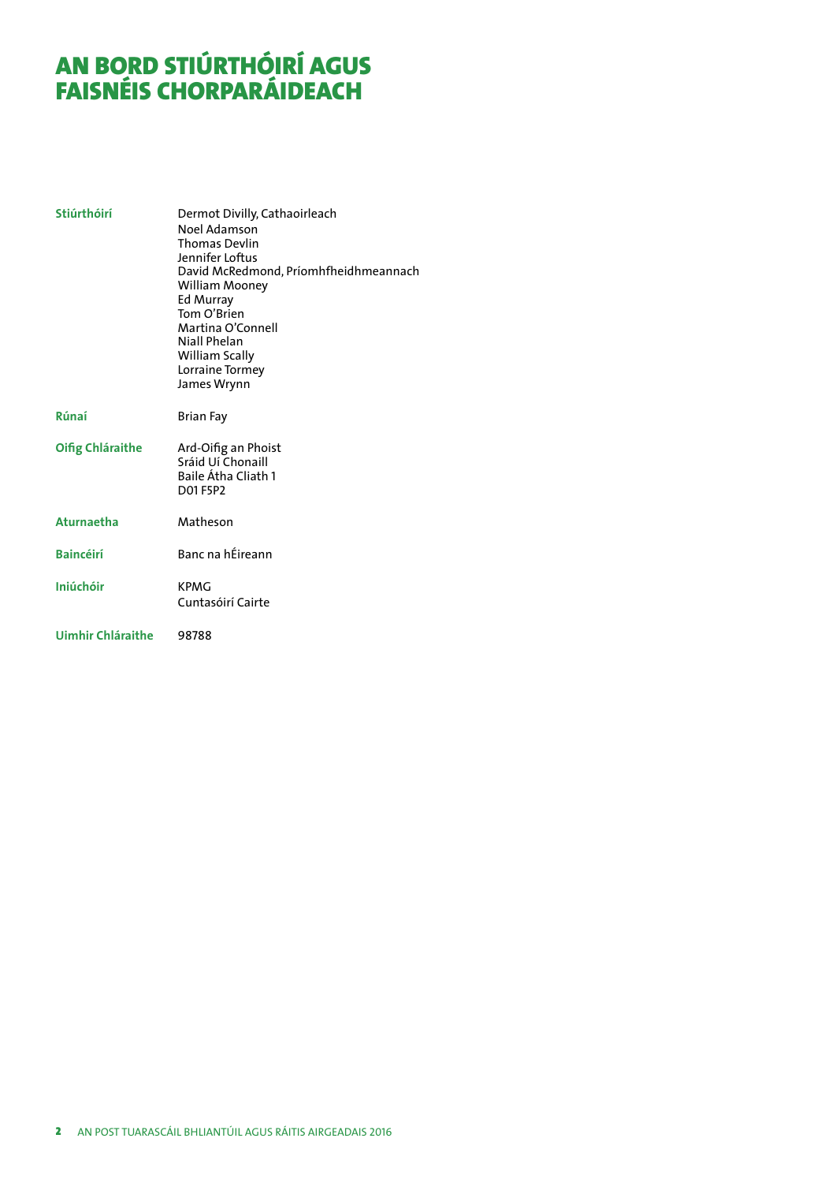# AN BORD STIÚRTHÓIRÍ AGUS FAISNÉIS CHORPARÁIDEACH

| | |
|---|---|
| **Stiúrthóirí** | Dermot Divilly, Cathaoirleach<br>Noel Adamson<br>Thomas Devlin<br>Jennifer Loftus<br>David McRedmond, Príomhfheidhmeannach<br>William Mooney<br>Ed Murray<br>Tom O'Brien<br>Martina O'Connell<br>Niall Phelan<br>William Scally<br>Lorraine Tormey<br>James Wrynn |
| **Rúnaí** | Brian Fay |
| **Oifig Chláraithe** | Ard-Oifig an Phoist<br>Sráid Uí Chonaill<br>Baile Átha Cliath 1<br>D01 F5P2 |
| **Aturnaetha** | Matheson |
| **Baincéirí** | Banc na hÉireann |
| **Iniúchóir** | KPMG<br>Cuntasóirí Cairte |
| **Uimhir Chláraithe** | 98788 |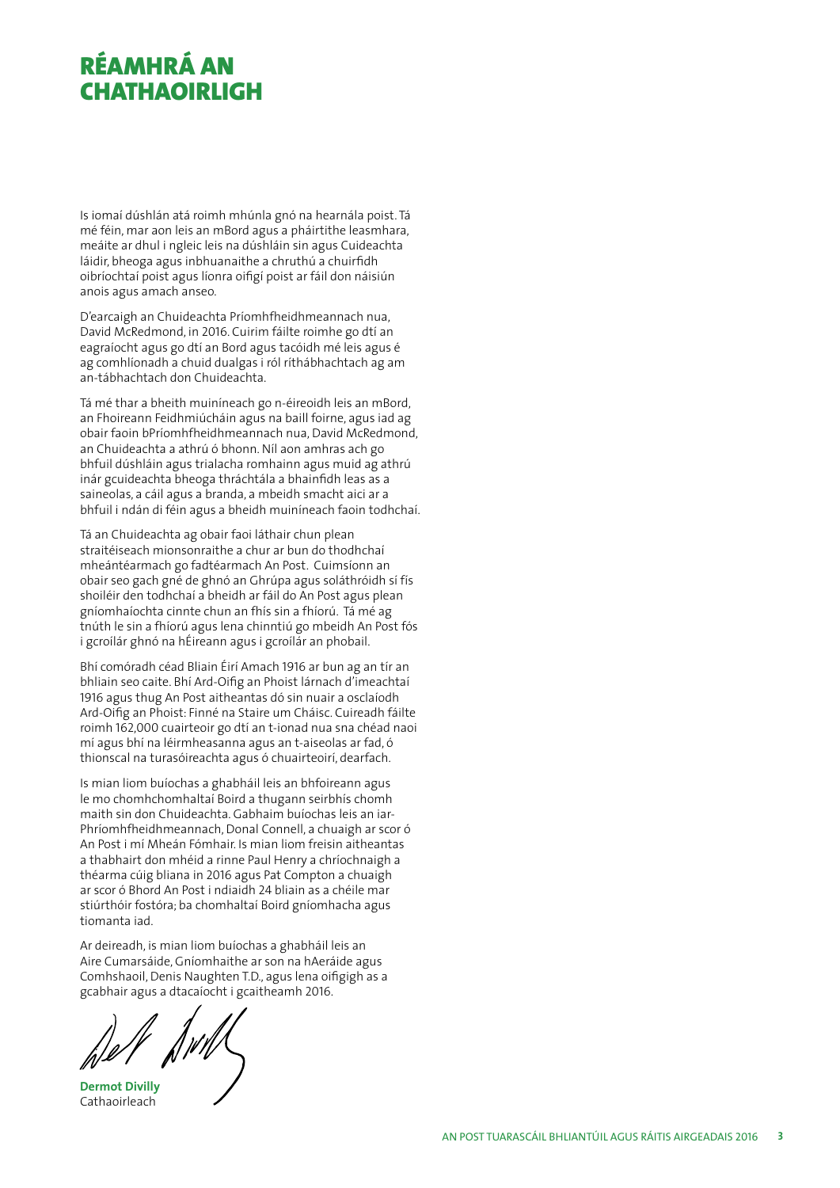# RÉAMHRÁ AN CHATHAOIRLIGH

Is iomaí dúshlán atá roimh mhúnla gnó na hearnála poist. Tá mé féin, mar aon leis an mBord agus a pháirtithe leasmhara, meáite ar dhul i ngleic leis na dúshláin sin agus Cuideachta láidir, bheoga agus inbhuanaithe a chruthú a chuirfidh oibríochtaí poist agus líonra oifigí poist ar fáil don náisiún anois agus amach anseo.

D'earcaigh an Chuideachta Príomhfheidhmeannach nua, David McRedmond, in 2016. Cuirim fáilte roimhe go dtí an eagraíocht agus go dtí an Bord agus tacóidh mé leis agus é ag comhlíonadh a chuid dualgas i ról ríthábhachtach ag am an-tábhachtach don Chuideachta.

Tá mé thar a bheith muiníneach go n-éireoidh leis an mBord, an Fhoireann Feidhmiúcháin agus na baill foirne, agus iad ag obair faoin bPríomhfheidhmeannach nua, David McRedmond, an Chuideachta a athrú ó bhonn. Níl aon amhras ach go bhfuil dúshláin agus trialacha romhainn agus muid ag athrú inár gcuideachta bheoga thráchtála a bhainfidh leas as a saineolas, a cáil agus a branda, a mbeidh smacht aici ar a bhfuil i ndán di féin agus a bheidh muiníneach faoin todhchaí.

Tá an Chuideachta ag obair faoi láthair chun plean straitéiseach mionsonraithe a chur ar bun do thodhchaí mheántéarmach go fadtéarmach An Post. Cuimsíonn an obair seo gach gné de ghnó an Ghrúpa agus soláthróidh sí fís shoiléir den todhchaí a bheidh ar fáil do An Post agus plean gníomhaíochta cinnte chun an fhís sin a fhíorú. Tá mé ag tnúth le sin a fhíorú agus lena chinntiú go mbeidh An Post fós i gcroílár ghnó na hÉireann agus i gcroílár an phobail.

Bhí comóradh céad Bliain Éirí Amach 1916 ar bun ag an tír an bhliain seo caite. Bhí Ard-Oifig an Phoist lárnach d'imeachtaí 1916 agus thug An Post aitheantas dó sin nuair a osclaíodh Ard-Oifig an Phoist: Finné na Staire um Cháisc. Cuireadh fáilte roimh 162,000 cuairteoir go dtí an t-ionad nua sna chéad naoi mí agus bhí na léirmheasanna agus an t-aiseolas ar fad, ó thionscal na turasóireachta agus ó chuairteoirí, dearfach.

Is mian liom buíochas a ghabháil leis an bhfoireann agus le mo chomhchomhaltaí Boird a thugann seirbhís chomh maith sin don Chuideachta. Gabhaim buíochas leis an iar-Phríomhfheidhmeannach, Donal Connell, a chuaigh ar scor ó An Post i mí Mheán Fómhair. Is mian liom freisin aitheantas a thabhairt don mhéid a rinne Paul Henry a chríochnaigh a théarma cúig bliana in 2016 agus Pat Compton a chuaigh ar scor ó Bhord An Post i ndiaidh 24 bliain as a chéile mar stiúrthóir fostóra; ba chomhaltaí Boird gníomhacha agus tiomanta iad.

Ar deireadh, is mian liom buíochas a ghabháil leis an Aire Cumarsáide, Gníomhaithe ar son na hAeráide agus Comhshaoil, Denis Naughten T.D., agus lena oifigigh as a gcabhair agus a dtacaíocht i gcaitheamh 2016.

**Dermot Divilly**
Cathaoirleach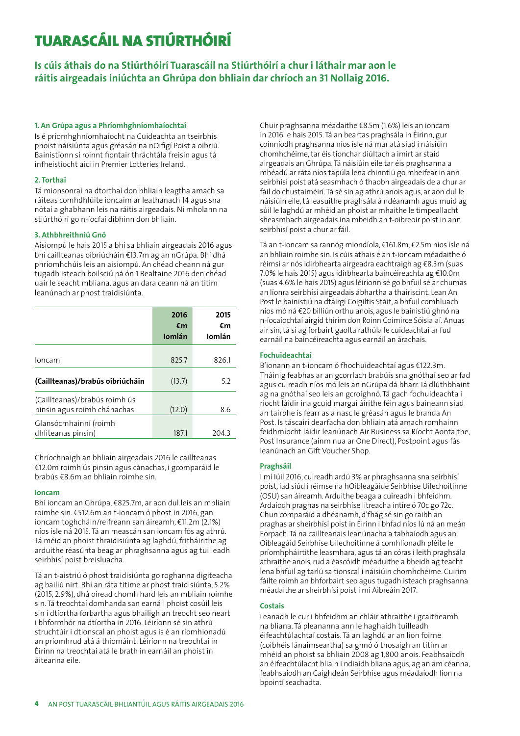# TUARASCÁIL NA STIÚRTHÓIRÍ

**Is cúis áthais do na Stiúrthóirí Tuarascáil na Stiúrthóirí a chur i láthair mar aon le ráitis airgeadais iniúchta an Ghrúpa don bhliain dar chríoch an 31 Nollaig 2016.**

### 1. An Grúpa agus a Phríomhghníomhaíochtaí

Is é príomhghníomhaíocht na Cuideachta an tseirbhís phoist náisiúnta agus gréasán na nOifigí Poist a oibriú. Bainistíonn sí roinnt fiontair thráchtála freisin agus tá infheistíocht aici in Premier Lotteries Ireland.

### 2. Torthaí

Tá mionsonraí na dtorthaí don bhliain leagtha amach sa ráiteas comhdhlúite ioncaim ar leathanach 14 agus sna nótaí a ghabhann leis na ráitis airgeadais. Ní mholann na stiúrthóirí go n-íocfaí díbhinn don bhliain.

### 3. Athbhreithniú Gnó

Aisiompú le hais 2015 a bhí sa bhliain airgeadais 2016 agus bhí caillteanas oibriúcháin €13.7m ag an nGrúpa. Bhí dhá phríomhchúis leis an aisiompú. An chéad cheann ná gur tugadh isteach boilsciú pá ón 1 Bealtaine 2016 den chéad uair le seacht mbliana, agus an dara ceann ná an titim leanúnach ar phost traidisiúnta.

| | 2016 €m Iomlán | 2015 €m Iomlán |
|---|---|---|
| Ioncam | 825.7 | 826.1 |
| **(Caillteanas)/brabús oibriúcháin** | (13.7) | 5.2 |
| (Caillteanas)/brabús roimh ús pinsin agus roimh chánachas | (12.0) | 8.6 |
| Glansócmhainní (roimh dhliteanas pinsin) | 187.1 | 204.3 |

Chríochnaigh an bhliain airgeadais 2016 le caillteanas €12.0m roimh ús pinsin agus cánachas, i gcomparáid le brabús €8.6m an bhliain roimhe sin.

#### Ioncam

Bhí ioncam an Ghrúpa, €825.7m, ar aon dul leis an mbliain roimhe sin. €512.6m an t-ioncam ó phost in 2016, gan ioncam toghcháin/reifreann san áireamh, €11.2m (2.1%) níos ísle ná 2015. Tá an meascán san ioncam fós ag athrú. Tá méid an phoist thraidisiúnta ag laghdú, fritháirithe ag arduithe réasúnta beag ar phraghsanna agus ag tuilleadh seirbhísí poist breisluacha.

Tá an t-aistriú ó phost traidisiúnta go roghanna digiteacha ag bailiú nirt. Bhí an ráta titime ar phost traidisiúnta, 5.2% (2015, 2.9%), dhá oiread chomh hard leis an mbliain roimhe sin. Tá treochtaí domhanda san earnáil phoist cosúil leis sin i dtíortha forbartha agus bhailigh an treocht seo neart i bhformhór na dtíortha in 2016. Léiríonn sé sin athrú struchtúir i dtionscal an phoist agus is é an ríomhionadú an príomhrud atá á thiomáint. Léiríonn na treochtaí in Éirinn na treochtaí atá le brath in earnáil an phoist in áiteanna eile.

Chuir praghsanna méadaithe €8.5m (1.6%) leis an ioncam in 2016 le hais 2015. Tá an beartas praghsála in Éirinn, gur coinníodh praghsanna níos ísle ná mar atá siad i náisiúin chomhchéime, tar éis tionchar diúltach a imirt ar staid airgeadais an Ghrúpa. Tá náisiúin eile tar éis praghsanna a mhéadú ar ráta níos tapúla lena chinntiú go mbeifear in ann seirbhísí poist atá seasmhach ó thaobh airgeadais de a chur ar fáil do chustaiméirí. Tá sé sin ag athrú anois agus, ar aon dul le náisiúin eile, tá leasuithe praghsála á ndéanamh agus muid ag súil le laghdú ar mhéid an phoist ar mhaithe le timpeallacht sheasmhach airgeadais ina mbeidh an t-oibreoir poist in ann seirbhísí poist a chur ar fáil.

Tá an t-ioncam sa rannóg miondíola, €161.8m, €2.5m níos ísle ná an bhliain roimhe sin. Is cúis áthais é an t-ioncam méadaithe ó réimsí ar nós idirbhearta airgeadra eachtraigh ag €8.3m (suas 7.0% le hais 2015) agus idirbhearta baincéireachta ag €10.0m (suas 4.6% le hais 2015) agus léiríonn sé go bhfuil sé ar chumas an líonra seirbhísí airgeadais ábhartha a thairiscint. Lean An Post le bainistiú na dtáirgí Coigiltis Stáit, a bhfuil comhluach níos mó ná €20 billiún orthu anois, agus le bainistiú ghnó na n-íocaíochtaí airgid thirim don Roinn Coimirce Sóisialaí. Anuas air sin, tá sí ag forbairt gaolta rathúla le cuideachtaí ar fud earnáil na baincéireachta agus earnáil an árachais.

#### Fochuideachtaí

B'ionann an t-ioncam ó fhochuideachtaí agus €122.3m. Tháinig feabhas ar an gcorrlach brabúis sna gnóthaí seo ar fad agus cuireadh níos mó leis an nGrúpa dá bharr. Tá dlúthbhaint ag na gnóthaí seo leis an gcroíghnó. Tá gach fochuideachta i riocht láidir ina gcuid margaí áirithe féin agus baineann siad an tairbhe is fearr as a nasc le gréasán agus le branda An Post. Is táscairí dearfacha don bhliain atá amach romhainn feidhmíocht láidir leanúnach Air Business sa Ríocht Aontaithe, Post Insurance (ainm nua ar One Direct), Postpoint agus fás leanúnach an Gift Voucher Shop.

#### Praghsáil

I mí Iúil 2016, cuireadh ardú 3% ar phraghsanna sna seirbhísí poist, iad siúd i réimse na hOibleagáide Seirbhíse Uilechoitinne (OSU) san áireamh. Arduithe beaga a cuireadh i bhfeidhm. Ardaíodh praghas na seirbhíse litreacha intíre ó 70c go 72c. Chun comparáid a dhéanamh, d'fhág sé sin go raibh an praghas ar sheirbhísí poist in Éirinn i bhfad níos lú ná an meán Eorpach. Tá na caillteanais leanúnacha a tabhaíodh agus an Oibleagáid Seirbhíse Uilechoitinne á comhlíonadh pléite le príomhpháirtithe leasmhara, agus tá an córas i leith praghsála athraithe anois, rud a éascóidh méaduithe a bheidh ag teacht lena bhfuil ag tarlú sa tionscal i náisiúin chomhchéime. Cuirim fáilte roimh an bhforbairt seo agus tugadh isteach praghsanna méadaithe ar sheirbhísí poist i mí Aibreáin 2017.

#### Costais

Leanadh le cur i bhfeidhm an chláir athraithe i gcaitheamh na bliana. Tá pleananna ann le haghaidh tuilleadh éifeachtúlachtaí costais. Tá an laghdú ar an líon foirne (coibhéis lánaimseartha) sa ghnó ó thosaigh an titim ar mhéid an phoist sa bhliain 2008 ag 1,800 anois. Feabhsaíodh an éifeachtúlacht bliain i ndiaidh bliana agus, ag an am céanna, feabhsaíodh an Caighdeán Seirbhíse agus méadaíodh líon na bpointí seachadta.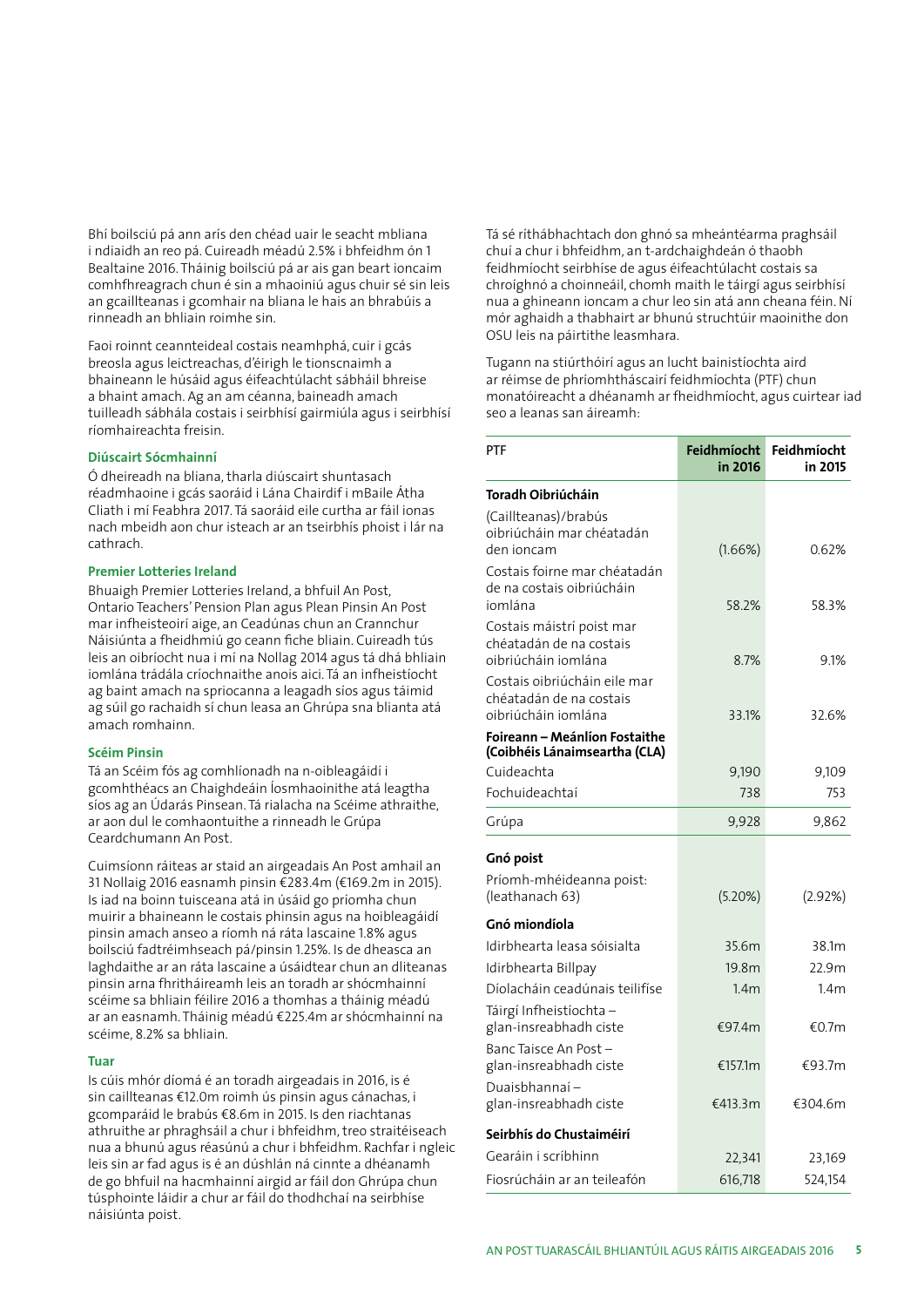Bhí boilsciú pá ann arís den chéad uair le seacht mbliana i ndiaidh an reo pá. Cuireadh méadú 2.5% i bhfeidhm ón 1 Bealtaine 2016. Tháinig boilsciú pá ar ais gan beart ioncaim comhfhreagrach chun é sin a mhaoiniú agus chuir sé sin leis an gcaillteanas i gcomhair na bliana le hais an bhrabúis a rinneadh an bhliain roimhe sin.

Faoi roinnt ceannteideal costais neamhphá, cuir i gcás breosla agus leictreachas, d'éirigh le tionscnaimh a bhaineann le húsáid agus éifeachtúlacht sábháil bhreise a bhaint amach. Ag an am céanna, baineadh amach tuilleadh sábhála costais i seirbhísí gairmiúla agus i seirbhísí ríomhaireachta freisin.

### Diúscairt Sócmhainní

Ó dheireadh na bliana, tharla diúscairt shuntasach réadmhaoine i gcás saoráid i Lána Chairdif i mBaile Átha Cliath i mí Feabhra 2017. Tá saoráid eile curtha ar fáil ionas nach mbeidh aon chur isteach ar an tseirbhís phoist i lár na cathrach.

### Premier Lotteries Ireland

Bhuaigh Premier Lotteries Ireland, a bhfuil An Post, Ontario Teachers' Pension Plan agus Plean Pinsin An Post mar infheisteoirí aige, an Ceadúnas chun an Crannchur Náisiúnta a fheidhmiú go ceann fiche bliain. Cuireadh tús leis an oibríocht nua i mí na Nollag 2014 agus tá dhá bhliain iomlána trádála críochnaithe anois aici. Tá an infheistíocht ag baint amach na spriocanna a leagadh síos agus táimid ag súil go rachaidh sí chun leasa an Ghrúpa sna blianta atá amach romhainn.

### Scéim Pinsin

Tá an Scéim fós ag comhlíonadh na n-oibleagáidí i gcomhthéacs an Chaighdeáin Íosmhaoinithe atá leagtha síos ag an Údarás Pinsean. Tá rialacha na Scéime athraithe, ar aon dul le comhaontuithe a rinneadh le Grúpa Ceardchumann An Post.

Cuimsíonn ráiteas ar staid an airgeadais An Post amhail an 31 Nollaig 2016 easnamh pinsin €283.4m (€169.2m in 2015). Is iad na boinn tuisceana atá in úsáid go príomha chun muirir a bhaineann le costais phinsin agus na hoibleagáidí pinsin amach anseo a ríomh ná ráta lascaine 1.8% agus boilsciú fadtréimhseach pá/pinsin 1.25%. Is de dheasca an laghdaithe ar an ráta lascaine a úsáidtear chun an dliteanas pinsin arna fhritháireamh leis an toradh ar shócmhainní scéime sa bhliain féilire 2016 a thomhas a tháinig méadú ar an easnamh. Tháinig méadú €225.4m ar shócmhainní na scéime, 8.2% sa bhliain.

### Tuar

Is cúis mhór díomá é an toradh airgeadais in 2016, is é sin caillteanas €12.0m roimh ús pinsin agus cánachas, i gcomparáid le brabús €8.6m in 2015. Is den riachtanas athraithe ar phraghsáil a chur i bhfeidhm, treo straitéiseach nua a bhunú agus réasúnú a chur i bhfeidhm. Rachfar i ngleic leis sin ar fad agus is é an dúshlán ná cinnte a dhéanamh de go bhfuil na hacmhainní airgid ar fáil don Ghrúpa chun túsphointe láidir a chur ar fáil do thodhchaí na seirbhíse náisiúnta poist.

Tá sé ríthábhachtach don ghnó sa mheántéarma praghsáil chuí a chur i bhfeidhm, an t-ardchaighdeán ó thaobh feidhmíocht seirbhíse de agus éifeachtúlacht costais sa chroíghnó a choinneáil, chomh maith le táirgí agus seirbhísí nua a ghineann ioncam a chur leo sin atá ann cheana féin. Ní mór aghaidh a thabhairt ar bhunú struchtúir maoinithe don OSU leis na páirtithe leasmhara.

Tugann na stiúrthóirí agus an lucht bainistíochta aird ar réimse de phríomhtháscairí feidhmíochta (PTF) chun monatóireacht a dhéanamh ar fheidhmíocht, agus cuirtear iad seo a leanas san áireamh:

| PTF | Feidhmíocht in 2016 | Feidhmíocht in 2015 |
|---|---|---|
| **Toradh Oibriúcháin** | | |
| (Caillteanas)/brabús oibriúcháin mar chéatadán den ioncam | (1.66%) | 0.62% |
| Costais foirne mar chéatadán de na costais oibriúcháin iomlána | 58.2% | 58.3% |
| Costais máistrí poist mar chéatadán de na costais oibriúcháin iomlána | 8.7% | 9.1% |
| Costais oibriúcháin eile mar chéatadán de na costais oibriúcháin iomlána | 33.1% | 32.6% |
| **Foireann – Meánlíon Fostaithe (Coibhéis Lánaimseartha (CLA)** | | |
| Cuideachta | 9,190 | 9,109 |
| Fochuideachtaí | 738 | 753 |
| Grúpa | 9,928 | 9,862 |
| **Gnó poist** | | |
| Príomh-mhéideanna poist: (leathanach 63) | (5.20%) | (2.92%) |
| **Gnó miondíola** | | |
| Idirbhearta leasa sóisialta | 35.6m | 38.1m |
| Idirbhearta Billpay | 19.8m | 22.9m |
| Díolacháin ceadúnais teilifíse | 1.4m | 1.4m |
| Táirgí Infheistíochta – glan-insreabhadh ciste | €97.4m | €0.7m |
| Banc Taisce An Post – glan-insreabhadh ciste | €157.1m | €93.7m |
| Duaisbhannaí – glan-insreabhadh ciste | €413.3m | €304.6m |
| **Seirbhís do Chustaiméirí** | | |
| Gearáin i scríbhinn | 22,341 | 23,169 |
| Fiosrúcháin ar an teileafón | 616,718 | 524,154 |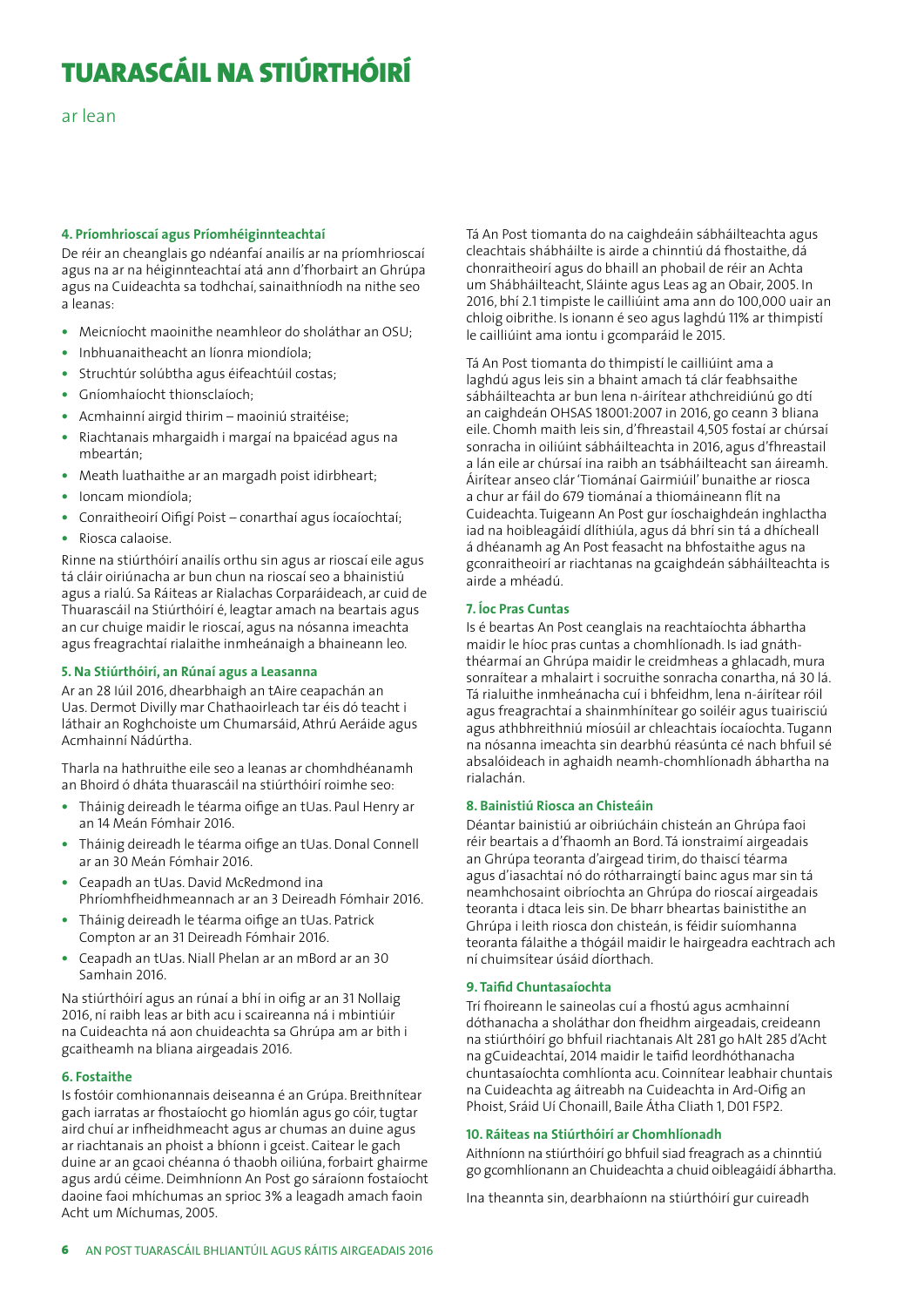# TUARASCÁIL NA STIÚRTHÓIRÍ

ar lean

### 4. Príomhrioscaí agus Príomhéiginnteachtaí

De réir an cheanglais go ndéanfaí anailís ar na príomhrioscaí agus na ar na héiginnteachtaí atá ann d'fhorbairt an Ghrúpa agus na Cuideachta sa todhchaí, sainaithníodh na nithe seo a leanas:

- Meicníocht maoinithe neamhleor do sholáthar an OSU;
- Inbhuanaitheacht an líonra miondíola;
- Struchtúr solúbtha agus éifeachtúil costas;
- Gníomhaíocht thionsclaíoch;
- Acmhainní airgid thirim – maoiniú straitéise;
- Riachtanais mhargaidh i margaí na bpaicéad agus na mbeartán;
- Meath luathaithe ar an margadh poist idirbheart;
- Ioncam miondíola;
- Conraitheoirí Oifigí Poist – conarthaí agus íocaíochtaí;
- Riosca calaoise.

Rinne na stiúrthóirí anailís orthu sin agus ar rioscaí eile agus tá cláir oiriúnacha ar bun chun na rioscaí seo a bhainistiú agus a rialú. Sa Ráiteas ar Rialachas Corparáideach, ar cuid de Thuarascáil na Stiúrthóirí é, leagtar amach na beartais agus an cur chuige maidir le rioscaí, agus na nósanna imeachta agus freagrachtaí rialaithe inmheánaigh a bhaineann leo.

### 5. Na Stiúrthóirí, an Rúnaí agus a Leasanna

Ar an 28 Iúil 2016, dhearbhaigh an tAire ceapachán an Uas. Dermot Divilly mar Chathaoirleach tar éis dó teacht i láthair an Roghchoiste um Chumarsáid, Athrú Aeráide agus Acmhainní Nádúrtha.

Tharla na hathruithe eile seo a leanas ar chomhdhéanamh an Bhoird ó dháta thuarascáil na stiúrthóirí roimhe seo:

- Tháinig deireadh le téarma oifige an tUas. Paul Henry ar an 14 Meán Fómhair 2016.
- Tháinig deireadh le téarma oifige an tUas. Donal Connell ar an 30 Meán Fómhair 2016.
- Ceapadh an tUas. David McRedmond ina Phríomhfheidhmeannach ar an 3 Deireadh Fómhair 2016.
- Tháinig deireadh le téarma oifige an tUas. Patrick Compton ar an 31 Deireadh Fómhair 2016.
- Ceapadh an tUas. Niall Phelan ar an mBord ar an 30 Samhain 2016.

Na stiúrthóirí agus an rúnaí a bhí in oifig ar an 31 Nollaig 2016, ní raibh leas ar bith acu i scaireanna ná i mbintiúir na Cuideachta ná aon chuideachta sa Ghrúpa am ar bith i gcaitheamh na bliana airgeadais 2016.

### 6. Fostaithe

Is fostóir comhionannais deiseanna é an Grúpa. Breithnítear gach iarratas ar fhostaíocht go hiomlán agus go cóir, tugtar aird chuí ar infheidhmeacht agus ar chumas an duine agus ar riachtanais an phoist a bhíonn i gceist. Caitear le gach duine ar an gcaoi chéanna ó thaobh oiliúna, forbairt ghairme agus ardú céime. Deimhníonn An Post go sáraíonn fostaíocht daoine faoi mhíchumas an sprioc 3% a leagadh amach faoin Acht um Míchumas, 2005.

Tá An Post tiomanta do na caighdeáin sábháilteachta agus cleachtais shábháilte is airde a chinntiú dá fhostaithe, dá chonraitheoirí agus do bhaill an phobail de réir an Achta um Shábháilteacht, Sláinte agus Leas ag an Obair, 2005. In 2016, bhí 2.1 timpiste le cailliúint ama ann do 100,000 uair an chloig oibrithe. Is ionann é seo agus laghdú 11% ar thimpistí le cailliúint ama iontu i gcomparáid le 2015.

Tá An Post tiomanta do thimpistí le cailliúint ama a laghdú agus leis sin a bhaint amach tá clár feabhsaithe sábháilteachta ar bun lena n-áirítear athchreidiúnú go dtí an caighdeán OHSAS 18001:2007 in 2016, go ceann 3 bliana eile. Chomh maith leis sin, d'fhreastail 4,505 fostaí ar chúrsaí sonracha in oiliúint sábháilteachta in 2016, agus d'fhreastail a lán eile ar chúrsaí ina raibh an tsábháilteacht san áireamh. Áirítear anseo clár 'Tiománaí Gairmiúil' bunaithe ar riosca a chur ar fáil do 679 tiománaí a thiomáineann flít na Cuideachta. Tuigeann An Post gur íoschaighdeán inghlactha iad na hoibleagáidí dlíthiúla, agus dá bhrí sin tá a dhícheall á dhéanamh ag An Post feasacht na bhfostaithe agus na gconraitheoirí ar riachtanas na gcaighdeán sábháilteachta is airde a mhéadú.

### 7. Íoc Pras Cuntas

Is é beartas An Post ceanglais na reachtaíochta ábhartha maidir le híoc pras cuntas a chomhlíonadh. Is iad gnáththéarmaí an Ghrúpa maidir le creidmheas a ghlacadh, mura sonraítear a mhalairt i socruithe sonracha conartha, ná 30 lá. Tá rialuithe inmheánacha cuí i bhfeidhm, lena n-áirítear róil agus freagrachtaí a shainmhínítear go soiléir agus tuairisciú agus athbhreithniú míosúil ar chleachtais íocaíochta. Tugann na nósanna imeachta sin dearbhú réasúnta cé nach bhfuil sé absalóideach in aghaidh neamh-chomhlíonadh ábhartha na rialachán.

### 8. Bainistiú Riosca an Chisteáin

Déantar bainistiú ar oibriúcháin chisteán an Ghrúpa faoi réir beartais a d'fhaomh an Bord. Tá ionstraimí airgeadais an Ghrúpa teoranta d'airgead tirim, do thaiscí téarma agus d'iasachtaí nó do rótharraingtí bainc agus mar sin tá neamhchosaint oibríochta an Ghrúpa do rioscaí airgeadais teoranta i dtaca leis sin. De bharr bheartas bainistithe an Ghrúpa i leith riosca don chisteán, is féidir suíomhanna teoranta fálaithe a thógáil maidir le hairgeadra eachtrach ach ní chuimsítear úsáid díorthach.

### 9. Taifid Chuntasaíochta

Trí fhoireann le saineolas cuí a fhostú agus acmhainní dóthanacha a sholáthar don fheidhm airgeadais, creideann na stiúrthóirí go bhfuil riachtanais Alt 281 go hAlt 285 d'Acht na gCuideachtaí, 2014 maidir le taifid leordhóthanacha chuntasaíochta comhlíonta acu. Coinnítear leabhair chuntais na Cuideachta ag áitreabh na Cuideachta in Ard-Oifig an Phoist, Sráid Uí Chonaill, Baile Átha Cliath 1, D01 F5P2.

### 10. Ráiteas na Stiúrthóirí ar Chomhlíonadh

Aithníonn na stiúrthóirí go bhfuil siad freagrach as a chinntiú go gcomhlíonann an Chuideachta a chuid oibleagáidí ábhartha.

Ina theannta sin, dearbhaíonn na stiúrthóirí gur cuireadh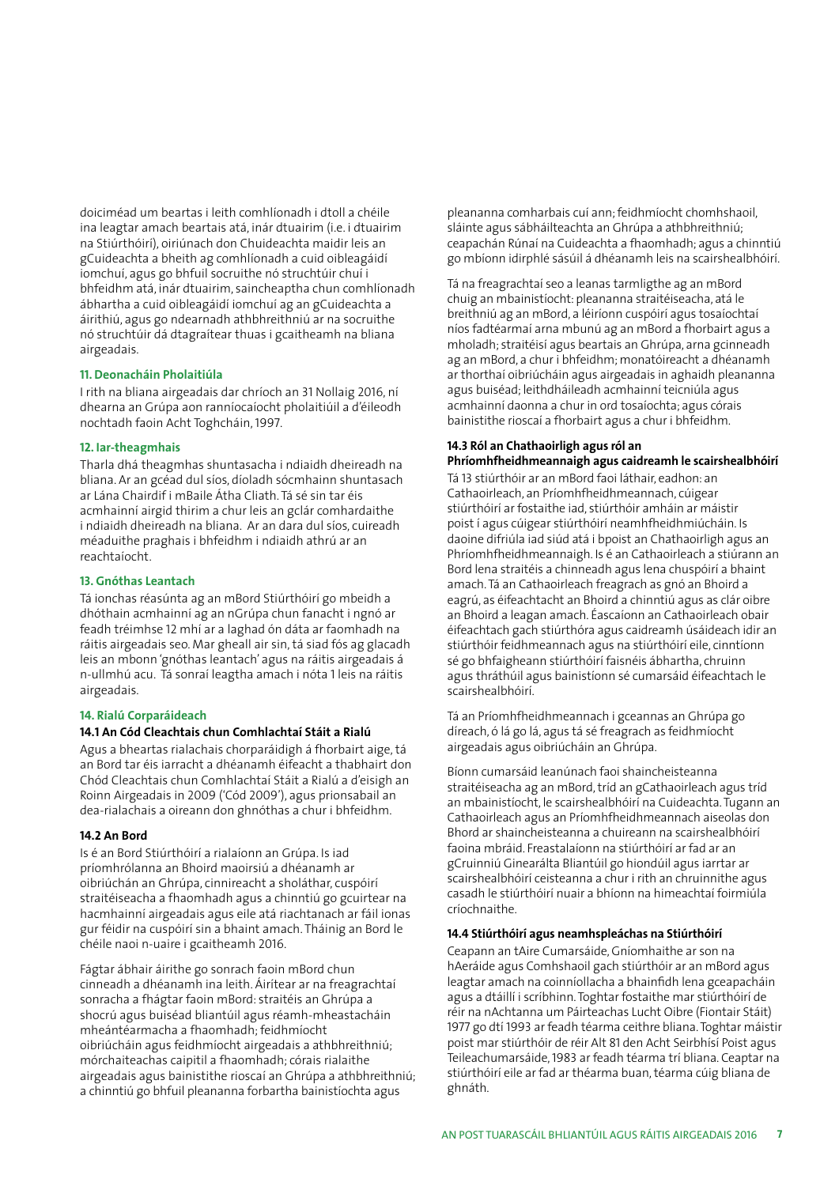doiciméad um beartas i leith comhlíonadh i dtoll a chéile ina leagtar amach beartais atá, inár dtuairim (i.e. i dtuairim na Stiúrthóirí), oiriúnach don Chuideachta maidir leis an gCuideachta a bheith ag comhlíonadh a cuid oibleagáidí iomchuí, agus go bhfuil socruithe nó struchtúir chuí i bhfeidhm atá, inár dtuairim, saincheaptha chun comhlíonadh ábhartha a cuid oibleagáidí iomchuí ag an gCuideachta a áirithiú, agus go ndearnadh athbhreithniú ar na socruithe nó struchtúir dá dtagraítear thuas i gcaitheamh na bliana airgeadais.

#### 11. Deonacháin Pholaitiúla

I rith na bliana airgeadais dar chríoch an 31 Nollaig 2016, ní dhearna an Grúpa aon ranníocaíocht pholaitiúil a d'éileodh nochtadh faoin Acht Toghcháin, 1997.

#### 12. Iar-theagmhais

Tharla dhá theagmhas shuntasacha i ndiaidh dheireadh na bliana. Ar an gcéad dul síos, díoladh sócmhainn shuntasach ar Lána Chairdif i mBaile Átha Cliath. Tá sé sin tar éis acmhainní airgid thirim a chur leis an gclár comhardaithe i ndiaidh dheireadh na bliana. Ar an dara dul síos, cuireadh méaduithe praghais i bhfeidhm i ndiaidh athrú ar an reachtaíocht.

#### 13. Gnóthas Leantach

Tá ionchas réasúnta ag an mBord Stiúrthóirí go mbeidh a dhóthain acmhainní ag an nGrúpa chun fanacht i ngnó ar feadh tréimhse 12 mhí ar a laghad ón dáta ar faomhadh na ráitis airgeadais seo. Mar gheall air sin, tá siad fós ag glacadh leis an mbonn 'gnóthas leantach' agus na ráitis airgeadais á n-ullmhú acu. Tá sonraí leagtha amach i nóta 1 leis na ráitis airgeadais.

#### 14. Rialú Corparáideach

**14.1 An Cód Cleachtais chun Comhlachtaí Stáit a Rialú**

Agus a bheartas rialachais chorparáidigh á fhorbairt aige, tá an Bord tar éis iarracht a dhéanamh éifeacht a thabhairt don Chód Cleachtais chun Comhlachtaí Stáit a Rialú a d'eisigh an Roinn Airgeadais in 2009 ('Cód 2009'), agus prionsabail an dea-rialachais a oireann don ghnóthas a chur i bhfeidhm.

**14.2 An Bord**

Is é an Bord Stiúrthóirí a rialaíonn an Grúpa. Is iad príomhrólanna an Bhoird maoirsiú a dhéanamh ar oibriúchán an Ghrúpa, cinnireacht a sholáthar, cuspóirí straitéiseacha a fhaomhadh agus a chinntiú go gcuirtear na hacmhainní airgeadais agus eile atá riachtanach ar fáil ionas gur féidir na cuspóirí sin a bhaint amach. Tháinig an Bord le chéile naoi n-uaire i gcaitheamh 2016.

Fágtar ábhair áirithe go sonrach faoin mBord chun cinneadh a dhéanamh ina leith. Áirítear ar na freagrachtaí sonracha a fhágtar faoin mBord: straitéis an Ghrúpa a shocrú agus buiséad bliantúil agus réamh-mheastacháin mheántéarmacha a fhaomhadh; feidhmíocht oibriúcháin agus feidhmíocht airgeadais a athbhreithniú; mórchaiteachas caipitil a fhaomhadh; córais rialaithe airgeadais agus bainistithe rioscaí an Ghrúpa a athbhreithniú; a chinntiú go bhfuil pleananna forbartha bainistíochta agus pleananna comharbais cuí ann; feidhmíocht chomhshaoil, sláinte agus sábháilteachta an Ghrúpa a athbhreithniú; ceapachán Rúnaí na Cuideachta a fhaomhadh; agus a chinntiú go mbíonn idirphlé sásúil á dhéanamh leis na scairshealbhóirí.

Tá na freagrachtaí seo a leanas tarmligthe ag an mBord chuig an mbainistíocht: pleananna straitéiseacha, atá le breithniú ag an mBord, a léiríonn cuspóirí agus tosaíochtaí níos fadtéarmaí arna mbunú ag an mBord a fhorbairt agus a mholadh; straitéisí agus beartais an Ghrúpa, arna gcinneadh ag an mBord, a chur i bhfeidhm; monatóireacht a dhéanamh ar thorthaí oibriúcháin agus airgeadais in aghaidh pleananna agus buiséad; leithdháileadh acmhainní teicniúla agus acmhainní daonna a chur in ord tosaíochta; agus córais bainistithe rioscaí a fhorbairt agus a chur i bhfeidhm.

**14.3 Ról an Chathaoirligh agus ról an Phríomhfheidhmeannaigh agus caidreamh le scairshealbhóirí**

Tá 13 stiúrthóir ar an mBord faoi láthair, eadhon: an Cathaoirleach, an Príomhfheidhmeannach, cúigear stiúrthóirí ar fostaithe iad, stiúrthóir amháin ar máistir poist í agus cúigear stiúrthóirí neamhfheidhmiúcháin. Is daoine difriúla iad siúd atá i bpoist an Chathaoirligh agus an Phríomhfheidhmeannaigh. Is é an Cathaoirleach a stiúrann an Bord lena straitéis a chinneadh agus lena chuspóirí a bhaint amach. Tá an Cathaoirleach freagrach as gnó an Bhoird a eagrú, as éifeachtacht an Bhoird a chinntiú agus as clár oibre an Bhoird a leagan amach. Éascaíonn an Cathaoirleach obair éifeachtach gach stiúrthóra agus caidreamh úsáideach idir an stiúrthóir feidhmeannach agus na stiúrthóirí eile, cinntíonn sé go bhfaigheann stiúrthóirí faisnéis ábhartha, chruinn agus thráthúil agus bainistíonn sé cumarsáid éifeachtach le scairshealbhóirí.

Tá an Príomhfheidhmeannach i gceannas an Ghrúpa go díreach, ó lá go lá, agus tá sé freagrach as feidhmíocht airgeadais agus oibriúcháin an Ghrúpa.

Bíonn cumarsáid leanúnach faoi shaincheisteanna straitéiseacha ag an mBord, tríd an gCathaoirleach agus tríd an mbainistíocht, le scairshealbhóirí na Cuideachta. Tugann an Cathaoirleach agus an Príomhfheidhmeannach aiseolas don Bhord ar shaincheisteanna a chuireann na scairshealbhóirí faoina mbráid. Freastalaíonn na stiúrthóirí ar fad ar an gCruinniú Ginearálta Bliantúil go hiondúil agus iarrtar ar scairshealbhóirí ceisteanna a chur i rith an chruinnithe agus casadh le stiúrthóirí nuair a bhíonn na himeachtaí foirmiúla críochnaithe.

**14.4 Stiúrthóirí agus neamhspleáchas na Stiúrthóirí**

Ceapann an tAire Cumarsáide, Gníomhaithe ar son na hAeráide agus Comhshaoil gach stiúrthóir ar an mBord agus leagtar amach na coinníollacha a bhainfidh lena gceapacháin agus a dtáillí i scríbhinn. Toghtar fostaithe mar stiúrthóirí de réir na nAchtanna um Páirteachas Lucht Oibre (Fiontair Stáit) 1977 go dtí 1993 ar feadh téarma ceithre bliana. Toghtar máistir poist mar stiúrthóir de réir Alt 81 den Acht Seirbhísí Poist agus Teileachumarsáide, 1983 ar feadh téarma trí bliana. Ceaptar na stiúrthóirí eile ar fad ar théarma buan, téarma cúig bliana de ghnáth.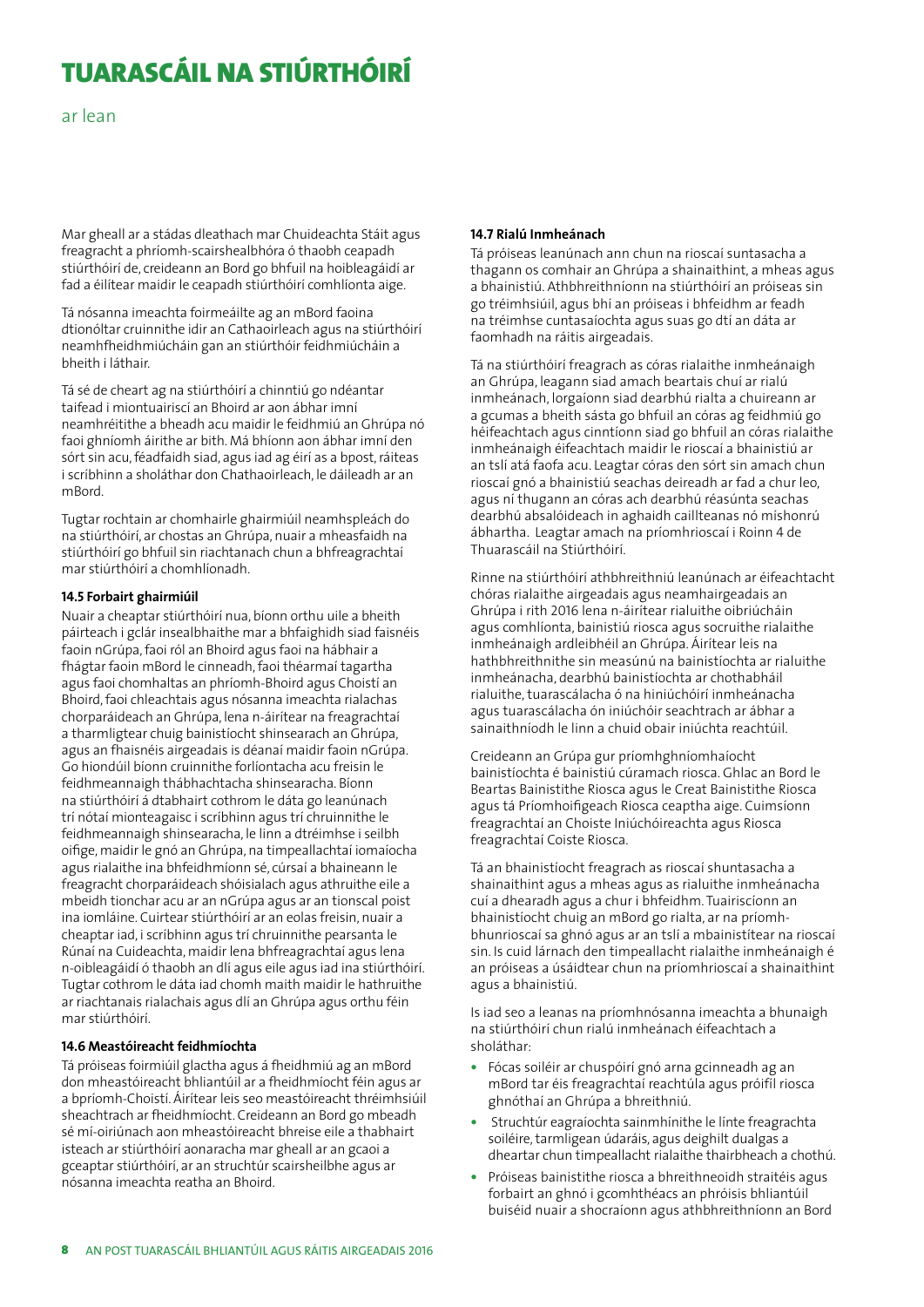# TUARASCÁIL NA STIÚRTHÓIRÍ

ar lean

Mar gheall ar a stádas dleathach mar Chuideachta Stáit agus freagracht a phríomh-scairshealbhóra ó thaobh ceapadh stiúrthóirí de, creideann an Bord go bhfuil na hoibleagáidí ar fad a éilítear maidir le ceapadh stiúrthóirí comhlíonta aige.

Tá nósanna imeachta foirmeálte ag an mBord faoina dtionóltar cruinnithe idir an Cathaoirleach agus na stiúrthóirí neamhfheidhmiúcháin gan an stiúrthóir feidhmiúcháin a bheith i láthair.

Tá sé de cheart ag na stiúrthóirí a chinntiú go ndéantar taifead i miontuairiscí an Bhoird ar aon ábhar imní neamhréitithe a bheadh acu maidir le feidhmiú an Ghrúpa nó faoi ghníomh áirithe ar bith. Má bhíonn aon ábhar imní den sórt sin acu, féadfaidh siad, agus iad ag éirí as a bpost, ráiteas i scríbhinn a sholáthar don Chathaoirleach, le dáileadh ar an mBord.

Tugtar rochtain ar chomhairle ghairmiúil neamhspleách do na stiúrthóirí, ar chostas an Ghrúpa, nuair a mheasfaidh na stiúrthóirí go bhfuil sin riachtanach chun a bhfreagrachtaí mar stiúrthóirí a chomhlíonadh.

**14.5 Forbairt ghairmiúil**

Nuair a cheaptar stiúrthóirí nua, bíonn orthu uile a bheith páirteach i gclár insealbhaithe mar a bhfaighidh siad faisnéis faoin nGrúpa, faoi ról an Bhoird agus faoi na hábhair a fhágtar faoin mBord le cinneadh, faoi théarmaí tagartha agus faoi chomhaltas an phríomh-Bhoird agus Choistí an Bhoird, faoi chleachtais agus nósanna imeachta rialachas chorparáideach an Ghrúpa, lena n-áirítear na freagrachtaí a tharmligtear chuig bainistíocht shinsearach an Ghrúpa, agus an fhaisnéis airgeadais is déanaí maidir faoin nGrúpa. Go hiondúil bíonn cruinnithe forlíontacha acu freisin le feidhmeannaigh thábhachtacha shinsearacha. Bíonn na stiúrthóirí á dtabhairt cothrom le dáta go leanúnach trí nótaí mionteagaisc i scríbhinn agus trí chruinnithe le feidhmeannaigh shinsearacha, le linn a dtréimhse i seilbh oifige, maidir le gnó an Ghrúpa, na timpeallachtaí iomaíocha agus rialaithe ina bhfeidhmíonn sé, cúrsaí a bhaineann le freagracht chorparáideach shóisialach agus athruithe eile a mbeidh tionchar acu ar an nGrúpa agus ar an tionscal poist ina iomláine. Cuirtear stiúrthóirí ar an eolas freisin, nuair a cheaptar iad, i scríbhinn agus trí chruinnithe pearsanta le Rúnaí na Cuideachta, maidir lena bhfreagrachtaí agus lena n-oibleagáidí ó thaobh an dlí agus eile agus iad ina stiúrthóirí. Tugtar cothrom le dáta iad chomh maith maidir le hathruithe ar riachtanais rialachais agus dlí an Ghrúpa agus orthu féin mar stiúrthóirí.

**14.6 Meastóireacht feidhmíochta**

Tá próiseas foirmiúil glactha agus á fheidhmiú ag an mBord don mheastóireacht bhliantúil ar a fheidhmíocht féin agus ar a bpríomh-Choistí. Áirítear leis seo meastóireacht thréimhsiúil sheachtrach ar fheidhmíocht. Creideann an Bord go mbeadh sé mí-oiriúnach aon mheastóireacht bhreise eile a thabhairt isteach ar stiúrthóirí aonaracha mar gheall ar an gcaoi a gceaptar stiúrthóirí, ar an struchtúr scairsheilbhe agus ar nósanna imeachta reatha an Bhoird.

**14.7 Rialú Inmheánach**

Tá próiseas leanúnach ann chun na rioscaí suntasacha a thagann os comhair an Ghrúpa a shainaithint, a mheas agus a bhainistiú. Athbhreithníonn na stiúrthóirí an próiseas sin go tréimhsiúil, agus bhí an próiseas i bhfeidhm ar feadh na tréimhse cuntasaíochta agus suas go dtí an dáta ar faomhadh na ráitis airgeadais.

Tá na stiúrthóirí freagrach as córas rialaithe inmheánaigh an Ghrúpa, leagann siad amach beartais chuí ar rialú inmheánach, lorgaíonn siad dearbhú rialta a chuireann ar a gcumas a bheith sásta go bhfuil an córas ag feidhmiú go héifeachtach agus cinntíonn siad go bhfuil an córas rialaithe inmheánaigh éifeachtach maidir le rioscaí a bhainistiú ar an tslí atá faofa acu. Leagtar córas den sórt sin amach chun rioscaí gnó a bhainistiú seachas deireadh ar fad a chur leo, agus ní thugann an córas ach dearbhú réasúnta seachas dearbhú absalóideach in aghaidh caillteanas nó míshonrú ábhartha. Leagtar amach na príomhrioscaí i Roinn 4 de Thuarascáil na Stiúrthóirí.

Rinne na stiúrthóirí athbhreithniú leanúnach ar éifeachtacht chóras rialaithe airgeadais agus neamhairgeadais an Ghrúpa i rith 2016 lena n-áirítear rialuithe oibriúcháin agus comhlíonta, bainistiú riosca agus socruithe rialaithe inmheánaigh ardleibhéil an Ghrúpa. Áirítear leis na hathbhreithnithe sin measúnú na bainistíochta ar rialuithe inmheánacha, dearbhú bainistíochta ar chothabháil rialuithe, tuarascálacha ó na hiniúchóirí inmheánacha agus tuarascálacha ón iniúchóir seachtrach ar ábhar a sainaithníodh le linn a chuid obair iniúchta reachtúil.

Creideann an Grúpa gur príomhghníomhaíocht bainistíochta é bainistiú cúramach riosca. Ghlac an Bord le Beartas Bainistithe Riosca agus le Creat Bainistithe Riosca agus tá Príomhoifigeach Riosca ceaptha aige. Cuimsíonn freagrachtaí an Choiste Iniúchóireachta agus Riosca freagrachtaí Coiste Riosca.

Tá an bhainistíocht freagrach as rioscaí shuntasacha a shainaithint agus a mheas agus as rialuithe inmheánacha cuí a dhearadh agus a chur i bhfeidhm. Tuairiscíonn an bhainistíocht chuig an mBord go rialta, ar na príomh-bhunrioscaí sa ghnó agus ar an tslí a mbainistítear na rioscaí sin. Is cuid lárnach den timpeallacht rialaithe inmheánaigh é an próiseas a úsáidtear chun na príomhrioscaí a shainaithint agus a bhainistiú.

Is iad seo a leanas na príomhnósanna imeachta a bhunaigh na stiúrthóirí chun rialú inmheánach éifeachtach a sholáthar:

- Fócas soiléir ar chuspóirí gnó arna gcinneadh ag an mBord tar éis freagrachtaí reachtúla agus próifíl riosca ghnóthaí an Ghrúpa a bhreithniú.
- Struchtúr eagraíochta sainmhínithe le línte freagrachta soiléire, tarmligean údaráis, agus deighilt dualgas a dheartar chun timpeallacht rialaithe thairbheach a chothú.
- Próiseas bainistithe riosca a bhreithneoidh straitéis agus forbairt an ghnó i gcomhthéacs an phróisis bhliantúil buiséid nuair a shocraíonn agus athbhreithníonn an Bord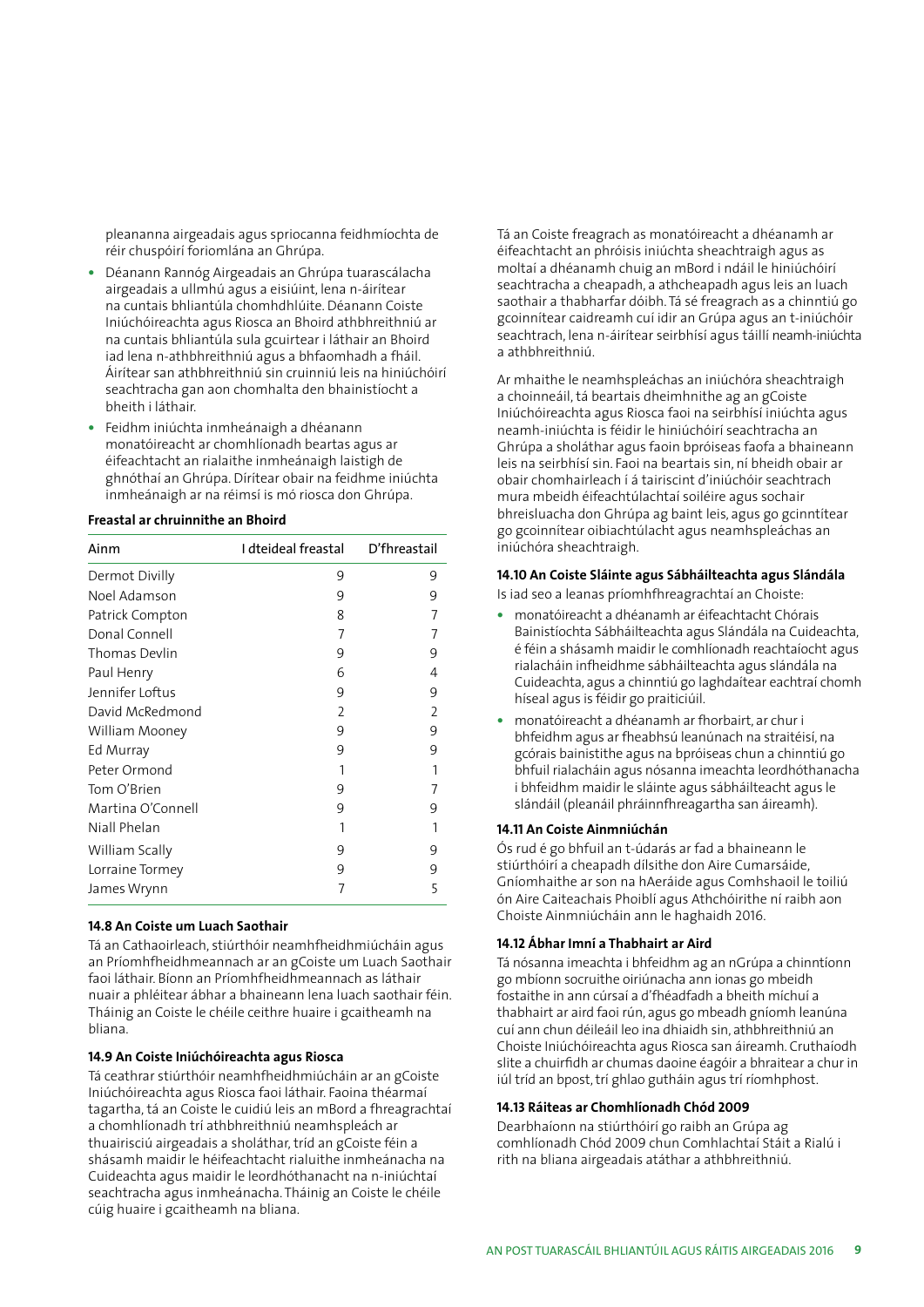pleananna airgeadais agus spriocanna feidhmíochta de réir chuspóirí foriomlána an Ghrúpa.

- Déanann Rannóg Airgeadais an Ghrúpa tuarascálacha airgeadais a ullmhú agus a eisiúint, lena n-áirítear na cuntais bhliantúla chomhdhlúite. Déanann Coiste Iniúchóireachta agus Riosca an Bhoird athbhreithniú ar na cuntais bhliantúla sula gcuirtear i láthair an Bhoird iad lena n-athbhreithniú agus a bhfaomhadh a fháil. Áirítear san athbhreithniú sin cruinniú leis na hiniúchóirí seachtracha gan aon chomhalta den bhainistíocht a bheith i láthair.
- Feidhm iniúchta inmheánaigh a dhéanann monatóireacht ar chomhlíonadh beartas agus ar éifeachtacht an rialaithe inmheánaigh laistigh de ghnóthaí an Ghrúpa. Dírítear obair na feidhme iniúchta inmheánaigh ar na réimsí is mó riosca don Ghrúpa.

**Freastal ar chruinnithe an Bhoird**

| Ainm | I dteideal freastal | D'fhreastail |
|---|---|---|
| Dermot Divilly | 9 | 9 |
| Noel Adamson | 9 | 9 |
| Patrick Compton | 8 | 7 |
| Donal Connell | 7 | 7 |
| Thomas Devlin | 9 | 9 |
| Paul Henry | 6 | 4 |
| Jennifer Loftus | 9 | 9 |
| David McRedmond | 2 | 2 |
| William Mooney | 9 | 9 |
| Ed Murray | 9 | 9 |
| Peter Ormond | 1 | 1 |
| Tom O'Brien | 9 | 7 |
| Martina O'Connell | 9 | 9 |
| Niall Phelan | 1 | 1 |
| William Scally | 9 | 9 |
| Lorraine Tormey | 9 | 9 |
| James Wrynn | 7 | 5 |

**14.8 An Coiste um Luach Saothair**

Tá an Cathaoirleach, stiúrthóir neamhfheidhmiúcháin agus an Príomhfheidhmeannach ar an gCoiste um Luach Saothair faoi láthair. Bíonn an Príomhfheidhmeannach as láthair nuair a phléitear ábhar a bhaineann lena luach saothair féin. Tháinig an Coiste le chéile ceithre huaire i gcaitheamh na bliana.

**14.9 An Coiste Iniúchóireachta agus Riosca**

Tá ceathrar stiúrthóir neamhfheidhmiúcháin ar an gCoiste Iniúchóireachta agus Riosca faoi láthair. Faoina théarmaí tagartha, tá an Coiste le cuidiú leis an mBord a fhreagrachtaí a chomhlíonadh trí athbhreithniú neamhspleách ar thuairisciú airgeadais a sholáthar, tríd an gCoiste féin a shásamh maidir le héifeachtacht rialuithe inmheánacha na Cuideachta agus maidir le leordhóthanacht na n-iniúchtaí seachtracha agus inmheánacha. Tháinig an Coiste le chéile cúig huaire i gcaitheamh na bliana.

Tá an Coiste freagrach as monatóireacht a dhéanamh ar éifeachtacht an phróisis iniúchta sheachtraigh agus as moltaí a dhéanamh chuig an mBord i ndáil le hiniúchóirí seachtracha a cheapadh, a athcheapadh agus leis an luach saothair a thabharfar dóibh. Tá sé freagrach as a chinntiú go gcoinnítear caidreamh cuí idir an Grúpa agus an t-iniúchóir seachtrach, lena n-áirítear seirbhísí agus táillí neamh-iniúchta a athbhreithniú.

Ar mhaithe le neamhspleáchas an iniúchóra sheachtraigh a choinneáil, tá beartais dheimhnithe ag an gCoiste Iniúchóireachta agus Riosca faoi na seirbhísí iniúchta agus neamh-iniúchta is féidir le hiniúchóirí seachtracha an Ghrúpa a sholáthar agus faoin bpróiseas faofa a bhaineann leis na seirbhísí sin. Faoi na beartais sin, ní bheidh obair ar obair chomhairleach í á tairiscint d'iniúchóir seachtrach mura mbeidh éifeachtúlachtaí soiléire agus sochair bhreisluacha don Ghrúpa ag baint leis, agus go gcinntítear go gcoinnítear oibiachtúlacht agus neamhspleáchas an iniúchóra sheachtraigh.

**14.10 An Coiste Sláinte agus Sábháilteachta agus Slándála**

Is iad seo a leanas príomhfhreagrachtaí an Choiste:

- monatóireacht a dhéanamh ar éifeachtacht Chórais Bainistíochta Sábháilteachta agus Slándála na Cuideachta, é féin a shásamh maidir le comhlíonadh reachtaíocht agus rialacháin infheidhme sábháilteachta agus slándála na Cuideachta, agus a chinntiú go laghdaítear eachtraí chomh híseal agus is féidir go praiticiúil.
- monatóireacht a dhéanamh ar fhorbairt, ar chur i bhfeidhm agus ar fheabhsú leanúnach na straitéisí, na gcórais bainistithe agus na bpróiseas chun a chinntiú go bhfuil rialacháin agus nósanna imeachta leordhóthanacha i bhfeidhm maidir le sláinte agus sábháilteacht agus le slándáil (pleanáil phráinnfhreagartha san áireamh).

**14.11 An Coiste Ainmniúchán**

Ós rud é go bhfuil an t-údarás ar fad a bhaineann le stiúrthóirí a cheapadh dílsithe don Aire Cumarsáide, Gníomhaithe ar son na hAeráide agus Comhshaoil le toiliú ón Aire Caiteachais Phoiblí agus Athchóirithe ní raibh aon Choiste Ainmniúcháin ann le haghaidh 2016.

**14.12 Ábhar Imní a Thabhairt ar Aird**

Tá nósanna imeachta i bhfeidhm ag an nGrúpa a chinntíonn go mbíonn socruithe oiriúnacha ann ionas go mbeadh fostaithe in ann cúrsaí a d'fhéadfadh a bheith míchuí a thabhairt ar aird faoi rún, agus go mbeadh gníomh leanúna cuí ann chun déileáil leo ina dhiaidh sin, athbhreithniú an Choiste Iniúchóireachta agus Riosca san áireamh. Cruthaíodh slite a chuirfidh ar chumas daoine éagóir a bhraitear a chur in iúl tríd an bpost, trí ghlao gutháin agus trí ríomhphost.

**14.13 Ráiteas ar Chomhlíonadh Chód 2009**

Dearbhaíonn na stiúrthóirí go raibh an Grúpa ag comhlíonadh Chód 2009 chun Comhlachtaí Stáit a Rialú i rith na bliana airgeadais atáthar a athbhreithniú.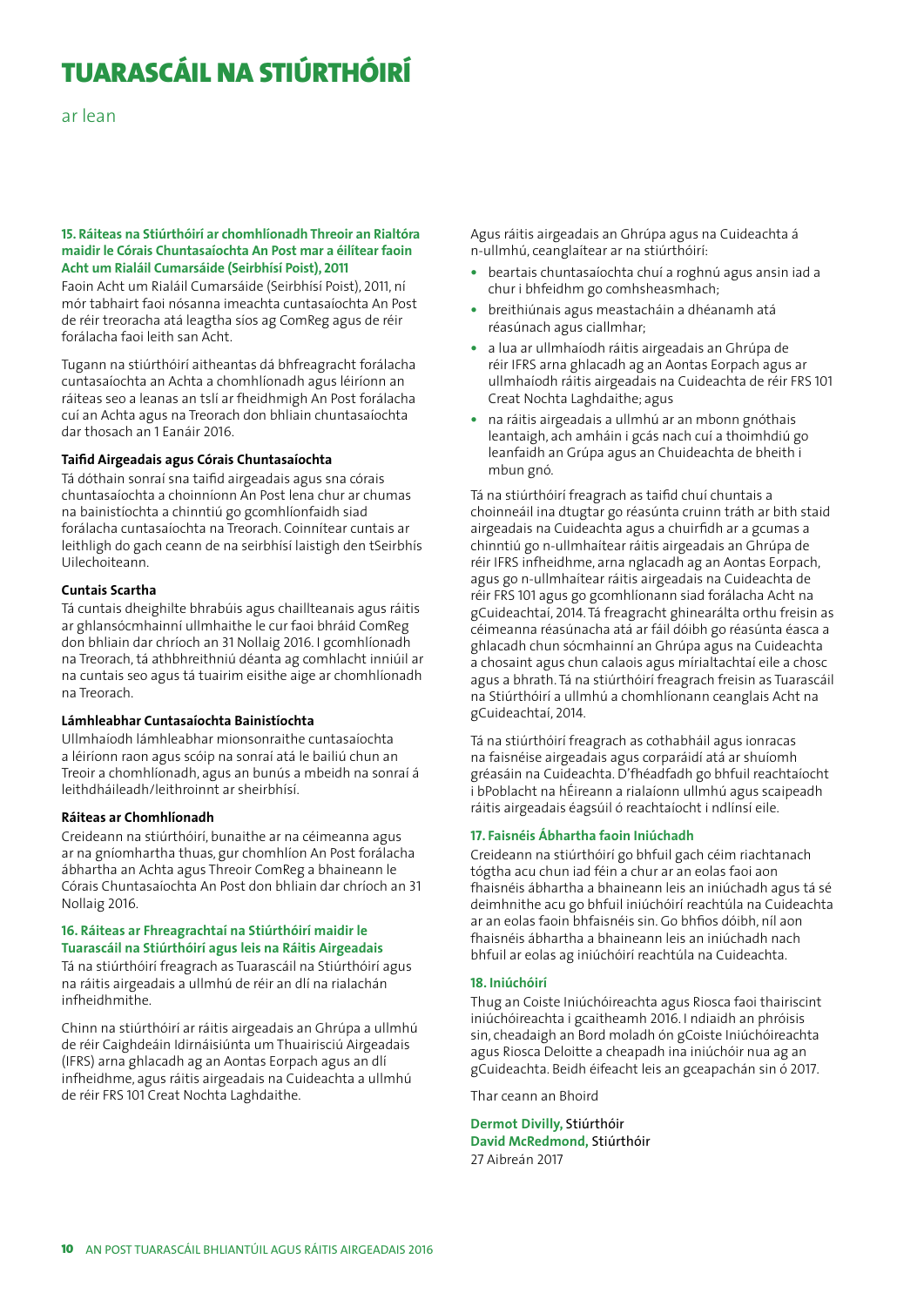# TUARASCÁIL NA STIÚRTHÓIRÍ

ar lean

### 15. Ráiteas na Stiúrthóirí ar chomhlíonadh Threoir an Rialtóra maidir le Córais Chuntasaíochta An Post mar a éilítear faoin Acht um Rialáil Cumarsáide (Seirbhísí Poist), 2011

Faoin Acht um Rialáil Cumarsáide (Seirbhísí Poist), 2011, ní mór tabhairt faoi nósanna imeachta cuntasaíochta An Post de réir treoracha atá leagtha síos ag ComReg agus de réir forálacha faoi leith san Acht.

Tugann na stiúrthóirí aitheantas dá bhfreagracht forálacha cuntasaíochta an Achta a chomhlíonadh agus léiríonn an ráiteas seo a leanas an tslí ar fheidhmigh An Post forálacha cuí an Achta agus na Treorach don bhliain chuntasaíochta dar thosach an 1 Eanáir 2016.

**Taifid Airgeadais agus Córais Chuntasaíochta**

Tá dóthain sonraí sna taifid airgeadais agus sna córais chuntasaíochta a choinníonn An Post lena chur ar chumas na bainistíochta a chinntiú go gcomhlíonfaidh siad forálacha cuntasaíochta na Treorach. Coinnítear cuntais ar leithligh do gach ceann de na seirbhísí laistigh den tSeirbhís Uilechoiteann.

**Cuntais Scartha**

Tá cuntais dheighilte bhrabúis agus chaillteanais agus ráitis ar ghlansócmhainní ullmhaithe le cur faoi bhráid ComReg don bhliain dar chríoch an 31 Nollaig 2016. I gcomhlíonadh na Treorach, tá athbhreithniú déanta ag comhlacht inniúil ar na cuntais seo agus tá tuairim eisithe aige ar chomhlíonadh na Treorach.

**Lámhleabhar Cuntasaíochta Bainistíochta**

Ullmhaíodh lámhleabhar mionsonraithe cuntasaíochta a léiríonn raon agus scóip na sonraí atá le bailiú chun an Treoir a chomhlíonadh, agus an bunús a mbeidh na sonraí á leithdháileadh/leithroinnt ar sheirbhísí.

**Ráiteas ar Chomhlíonadh**

Creideann na stiúrthóirí, bunaithe ar na céimeanna agus ar na gníomhartha thuas, gur chomhlíon An Post forálacha ábhartha an Achta agus Threoir ComReg a bhaineann le Córais Chuntasaíochta An Post don bhliain dar chríoch an 31 Nollaig 2016.

### 16. Ráiteas ar Fhreagrachtaí na Stiúrthóirí maidir le Tuarascáil na Stiúrthóirí agus leis na Ráitis Airgeadais

Tá na stiúrthóirí freagrach as Tuarascáil na Stiúrthóirí agus na ráitis airgeadais a ullmhú de réir an dlí na rialachán infheidhmithe.

Chinn na stiúrthóirí ar ráitis airgeadais an Ghrúpa a ullmhú de réir Caighdeáin Idirnáisiúnta um Thuairisciú Airgeadais (IFRS) arna ghlacadh ag an Aontas Eorpach agus an dlí infheidhme, agus ráitis airgeadais na Cuideachta a ullmhú de réir FRS 101 Creat Nochta Laghdaithe.

Agus ráitis airgeadais an Ghrúpa agus na Cuideachta á n-ullmhú, ceanglaítear ar na stiúrthóirí:

- beartais chuntasaíochta chuí a roghnú agus ansin iad a chur i bhfeidhm go comhsheasmhach;
- breithiúnais agus meastacháin a dhéanamh atá réasúnach agus ciallmhar;
- a lua ar ullmhaíodh ráitis airgeadais an Ghrúpa de réir IFRS arna ghlacadh ag an Aontas Eorpach agus ar ullmhaíodh ráitis airgeadais na Cuideachta de réir FRS 101 Creat Nochta Laghdaithe; agus
- na ráitis airgeadais a ullmhú ar an mbonn gnóthais leantaigh, ach amháin i gcás nach cuí a thoimhdiú go leanfaidh an Grúpa agus an Chuideachta de bheith i mbun gnó.

Tá na stiúrthóirí freagrach as taifid chuí chuntais a choinneáil ina dtugtar go réasúnta cruinn tráth ar bith staid airgeadais na Cuideachta agus a chuirfidh ar a gcumas a chinntiú go n-ullmhaítear ráitis airgeadais an Ghrúpa de réir IFRS infheidhme, arna nglacadh ag an Aontas Eorpach, agus go n-ullmhaítear ráitis airgeadais na Cuideachta de réir FRS 101 agus go gcomhlíonann siad forálacha Acht na gCuideachtaí, 2014. Tá freagracht ghinearálta orthu freisin as céimeanna réasúnacha atá ar fáil dóibh go réasúnta éasca a ghlacadh chun sócmhainní an Ghrúpa agus na Cuideachta a chosaint agus chun calaois agus mírialtachtaí eile a chosc agus a bhrath. Tá na stiúrthóirí freagrach freisin as Tuarascáil na Stiúrthóirí a ullmhú a chomhlíonann ceanglais Acht na gCuideachtaí, 2014.

Tá na stiúrthóirí freagrach as cothabháil agus ionracas na faisnéise airgeadais agus corparáidí atá ar shuíomh gréasáin na Cuideachta. D'fhéadfadh go bhfuil reachtaíocht i bPoblacht na hÉireann a rialaíonn ullmhú agus scaipeadh ráitis airgeadais éagsúil ó reachtaíocht i ndlínsí eile.

### 17. Faisnéis Ábhartha faoin Iniúchadh

Creideann na stiúrthóirí go bhfuil gach céim riachtanach tógtha acu chun iad féin a chur ar an eolas faoi aon fhaisnéis ábhartha a bhaineann leis an iniúchadh agus tá sé deimhnithe acu go bhfuil iniúchóirí reachtúla na Cuideachta ar an eolas faoin bhfaisnéis sin. Go bhfios dóibh, níl aon fhaisnéis ábhartha a bhaineann leis an iniúchadh nach bhfuil ar eolas ag iniúchóirí reachtúla na Cuideachta.

### 18. Iniúchóirí

Thug an Coiste Iniúchóireachta agus Riosca faoi thairiscint iniúchóireachta i gcaitheamh 2016. I ndiaidh an phróisis sin, cheadaigh an Bord moladh ón gCoiste Iniúchóireachta agus Riosca Deloitte a cheapadh ina iniúchóir nua ag an gCuideachta. Beidh éifeacht leis an gceapachán sin ó 2017.

Thar ceann an Bhoird

**Dermot Divilly,** Stiúrthóir  
**David McRedmond,** Stiúrthóir  
27 Aibreán 2017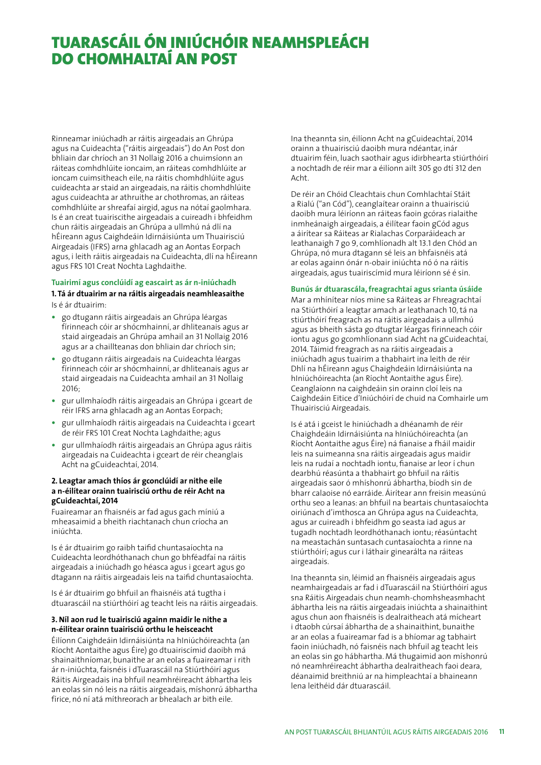# TUARASCÁIL ÓN INIÚCHÓIR NEAMHSPLEÁCH DO CHOMHALTAÍ AN POST

Rinneamar iniúchadh ar ráitis airgeadais an Ghrúpa agus na Cuideachta ("ráitis airgeadais") do An Post don bhliain dar chríoch an 31 Nollaig 2016 a chuimsíonn an ráiteas comhdhlúite ioncaim, an ráiteas comhdhlúite ar ioncam cuimsitheach eile, na ráitis chomhdhlúite agus cuideachta ar staid an airgeadais, na ráitis chomhdhlúite agus cuideachta ar athruithe ar chothromas, an ráiteas comhdhlúite ar shreafaí airgid, agus na nótaí gaolmhara. Is é an creat tuairiscithe airgeadais a cuireadh i bhfeidhm chun ráitis airgeadais an Ghrúpa a ullmhú ná dlí na hÉireann agus Caighdeáin Idirnáisiúnta um Thuairisciú Airgeadais (IFRS) arna ghlacadh ag an Aontas Eorpach agus, i leith ráitis airgeadais na Cuideachta, dlí na hÉireann agus FRS 101 Creat Nochta Laghdaithe.

### Tuairimí agus conclúidí ag eascairt as ár n-iniúchadh

**1. Tá ár dtuairim ar na ráitis airgeadais neamhleasaithe**

Is é ár dtuairim:

- go dtugann ráitis airgeadais an Ghrúpa léargas fírinneach cóir ar shócmhainní, ar dhliteanais agus ar staid airgeadais an Ghrúpa amhail an 31 Nollaig 2016 agus ar a chaillteanas don bhliain dar chríoch sin;
- go dtugann ráitis airgeadais na Cuideachta léargas fírinneach cóir ar shócmhainní, ar dhliteanais agus ar staid airgeadais na Cuideachta amhail an 31 Nollaig 2016;
- gur ullmhaíodh ráitis airgeadais an Ghrúpa i gceart de réir IFRS arna ghlacadh ag an Aontas Eorpach;
- gur ullmhaíodh ráitis airgeadais na Cuideachta i gceart de réir FRS 101 Creat Nochta Laghdaithe; agus
- gur ullmhaíodh ráitis airgeadais an Ghrúpa agus ráitis airgeadais na Cuideachta i gceart de réir cheanglais Acht na gCuideachtaí, 2014.

**2. Leagtar amach thíos ár gconclúidí ar nithe eile a n-éilítear orainn tuairisciú orthu de réir Acht na gCuideachtaí, 2014**

Fuaireamar an fhaisnéis ar fad agus gach míniú a mheasaimid a bheith riachtanach chun críocha an iniúchta.

Is é ár dtuairim go raibh taifid chuntasaíochta na Cuideachta leordhóthanach chun go bhféadfaí na ráitis airgeadais a iniúchadh go héasca agus i gceart agus go dtagann na ráitis airgeadais leis na taifid chuntasaíochta.

Is é ár dtuairim go bhfuil an fhaisnéis atá tugtha i dtuarascáil na stiúrthóirí ag teacht leis na ráitis airgeadais.

**3. Níl aon rud le tuairisciú againn maidir le nithe a n-éilítear orainn tuairisciú orthu le heisceacht**

Éilíonn Caighdeáin Idirnáisiúnta na hIniúchóireachta (an Ríocht Aontaithe agus Éire) go dtuairiscímid daoibh má shainaithníomar, bunaithe ar an eolas a fuaireamar i rith ár n-iniúchta, faisnéis i dTuarascáil na Stiúrthóirí agus Ráitis Airgeadais ina bhfuil neamhréireacht ábhartha leis an eolas sin nó leis na ráitis airgeadais, míshonrú ábhartha fírice, nó ní atá míthreorach ar bhealach ar bith eile.

Ina theannta sin, éilíonn Acht na gCuideachtaí, 2014 orainn a thuairisciú daoibh mura ndéantar, inár dtuairim féin, luach saothair agus idirbhearta stiúrthóirí a nochtadh de réir mar a éilíonn ailt 305 go dtí 312 den Acht.

De réir an Chóid Cleachtais chun Comhlachtaí Stáit a Rialú ("an Cód"), ceanglaítear orainn a thuairisciú daoibh mura léiríonn an ráiteas faoin gcóras rialaithe inmheánaigh airgeadais, a éilítear faoin gCód agus a áirítear sa Ráiteas ar Rialachas Corparáideach ar leathanaigh 7 go 9, comhlíonadh alt 13.1 den Chód an Ghrúpa, nó mura dtagann sé leis an bhfaisnéis atá ar eolas againn ónár n-obair iniúchta nó ó na ráitis airgeadais, agus tuairiscímid mura léiríonn sé é sin.

### Bunús ár dtuarascála, freagrachtaí agus srianta úsáide

Mar a mhínítear níos mine sa Ráiteas ar Fhreagrachtaí na Stiúrthóirí a leagtar amach ar leathanach 10, tá na stiúrthóirí freagrach as na ráitis airgeadais a ullmhú agus as bheith sásta go dtugtar léargas fírinneach cóir iontu agus go gcomhlíonann siad Acht na gCuideachtaí, 2014. Táimid freagrach as na ráitis airgeadais a iniúchadh agus tuairim a thabhairt ina leith de réir Dhlí na hÉireann agus Chaighdeáin Idirnáisiúnta na hIniúchóireachta (an Ríocht Aontaithe agus Éire). Ceanglaíonn na caighdeáin sin orainn cloí leis na Caighdeáin Eitice d'Iniúchóirí de chuid na Comhairle um Thuairisciú Airgeadais.

Is é atá i gceist le hiniúchadh a dhéanamh de réir Chaighdeáin Idirnáisiúnta na hIniúchóireachta (an Ríocht Aontaithe agus Éire) ná fianaise a fháil maidir leis na suimeanna sna ráitis airgeadais agus maidir leis na rudaí a nochtadh iontu, fianaise ar leor í chun dearbhú réasúnta a thabhairt go bhfuil na ráitis airgeadais saor ó mhíshonrú ábhartha, bíodh sin de bharr calaoise nó earráide. Áirítear ann freisin measúnú orthu seo a leanas: an bhfuil na beartais chuntasaíochta oiriúnach d'imthosca an Ghrúpa agus na Cuideachta, agus ar cuireadh i bhfeidhm go seasta iad agus ar tugadh nochtadh leordhóthanach iontu; réasúntacht na meastachán suntasach cuntasaíochta a rinne na stiúrthóirí; agus cur i láthair ginearálta na ráiteas airgeadais.

Ina theannta sin, léimid an fhaisnéis airgeadais agus neamhairgeadais ar fad i dTuarascáil na Stiúrthóirí agus sna Ráitis Airgeadais chun neamh-chomhsheasmhacht ábhartha leis na ráitis airgeadais iniúchta a shainaithint agus chun aon fhaisnéis is dealraitheach atá mícheart i dtaobh cúrsaí ábhartha de a shainaithint, bunaithe ar an eolas a fuaireamar fad is a bhíomar ag tabhairt faoin iniúchadh, nó faisnéis nach bhfuil ag teacht leis an eolas sin go hábhartha. Má thugaimid aon míshonrú nó neamhréireacht ábhartha dealraitheach faoi deara, déanaimid breithniú ar na himpleachtaí a bhaineann lena leithéid dár dtuarascáil.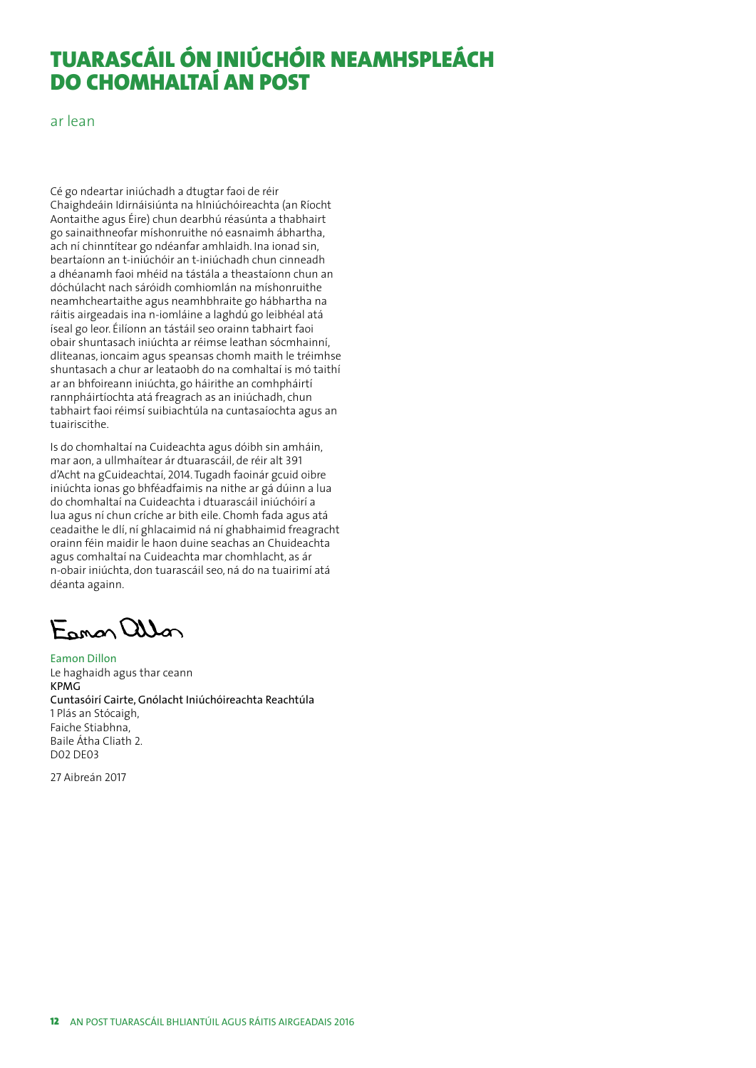# TUARASCÁIL ÓN INIÚCHÓIR NEAMHSPLEÁCH DO CHOMHALTAÍ AN POST

ar lean

Cé go ndeartar iniúchadh a dtugtar faoi de réir Chaighdeáin Idirnáisiúnta na hIniúchóireachta (an Ríocht Aontaithe agus Éire) chun dearbhú réasúnta a thabhairt go sainaithneofar míshonruithe nó easnaimh ábhartha, ach ní chinntítear go ndéanfar amhlaidh. Ina ionad sin, beartaíonn an t-iniúchóir an t-iniúchadh chun cinneadh a dhéanamh faoi mhéid na tástála a theastaíonn chun an dóchúlacht nach sáróidh comhiomlán na míshonruithe neamhcheartaithe agus neamhbhraite go hábhartha na ráitis airgeadais ina n-iomláine a laghdú go leibhéal atá íseal go leor. Éilíonn an tástáil seo orainn tabhairt faoi obair shuntasach iniúchta ar réimse leathan sócmhainní, dliteanas, ioncaim agus speansas chomh maith le tréimhse shuntasach a chur ar leataobh do na comhaltaí is mó taithí ar an bhfoireann iniúchta, go háirithe an comhpháirtí rannpháirtíochta atá freagrach as an iniúchadh, chun tabhairt faoi réimsí suibiachtúla na cuntasaíochta agus an tuairiscithe.

Is do chomhaltaí na Cuideachta agus dóibh sin amháin, mar aon, a ullmhaítear ár dtuarascáil, de réir alt 391 d'Acht na gCuideachtaí, 2014. Tugadh faoinár gcuid oibre iniúchta ionas go bhféadfaimis na nithe ar gá dúinn a lua do chomhaltaí na Cuideachta i dtuarascáil iniúchóirí a lua agus ní chun críche ar bith eile. Chomh fada agus atá ceadaithe le dlí, ní ghlacaimid ná ní ghabhaimid freagracht orainn féin maidir le haon duine seachas an Chuideachta agus comhaltaí na Cuideachta mar chomhlacht, as ár n-obair iniúchta, don tuarascáil seo, ná do na tuairimí atá déanta againn.

Eamon Dillon

Eamon Dillon
Le haghaidh agus thar ceann
**KPMG**
**Cuntasóirí Cairte, Gnólacht Iniúchóireachta Reachtúla**
1 Plás an Stócaigh,
Faiche Stiabhna,
Baile Átha Cliath 2.
D02 DE03

27 Aibreán 2017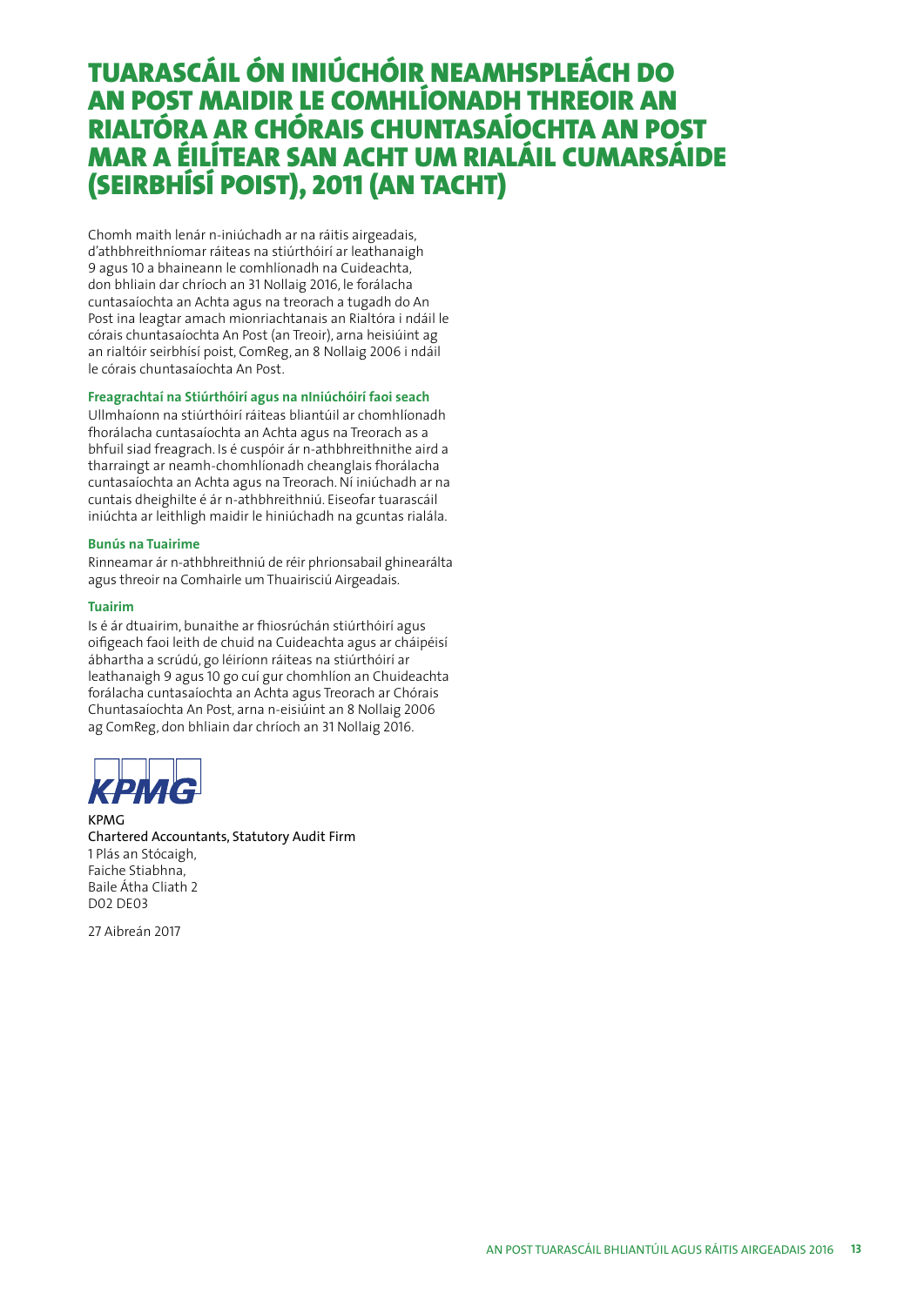# TUARASCÁIL ÓN INIÚCHÓIR NEAMHSPLEÁCH DO AN POST MAIDIR LE COMHLÍONADH THREOIR AN RIALTÓRA AR CHÓRAIS CHUNTASAÍOCHTA AN POST MAR A ÉILÍTEAR SAN ACHT UM RIALÁIL CUMARSÁIDE (SEIRBHÍSÍ POIST), 2011 (AN TACHT)

Chomh maith lenár n-iniúchadh ar na ráitis airgeadais, d'athbhreithníomar ráiteas na stiúrthóirí ar leathanaigh 9 agus 10 a bhaineann le comhlíonadh na Cuideachta, don bhliain dar chríoch an 31 Nollaig 2016, le forálacha cuntasaíochta an Achta agus na treorach a tugadh do An Post ina leagtar amach mionriachtanais an Rialtóra i ndáil le córais chuntasaíochta An Post (an Treoir), arna heisiúint ag an rialtóir seirbhísí poist, ComReg, an 8 Nollaig 2006 i ndáil le córais chuntasaíochta An Post.

**Freagrachtaí na Stiúrthóirí agus na nIniúchóirí faoi seach**

Ullmhaíonn na stiúrthóirí ráiteas bliantúil ar chomhlíonadh fhorálacha cuntasaíochta an Achta agus na Treorach as a bhfuil siad freagrach. Is é cuspóir ár n-athbhreithnithe aird a tharraingt ar neamh-chomhlíonadh cheanglais fhorálacha cuntasaíochta an Achta agus na Treorach. Ní iniúchadh ar na cuntais dheighilte é ár n-athbhreithniú. Eiseofar tuarascáil iniúchta ar leithligh maidir le hiniúchadh na gcuntas rialála.

**Bunús na Tuairime**

Rinneamar ár n-athbhreithniú de réir phrionsabail ghinearálta agus threoir na Comhairle um Thuairisciú Airgeadais.

**Tuairim**

Is é ár dtuairim, bunaithe ar fhiosrúchán stiúrthóirí agus oifigeach faoi leith de chuid na Cuideachta agus ar cháipéisí ábhartha a scrúdú, go léiríonn ráiteas na stiúrthóirí ar leathanaigh 9 agus 10 go cuí gur chomhlíon an Chuideachta forálacha cuntasaíochta an Achta agus Treorach ar Chórais Chuntasaíochta An Post, arna n-eisiúint an 8 Nollaig 2006 ag ComReg, don bhliain dar chríoch an 31 Nollaig 2016.

KPMG

KPMG
Chartered Accountants, Statutory Audit Firm
1 Plás an Stócaigh,
Faiche Stiabhna,
Baile Átha Cliath 2
D02 DE03

27 Aibreán 2017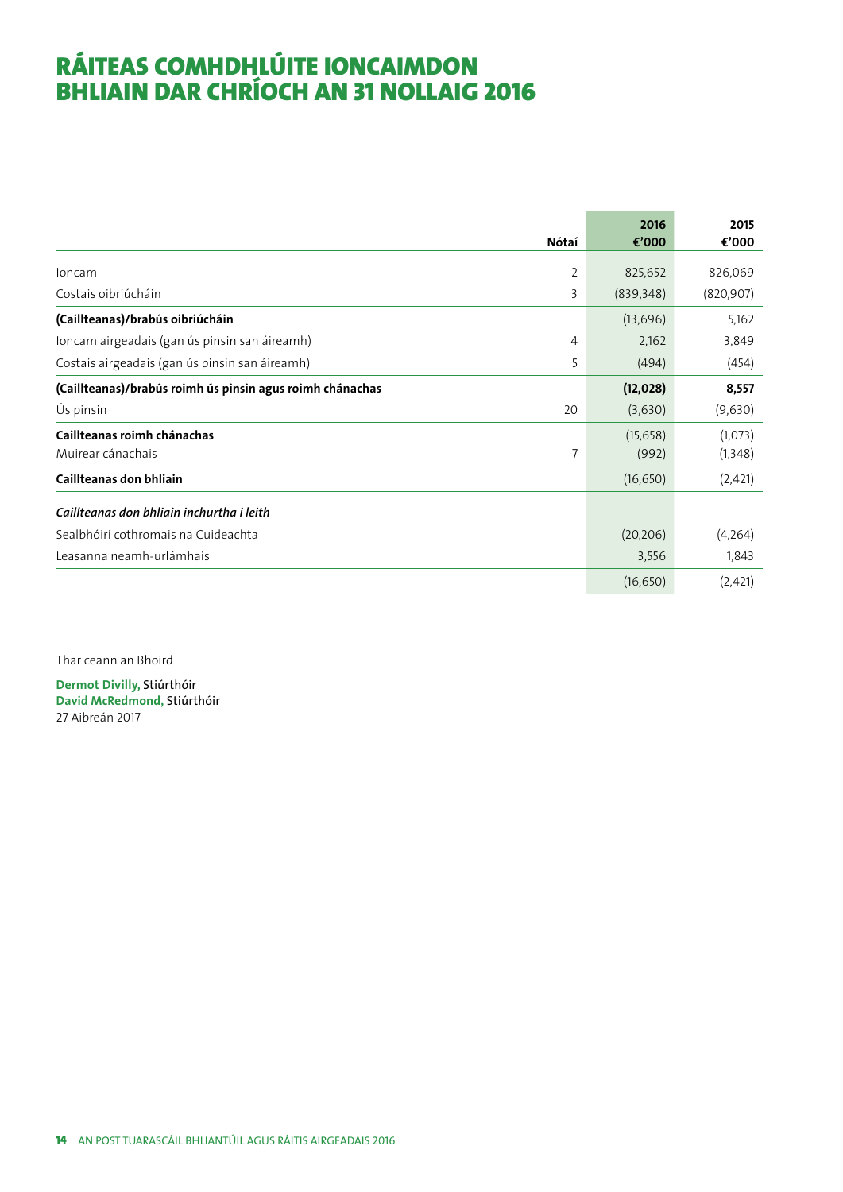# RÁITEAS COMHDHLÚITE IONCAIMDON BHLIAIN DAR CHRÍOCH AN 31 NOLLAIG 2016

| | Nótaí | 2016 €'000 | 2015 €'000 |
|---|---|---|---|
| Ioncam | 2 | 825,652 | 826,069 |
| Costais oibriúcháin | 3 | (839,348) | (820,907) |
| **(Caillteanas)/brabús oibriúcháin** | | (13,696) | 5,162 |
| Ioncam airgeadais (gan ús pinsin san áireamh) | 4 | 2,162 | 3,849 |
| Costais airgeadais (gan ús pinsin san áireamh) | 5 | (494) | (454) |
| **(Caillteanas)/brabús roimh ús pinsin agus roimh chánachas** | | **(12,028)** | **8,557** |
| Ús pinsin | 20 | (3,630) | (9,630) |
| **Caillteanas roimh chánachas** | | (15,658) | (1,073) |
| Muirear cánachais | 7 | (992) | (1,348) |
| **Caillteanas don bhliain** | | (16,650) | (2,421) |
| ***Caillteanas don bhliain inchurtha i leith*** | | | |
| Sealbhóirí cothromais na Cuideachta | | (20,206) | (4,264) |
| Leasanna neamh-urlámhais | | 3,556 | 1,843 |
| | | (16,650) | (2,421) |

Thar ceann an Bhoird

**Dermot Divilly,** Stiúrthóir
**David McRedmond,** Stiúrthóir
27 Aibreán 2017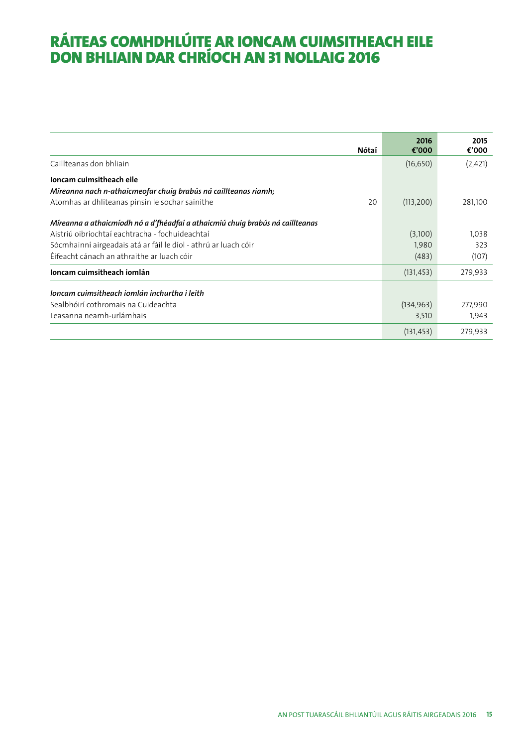# RÁITEAS COMHDHLÚITE AR IONCAM CUIMSITHEACH EILE DON BHLIAIN DAR CHRÍOCH AN 31 NOLLAIG 2016

| | Nótaí | 2016 €'000 | 2015 €'000 |
|---|---|---|---|
| Caillteanas don bhliain | | (16,650) | (2,421) |
| **Ioncam cuimsitheach eile** | | | |
| ***Míreanna nach n-athaicmeofar chuig brabús ná caillteanas riamh;*** | | | |
| Atomhas ar dhliteanas pinsin le sochar sainithe | 20 | (113,200) | 281,100 |
| ***Míreanna a athaicmíodh nó a d'fhéadfaí a athaicmiú chuig brabús ná caillteanas*** | | | |
| Aistriú oibríochtaí eachtracha - fochuideachtaí | | (3,100) | 1,038 |
| Sócmhainní airgeadais atá ar fáil le díol - athrú ar luach cóir | | 1,980 | 323 |
| Éifeacht cánach an athraithe ar luach cóir | | (483) | (107) |
| **Ioncam cuimsitheach iomlán** | | (131,453) | 279,933 |
| ***Ioncam cuimsitheach iomlán inchurtha i leith*** | | | |
| Sealbhóirí cothromais na Cuideachta | | (134,963) | 277,990 |
| Leasanna neamh-urlámhais | | 3,510 | 1,943 |
| | | (131,453) | 279,933 |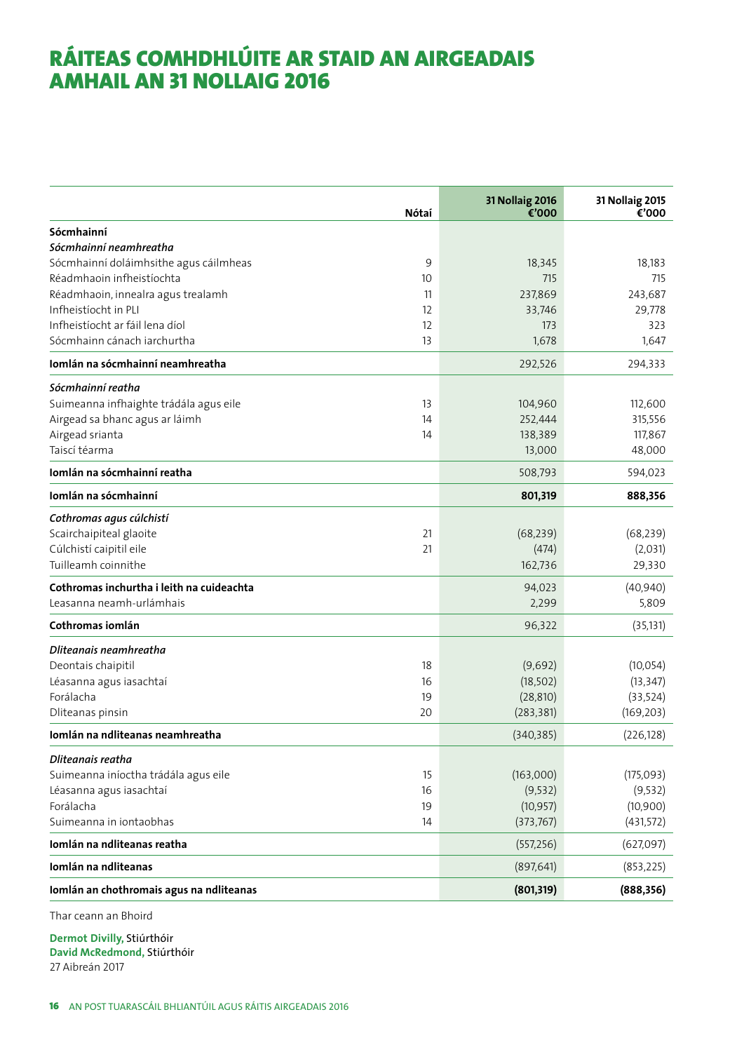# RÁITEAS COMHDHLÚITE AR STAID AN AIRGEADAIS AMHAIL AN 31 NOLLAIG 2016

| | Nótaí | 31 Nollaig 2016 €'000 | 31 Nollaig 2015 €'000 |
|---|---|---|---|
| **Sócmhainní** | | | |
| ***Sócmhainní neamhreatha*** | | | |
| Sócmhainní doláimhsithe agus cáilmheas | 9 | 18,345 | 18,183 |
| Réadmhaoin infheistíochta | 10 | 715 | 715 |
| Réadmhaoin, innealra agus trealamh | 11 | 237,869 | 243,687 |
| Infheistíocht in PLI | 12 | 33,746 | 29,778 |
| Infheistíocht ar fáil lena díol | 12 | 173 | 323 |
| Sócmhainn cánach iarchurtha | 13 | 1,678 | 1,647 |
| **Iomlán na sócmhainní neamhreatha** | | 292,526 | 294,333 |
| ***Sócmhainní reatha*** | | | |
| Suimeanna infhaighte trádála agus eile | 13 | 104,960 | 112,600 |
| Airgead sa bhanc agus ar láimh | 14 | 252,444 | 315,556 |
| Airgead srianta | 14 | 138,389 | 117,867 |
| Taiscí téarma | | 13,000 | 48,000 |
| **Iomlán na sócmhainní reatha** | | 508,793 | 594,023 |
| **Iomlán na sócmhainní** | | **801,319** | **888,356** |
| ***Cothromas agus cúlchistí*** | | | |
| Scairchaipiteal glaoite | 21 | (68,239) | (68,239) |
| Cúlchistí caipitil eile | 21 | (474) | (2,031) |
| Tuilleamh coinnithe | | 162,736 | 29,330 |
| **Cothromas inchurtha i leith na cuideachta** | | 94,023 | (40,940) |
| Leasanna neamh-urlámhais | | 2,299 | 5,809 |
| **Cothromas iomlán** | | 96,322 | (35,131) |
| ***Dliteanais neamhreatha*** | | | |
| Deontais chaipitil | 18 | (9,692) | (10,054) |
| Léasanna agus iasachtaí | 16 | (18,502) | (13,347) |
| Forálacha | 19 | (28,810) | (33,524) |
| Dliteanas pinsin | 20 | (283,381) | (169,203) |
| **Iomlán na ndliteanas neamhreatha** | | (340,385) | (226,128) |
| ***Dliteanais reatha*** | | | |
| Suimeanna iníoctha trádála agus eile | 15 | (163,000) | (175,093) |
| Léasanna agus iasachtaí | 16 | (9,532) | (9,532) |
| Forálacha | 19 | (10,957) | (10,900) |
| Suimeanna in iontaobhas | 14 | (373,767) | (431,572) |
| **Iomlán na ndliteanas reatha** | | (557,256) | (627,097) |
| **Iomlán na ndliteanas** | | (897,641) | (853,225) |
| **Iomlán an chothromais agus na ndliteanas** | | **(801,319)** | **(888,356)** |

Thar ceann an Bhoird

**Dermot Divilly,** Stiúrthóir
**David McRedmond,** Stiúrthóir
27 Aibreán 2017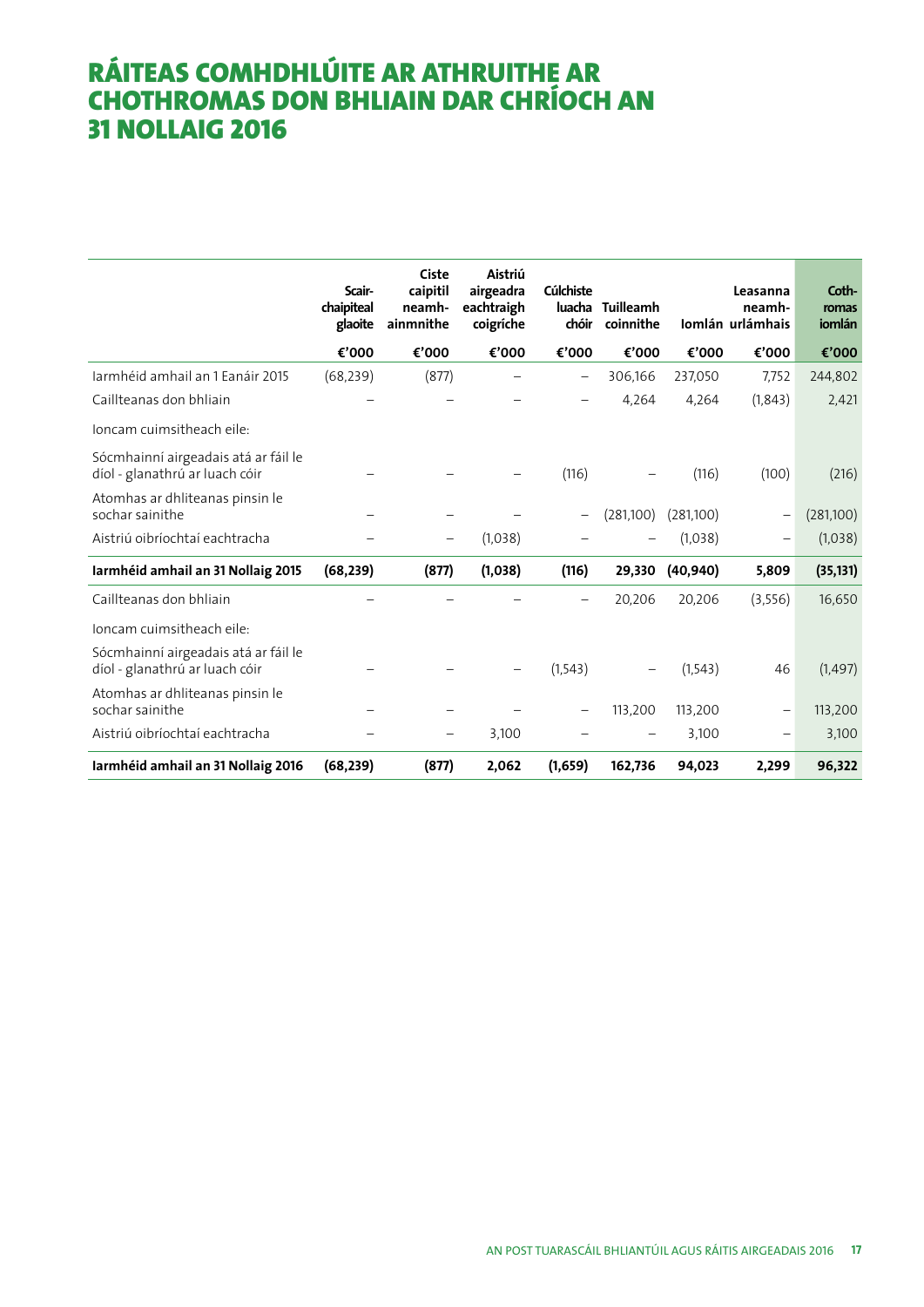# RÁITEAS COMHDHLÚITE AR ATHRUITHE AR CHOTHROMAS DON BHLIAIN DAR CHRÍOCH AN 31 NOLLAIG 2016

| | Scair-chaipiteal glaoite | Ciste caipitil neamh-ainmnithe | Aistriú airgeadra eachtraigh coigríche | Cúlchiste luacha chóir | Tuilleamh coinnithe | Iomlán | Leasanna neamh-urlámhais | Coth-romas iomlán |
|---|---|---|---|---|---|---|---|---|
| | €'000 | €'000 | €'000 | €'000 | €'000 | €'000 | €'000 | €'000 |
| Iarmhéid amhail an 1 Eanáir 2015 | (68,239) | (877) | – | – | 306,166 | 237,050 | 7,752 | 244,802 |
| Caillteanas don bhliain | – | – | – | – | 4,264 | 4,264 | (1,843) | 2,421 |
| Ioncam cuimsitheach eile: | | | | | | | | |
| Sócmhainní airgeadais atá ar fáil le díol - glanathrú ar luach cóir | – | – | – | (116) | – | (116) | (100) | (216) |
| Atomhas ar dhliteanas pinsin le sochar sainithe | – | – | – | – | (281,100) | (281,100) | – | (281,100) |
| Aistriú oibríochtaí eachtracha | – | – | (1,038) | – | – | (1,038) | – | (1,038) |
| **Iarmhéid amhail an 31 Nollaig 2015** | **(68,239)** | **(877)** | **(1,038)** | **(116)** | **29,330** | **(40,940)** | **5,809** | **(35,131)** |
| Caillteanas don bhliain | – | – | – | – | 20,206 | 20,206 | (3,556) | 16,650 |
| Ioncam cuimsitheach eile: | | | | | | | | |
| Sócmhainní airgeadais atá ar fáil le díol - glanathrú ar luach cóir | – | – | – | (1,543) | – | (1,543) | 46 | (1,497) |
| Atomhas ar dhliteanas pinsin le sochar sainithe | – | – | – | – | 113,200 | 113,200 | – | 113,200 |
| Aistriú oibríochtaí eachtracha | – | – | 3,100 | – | – | 3,100 | – | 3,100 |
| **Iarmhéid amhail an 31 Nollaig 2016** | **(68,239)** | **(877)** | **2,062** | **(1,659)** | **162,736** | **94,023** | **2,299** | **96,322** |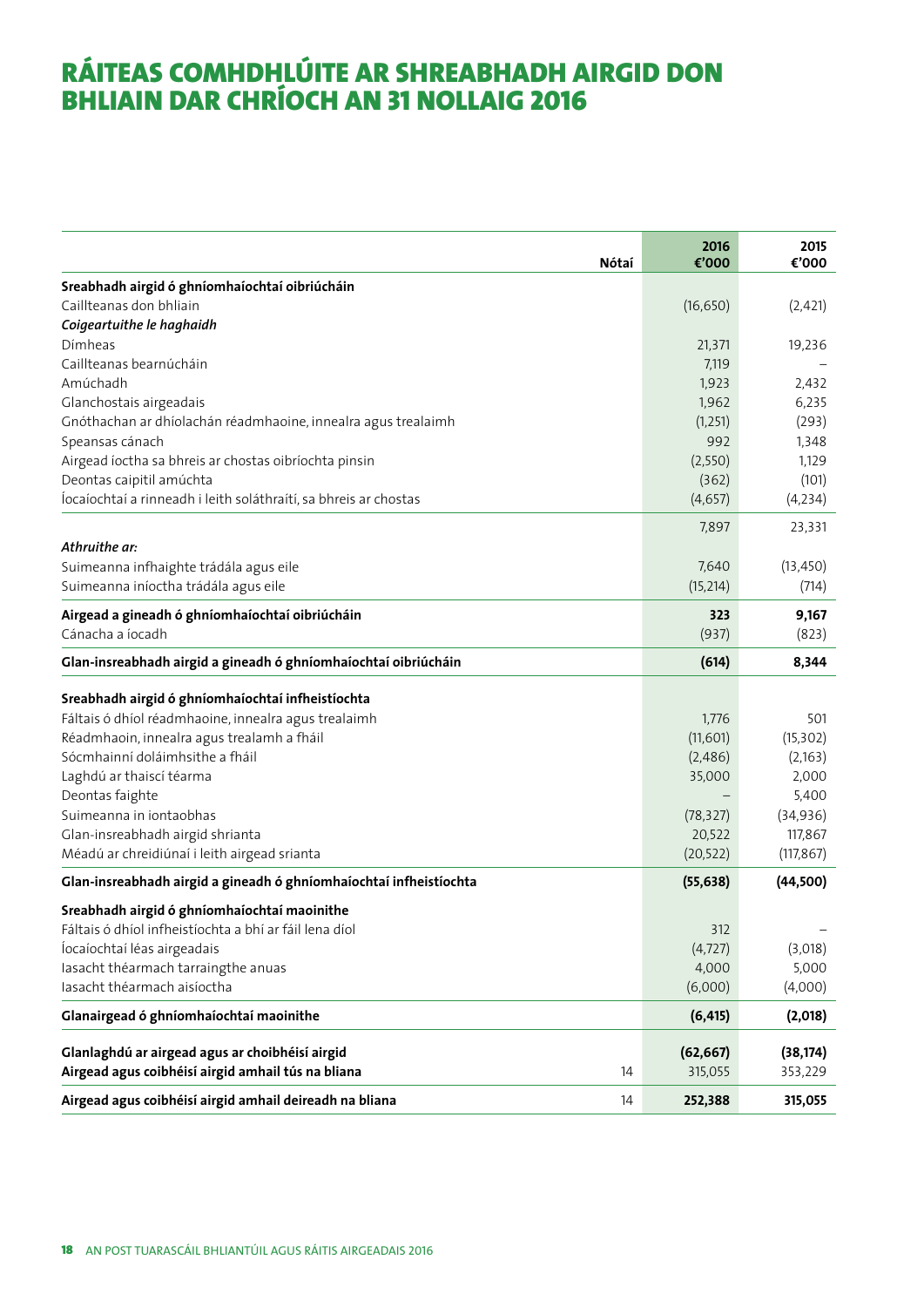# RÁITEAS COMHDHLÚITE AR SHREABHADH AIRGID DON BHLIAIN DAR CHRÍOCH AN 31 NOLLAIG 2016

| | Nótaí | 2016 €'000 | 2015 €'000 |
|---|---|---|---|
| **Sreabhadh airgid ó ghníomhaíochtaí oibriúcháin** | | | |
| Caillteanas don bhliain | | (16,650) | (2,421) |
| *Coigeartuithe le haghaidh* | | | |
| Dímheas | | 21,371 | 19,236 |
| Caillteanas bearnúcháin | | 7,119 | – |
| Amúchadh | | 1,923 | 2,432 |
| Glanchostais airgeadais | | 1,962 | 6,235 |
| Gnóthachan ar dhíolachán réadmhaoine, innealra agus trealaimh | | (1,251) | (293) |
| Speansas cánach | | 992 | 1,348 |
| Airgead íoctha sa bhreis ar chostas oibríochta pinsin | | (2,550) | 1,129 |
| Deontas caipitil amúchta | | (362) | (101) |
| Íocaíochtaí a rinneadh i leith soláthraítí, sa bhreis ar chostas | | (4,657) | (4,234) |
| | | 7,897 | 23,331 |
| *Athruithe ar:* | | | |
| Suimeanna infhaighte trádála agus eile | | 7,640 | (13,450) |
| Suimeanna iníoctha trádála agus eile | | (15,214) | (714) |
| **Airgead a gineadh ó ghníomhaíochtaí oibriúcháin** | | **323** | **9,167** |
| Cánacha a íocadh | | (937) | (823) |
| **Glan-insreabhadh airgid a gineadh ó ghníomhaíochtaí oibriúcháin** | | **(614)** | **8,344** |
| **Sreabhadh airgid ó ghníomhaíochtaí infheistíochta** | | | |
| Fáltais ó dhíol réadmhaoine, innealra agus trealaimh | | 1,776 | 501 |
| Réadmhaoin, innealra agus trealamh a fháil | | (11,601) | (15,302) |
| Sócmhainní doláimhsithe a fháil | | (2,486) | (2,163) |
| Laghdú ar thaiscí téarma | | 35,000 | 2,000 |
| Deontas faighte | | – | 5,400 |
| Suimeanna in iontaobhas | | (78,327) | (34,936) |
| Glan-insreabhadh airgid shrianta | | 20,522 | 117,867 |
| Méadú ar chreidiúnaí i leith airgead srianta | | (20,522) | (117,867) |
| **Glan-insreabhadh airgid a gineadh ó ghníomhaíochtaí infheistíochta** | | **(55,638)** | **(44,500)** |
| **Sreabhadh airgid ó ghníomhaíochtaí maoinithe** | | | |
| Fáltais ó dhíol infheistíochta a bhí ar fáil lena díol | | 312 | – |
| Íocaíochtaí léas airgeadais | | (4,727) | (3,018) |
| Iasacht théarmach tarraingthe anuas | | 4,000 | 5,000 |
| Iasacht théarmach aisíoctha | | (6,000) | (4,000) |
| **Glanairgead ó ghníomhaíochtaí maoinithe** | | **(6,415)** | **(2,018)** |
| **Glanlaghdú ar airgead agus ar choibhéisí airgid** | | **(62,667)** | **(38,174)** |
| **Airgead agus coibhéisí airgid amhail tús na bliana** | 14 | 315,055 | 353,229 |
| **Airgead agus coibhéisí airgid amhail deireadh na bliana** | 14 | **252,388** | **315,055** |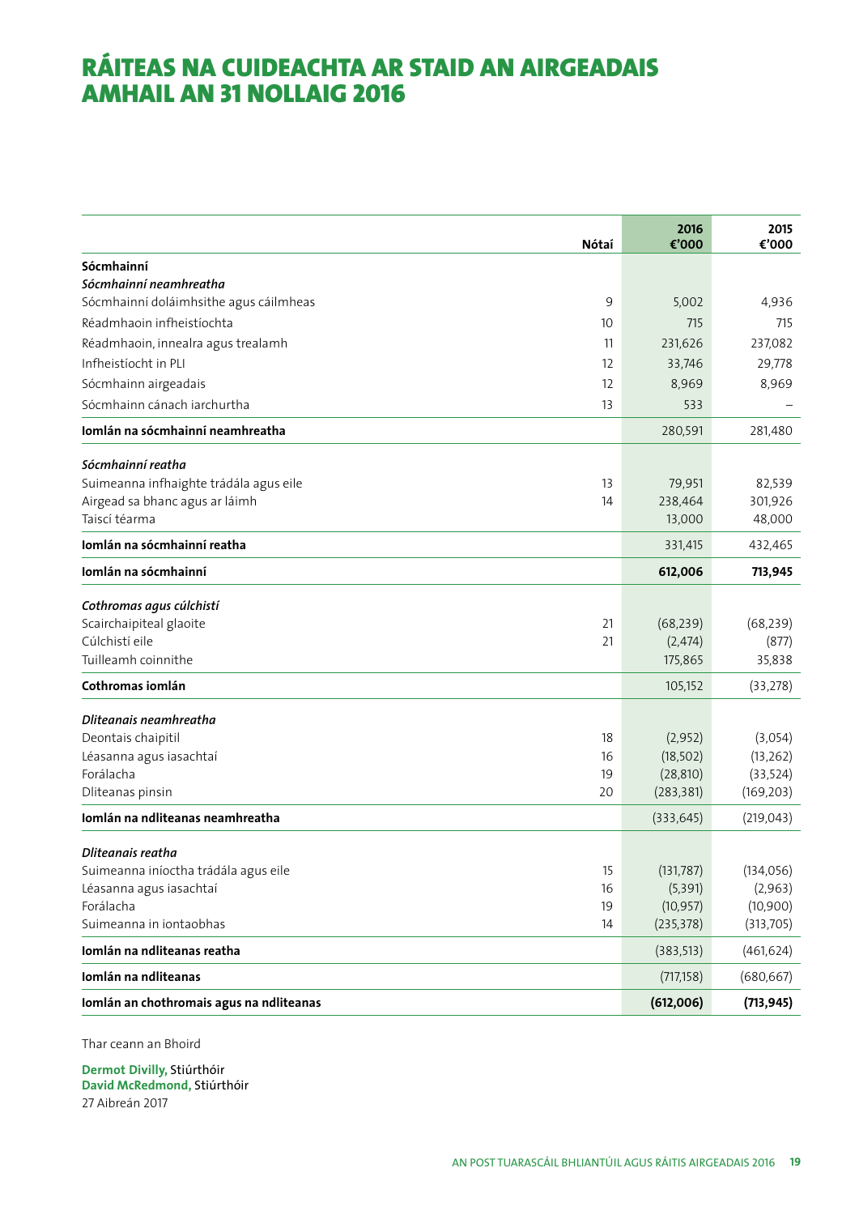# RÁITEAS NA CUIDEACHTA AR STAID AN AIRGEADAIS AMHAIL AN 31 NOLLAIG 2016

| | Nótaí | 2016 €'000 | 2015 €'000 |
|---|---|---|---|
| **Sócmhainní** | | | |
| ***Sócmhainní neamhreatha*** | | | |
| Sócmhainní doláimhsithe agus cáilmheas | 9 | 5,002 | 4,936 |
| Réadmhaoin infheistíochta | 10 | 715 | 715 |
| Réadmhaoin, innealra agus trealamh | 11 | 231,626 | 237,082 |
| Infheistíocht in PLI | 12 | 33,746 | 29,778 |
| Sócmhainn airgeadais | 12 | 8,969 | 8,969 |
| Sócmhainn cánach iarchurtha | 13 | 533 | – |
| **Iomlán na sócmhainní neamhreatha** | | 280,591 | 281,480 |
| ***Sócmhainní reatha*** | | | |
| Suimeanna infhaighte trádála agus eile | 13 | 79,951 | 82,539 |
| Airgead sa bhanc agus ar láimh | 14 | 238,464 | 301,926 |
| Taiscí téarma | | 13,000 | 48,000 |
| **Iomlán na sócmhainní reatha** | | 331,415 | 432,465 |
| **Iomlán na sócmhainní** | | **612,006** | **713,945** |
| ***Cothromas agus cúlchistí*** | | | |
| Scairchaipiteal glaoite | 21 | (68,239) | (68,239) |
| Cúlchistí eile | 21 | (2,474) | (877) |
| Tuilleamh coinnithe | | 175,865 | 35,838 |
| **Cothromas iomlán** | | 105,152 | (33,278) |
| ***Dliteanais neamhreatha*** | | | |
| Deontais chaipitil | 18 | (2,952) | (3,054) |
| Léasanna agus iasachtaí | 16 | (18,502) | (13,262) |
| Forálacha | 19 | (28,810) | (33,524) |
| Dliteanas pinsin | 20 | (283,381) | (169,203) |
| **Iomlán na ndliteanas neamhreatha** | | (333,645) | (219,043) |
| ***Dliteanais reatha*** | | | |
| Suimeanna iníoctha trádála agus eile | 15 | (131,787) | (134,056) |
| Léasanna agus iasachtaí | 16 | (5,391) | (2,963) |
| Forálacha | 19 | (10,957) | (10,900) |
| Suimeanna in iontaobhas | 14 | (235,378) | (313,705) |
| **Iomlán na ndliteanas reatha** | | (383,513) | (461,624) |
| **Iomlán na ndliteanas** | | (717,158) | (680,667) |
| **Iomlán an chothromais agus na ndliteanas** | | **(612,006)** | **(713,945)** |

Thar ceann an Bhoird

**Dermot Divilly,** Stiúrthóir
**David McRedmond,** Stiúrthóir
27 Aibreán 2017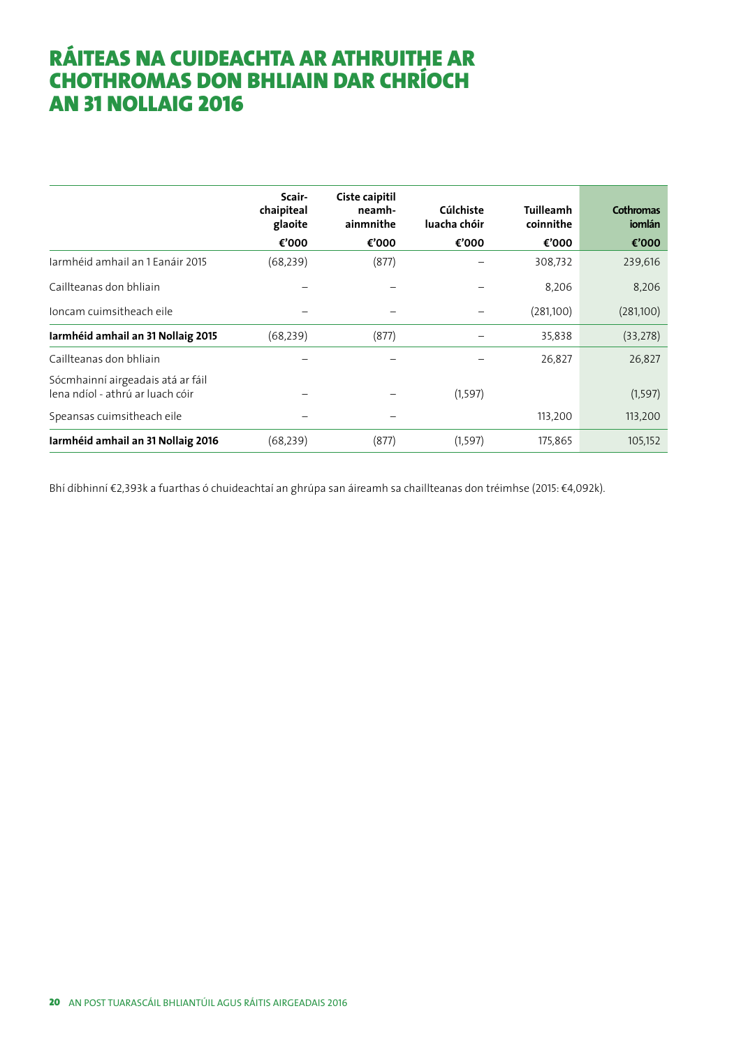# RÁITEAS NA CUIDEACHTA AR ATHRUITHE AR CHOTHROMAS DON BHLIAIN DAR CHRÍOCH AN 31 NOLLAIG 2016

| | Scair-chaipiteal glaoite | Ciste caipitil neamh-ainmnithe | Cúlchiste luacha chóir | Tuilleamh coinnithe | Cothromas iomlán |
|---|---|---|---|---|---|
| | €'000 | €'000 | €'000 | €'000 | €'000 |
| Iarmhéid amhail an 1 Eanáir 2015 | (68,239) | (877) | – | 308,732 | 239,616 |
| Caillteanas don bhliain | – | – | – | 8,206 | 8,206 |
| Ioncam cuimsitheach eile | – | – | – | (281,100) | (281,100) |
| **Iarmhéid amhail an 31 Nollaig 2015** | (68,239) | (877) | – | 35,838 | (33,278) |
| Caillteanas don bhliain | – | – | – | 26,827 | 26,827 |
| Sócmhainní airgeadais atá ar fáil lena ndíol - athrú ar luach cóir | – | – | (1,597) | | (1,597) |
| Speansas cuimsitheach eile | – | – | | 113,200 | 113,200 |
| **Iarmhéid amhail an 31 Nollaig 2016** | (68,239) | (877) | (1,597) | 175,865 | 105,152 |

Bhí díbhinní €2,393k a fuarthas ó chuideachtaí an ghrúpa san áireamh sa chaillteanas don tréimhse (2015: €4,092k).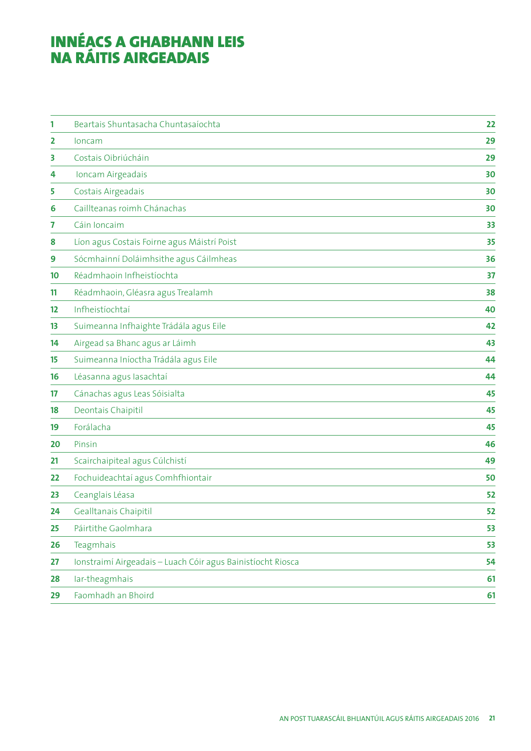# INNÉACS A GHABHANN LEIS NA RÁITIS AIRGEADAIS

| | | |
|---|---|---|
| 1 | Beartais Shuntasacha Chuntasaíochta | 22 |
| 2 | Ioncam | 29 |
| 3 | Costais Oibriúcháin | 29 |
| 4 | Ioncam Airgeadais | 30 |
| 5 | Costais Airgeadais | 30 |
| 6 | Caillteanas roimh Chánachas | 30 |
| 7 | Cáin Ioncaim | 33 |
| 8 | Líon agus Costais Foirne agus Máistrí Poist | 35 |
| 9 | Sócmhainní Doláimhsithe agus Cáilmheas | 36 |
| 10 | Réadmhaoin Infheistíochta | 37 |
| 11 | Réadmhaoin, Gléasra agus Trealamh | 38 |
| 12 | Infheistíochtaí | 40 |
| 13 | Suimeanna Infhaighte Trádála agus Eile | 42 |
| 14 | Airgead sa Bhanc agus ar Láimh | 43 |
| 15 | Suimeanna Iníoctha Trádála agus Eile | 44 |
| 16 | Léasanna agus Iasachtaí | 44 |
| 17 | Cánachas agus Leas Sóisialta | 45 |
| 18 | Deontais Chaipitil | 45 |
| 19 | Forálacha | 45 |
| 20 | Pinsin | 46 |
| 21 | Scairchaipiteal agus Cúlchistí | 49 |
| 22 | Fochuideachtaí agus Comhfhiontair | 50 |
| 23 | Ceanglais Léasa | 52 |
| 24 | Gealltanais Chaipitil | 52 |
| 25 | Páirtithe Gaolmhara | 53 |
| 26 | Teagmhais | 53 |
| 27 | Ionstraimí Airgeadais – Luach Cóir agus Bainistíocht Riosca | 54 |
| 28 | Iar-theagmhais | 61 |
| 29 | Faomhadh an Bhoird | 61 |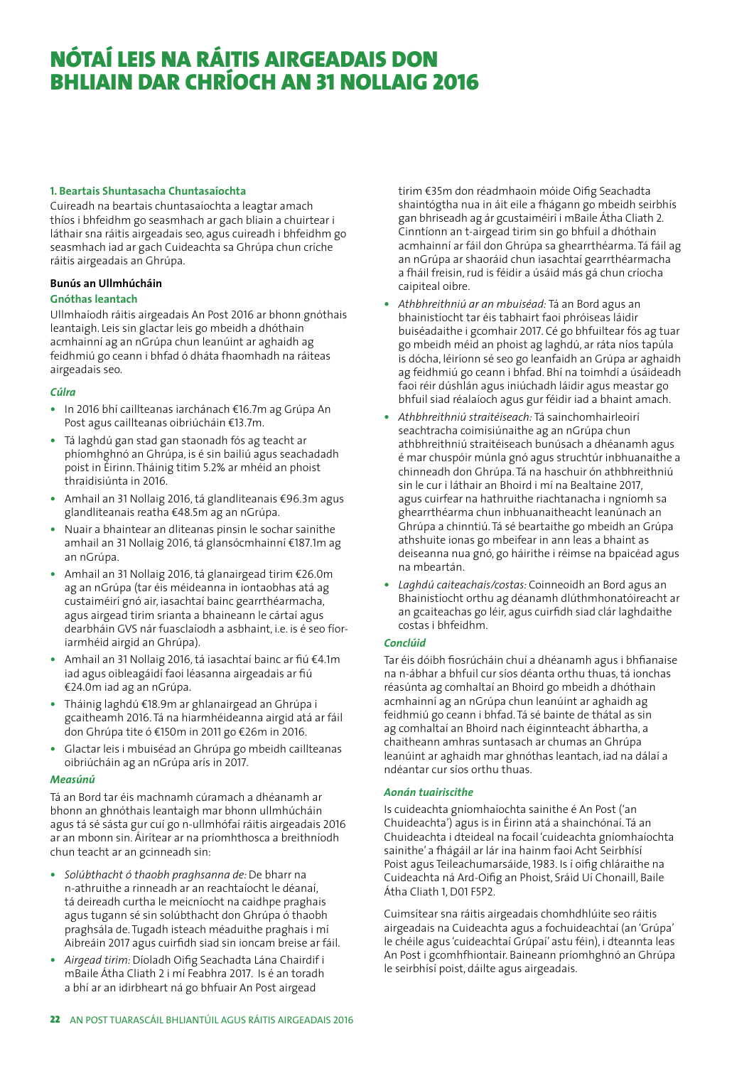# NÓTAÍ LEIS NA RÁITIS AIRGEADAIS DON BHLIAIN DAR CHRÍOCH AN 31 NOLLAIG 2016

### 1. Beartais Shuntasacha Chuntasaíochta

Cuireadh na beartais chuntasaíochta a leagtar amach thíos i bhfeidhm go seasmhach ar gach bliain a chuirtear i láthair sna ráitis airgeadais seo, agus cuireadh i bhfeidhm go seasmhach iad ar gach Cuideachta sa Ghrúpa chun críche ráitis airgeadais an Ghrúpa.

**Bunús an Ullmhúcháin**

**Gnóthas leantach**

Ullmhaíodh ráitis airgeadais An Post 2016 ar bhonn gnóthais leantaigh. Leis sin glactar leis go mbeidh a dhóthain acmhainní ag an nGrúpa chun leanúint ar aghaidh ag feidhmiú go ceann i bhfad ó dháta fhaomhadh na ráiteas airgeadais seo.

***Cúlra***

- In 2016 bhí caillteanas iarchánach €16.7m ag Grúpa An Post agus caillteanas oibriúcháin €13.7m.
- Tá laghdú gan stad gan staonadh fós ag teacht ar phríomhghnó an Ghrúpa, is é sin bailiú agus seachadadh poist in Éirinn. Tháinig titim 5.2% ar mhéid an phoist thraidisiúnta in 2016.
- Amhail an 31 Nollaig 2016, tá glandliteanais €96.3m agus glandliteanais reatha €48.5m ag an nGrúpa.
- Nuair a bhaintear an dliteanas pinsin le sochar sainithe amhail an 31 Nollaig 2016, tá glansócmhainní €187.1m ag an nGrúpa.
- Amhail an 31 Nollaig 2016, tá glanairgead tirim €26.0m ag an nGrúpa (tar éis méideanna in iontaobhas atá ag custaiméirí gnó air, iasachtaí bainc gearrthéarmacha, agus airgead tirim srianta a bhaineann le cártaí agus dearbháin GVS nár fuasclaíodh a asbhaint, i.e. is é seo fíor-iarmhéid airgid an Ghrúpa).
- Amhail an 31 Nollaig 2016, tá iasachtaí bainc ar fiú €4.1m iad agus oibleagáidí faoi léasanna airgeadais ar fiú €24.0m iad ag an nGrúpa.
- Tháinig laghdú €18.9m ar ghlanairgead an Ghrúpa i gcaitheamh 2016. Tá na hiarmhéideanna airgid atá ar fáil don Ghrúpa tite ó €150m in 2011 go €26m in 2016.
- Glactar leis i mbuiséad an Ghrúpa go mbeidh caillteanas oibriúcháin ag an nGrúpa arís in 2017.

***Measúnú***

Tá an Bord tar éis machnamh cúramach a dhéanamh ar bhonn an ghnóthais leantaigh mar bhonn ullmhúcháin agus tá sé sásta gur cuí go n-ullmhófaí ráitis airgeadais 2016 ar an mbonn sin. Áirítear ar na príomhthosca a breithníodh chun teacht ar an gcinneadh sin:

- *Solúbthacht ó thaobh praghsanna de:* De bharr na n-athruithe a rinneadh ar an reachtaíocht le déanaí, tá deireadh curtha le meicníocht na caidhpe praghais agus tugann sé sin solúbthacht don Ghrúpa ó thaobh praghsála de. Tugadh isteach méaduithe praghais i mí Aibreáin 2017 agus cuirfidh siad sin ioncam breise ar fáil.
- *Airgead tirim:* Díoladh Oifig Seachadta Lána Chairdif i mBaile Átha Cliath 2 i mí Feabhra 2017. Is é an toradh a bhí ar an idirbheart ná go bhfuair An Post airgead tirim €35m don réadmhaoin móide Oifig Seachadta shaintógtha nua in áit eile a fhágann go mbeidh seirbhís gan bhriseadh ag ár gcustaiméirí i mBaile Átha Cliath 2. Cinntíonn an t-airgead tirim sin go bhfuil a dhóthain acmhainní ar fáil don Ghrúpa sa ghearrthéarma. Tá fáil ag an nGrúpa ar shaoráid chun iasachtaí gearrthéarmacha a fháil freisin, rud is féidir a úsáid más gá chun críocha caipiteal oibre.
- *Athbhreithniú ar an mbuiséad:* Tá an Bord agus an bhainistíocht tar éis tabhairt faoi phróiseas láidir buiséadaithe i gcomhair 2017. Cé go bhfuiltear fós ag tuar go mbeidh méid an phoist ag laghdú, ar ráta níos tapúla is dócha, léiríonn sé seo go leanfaidh an Grúpa ar aghaidh ag feidhmiú go ceann i bhfad. Bhí na toimhdí a úsáideadh faoi réir dúshlán agus iniúchadh láidir agus meastar go bhfuil siad réalaíoch agus gur féidir iad a bhaint amach.
- *Athbhreithniú straitéiseach:* Tá sainchomhairleoirí seachtracha coimisiúnaithe ag an nGrúpa chun athbhreithniú straitéiseach bunúsach a dhéanamh agus é mar chuspóir múnla gnó agus struchtúr inbhuanaithe a chinneadh don Ghrúpa. Tá na haschuir ón athbhreithniú sin le cur i láthair an Bhoird i mí na Bealtaine 2017, agus cuirfear na hathruithe riachtanacha i ngníomh sa ghearrthéarma chun inbhuanaitheacht leanúnach an Ghrúpa a chinntiú. Tá sé beartaithe go mbeidh an Grúpa athshuite ionas go mbeifear in ann leas a bhaint as deiseanna nua gnó, go háirithe i réimse na bpacáistí agus na mbeartán.
- *Laghdú caiteachais/costas:* Coinneoidh an Bord agus an Bhainistíocht orthu ag déanamh dlúthmhonatóireacht ar an gcaiteachas go léir, agus cuirfidh siad clár laghdaithe costas i bhfeidhm.

***Conclúid***

Tar éis dóibh fiosrúcháin chuí a dhéanamh agus i bhfianaise na n-ábhar a bhfuil cur síos déanta orthu thuas, tá ionchas réasúnta ag comhaltaí an Bhoird go mbeidh a dhóthain acmhainní ag an nGrúpa chun leanúint ar aghaidh ag feidhmiú go ceann i bhfad. Tá sé bainte de thátal as sin ag comhaltaí an Bhoird nach éiginnteacht ábhartha, a chaitheann amhras suntasach ar chumas an Ghrúpa leanúint ar aghaidh mar ghnóthas leantach, iad na dálaí a ndéantar cur síos orthu thuas.

***Aonán tuairiscithe***

Is cuideachta gníomhaíochta sainithe é An Post ('an Chuideachta') agus is in Éirinn atá a shainchónaí. Tá an Chuideachta i dteideal na focail 'cuideachta gníomhaíochta sainithe' a fhágáil ar lár ina hainm faoi Acht Seirbhísí Poist agus Teileachumarsáide, 1983. Is í oifig chláraithe na Cuideachta ná Ard-Oifig an Phoist, Sráid Uí Chonaill, Baile Átha Cliath 1, D01 F5P2.

Cuimsítear sna ráitis airgeadais chomhdhlúite seo ráitis airgeadais na Cuideachta agus a fochuideachtaí (an 'Grúpa' le chéile agus 'cuideachtaí Grúpaí' astu féin), i dteannta leas An Post i gcomhfhiontair. Baineann príomhghnó an Ghrúpa le seirbhísí poist, dáilte agus airgeadais.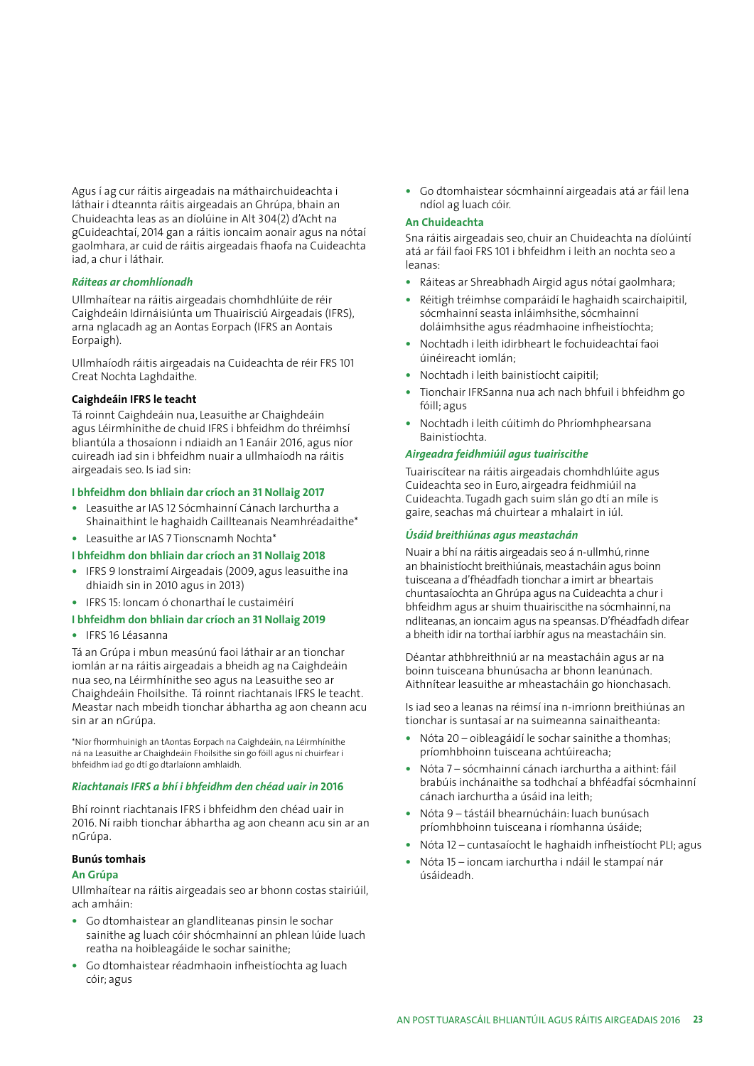Agus í ag cur ráitis airgeadais na máthairchuideachta i láthair i dteannta ráitis airgeadais an Ghrúpa, bhain an Chuideachta leas as an díolúine in Alt 304(2) d'Acht na gCuideachtaí, 2014 gan a ráitis ioncaim aonair agus na nótaí gaolmhara, ar cuid de ráitis airgeadais fhaofa na Cuideachta iad, a chur i láthair.

### *Ráiteas ar chomhlíonadh*

Ullmhaítear na ráitis airgeadais chomhdhlúite de réir Caighdeáin Idirnáisiúnta um Thuairisciú Airgeadais (IFRS), arna nglacadh ag an Aontas Eorpach (IFRS an Aontais Eorpaigh).

Ullmhaíodh ráitis airgeadais na Cuideachta de réir FRS 101 Creat Nochta Laghdaithe.

### Caighdeáin IFRS le teacht

Tá roinnt Caighdeáin nua, Leasuithe ar Chaighdeáin agus Léirmhínithe de chuid IFRS i bhfeidhm do thréimhsí bliantúla a thosaíonn i ndiaidh an 1 Eanáir 2016, agus níor cuireadh iad sin i bhfeidhm nuair a ullmhaíodh na ráitis airgeadais seo. Is iad sin:

#### I bhfeidhm don bhliain dar críoch an 31 Nollaig 2017

- Leasuithe ar IAS 12 Sócmhainní Cánach Iarchurtha a Shainaithint le haghaidh Caillteanais Neamhréadaithe*
- Leasuithe ar IAS 7 Tionscnamh Nochta*

#### I bhfeidhm don bhliain dar críoch an 31 Nollaig 2018

- IFRS 9 Ionstraimí Airgeadais (2009, agus leasuithe ina dhiaidh sin in 2010 agus in 2013)
- IFRS 15: Ioncam ó chonarthaí le custaiméirí

#### I bhfeidhm don bhliain dar críoch an 31 Nollaig 2019

- IFRS 16 Léasanna

Tá an Grúpa i mbun measúnú faoi láthair ar an tionchar iomlán ar na ráitis airgeadais a bheidh ag na Caighdeáin nua seo, na Léirmhínithe seo agus na Leasuithe seo ar Chaighdeáin Fhoilsithe. Tá roinnt riachtanais IFRS le teacht. Meastar nach mbeidh tionchar ábhartha ag aon cheann acu sin ar an nGrúpa.

*Níor fhormhuinigh an tAontas Eorpach na Caighdeáin, na Léirmhínithe ná na Leasuithe ar Chaighdeáin Fhoilsithe sin go fóill agus ní chuirfear i bhfeidhm iad go dtí go dtarlaíonn amhlaidh.

### *Riachtanais IFRS a bhí i bhfeidhm den chéad uair in 2016*

Bhí roinnt riachtanais IFRS i bhfeidhm den chéad uair in 2016. Ní raibh tionchar ábhartha ag aon cheann acu sin ar an nGrúpa.

### Bunús tomhais

#### An Grúpa

Ullmhaítear na ráitis airgeadais seo ar bhonn costas stairiúil, ach amháin:

- Go dtomhaistear an glandliteanas pinsin le sochar sainithe ag luach cóir shócmhainní an phlean lúide luach reatha na hoibleagáide le sochar sainithe;
- Go dtomhaistear réadmhaoin infheistíochta ag luach cóir; agus
- Go dtomhaistear sócmhainní airgeadais atá ar fáil lena ndíol ag luach cóir.

#### An Chuideachta

Sna ráitis airgeadais seo, chuir an Chuideachta na díolúintí atá ar fáil faoi FRS 101 i bhfeidhm i leith an nochta seo a leanas:

- Ráiteas ar Shreabhadh Airgid agus nótaí gaolmhara;
- Réitigh tréimhse comparáidí le haghaidh scairchaipitil, sócmhainní seasta inláimhsithe, sócmhainní doláimhsithe agus réadmhaoine infheistíochta;
- Nochtadh i leith idirbheart le fochuideachtaí faoi úinéireacht iomlán;
- Nochtadh i leith bainistíocht caipitil;
- Tionchair IFRSanna nua ach nach bhfuil i bhfeidhm go fóill; agus
- Nochtadh i leith cúitimh do Phríomhphearsana Bainistíochta.

### *Airgeadra feidhmiúil agus tuairiscithe*

Tuairiscítear na ráitis airgeadais chomhdhlúite agus Cuideachta seo in Euro, airgeadra feidhmiúil na Cuideachta. Tugadh gach suim slán go dtí an míle is gaire, seachas má chuirtear a mhalairt in iúl.

### *Úsáid breithiúnas agus meastachán*

Nuair a bhí na ráitis airgeadais seo á n-ullmhú, rinne an bhainistíocht breithiúnais, meastacháin agus boinn tuisceana a d'fhéadfadh tionchar a imirt ar bheartais chuntasaíochta an Ghrúpa agus na Cuideachta a chur i bhfeidhm agus ar shuim thuairiscithe na sócmhainní, na ndliteanas, an ioncaim agus na speansas. D'fhéadfadh difear a bheith idir na torthaí iarbhír agus na meastacháin sin.

Déantar athbhreithniú ar na meastacháin agus ar na boinn tuisceana bhunúsacha ar bhonn leanúnach. Aithnítear leasuithe ar mheastacháin go hionchasach.

Is iad seo a leanas na réimsí ina n-imríonn breithiúnas an tionchar is suntasaí ar na suimeanna sainaitheanta:

- Nóta 20 – oibleagáidí le sochar sainithe a thomhas; príomhbhoinn tuisceana achtúireacha;
- Nóta 7 – sócmhainní cánach iarchurtha a aithint: fáil brabúis inchánaithe sa todhchaí a bhféadfaí sócmhainní cánach iarchurtha a úsáid ina leith;
- Nóta 9 – tástáil bhearnúcháin: luach bunúsach príomhbhoinn tuisceana i ríomhanna úsáide;
- Nóta 12 – cuntasaíocht le haghaidh infheistíocht PLI; agus
- Nóta 15 – ioncam iarchurtha i ndáil le stampaí nár úsáideadh.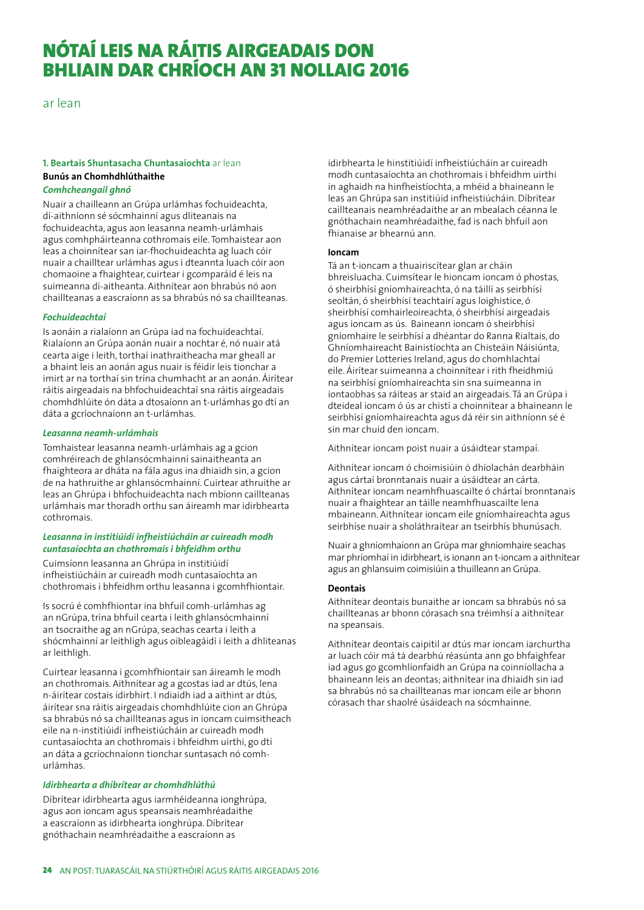# NÓTAÍ LEIS NA RÁITIS AIRGEADAIS DON BHLIAIN DAR CHRÍOCH AN 31 NOLLAIG 2016

ar lean

### 1. Beartais Shuntasacha Chuntasaíochta ar lean

**Bunús an Chomhdhlúthaithe**

***Comhcheangail ghnó***

Nuair a chailleann an Grúpa urlámhas fochuideachta, dí-aithníonn sé sócmhainní agus dliteanais na fochuideachta, agus aon leasanna neamh-urlámhais agus comhpháirteanna cothromais eile. Tomhaistear aon leas a choinnítear san iar-fhochuideachta ag luach cóir nuair a chailltear urlámhas agus i dteannta luach cóir aon chomaoine a fhaightear, cuirtear i gcomparáid é leis na suimeanna dí-aitheanta. Aithnítear aon bhrabús nó aon chaillteanas a eascraíonn as sa bhrabús nó sa chaillteanas.

***Fochuideachtaí***

Is aonáin a rialaíonn an Grúpa iad na fochuideachtaí. Rialaíonn an Grúpa aonán nuair a nochtar é, nó nuair atá cearta aige i leith, torthaí inathraitheacha mar gheall ar a bhaint leis an aonán agus nuair is féidir leis tionchar a imirt ar na torthaí sin trína chumhacht ar an aonán. Áirítear ráitis airgeadais na bhfochuideachtaí sna ráitis airgeadais chomhdhlúite ón dáta a dtosaíonn an t-urlámhas go dtí an dáta a gcríochnaíonn an t-urlámhas.

***Leasanna neamh-urlámhais***

Tomhaistear leasanna neamh-urlámhais ag a gcion comhréireach de ghlansócmhainní sainaitheanta an fhaighteora ar dháta na fála agus ina dhiaidh sin, a gcion de na hathruithe ar ghlansócmhainní. Cuirtear athruithe ar leas an Ghrúpa i bhfochuideachta nach mbíonn caillteanas urlámhais mar thoradh orthu san áireamh mar idirbhearta cothromais.

***Leasanna in institiúidí infheistiúcháin ar cuireadh modh cuntasaíochta an chothromais i bhfeidhm orthu***

Cuimsíonn leasanna an Ghrúpa in institiúidí infheistiúcháin ar cuireadh modh cuntasaíochta an chothromais i bhfeidhm orthu leasanna i gcomhfhiontair.

Is socrú é comhfhiontar ina bhfuil comh-urlámhas ag an nGrúpa, trína bhfuil cearta i leith ghlansócmhainní an tsocraithe ag an nGrúpa, seachas cearta i leith a shócmhainní ar leithligh agus oibleagáidí i leith a dhliteanas ar leithligh.

Cuirtear leasanna i gcomhfhiontair san áireamh le modh an chothromais. Aithnítear ag a gcostas iad ar dtús, lena n-áirítear costais idirbhirt. I ndiaidh iad a aithint ar dtús, áirítear sna ráitis airgeadais chomhdhlúite cion an Ghrúpa sa bhrabús nó sa chaillteanas agus in ioncam cuimsitheach eile na n-institiúidí infheistiúcháin ar cuireadh modh cuntasaíochta an chothromais i bhfeidhm uirthi, go dtí an dáta a gcríochnaíonn tionchar suntasach nó comh-urlámhas.

***Idirbhearta a dhíbrítear ar chomhdhlúthú***

Díbrítear idirbhearta agus iarmhéideanna ionghrúpa, agus aon ioncam agus speansais neamhréadaithe a eascraíonn as idirbhearta ionghrúpa. Díbrítear gnóthachain neamhréadaithe a eascraíonn as idirbhearta le hinstitiúidí infheistiúcháin ar cuireadh modh cuntasaíochta an chothromais i bhfeidhm uirthi in aghaidh na hinfheistíochta, a mhéid a bhaineann le leas an Ghrúpa san institiúid infheistiúcháin. Díbrítear caillteanais neamhréadaithe ar an mbealach céanna le gnóthachain neamhréadaithe, fad is nach bhfuil aon fhianaise ar bhearnú ann.

**Ioncam**

Tá an t-ioncam a thuairiscítear glan ar cháin bhreisluacha. Cuimsítear le hioncam ioncam ó phostas, ó sheirbhísí gníomhaireachta, ó na táillí as seirbhísí seoltán, ó sheirbhísí teachtairí agus loighistice, ó sheirbhísí comhairleoireachta, ó sheirbhísí airgeadais agus ioncam as ús. Baineann ioncam ó sheirbhísí gníomhaire le seirbhísí a dhéantar do Ranna Rialtais, do Ghníomhaireacht Bainistíochta an Chisteáin Náisiúnta, do Premier Lotteries Ireland, agus do chomhlachtaí eile. Áirítear suimeanna a choinnítear i rith fheidhmiú na seirbhísí gníomhaireachta sin sna suimeanna in iontaobhas sa ráiteas ar staid an airgeadais. Tá an Grúpa i dteideal ioncam ó ús ar chistí a choinnítear a bhaineann le seirbhísí gníomhaireachta agus dá réir sin aithníonn sé é sin mar chuid den ioncam.

Aithnítear ioncam poist nuair a úsáidtear stampaí.

Aithnítear ioncam ó choimisiúin ó dhíolachán dearbháin agus cártaí bronntanais nuair a úsáidtear an cárta. Aithnítear ioncam neamhfhuascailte ó chártaí bronntanais nuair a fhaightear an táille neamhfhuascailte lena mbaineann. Aithnítear ioncam eile gníomhaireachta agus seirbhíse nuair a sholáthraítear an tseirbhís bhunúsach.

Nuair a ghníomhaíonn an Grúpa mar ghníomhaire seachas mar phríomhaí in idirbheart, is ionann an t-ioncam a aithnítear agus an ghlansuim coimisiúin a thuilleann an Grúpa.

**Deontais**

Aithnítear deontais bunaithe ar ioncam sa bhrabús nó sa chaillteanas ar bhonn córasach sna tréimhsí a aithnítear na speansais.

Aithnítear deontais caipitil ar dtús mar ioncam iarchurtha ar luach cóir má tá dearbhú réasúnta ann go bhfaighfear iad agus go gcomhlíonfaidh an Grúpa na coinníollacha a bhaineann leis an deontas; aithnítear ina dhiaidh sin iad sa bhrabús nó sa chaillteanas mar ioncam eile ar bhonn córasach thar shaolré úsáideach na sócmhainne.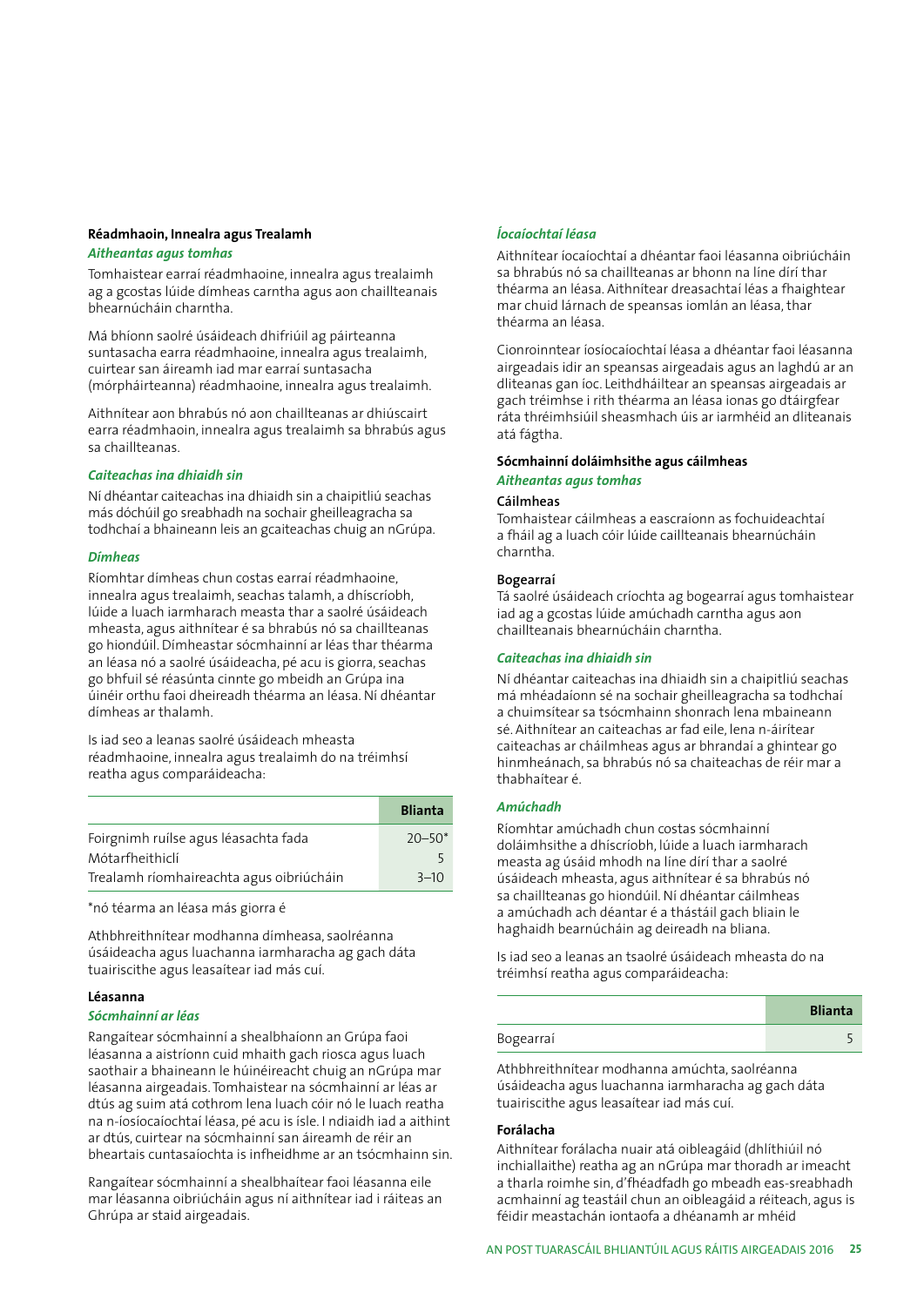### Réadmhaoin, Innealra agus Trealamh

***Aitheantas agus tomhas***

Tomhaistear earraí réadmhaoine, innealra agus trealaimh ag a gcostas lúide dímheas carntha agus aon chaillteanais bhearnúcháin charntha.

Má bhíonn saolré úsáideach dhifriúil ag páirteanna suntasacha earra réadmhaoine, innealra agus trealaimh, cuirtear san áireamh iad mar earraí suntasacha (mórpháirteanna) réadmhaoine, innealra agus trealaimh.

Aithnítear aon bhrabús nó aon chaillteanas ar dhiúscairt earra réadmhaoin, innealra agus trealaimh sa bhrabús agus sa chaillteanas.

***Caiteachas ina dhiaidh sin***

Ní dhéantar caiteachas ina dhiaidh sin a chaipitliú seachas más dóchúil go sreabhadh na sochair gheilleagracha sa todhchaí a bhaineann leis an gcaiteachas chuig an nGrúpa.

***Dímheas***

Ríomhtar dímheas chun costas earraí réadmhaoine, innealra agus trealaimh, seachas talamh, a dhíscríobh, lúide a luach iarmharach measta thar a saolré úsáideach mheasta, agus aithnítear é sa bhrabús nó sa chaillteanas go hiondúil. Dímheastar sócmhainní ar léas thar théarma an léasa nó a saolré úsáideacha, pé acu is giorra, seachas go bhfuil sé réasúnta cinnte go mbeidh an Grúpa ina úinéir orthu faoi dheireadh théarma an léasa. Ní dhéantar dímheas ar thalamh.

Is iad seo a leanas saolré úsáideach mheasta réadmhaoine, innealra agus trealaimh do na tréimhsí reatha agus comparáideacha:

| | Blianta |
|---|---|
| Foirgnimh ruílse agus léasachta fada | 20–50* |
| Mótarfheithiclí | 5 |
| Trealamh ríomhaireachta agus oibriúcháin | 3–10 |

*nó téarma an léasa más giorra é

Athbhreithnítear modhanna dímheasa, saolréanna úsáideacha agus luachanna iarmharacha ag gach dáta tuairiscithe agus leasaítear iad más cuí.

### Léasanna

***Sócmhainní ar léas***

Rangaítear sócmhainní a shealbhaíonn an Grúpa faoi léasanna a aistríonn cuid mhaith gach riosca agus luach saothair a bhaineann le húinéireacht chuig an nGrúpa mar léasanna airgeadais. Tomhaistear na sócmhainní ar léas ar dtús ag suim atá cothrom lena luach cóir nó le luach reatha na n-íosíocaíochtaí léasa, pé acu is ísle. I ndiaidh iad a aithint ar dtús, cuirtear na sócmhainní san áireamh de réir an bheartais cuntasaíochta is infheidhme ar an tsócmhainn sin.

Rangaítear sócmhainní a shealbhaítear faoi léasanna eile mar léasanna oibriúcháin agus ní aithnítear iad i ráiteas an Ghrúpa ar staid airgeadais.

***Íocaíochtaí léasa***

Aithnítear íocaíochtaí a dhéantar faoi léasanna oibriúcháin sa bhrabús nó sa chaillteanas ar bhonn na líne dírí thar théarma an léasa. Aithnítear dreasachtaí léas a fhaightear mar chuid lárnach de speansas iomlán an léasa, thar théarma an léasa.

Cionroinntear íosíocaíochtaí léasa a dhéantar faoi léasanna airgeadais idir an speansas airgeadais agus an laghdú ar an dliteanas gan íoc. Leithdháiltear an speansas airgeadais ar gach tréimhse i rith théarma an léasa ionas go dtáirgfear ráta thréimhsiúil sheasmhach úis ar iarmhéid an dliteanais atá fágtha.

### Sócmhainní doláimhsithe agus cáilmheas

***Aitheantas agus tomhas***

**Cáilmheas**
Tomhaistear cáilmheas a eascraíonn as fochuideachtaí a fháil ag a luach cóir lúide caillteanais bhearnúcháin charntha.

**Bogearraí**
Tá saolré úsáideach críochta ag bogearraí agus tomhaistear iad ag a gcostas lúide amúchadh carntha agus aon chaillteanais bhearnúcháin charntha.

***Caiteachas ina dhiaidh sin***

Ní dhéantar caiteachas ina dhiaidh sin a chaipitliú seachas má mhéadaíonn sé na sochair gheilleagracha sa todhchaí a chuimsítear sa tsócmhainn shonrach lena mbaineann sé. Aithnítear an caiteachas ar fad eile, lena n-áirítear caiteachas ar cháilmheas agus ar bhrandaí a ghintear go hinmheánach, sa bhrabús nó sa chaiteachas de réir mar a thabhaítear é.

***Amúchadh***

Ríomhtar amúchadh chun costas sócmhainní doláimhsithe a dhíscríobh, lúide a luach iarmharach measta ag úsáid mhodh na líne dírí thar a saolré úsáideach mheasta, agus aithnítear é sa bhrabús nó sa chaillteanas go hiondúil. Ní dhéantar cáilmheas a amúchadh ach déantar é a thástáil gach bliain le haghaidh bearnúcháin ag deireadh na bliana.

Is iad seo a leanas an tsaolré úsáideach mheasta do na tréimhsí reatha agus comparáideacha:

| | Blianta |
|---|---|
| Bogearraí | 5 |

Athbhreithnítear modhanna amúchta, saolréanna úsáideacha agus luachanna iarmharacha ag gach dáta tuairiscithe agus leasaítear iad más cuí.

### Forálacha

Aithnítear forálacha nuair atá oibleagáid (dhlíthiúil nó inchiallaithe) reatha ag an nGrúpa mar thoradh ar imeacht a tharla roimhe sin, d'fhéadfadh go mbeadh eas-sreabhadh acmhainní ag teastáil chun an oibleagáid a réiteach, agus is féidir meastachán iontaofa a dhéanamh ar mhéid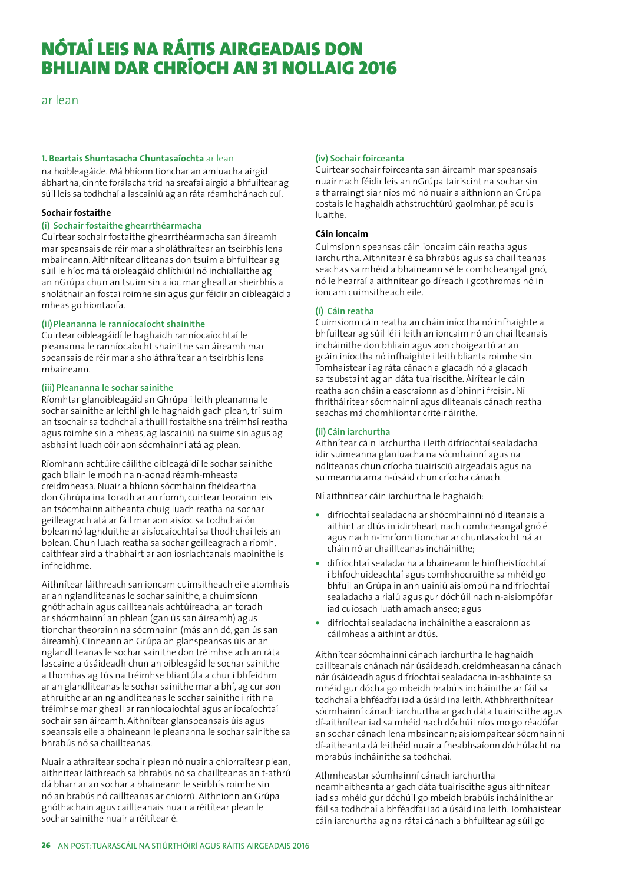# NÓTAÍ LEIS NA RÁITIS AIRGEADAIS DON BHLIAIN DAR CHRÍOCH AN 31 NOLLAIG 2016

ar lean

**1. Beartais Shuntasacha Chuntasaíochta** ar lean

na hoibleagáide. Má bhíonn tionchar an amluacha airgid ábhartha, cinnte forálacha tríd na sreafaí airgid a bhfuiltear ag súil leis sa todhchaí a lascainiú ag an ráta réamhchánach cuí.

**Sochair fostaithe**

**(i) Sochair fostaithe ghearrthéarmacha**

Cuirtear sochair fostaithe ghearrthéarmacha san áireamh mar speansais de réir mar a sholáthraítear an tseirbhís lena mbaineann. Aithnítear dliteanas don tsuim a bhfuiltear ag súil le híoc má tá oibleagáid dhlíthiúil nó inchiallaithe ag an nGrúpa chun an tsuim sin a íoc mar gheall ar sheirbhís a sholáthair an fostaí roimhe sin agus gur féidir an oibleagáid a mheas go hiontaofa.

**(ii) Pleananna le ranníocaíocht shainithe**

Cuirtear oibleagáidí le haghaidh ranníocaíochtaí le pleananna le ranníocaíocht shainithe san áireamh mar speansais de réir mar a sholáthraítear an tseirbhís lena mbaineann.

**(iii) Pleananna le sochar sainithe**

Ríomhtar glanoibleagáid an Ghrúpa i leith pleananna le sochar sainithe ar leithligh le haghaidh gach plean, trí suim an tsochair sa todhchaí a thuill fostaithe sna tréimhsí reatha agus roimhe sin a mheas, ag lascainiú na suime sin agus ag asbhaint luach cóir aon sócmhainní atá ag plean.

Ríomhann achtúire cáilithe oibleagáidí le sochar sainithe gach bliain le modh na n-aonad réamh-mheasta creidmheasa. Nuair a bhíonn sócmhainn fhéideartha don Ghrúpa ina toradh ar an ríomh, cuirtear teorainn leis an tsócmhainn aitheanta chuig luach reatha na sochar geilleagrach atá ar fáil mar aon aisíoc sa todhchaí ón bplean nó laghduithe ar aisíocaíochtaí sa thodhchaí leis an bplean. Chun luach reatha sa sochar geilleagrach a ríomh, caithfear aird a thabhairt ar aon íosriachtanais maoinithe is infheidhme.

Aithnítear láithreach san ioncam cuimsitheach eile atomhais ar an nglandliteanas le sochar sainithe, a chuimsíonn gnóthachain agus caillteanais achtúireacha, an toradh ar shócmhainní an phlean (gan ús san áireamh) agus tionchar theorainn na sócmhainn (más ann dó, gan ús san áireamh). Cinneann an Grúpa an glanspeansas úis ar an nglandliteanas le sochar sainithe don tréimhse ach an ráta lascaine a úsáideadh chun an oibleagáid le sochar sainithe a thomhas ag tús na tréimhse bliantúla a chur i bhfeidhm ar an glandliteanas le sochar sainithe mar a bhí, ag cur aon athruithe ar an nglandliteanas le sochar sainithe i rith na tréimhse mar gheall ar ranníocaíochtaí agus ar íocaíochtaí sochair san áireamh. Aithnítear glanspeansais úis agus speansais eile a bhaineann le pleananna le sochar sainithe sa bhrabús nó sa chaillteanas.

Nuair a athraítear sochair plean nó nuair a chiorraítear plean, aithnítear láithreach sa bhrabús nó sa chaillteanas an t-athrú dá bharr ar an sochar a bhaineann le seirbhís roimhe sin nó an brabús nó caillteanas ar chiorrú. Aithníonn an Grúpa gnóthachain agus caillteanais nuair a réitítear plean le sochar sainithe nuair a réitítear é.

**(iv) Sochair foirceanta**

Cuirtear sochair foirceanta san áireamh mar speansais nuair nach féidir leis an nGrúpa tairiscint na sochar sin a tharraingt siar níos mó nó nuair a aithníonn an Grúpa costais le haghaidh athstruchtúrú gaolmhar, pé acu is luaithe.

**Cáin ioncaim**

Cuimsíonn speansas cáin ioncaim cáin reatha agus iarchurtha. Aithnítear é sa bhrabús agus sa chaillteanas seachas sa mhéid a bhaineann sé le comhcheangal gnó, nó le hearraí a aithnítear go díreach i gcothromas nó in ioncam cuimsitheach eile.

**(i) Cáin reatha**

Cuimsíonn cáin reatha an cháin iníoctha nó infhaighte a bhfuiltear ag súil léi i leith an ioncaim nó an chaillteanais incháinithe don bhliain agus aon choigeartú ar an gcáin iníoctha nó infhaighte i leith blianta roimhe sin. Tomhaistear í ag ráta cánach a glacadh nó a glacadh sa tsubstaint ag an dáta tuairiscithe. Áirítear le cáin reatha aon cháin a eascraíonn as díbhinní freisin. Ní fhritháirítear sócmhainní agus dliteanais cánach reatha seachas má chomhlíontar critéir áirithe.

**(ii) Cáin iarchurtha**

Aithnítear cáin iarchurtha i leith difríochtaí sealadacha idir suimeanna glanluacha na sócmhainní agus na ndliteanas chun críocha tuairisciú airgeadais agus na suimeanna arna n-úsáid chun críocha cánach.

Ní aithnítear cáin iarchurtha le haghaidh:

- difríochtaí sealadacha ar shócmhainní nó dliteanais a aithint ar dtús in idirbheart nach comhcheangal gnó é agus nach n-imríonn tionchar ar chuntasaíocht ná ar cháin nó ar chaillteanas incháinithe;
- difríochtaí sealadacha a bhaineann le hinfheistíochtaí i bhfochuideachtaí agus comhshocruithe sa méid go bhfuil an Grúpa in ann uainiú aisiompú na ndifríochtaí sealadacha a rialú agus gur dóchúil nach n-aisiompófar iad cuíosach luath amach anseo; agus
- difríochtaí sealadacha incháinithe a eascraíonn as cáilmheas a aithint ar dtús.

Aithnítear sócmhainní cánach iarchurtha le haghaidh caillteanais chánach nár úsáideadh, creidmheasanna cánach nár úsáideadh agus difríochtaí sealadacha in-asbhainte sa mhéid gur dócha go mbeidh brabúis incháinithe ar fáil sa todhchaí a bhféadfaí iad a úsáid ina leith. Athbhreithnítear sócmhainní cánach iarchurtha ar gach dáta tuairiscithe agus dí-aithnítear iad sa mhéid nach dóchúil níos mo go réadófar an sochar cánach lena mbaineann; aisiompaítear sócmhainní dí-aitheanta dá leithéid nuair a fheabhsaíonn dóchúlacht na mbrabús incháinithe sa todhchaí.

Athmheastar sócmhainní cánach iarchurtha neamhaitheanta ar gach dáta tuairiscithe agus aithnítear iad sa mhéid gur dóchúil go mbeidh brabúis incháinithe ar fáil sa todhchaí a bhféadfaí iad a úsáid ina leith. Tomhaistear cáin iarchurtha ag na rátaí cánach a bhfuiltear ag súil go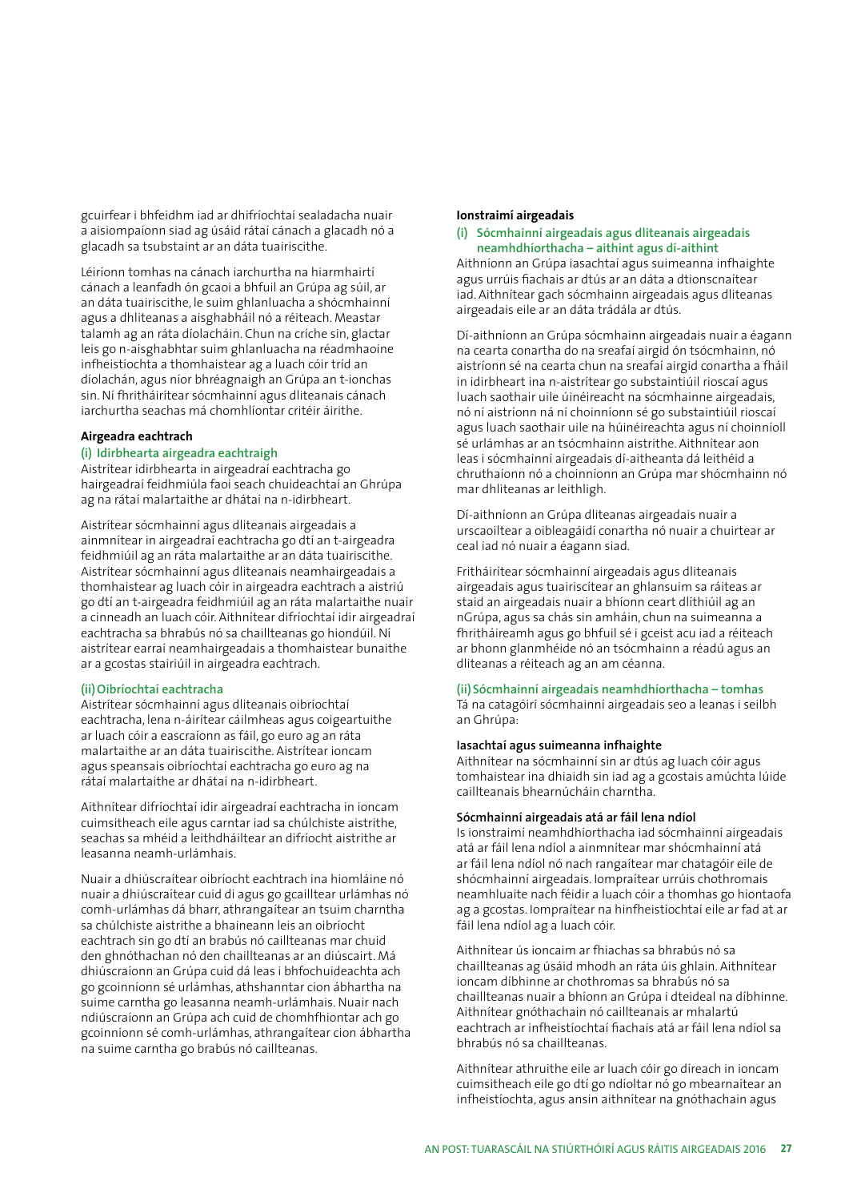gcuirfear i bhfeidhm iad ar dhifríochtaí sealadacha nuair a aisiompaíonn siad ag úsáid rátaí cánach a glacadh nó a glacadh sa tsubstaint ar an dáta tuairiscithe.

Léiríonn tomhas na cánach iarchurtha na hiarmhairtí cánach a leanfadh ón gcaoi a bhfuil an Grúpa ag súil, ar an dáta tuairiscithe, le suim ghlanluacha a shócmhainní agus a dhliteanas a aisghabháil nó a réiteach. Meastar talamh ag an ráta díolacháin. Chun na críche sin, glactar leis go n-aisghabhtar suim ghlanluacha na réadmhaoine infheistíochta a thomhaistear ag a luach cóir tríd an díolachán, agus níor bhréagnaigh an Grúpa an t-ionchas sin. Ní fhritháirítear sócmhainní agus dliteanais cánach iarchurtha seachas má chomhlíontar critéir áirithe.

#### Airgeadra eachtrach

##### (i) Idirbhearta airgeadra eachtraigh

Aistrítear idirbhearta in airgeadraí eachtracha go hairgeadraí feidhmiúla faoi seach chuideachtaí an Ghrúpa ag na rátaí malartaithe ar dhátaí na n-idirbheart.

Aistrítear sócmhainní agus dliteanais airgeadais a ainmnítear in airgeadraí eachtracha go dtí an t-airgeadra feidhmiúil ag an ráta malartaithe ar an dáta tuairiscithe. Aistrítear sócmhainní agus dliteanais neamhairgeadais a thomhaistear ag luach cóir in airgeadra eachtrach a aistriú go dtí an t-airgeadra feidhmiúil ag an ráta malartaithe nuair a cinneadh an luach cóir. Aithnítear difríochtaí idir airgeadraí eachtracha sa bhrabús nó sa chaillteanas go hiondúil. Ní aistrítear earraí neamhairgeadais a thomhaistear bunaithe ar a gcostas stairiúil in airgeadra eachtrach.

##### (ii) Oibríochtaí eachtracha

Aistrítear sócmhainní agus dliteanais oibríochtaí eachtracha, lena n-áirítear cáilmheas agus coigeartuithe ar luach cóir a eascraíonn as fáil, go euro ag an ráta malartaithe ar an dáta tuairiscithe. Aistrítear ioncam agus speansais oibríochtaí eachtracha go euro ag na rátaí malartaithe ar dhátaí na n-idirbheart.

Aithnítear difríochtaí idir airgeadraí eachtracha in ioncam cuimsitheach eile agus carntar iad sa chúlchiste aistrithe, seachas sa mhéid a leithdháiltear an difríocht aistrithe ar leasanna neamh-urlámhais.

Nuair a dhiúscraítear oibríocht eachtrach ina hiomláine nó nuair a dhiúscraítear cuid di agus go gcailltear urlámhas nó comh-urlámhas dá bharr, athrangaítear an tsuim charntha sa chúlchiste aistrithe a bhaineann leis an oibríocht eachtrach sin go dtí an brabús nó caillteanas mar chuid den ghnóthachan nó den chaillteanas ar an diúscairt. Má dhiúscraíonn an Grúpa cuid dá leas i bhfochuideachta ach go gcoinníonn sé urlámhas, athshanntar cion ábhartha na suime carntha go leasanna neamh-urlámhais. Nuair nach ndiúscraíonn an Grúpa ach cuid de chomhfhiontar ach go gcoinníonn sé comh-urlámhas, athrangaítear cion ábhartha na suime carntha go brabús nó caillteanas.

#### Ionstraimí airgeadais

##### (i) Sócmhainní airgeadais agus dliteanais airgeadais neamhdhíorthacha – aithint agus dí-aithint

Aithníonn an Grúpa iasachtaí agus suimeanna infhaighte agus urrúis fiachais ar dtús ar an dáta a dtionscnaítear iad. Aithnítear gach sócmhainn airgeadais agus dliteanas airgeadais eile ar an dáta trádála ar dtús.

Dí-aithníonn an Grúpa sócmhainn airgeadais nuair a éagann na cearta conartha do na sreafaí airgid ón tsócmhainn, nó aistríonn sé na cearta chun na sreafaí airgid conartha a fháil in idirbheart ina n-aistrítear go substaintiúil rioscaí agus luach saothair uile úinéireacht na sócmhainne airgeadais, nó ní aistríonn ná ní choinníonn sé go substaintiúil rioscaí agus luach saothair uile na húinéireachta agus ní choinníoll sé urlámhas ar an tsócmhainn aistrithe. Aithnítear aon leas i sócmhainní airgeadais dí-aitheanta dá leithéid a chruthaíonn nó a choinníonn an Grúpa mar shócmhainn nó mar dhliteanas ar leithligh.

Dí-aithníonn an Grúpa dliteanas airgeadais nuair a urscaoiltear a oibleagáidí conartha nó nuair a chuirtear ar ceal iad nó nuair a éagann siad.

Fritháirítear sócmhainní airgeadais agus dliteanais airgeadais agus tuairiscítear an ghlansuim sa ráiteas ar staid an airgeadais nuair a bhíonn ceart dlíthiúil ag an nGrúpa, agus sa chás sin amháin, chun na suimeanna a fhritháireamh agus go bhfuil sé i gceist acu iad a réiteach ar bhonn glanmhéide nó an tsócmhainn a réadú agus an dliteanas a réiteach ag an am céanna.

##### (ii) Sócmhainní airgeadais neamhdhíorthacha – tomhas

Tá na catagóirí sócmhainní airgeadais seo a leanas i seilbh an Ghrúpa:

**Iasachtaí agus suimeanna infhaighte**

Aithnítear na sócmhainní sin ar dtús ag luach cóir agus tomhaistear ina dhiaidh sin iad ag a gcostais amúchta lúide caillteanais bhearnúcháin charntha.

**Sócmhainní airgeadais atá ar fáil lena ndíol**

Is ionstraimí neamhdhíorthacha iad sócmhainní airgeadais atá ar fáil lena ndíol a ainmnítear mar shócmhainní atá ar fáil lena ndíol nó nach rangaítear mar chatagóir eile de shócmhainní airgeadais. Iompraítear urrúis chothromais neamhluaite nach féidir a luach cóir a thomhas go hiontaofa ag a gcostas. Iompraítear na hinfheistíochtaí eile ar fad at ar fáil lena ndíol ag a luach cóir.

Aithnítear ús ioncaim ar fhiachas sa bhrabús nó sa chaillteanas ag úsáid mhodh an ráta úis ghlain. Aithnítear ioncam díbhinne ar chothromas sa bhrabús nó sa chaillteanas nuair a bhíonn an Grúpa i dteideal na díbhinne. Aithnítear gnóthachain nó caillteanais ar mhalartú eachtrach ar infheistíochtaí fiachais atá ar fáil lena ndíol sa bhrabús nó sa chaillteanas.

Aithnítear athruithe eile ar luach cóir go díreach in ioncam cuimsitheach eile go dtí go ndíoltar nó go mbearnaítear an infheistíochta, agus ansin aithnítear na gnóthachain agus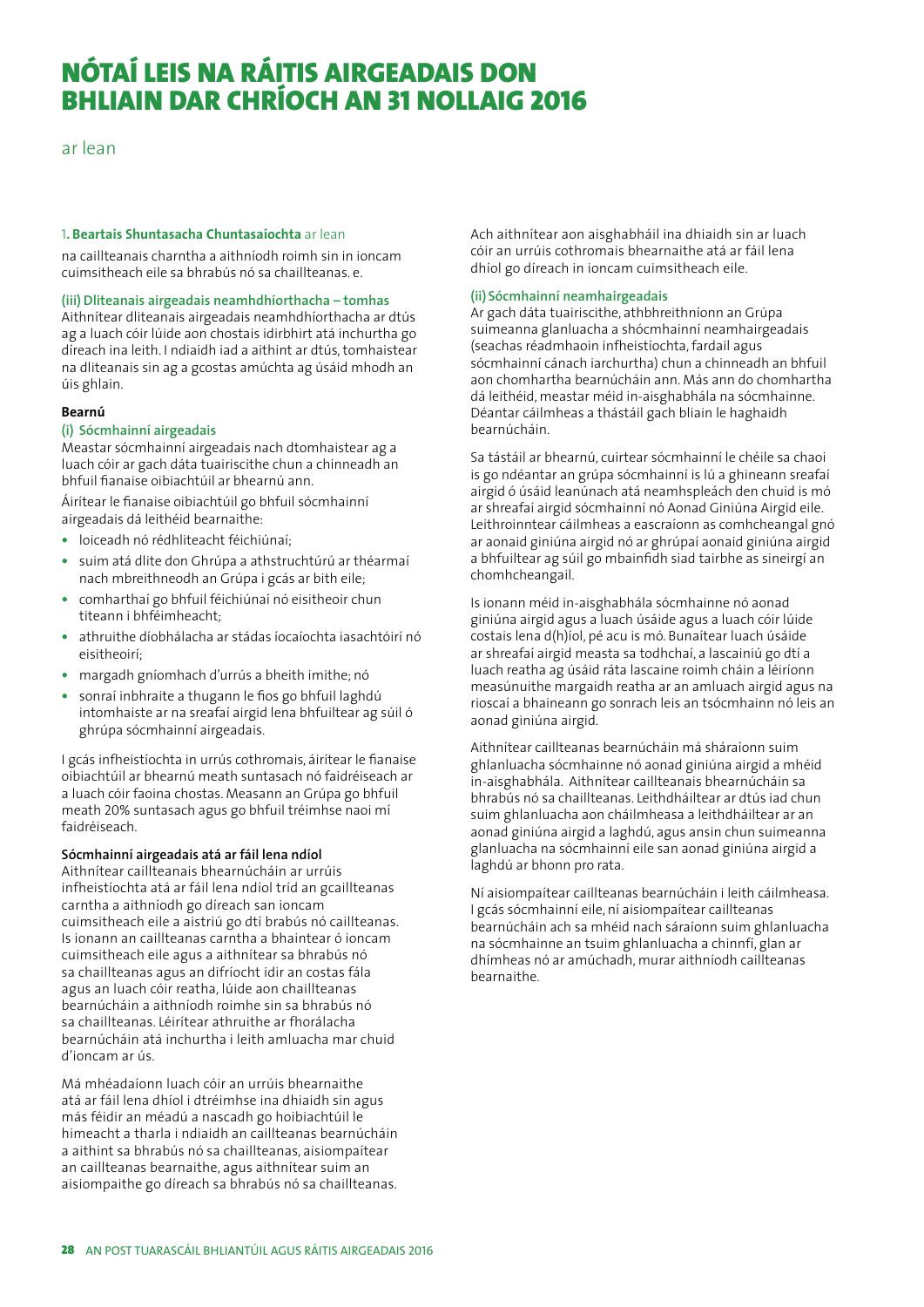# NÓTAÍ LEIS NA RÁITIS AIRGEADAIS DON BHLIAIN DAR CHRÍOCH AN 31 NOLLAIG 2016

ar lean

1. **Beartais Shuntasacha Chuntasaíochta** ar lean

na caillteanais charntha a aithníodh roimh sin in ioncam cuimsitheach eile sa bhrabús nó sa chaillteanas. e.

**(iii) Dliteanais airgeadais neamhdhíorthacha – tomhas**

Aithnítear dliteanais airgeadais neamhdhíorthacha ar dtús ag a luach cóir lúide aon chostais idirbhirt atá inchurtha go díreach ina leith. I ndiaidh iad a aithint ar dtús, tomhaistear na dliteanais sin ag a gcostas amúchta ag úsáid mhodh an úis ghlain.

**Bearnú**

**(i) Sócmhainní airgeadais**

Meastar sócmhainní airgeadais nach dtomhaistear ag a luach cóir ar gach dáta tuairiscithe chun a chinneadh an bhfuil fianaise oibiachtúil ar bhearnú ann.

Áirítear le fianaise oibiachtúil go bhfuil sócmhainní airgeadais dá leithéid bearnaithe:

- loiceadh nó rédhliteacht féichiúnaí;
- suim atá dlite don Ghrúpa a athstruchtúrú ar théarmaí nach mbreithneodh an Grúpa i gcás ar bith eile;
- comharthaí go bhfuil féichiúnaí nó eisitheoir chun titeann i bhféimheacht;
- athruithe díobhálacha ar stádas íocaíochta iasachtóirí nó eisitheoirí;
- margadh gníomhach d'urrús a bheith imithe; nó
- sonraí inbhraite a thugann le fios go bhfuil laghdú intomhaiste ar na sreafaí airgid lena bhfuiltear ag súil ó ghrúpa sócmhainní airgeadais.

I gcás infheistíochta in urrús cothromais, áirítear le fianaise oibiachtúil ar bhearnú meath suntasach nó faidréiseach ar a luach cóir faoina chostas. Measann an Grúpa go bhfuil meath 20% suntasach agus go bhfuil tréimhse naoi mí faidréiseach.

**Sócmhainní airgeadais atá ar fáil lena ndíol**

Aithnítear caillteanais bhearnúcháin ar urrúis infheistíochta atá ar fáil lena ndíol tríd an gcaillteanas carntha a aithníodh go díreach san ioncam cuimsitheach eile a aistriú go dtí brabús nó caillteanas. Is ionann an caillteanas carntha a bhaintear ó ioncam cuimsitheach eile agus a aithnítear sa bhrabús nó sa chaillteanas agus an difríocht idir an costas fála agus an luach cóir reatha, lúide aon chaillteanas bearnúcháin a aithníodh roimhe sin sa bhrabús nó sa chaillteanas. Léirítear athruithe ar fhorálacha bearnúcháin atá inchurtha i leith amluacha mar chuid d'ioncam ar ús.

Má mhéadaíonn luach cóir an urrúis bhearnaithe atá ar fáil lena dhíol i dtréimhse ina dhiaidh sin agus más féidir an méadú a nascadh go hoibiachtúil le himeacht a tharla i ndiaidh an caillteanas bearnúcháin a aithint sa bhrabús nó sa chaillteanas, aisiompaítear an caillteanas bearnaithe, agus aithnítear suim an aisiompaithe go díreach sa bhrabús nó sa chaillteanas.

Ach aithnítear aon aisghabháil ina dhiaidh sin ar luach cóir an urrúis cothromais bhearnaithe atá ar fáil lena dhíol go díreach in ioncam cuimsitheach eile.

**(ii) Sócmhainní neamhairgeadais**

Ar gach dáta tuairiscithe, athbhreithníonn an Grúpa suimeanna glanluacha a shócmhainní neamhairgeadais (seachas réadmhaoin infheistíochta, fardail agus sócmhainní cánach iarchurtha) chun a chinneadh an bhfuil aon chomhartha bearnúcháin ann. Más ann do chomhartha dá leithéid, meastar méid in-aisghabhála na sócmhainne. Déantar cáilmheas a thástáil gach bliain le haghaidh bearnúcháin.

Sa tástáil ar bhearnú, cuirtear sócmhainní le chéile sa chaoi is go ndéantar an grúpa sócmhainní is lú a ghineann sreafaí airgid ó úsáid leanúnach atá neamhspleách den chuid is mó ar shreafaí airgid sócmhainní nó Aonad Giniúna Airgid eile. Leithroinntear cáilmheas a eascraíonn as comhcheangal gnó ar aonaid giniúna airgid nó ar ghrúpaí aonaid giniúna airgid a bhfuiltear ag súil go mbainfidh siad tairbhe as sineirgí an chomhcheangail.

Is ionann méid in-aisghabhála sócmhainne nó aonad giniúna airgid agus a luach úsáide agus a luach cóir lúide costais lena d(h)íol, pé acu is mó. Bunaítear luach úsáide ar shreafaí airgid measta sa todhchaí, a lascainiú go dtí a luach reatha ag úsáid ráta lascaine roimh cháin a léiríonn measúnuithe margaidh reatha ar an amluach airgid agus na rioscaí a bhaineann go sonrach leis an tsócmhainn nó leis an aonad giniúna airgid.

Aithnítear caillteanas bearnúcháin má sháraíonn suim ghlanluacha sócmhainne nó aonad giniúna airgid a mhéid in-aisghabhála. Aithnítear caillteanais bhearnúcháin sa bhrabús nó sa chaillteanas. Leithdháiltear ar dtús iad chun suim ghlanluacha aon cháilmheasa a leithdháiltear ar an aonad giniúna airgid a laghdú, agus ansin chun suimeanna glanluacha na sócmhainní eile san aonad giniúna airgid a laghdú ar bhonn pro rata.

Ní aisiompaítear caillteanas bearnúcháin i leith cáilmheasa. I gcás sócmhainní eile, ní aisiompaítear caillteanas bearnúcháin ach sa mhéid nach sáraíonn suim ghlanluacha na sócmhainne an tsuim ghlanluacha a chinnfí, glan ar dhímheas nó ar amúchadh, murar aithníodh caillteanas bearnaithe.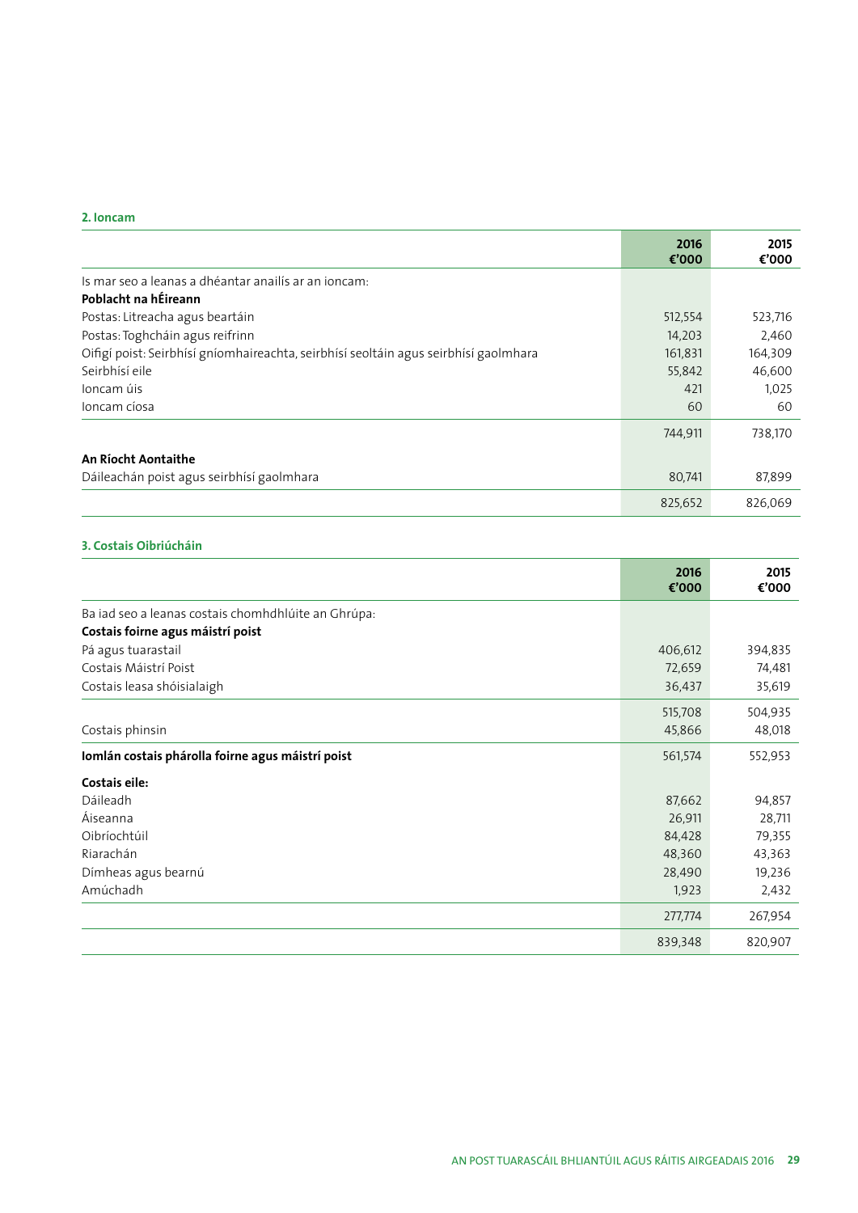## 2. Ioncam

| | 2016 €'000 | 2015 €'000 |
|---|---|---|
| Is mar seo a leanas a dhéantar anailís ar an ioncam: | | |
| **Poblacht na hÉireann** | | |
| Postas: Litreacha agus beartáin | 512,554 | 523,716 |
| Postas: Toghcháin agus reifrinn | 14,203 | 2,460 |
| Oifigí poist: Seirbhísí gníomhaireachta, seirbhísí seoltáin agus seirbhísí gaolmhara | 161,831 | 164,309 |
| Seirbhísí eile | 55,842 | 46,600 |
| Ioncam úis | 421 | 1,025 |
| Ioncam cíosa | 60 | 60 |
| | 744,911 | 738,170 |
| **An Ríocht Aontaithe** | | |
| Dáileachán poist agus seirbhísí gaolmhara | 80,741 | 87,899 |
| | 825,652 | 826,069 |

## 3. Costais Oibriúcháin

| | 2016 €'000 | 2015 €'000 |
|---|---|---|
| Ba iad seo a leanas costais chomhdhlúite an Ghrúpa: | | |
| **Costais foirne agus máistrí poist** | | |
| Pá agus tuarastail | 406,612 | 394,835 |
| Costais Máistrí Poist | 72,659 | 74,481 |
| Costais leasa shóisialaigh | 36,437 | 35,619 |
| | 515,708 | 504,935 |
| Costais phinsin | 45,866 | 48,018 |
| **Iomlán costais phárolla foirne agus máistrí poist** | 561,574 | 552,953 |
| **Costais eile:** | | |
| Dáileadh | 87,662 | 94,857 |
| Áiseanna | 26,911 | 28,711 |
| Oibríochtúil | 84,428 | 79,355 |
| Riarachán | 48,360 | 43,363 |
| Dímheas agus bearnú | 28,490 | 19,236 |
| Amúchadh | 1,923 | 2,432 |
| | 277,774 | 267,954 |
| | 839,348 | 820,907 |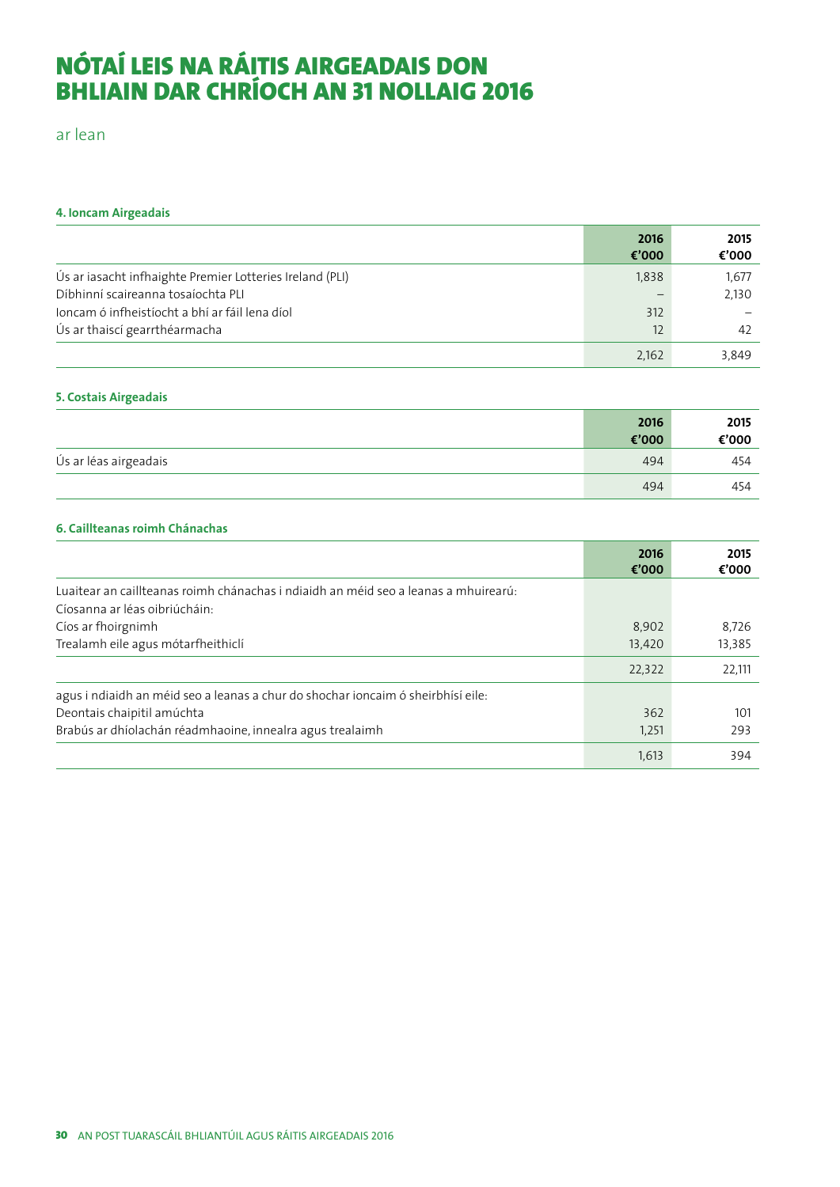# NÓTAÍ LEIS NA RÁITIS AIRGEADAIS DON BHLIAIN DAR CHRÍOCH AN 31 NOLLAIG 2016

ar lean

### 4. Ioncam Airgeadais

| | 2016 €'000 | 2015 €'000 |
|---|---|---|
| Ús ar iasacht infhaighte Premier Lotteries Ireland (PLI) | 1,838 | 1,677 |
| Díbhinní scaireanna tosaíochta PLI | – | 2,130 |
| Ioncam ó infheistíocht a bhí ar fáil lena díol | 312 | – |
| Ús ar thaiscí gearrthéarmacha | 12 | 42 |
| | 2,162 | 3,849 |

### 5. Costais Airgeadais

| | 2016 €'000 | 2015 €'000 |
|---|---|---|
| Ús ar léas airgeadais | 494 | 454 |
| | 494 | 454 |

### 6. Caillteanas roimh Chánachas

| | 2016 €'000 | 2015 €'000 |
|---|---|---|
| Luaitear an caillteanas roimh chánachas i ndiaidh an méid seo a leanas a mhuirearú: | | |
| Cíosanna ar léas oibriúcháin: | | |
| Cíos ar fhoirgnimh | 8,902 | 8,726 |
| Trealamh eile agus mótarfheithiclí | 13,420 | 13,385 |
| | 22,322 | 22,111 |
| agus i ndiaidh an méid seo a leanas a chur do shochar ioncaim ó sheirbhísí eile: | | |
| Deontais chaipitil amúchta | 362 | 101 |
| Brabús ar dhíolachán réadmhaoine, innealra agus trealaimh | 1,251 | 293 |
| | 1,613 | 394 |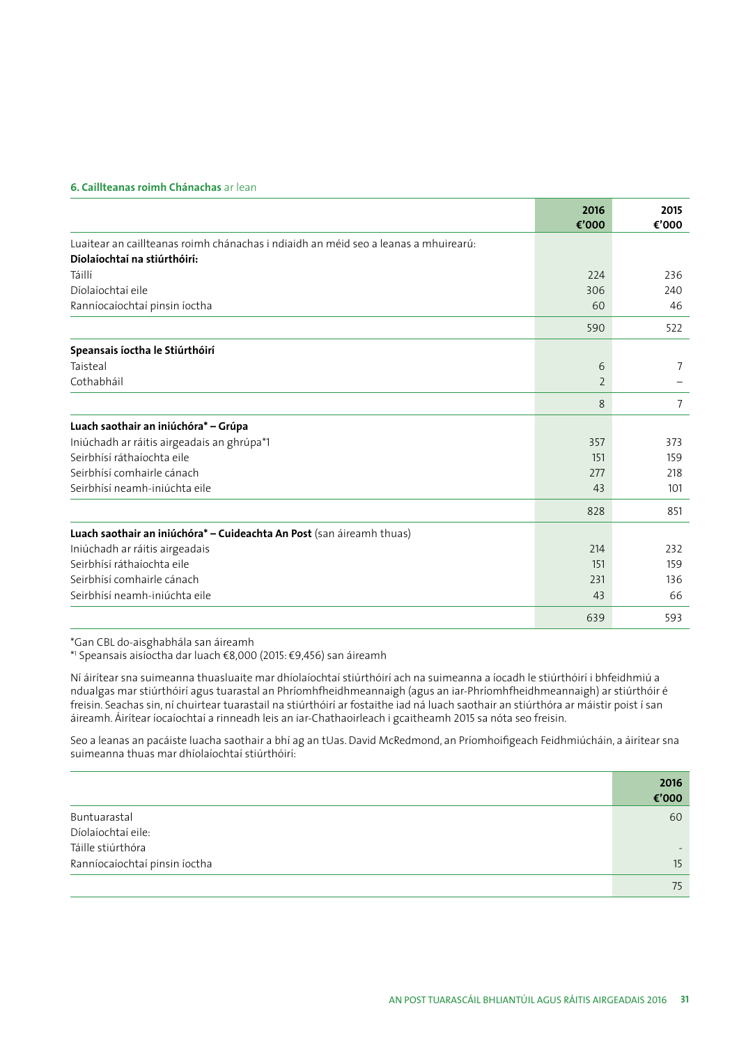**6. Caillteanas roimh Chánachas** ar lean

| | 2016 €'000 | 2015 €'000 |
|---|---|---|
| Luaitear an caillteanas roimh chánachas i ndiaidh an méid seo a leanas a mhuirearú: | | |
| **Díolaíochtaí na stiúrthóirí:** | | |
| Táillí | 224 | 236 |
| Díolaíochtaí eile | 306 | 240 |
| Ranníocaíochtaí pinsin íoctha | 60 | 46 |
| | 590 | 522 |
| **Speansais íoctha le Stiúrthóirí** | | |
| Taisteal | 6 | 7 |
| Cothabháil | 2 | – |
| | 8 | 7 |
| **Luach saothair an iniúchóra* – Grúpa** | | |
| Iniúchadh ar ráitis airgeadais an ghrúpa*1 | 357 | 373 |
| Seirbhísí ráthaíochta eile | 151 | 159 |
| Seirbhísí comhairle cánach | 277 | 218 |
| Seirbhísí neamh-iniúchta eile | 43 | 101 |
| | 828 | 851 |
| **Luach saothair an iniúchóra* – Cuideachta An Post** (san áireamh thuas) | | |
| Iniúchadh ar ráitis airgeadais | 214 | 232 |
| Seirbhísí ráthaíochta eile | 151 | 159 |
| Seirbhísí comhairle cánach | 231 | 136 |
| Seirbhísí neamh-iniúchta eile | 43 | 66 |
| | 639 | 593 |

*Gan CBL do-aisghabhála san áireamh
*[1] Speansais aisíoctha dar luach €8,000 (2015: €9,456) san áireamh

Ní áirítear sna suimeanna thuasluaite mar dhíolaíochtaí stiúrthóirí ach na suimeanna a íocadh le stiúrthóirí i bhfeidhmiú a ndualgas mar stiúrthóirí agus tuarastal an Phríomhfheidhmeannaigh (agus an iar-Phríomhfheidhmeannaigh) ar stiúrthóir é freisin. Seachas sin, ní chuirtear tuarastail na stiúrthóirí ar fostaithe iad ná luach saothair an stiúrthóra ar máistir poist í san áireamh. Áirítear íocaíochtaí a rinneadh leis an iar-Chathaoirleach i gcaitheamh 2015 sa nóta seo freisin.

Seo a leanas an pacáiste luacha saothair a bhí ag an tUas. David McRedmond, an Príomhoifigeach Feidhmiúcháin, a áirítear sna suimeanna thuas mar dhíolaíochtaí stiúrthóirí:

| | 2016 €'000 |
|---|---|
| Buntuarastal | 60 |
| Díolaíochtaí eile: | |
| Táille stiúrthóra | - |
| Ranníocaíochtaí pinsin íoctha | 15 |
| | 75 |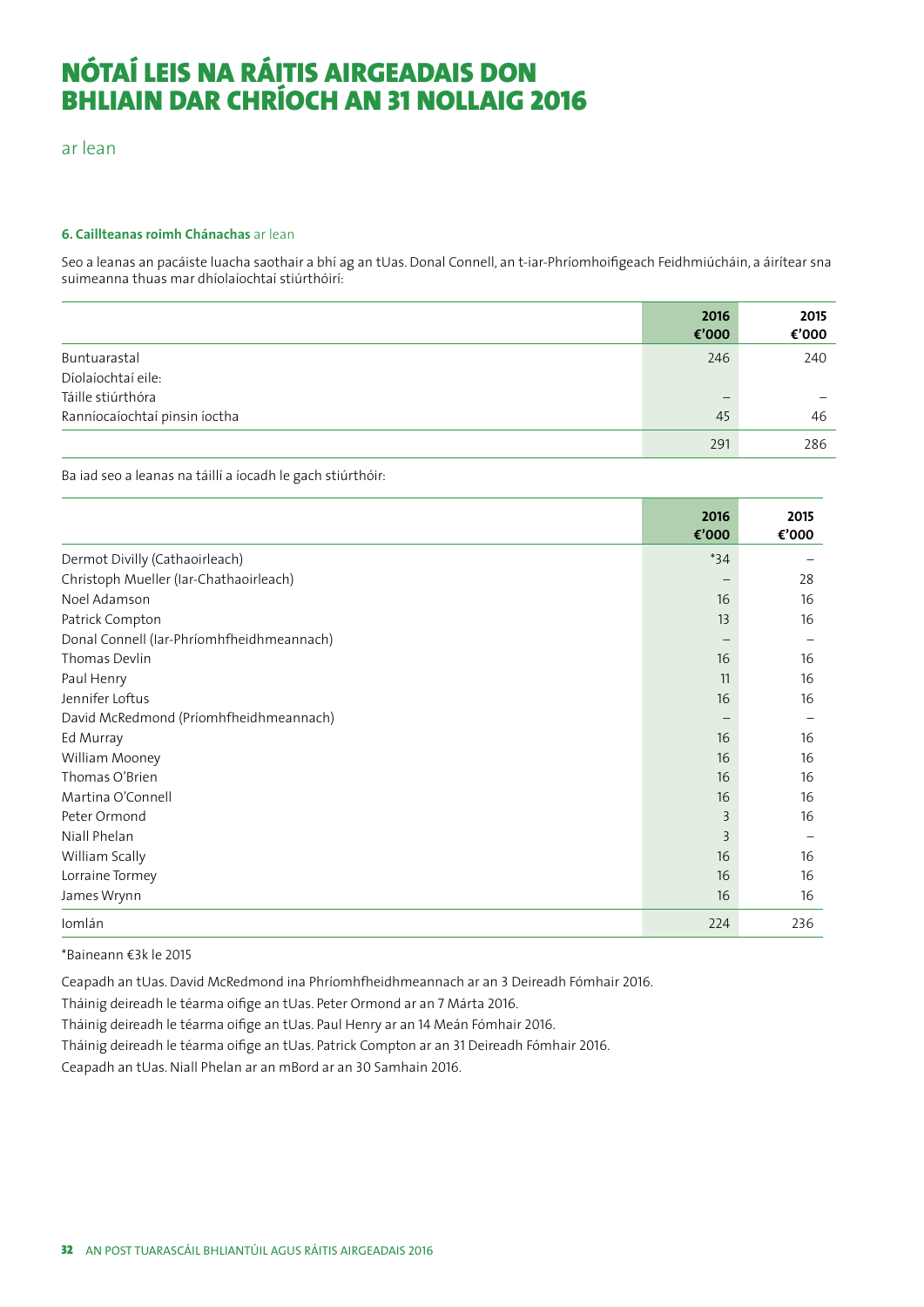# NÓTAÍ LEIS NA RÁITIS AIRGEADAIS DON BHLIAIN DAR CHRÍOCH AN 31 NOLLAIG 2016

ar lean

**6. Caillteanas roimh Chánachas** ar lean

Seo a leanas an pacáiste luacha saothair a bhí ag an tUas. Donal Connell, an t-iar-Phríomhoifigeach Feidhmiúcháin, a áirítear sna suimeanna thuas mar dhíolaíochtaí stiúrthóirí:

| | 2016 €'000 | 2015 €'000 |
|---|---|---|
| Buntuarastal | 246 | 240 |
| Díolaíochtaí eile: | | |
| Táille stiúrthóra | – | – |
| Ranníocaíochtaí pinsin íoctha | 45 | 46 |
| | 291 | 286 |

Ba iad seo a leanas na táillí a íocadh le gach stiúrthóir:

| | 2016 €'000 | 2015 €'000 |
|---|---|---|
| Dermot Divilly (Cathaoirleach) | *34 | – |
| Christoph Mueller (Iar-Chathaoirleach) | – | 28 |
| Noel Adamson | 16 | 16 |
| Patrick Compton | 13 | 16 |
| Donal Connell (Iar-Phríomhfheidhmeannach) | – | – |
| Thomas Devlin | 16 | 16 |
| Paul Henry | 11 | 16 |
| Jennifer Loftus | 16 | 16 |
| David McRedmond (Príomhfheidhmeannach) | – | – |
| Ed Murray | 16 | 16 |
| William Mooney | 16 | 16 |
| Thomas O'Brien | 16 | 16 |
| Martina O'Connell | 16 | 16 |
| Peter Ormond | 3 | 16 |
| Niall Phelan | 3 | – |
| William Scally | 16 | 16 |
| Lorraine Tormey | 16 | 16 |
| James Wrynn | 16 | 16 |
| Iomlán | 224 | 236 |

*Baineann €3k le 2015

Ceapadh an tUas. David McRedmond ina Phríomhfheidhmeannach ar an 3 Deireadh Fómhair 2016.

Tháinig deireadh le téarma oifige an tUas. Peter Ormond ar an 7 Márta 2016.

Tháinig deireadh le téarma oifige an tUas. Paul Henry ar an 14 Meán Fómhair 2016.

Tháinig deireadh le téarma oifige an tUas. Patrick Compton ar an 31 Deireadh Fómhair 2016.

Ceapadh an tUas. Niall Phelan ar an mBord ar an 30 Samhain 2016.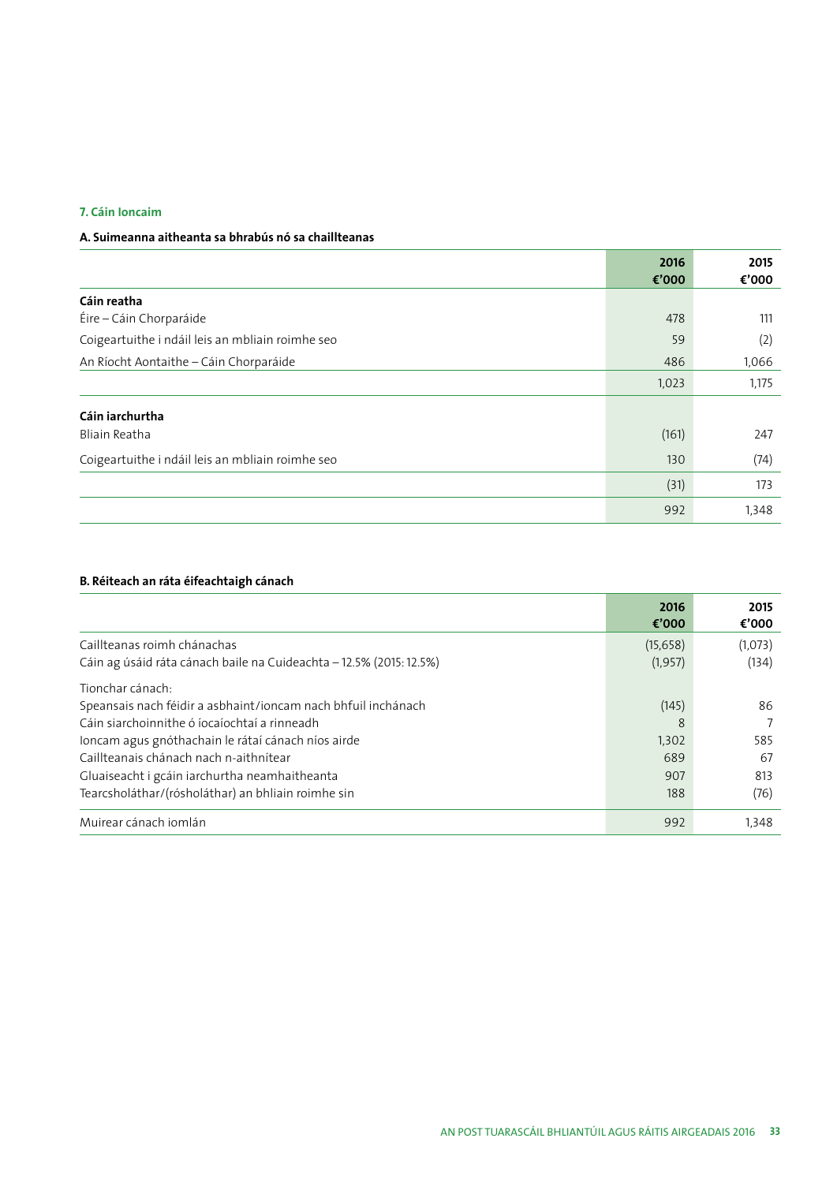### 7. Cáin Ioncaim

#### A. Suimeanna aitheanta sa bhrabús nó sa chaillteanas

| | 2016 €'000 | 2015 €'000 |
|---|---|---|
| **Cáin reatha** | | |
| Éire – Cáin Chorparáide | 478 | 111 |
| Coigeartuithe i ndáil leis an mbliain roimhe seo | 59 | (2) |
| An Ríocht Aontaithe – Cáin Chorparáide | 486 | 1,066 |
| | 1,023 | 1,175 |
| **Cáin iarchurtha** | | |
| Bliain Reatha | (161) | 247 |
| Coigeartuithe i ndáil leis an mbliain roimhe seo | 130 | (74) |
| | (31) | 173 |
| | 992 | 1,348 |

#### B. Réiteach an ráta éifeachtaigh cánach

| | 2016 €'000 | 2015 €'000 |
|---|---|---|
| Caillteanas roimh chánachas | (15,658) | (1,073) |
| Cáin ag úsáid ráta cánach baile na Cuideachta – 12.5% (2015: 12.5%) | (1,957) | (134) |
| Tionchar cánach: | | |
| Speansais nach féidir a asbhaint/ioncam nach bhfuil inchánach | (145) | 86 |
| Cáin siarchoinnithe ó íocaíochtaí a rinneadh | 8 | 7 |
| Ioncam agus gnóthachain le rátaí cánach níos airde | 1,302 | 585 |
| Caillteanais chánach nach n-aithnítear | 689 | 67 |
| Gluaiseacht i gcáin iarchurtha neamhaitheanta | 907 | 813 |
| Tearcsholáthar/(rósholáthar) an bhliain roimhe sin | 188 | (76) |
| Muirear cánach iomlán | 992 | 1,348 |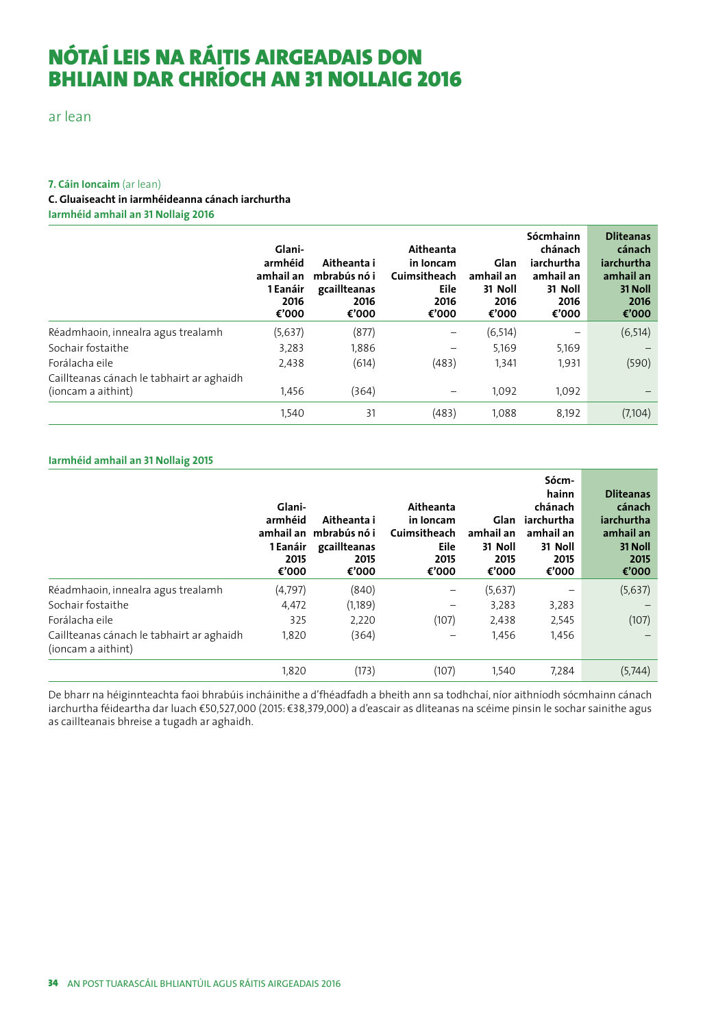# NÓTAÍ LEIS NA RÁITIS AIRGEADAIS DON BHLIAIN DAR CHRÍOCH AN 31 NOLLAIG 2016

ar lean

**7. Cáin Ioncaim** (ar lean)

**C. Gluaiseacht in iarmhéideanna cánach iarchurtha**

**Iarmhéid amhail an 31 Nollaig 2016**

| | Glani-armhéid amhail an 1 Eanáir 2016 €'000 | Aitheanta i mbrabús nó i gcaillteanas 2016 €'000 | Aitheanta in Ioncam Cuimsitheach Eile 2016 €'000 | Glan amhail an 31 Noll 2016 €'000 | Sócmhainn chánach iarchurtha amhail an 31 Noll 2016 €'000 | Dliteanas cánach iarchurtha amhail an 31 Noll 2016 €'000 |
|---|---|---|---|---|---|---|
| Réadmhaoin, innealra agus trealamh | (5,637) | (877) | – | (6,514) | – | (6,514) |
| Sochair fostaithe | 3,283 | 1,886 | – | 5,169 | 5,169 | – |
| Forálacha eile | 2,438 | (614) | (483) | 1,341 | 1,931 | (590) |
| Caillteanas cánach le tabhairt ar aghaidh (ioncam a aithint) | 1,456 | (364) | – | 1,092 | 1,092 | – |
| | 1,540 | 31 | (483) | 1,088 | 8,192 | (7,104) |

**Iarmhéid amhail an 31 Nollaig 2015**

| | Glani-armhéid amhail an 1 Eanáir 2015 €'000 | Aitheanta i mbrabús nó i gcaillteanas 2015 €'000 | Aitheanta in Ioncam Cuimsitheach Eile 2015 €'000 | Glan amhail an 31 Noll 2015 €'000 | Sócm-hainn chánach iarchurtha amhail an 31 Noll 2015 €'000 | Dliteanas cánach iarchurtha amhail an 31 Noll 2015 €'000 |
|---|---|---|---|---|---|---|
| Réadmhaoin, innealra agus trealamh | (4,797) | (840) | – | (5,637) | – | (5,637) |
| Sochair fostaithe | 4,472 | (1,189) | – | 3,283 | 3,283 | – |
| Forálacha eile | 325 | 2,220 | (107) | 2,438 | 2,545 | (107) |
| Caillteanas cánach le tabhairt ar aghaidh (ioncam a aithint) | 1,820 | (364) | – | 1,456 | 1,456 | – |
| | 1,820 | (173) | (107) | 1,540 | 7,284 | (5,744) |

De bharr na héiginnteachta faoi bhrabúis incháinithe a d'fhéadfadh a bheith ann sa todhchaí, níor aithníodh sócmhainn cánach iarchurtha féideartha dar luach €50,527,000 (2015: €38,379,000) a d'eascair as dliteanas na scéime pinsin le sochar sainithe agus as caillteanais bhreise a tugadh ar aghaidh.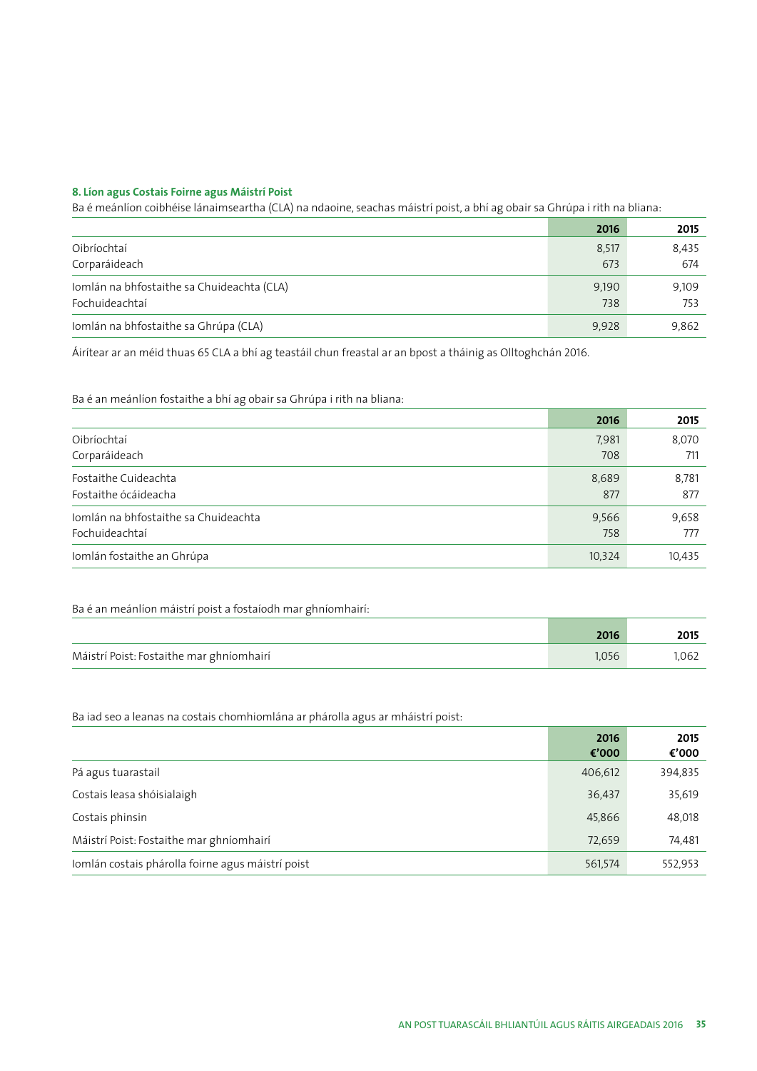### 8. Líon agus Costais Foirne agus Máistrí Poist

Ba é meánlíon coibhéise lánaimseartha (CLA) na ndaoine, seachas máistrí poist, a bhí ag obair sa Ghrúpa i rith na bliana:

| | 2016 | 2015 |
|---|---|---|
| Oibríochtaí | 8,517 | 8,435 |
| Corparáideach | 673 | 674 |
| Iomlán na bhfostaithe sa Chuideachta (CLA) | 9,190 | 9,109 |
| Fochuideachtaí | 738 | 753 |
| Iomlán na bhfostaithe sa Ghrúpa (CLA) | 9,928 | 9,862 |

Áirítear ar an méid thuas 65 CLA a bhí ag teastáil chun freastal ar an bpost a tháinig as Olltoghchán 2016.

Ba é an meánlíon fostaithe a bhí ag obair sa Ghrúpa i rith na bliana:

| | 2016 | 2015 |
|---|---|---|
| Oibríochtaí | 7,981 | 8,070 |
| Corparáideach | 708 | 711 |
| Fostaithe Cuideachta | 8,689 | 8,781 |
| Fostaithe ócáideacha | 877 | 877 |
| Iomlán na bhfostaithe sa Chuideachta | 9,566 | 9,658 |
| Fochuideachtaí | 758 | 777 |
| Iomlán fostaithe an Ghrúpa | 10,324 | 10,435 |

Ba é an meánlíon máistrí poist a fostaíodh mar ghníomhairí:

| | 2016 | 2015 |
|---|---|---|
| Máistrí Poist: Fostaithe mar ghníomhairí | 1,056 | 1,062 |

Ba iad seo a leanas na costais chomhiomlána ar phárolla agus ar mháistrí poist:

| | 2016 €'000 | 2015 €'000 |
|---|---|---|
| Pá agus tuarastail | 406,612 | 394,835 |
| Costais leasa shóisialaigh | 36,437 | 35,619 |
| Costais phinsin | 45,866 | 48,018 |
| Máistrí Poist: Fostaithe mar ghníomhairí | 72,659 | 74,481 |
| Iomlán costais phárolla foirne agus máistrí poist | 561,574 | 552,953 |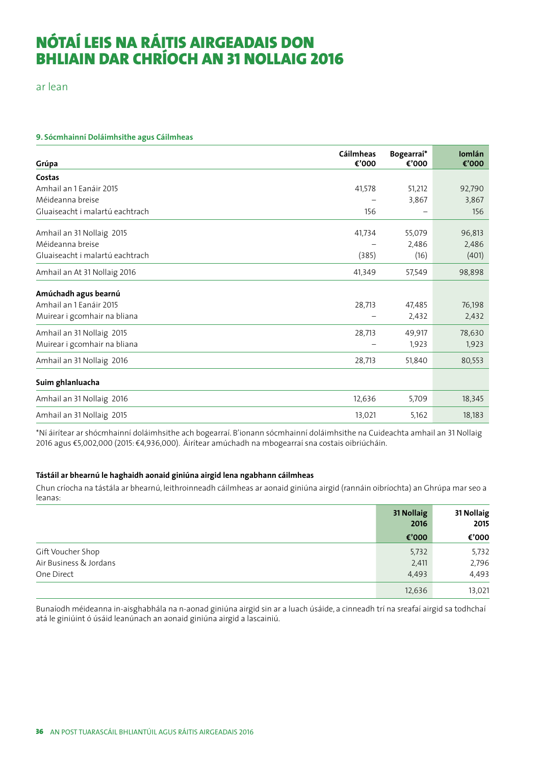# NÓTAÍ LEIS NA RÁITIS AIRGEADAIS DON BHLIAIN DAR CHRÍOCH AN 31 NOLLAIG 2016

ar lean

#### 9. Sócmhainní Doláimhsithe agus Cáilmheas

| Grúpa | Cáilmheas €'000 | Bogearraí* €'000 | Iomlán €'000 |
|---|---|---|---|
| **Costas** | | | |
| Amhail an 1 Eanáir 2015 | 41,578 | 51,212 | 92,790 |
| Méideanna breise | – | 3,867 | 3,867 |
| Gluaiseacht i malartú eachtrach | 156 | – | 156 |
| Amhail an 31 Nollaig 2015 | 41,734 | 55,079 | 96,813 |
| Méideanna breise | – | 2,486 | 2,486 |
| Gluaiseacht i malartú eachtrach | (385) | (16) | (401) |
| Amhail an At 31 Nollaig 2016 | 41,349 | 57,549 | 98,898 |
| **Amúchadh agus bearnú** | | | |
| Amhail an 1 Eanáir 2015 | 28,713 | 47,485 | 76,198 |
| Muirear i gcomhair na bliana | – | 2,432 | 2,432 |
| Amhail an 31 Nollaig 2015 | 28,713 | 49,917 | 78,630 |
| Muirear i gcomhair na bliana | – | 1,923 | 1,923 |
| Amhail an 31 Nollaig 2016 | 28,713 | 51,840 | 80,553 |
| **Suim ghlanluacha** | | | |
| Amhail an 31 Nollaig 2016 | 12,636 | 5,709 | 18,345 |
| Amhail an 31 Nollaig 2015 | 13,021 | 5,162 | 18,183 |

*Ní áirítear ar shócmhainní doláimhsithe ach bogearraí. B'ionann sócmhainní doláimhsithe na Cuideachta amhail an 31 Nollaig 2016 agus €5,002,000 (2015: €4,936,000). Áirítear amúchadh na mbogearraí sna costais oibriúcháin.

#### Tástáil ar bhearnú le haghaidh aonaid giniúna airgid lena ngabhann cáilmheas

Chun críocha na tástála ar bhearnú, leithroinneadh cáilmheas ar aonaid giniúna airgid (rannáin oibríochta) an Ghrúpa mar seo a leanas:

| | 31 Nollaig 2016 €'000 | 31 Nollaig 2015 €'000 |
|---|---|---|
| Gift Voucher Shop | 5,732 | 5,732 |
| Air Business & Jordans | 2,411 | 2,796 |
| One Direct | 4,493 | 4,493 |
| | 12,636 | 13,021 |

Bunaíodh méideanna in-aisghabhála na n-aonad giniúna airgid sin ar a luach úsáide, a cinneadh trí na sreafaí airgid sa todhchaí atá le giniúint ó úsáid leanúnach an aonaid giniúna airgid a lascainiú.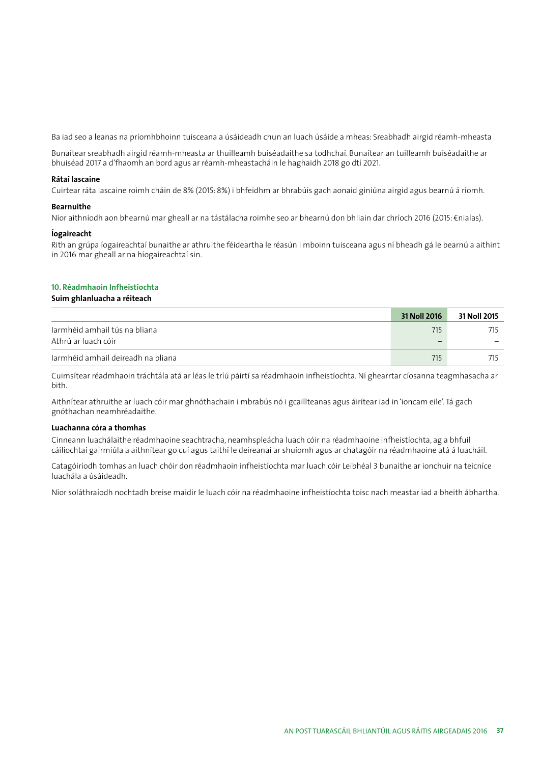Ba iad seo a leanas na príomhbhoinn tuisceana a úsáideadh chun an luach úsáide a mheas: Sreabhadh airgid réamh-mheasta

Bunaítear sreabhadh airgid réamh-mheasta ar thuilleamh buiséadaithe sa todhchaí. Bunaítear an tuilleamh buiséadaithe ar bhuiséad 2017 a d'fhaomh an bord agus ar réamh-mheastacháin le haghaidh 2018 go dtí 2021.

**Rátaí lascaine**

Cuirtear ráta lascaine roimh cháin de 8% (2015: 8%) i bhfeidhm ar bhrabúis gach aonaid giniúna airgid agus bearnú á ríomh.

**Bearnuithe**

Níor aithníodh aon bhearnú mar gheall ar na tástálacha roimhe seo ar bhearnú don bhliain dar críoch 2016 (2015: €nialas).

**Íogaireacht**

Rith an grúpa íogaireachtaí bunaithe ar athruithe féideartha le réasún i mboinn tuisceana agus ní bheadh gá le bearnú a aithint in 2016 mar gheall ar na híogaireachtaí sin.

## 10. Réadmhaoin Infheistíochta

**Suim ghlanluacha a réiteach**

| | 31 Noll 2016 | 31 Noll 2015 |
|---|---|---|
| Iarmhéid amhail tús na bliana | 715 | 715 |
| Athrú ar luach cóir | – | – |
| Iarmhéid amhail deireadh na bliana | 715 | 715 |

Cuimsítear réadmhaoin tráchtála atá ar léas le tríú páirtí sa réadmhaoin infheistíochta. Ní ghearrtar cíosanna teagmhasacha ar bith.

Aithnítear athruithe ar luach cóir mar ghnóthachain i mbrabús nó i gcaillteanas agus áirítear iad in 'ioncam eile'. Tá gach gnóthachan neamhréadaithe.

**Luachanna córa a thomhas**

Cinneann luachálaithe réadmhaoine seachtracha, neamhspleácha luach cóir na réadmhaoine infheistíochta, ag a bhfuil cáilíochtaí gairmiúla a aithnítear go cuí agus taithí le deireanaí ar shuíomh agus ar chatagóir na réadmhaoine atá á luacháil.

Catagóiríodh tomhas an luach chóir don réadmhaoin infheistíochta mar luach cóir Leibhéal 3 bunaithe ar ionchuir na teicníce luachála a úsáideadh.

Níor soláthraíodh nochtadh breise maidir le luach cóir na réadmhaoine infheistíochta toisc nach meastar iad a bheith ábhartha.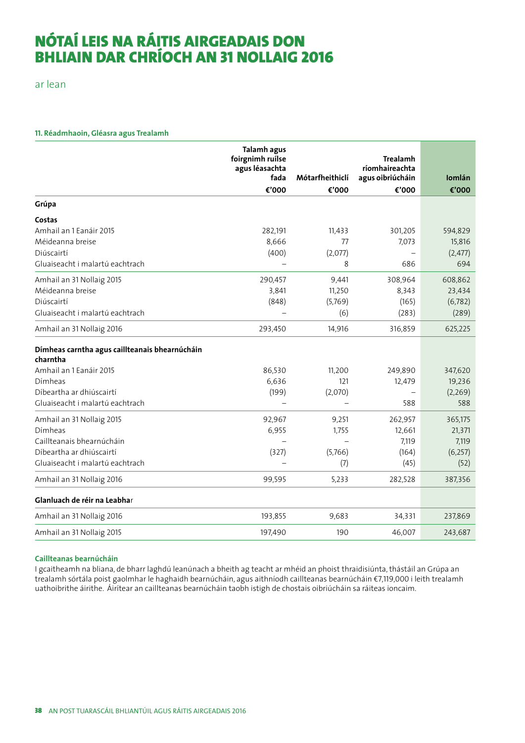# NÓTAÍ LEIS NA RÁITIS AIRGEADAIS DON BHLIAIN DAR CRÍOCH AN 31 NOLLAIG 2016

ar lean

#### 11. Réadmhaoin, Gléasra agus Trealamh

| | Talamh agus foirgnimh ruílse agus léasachta fada | Mótarfheithiclí | Trealamh ríomhaireachta agus oibriúcháin | Iomlán |
|---|---|---|---|---|
| | €'000 | €'000 | €'000 | €'000 |
| **Grúpa** | | | | |
| **Costas** | | | | |
| Amhail an 1 Eanáir 2015 | 282,191 | 11,433 | 301,205 | 594,829 |
| Méideanna breise | 8,666 | 77 | 7,073 | 15,816 |
| Diúscairtí | (400) | (2,077) | – | (2,477) |
| Gluaiseacht i malartú eachtrach | – | 8 | 686 | 694 |
| Amhail an 31 Nollaig 2015 | 290,457 | 9,441 | 308,964 | 608,862 |
| Méideanna breise | 3,841 | 11,250 | 8,343 | 23,434 |
| Diúscairtí | (848) | (5,769) | (165) | (6,782) |
| Gluaiseacht i malartú eachtrach | – | (6) | (283) | (289) |
| Amhail an 31 Nollaig 2016 | 293,450 | 14,916 | 316,859 | 625,225 |
| **Dímheas carntha agus caillteanais bhearnúcháin charntha** | | | | |
| Amhail an 1 Eanáir 2015 | 86,530 | 11,200 | 249,890 | 347,620 |
| Dímheas | 6,636 | 121 | 12,479 | 19,236 |
| Díbeartha ar dhiúscairtí | (199) | (2,070) | – | (2,269) |
| Gluaiseacht i malartú eachtrach | – | – | 588 | 588 |
| Amhail an 31 Nollaig 2015 | 92,967 | 9,251 | 262,957 | 365,175 |
| Dímheas | 6,955 | 1,755 | 12,661 | 21,371 |
| Caillteanais bhearnúcháin | – | – | 7,119 | 7,119 |
| Díbeartha ar dhiúscairtí | (327) | (5,766) | (164) | (6,257) |
| Gluaiseacht i malartú eachtrach | – | (7) | (45) | (52) |
| Amhail an 31 Nollaig 2016 | 99,595 | 5,233 | 282,528 | 387,356 |
| **Glanluach de réir na Leabhar** | | | | |
| Amhail an 31 Nollaig 2016 | 193,855 | 9,683 | 34,331 | 237,869 |
| Amhail an 31 Nollaig 2015 | 197,490 | 190 | 46,007 | 243,687 |

**Caillteanas bearnúcháin**

I gcaitheamh na bliana, de bharr laghdú leanúnach a bheith ag teacht ar mhéid an phoist thraidisiúnta, thástáil an Grúpa an trealamh sórtála poist gaolmhar le haghaidh bearnúcháin, agus aithníodh caillteanas bearnúcháin €7,119,000 i leith trealamh uathoibrithe áirithe. Áirítear an caillteanas bearnúcháin taobh istigh de chostais oibriúcháin sa ráiteas ioncaim.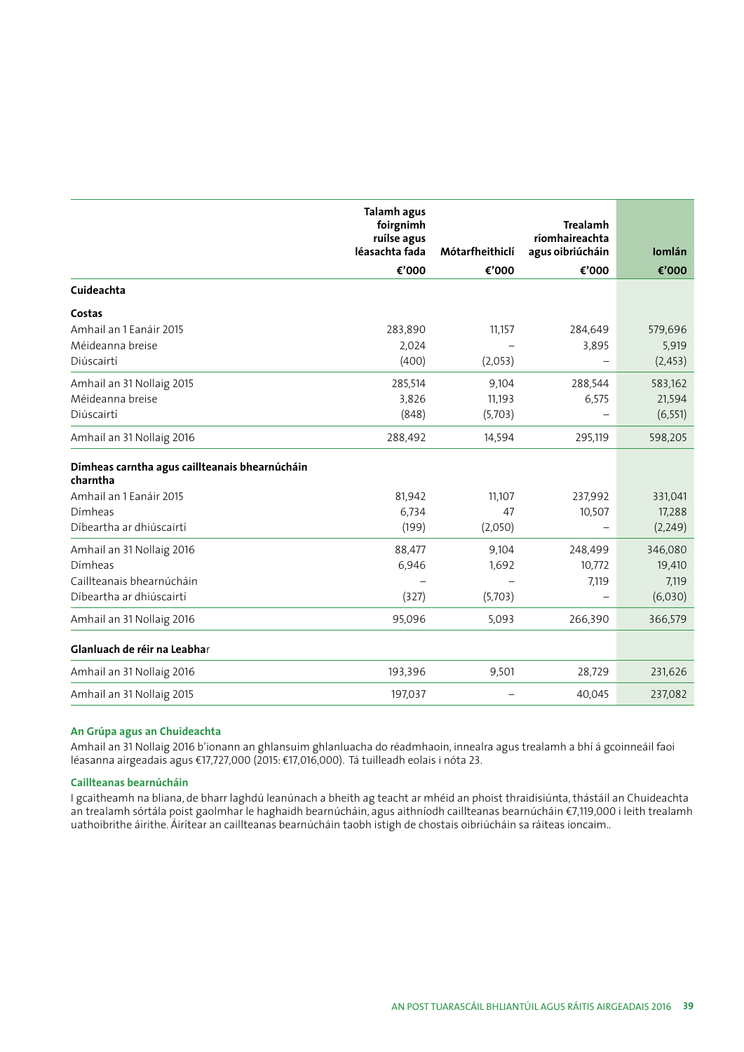| | Talamh agus foirgnimh ruílse agus léasachta fada | Mótarfheithiclí | Trealamh ríomhaireachta agus oibriúcháin | Iomlán |
|---|---|---|---|---|
| | €'000 | €'000 | €'000 | €'000 |
| **Cuideachta** | | | | |
| **Costas** | | | | |
| Amhail an 1 Eanáir 2015 | 283,890 | 11,157 | 284,649 | 579,696 |
| Méideanna breise | 2,024 | – | 3,895 | 5,919 |
| Diúscairtí | (400) | (2,053) | – | (2,453) |
| Amhail an 31 Nollaig 2015 | 285,514 | 9,104 | 288,544 | 583,162 |
| Méideanna breise | 3,826 | 11,193 | 6,575 | 21,594 |
| Diúscairtí | (848) | (5,703) | – | (6,551) |
| Amhail an 31 Nollaig 2016 | 288,492 | 14,594 | 295,119 | 598,205 |
| **Dímheas carntha agus caillteanais bhearnúcháin charntha** | | | | |
| Amhail an 1 Eanáir 2015 | 81,942 | 11,107 | 237,992 | 331,041 |
| Dímheas | 6,734 | 47 | 10,507 | 17,288 |
| Díbeartha ar dhiúscairtí | (199) | (2,050) | – | (2,249) |
| Amhail an 31 Nollaig 2016 | 88,477 | 9,104 | 248,499 | 346,080 |
| Dímheas | 6,946 | 1,692 | 10,772 | 19,410 |
| Caillteanais bhearnúcháin | – | – | 7,119 | 7,119 |
| Díbeartha ar dhiúscairtí | (327) | (5,703) | – | (6,030) |
| Amhail an 31 Nollaig 2016 | 95,096 | 5,093 | 266,390 | 366,579 |
| **Glanluach de réir na Leabhar** | | | | |
| Amhail an 31 Nollaig 2016 | 193,396 | 9,501 | 28,729 | 231,626 |
| Amhail an 31 Nollaig 2015 | 197,037 | – | 40,045 | 237,082 |

#### An Grúpa agus an Chuideachta

Amhail an 31 Nollaig 2016 b'ionann an ghlansuim ghlanluacha do réadmhaoin, innealra agus trealamh a bhí á gcoinneáil faoi léasanna airgeadais agus €17,727,000 (2015: €17,016,000). Tá tuilleadh eolais i nóta 23.

#### Caillteanais bearnúcháin

I gcaitheamh na bliana, de bharr laghdú leanúnach a bheith ag teacht ar mhéid an phoist thraidisiúnta, thástáil an Chuideachta an trealamh sórtála poist gaolmhar le haghaidh bearnúcháin, agus aithníodh caillteanas bearnúcháin €7,119,000 i leith trealamh uathoibrithe áirithe. Áirítear an caillteanas bearnúcháin taobh istigh de chostais oibriúcháin sa ráiteas ioncaim..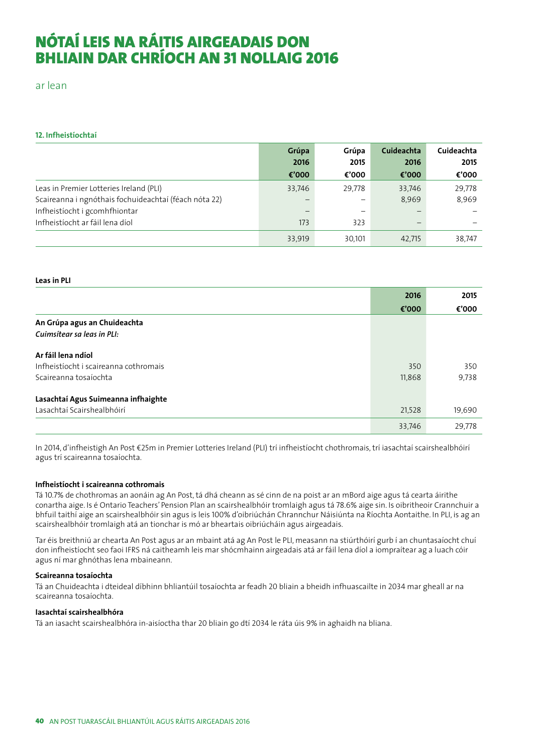# NÓTAÍ LEIS NA RÁITIS AIRGEADAIS DON BHLIAIN DAR CHRÍOCH AN 31 NOLLAIG 2016

ar lean

### 12. Infheistíochtaí

| | Grúpa 2016 €'000 | Grúpa 2015 €'000 | Cuideachta 2016 €'000 | Cuideachta 2015 €'000 |
|---|---|---|---|---|
| Leas in Premier Lotteries Ireland (PLI) | 33,746 | 29,778 | 33,746 | 29,778 |
| Scaireanna i ngnóthais fochuideachtaí (féach nóta 22) | – | – | 8,969 | 8,969 |
| Infheistíocht i gcomhfhiontar | – | – | – | – |
| Infheistíocht ar fáil lena díol | 173 | 323 | – | – |
| | 33,919 | 30,101 | 42,715 | 38,747 |

**Leas in PLI**

| | 2016 €'000 | 2015 €'000 |
|---|---|---|
| **An Grúpa agus an Chuideachta** | | |
| ***Cuimsítear sa leas in PLI:*** | | |
| **Ar fáil lena ndíol** | | |
| Infheistíocht i scaireanna cothromais | 350 | 350 |
| Scaireanna tosaíochta | 11,868 | 9,738 |
| **Lasachtaí Agus Suimeanna infhaighte** | | |
| Lasachtaí Scairshealbhóirí | 21,528 | 19,690 |
| | 33,746 | 29,778 |

In 2014, d'infheistigh An Post €25m in Premier Lotteries Ireland (PLI) trí infheistíocht chothromais, trí iasachtaí scairshealbhóirí agus trí scaireanna tosaíochta.

**Infheistíocht i scaireanna cothromais**

Tá 10.7% de chothromas an aonáin ag An Post, tá dhá cheann as sé cinn de na poist ar an mBord aige agus tá cearta áirithe conartha aige. Is é Ontario Teachers' Pension Plan an scairshealbhóir tromlaigh agus tá 78.6% aige sin. Is oibritheoir Crannchuir a bhfuil taithí aige an scairshealbhóir sin agus is leis 100% d'oibriúchán Chrannchur Náisiúnta na Ríochta Aontaithe. In PLI, is ag an scairshealbhóir tromlaigh atá an tionchar is mó ar bheartais oibriúcháin agus airgeadais.

Tar éis breithniú ar chearta An Post agus ar an mbaint atá ag An Post le PLI, measann na stiúrthóirí gurb í an chuntasaíocht chuí don infheistíocht seo faoi IFRS ná caitheamh leis mar shócmhainn airgeadais atá ar fáil lena díol a iompraítear ag a luach cóir agus ní mar ghnóthas lena mbaineann.

**Scaireanna tosaíochta**

Tá an Chuideachta i dteideal díbhinn bhliantúil tosaíochta ar feadh 20 bliain a bheidh infhuascailte in 2034 mar gheall ar na scaireanna tosaíochta.

**Iasachtaí scairshealbhóra**

Tá an iasacht scairshealbhóra in-aisíoctha thar 20 bliain go dtí 2034 le ráta úis 9% in aghaidh na bliana.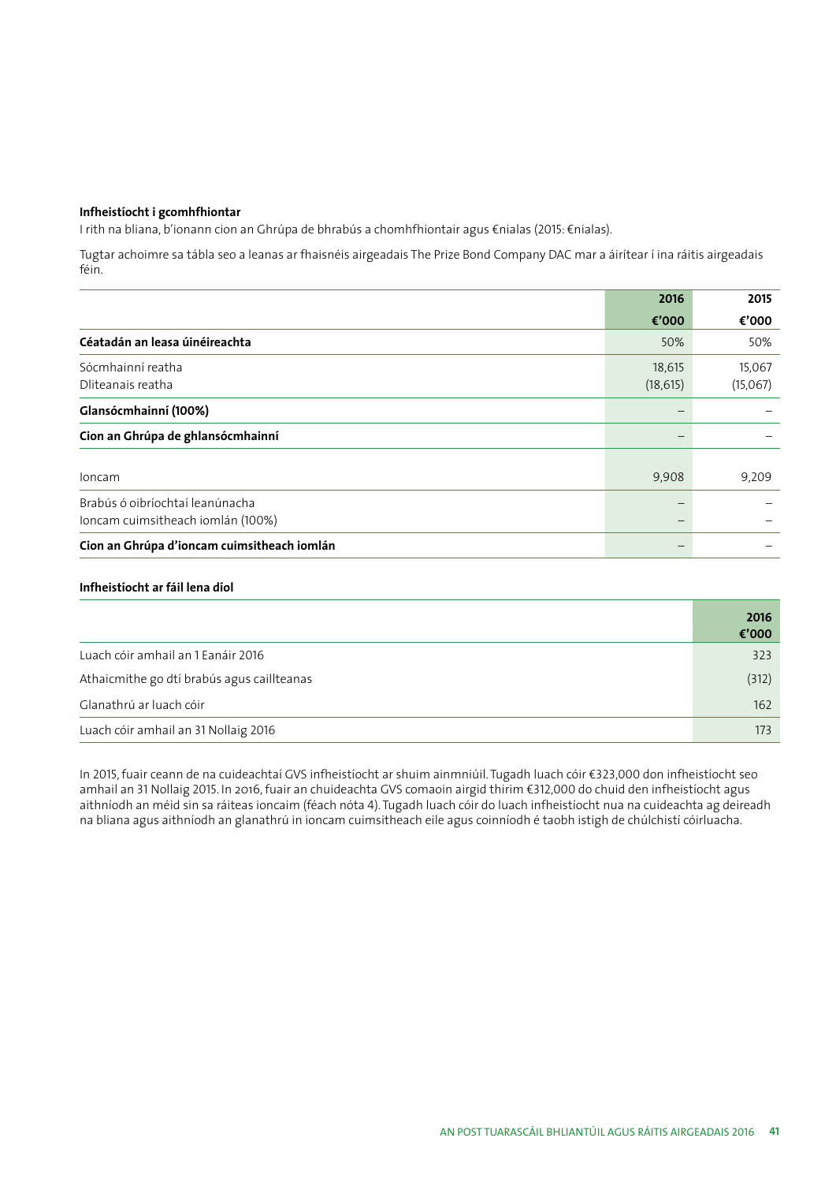**Infheistíocht i gcomhfhiontar**

I rith na bliana, b'ionann cion an Ghrúpa de bhrabús a chomhfhiontair agus €nialas (2015: €nialas).

Tugtar achoimre sa tábla seo a leanas ar fhaisnéis airgeadais The Prize Bond Company DAC mar a áirítear í ina ráitis airgeadais féin.

| | 2016 €'000 | 2015 €'000 |
|---|---|---|
| **Céatadán an leasa úinéireachta** | 50% | 50% |
| Sócmhainní reatha | 18,615 | 15,067 |
| Dliteanais reatha | (18,615) | (15,067) |
| **Glansócmhainní (100%)** | – | – |
| **Cion an Ghrúpa de ghlansócmhainní** | – | – |
| Ioncam | 9,908 | 9,209 |
| Brabús ó oibríochtaí leanúnacha | – | – |
| Ioncam cuimsitheach iomlán (100%) | – | – |
| **Cion an Ghrúpa d'ioncam cuimsitheach iomlán** | – | – |

**Infheistíocht ar fáil lena díol**

| | 2016 €'000 |
|---|---|
| Luach cóir amhail an 1 Eanáir 2016 | 323 |
| Athaicmithe go dtí brabús agus caillteanas | (312) |
| Glanathrú ar luach cóir | 162 |
| Luach cóir amhail an 31 Nollaig 2016 | 173 |

In 2015, fuair ceann de na cuideachtaí GVS infheistíocht ar shuim ainmniúil. Tugadh luach cóir €323,000 don infheistíocht seo amhail an 31 Nollaig 2015. In 2016, fuair an chuideachta GVS comaoin airgid thirim €312,000 do chuid den infheistíocht agus aithníodh an méid sin sa ráiteas ioncaim (féach nóta 4). Tugadh luach cóir do luach infheistíocht nua na cuideachta ag deireadh na bliana agus aithníodh an glanathrú in ioncam cuimsitheach eile agus coinníodh é taobh istigh de chúlchistí cóirluacha.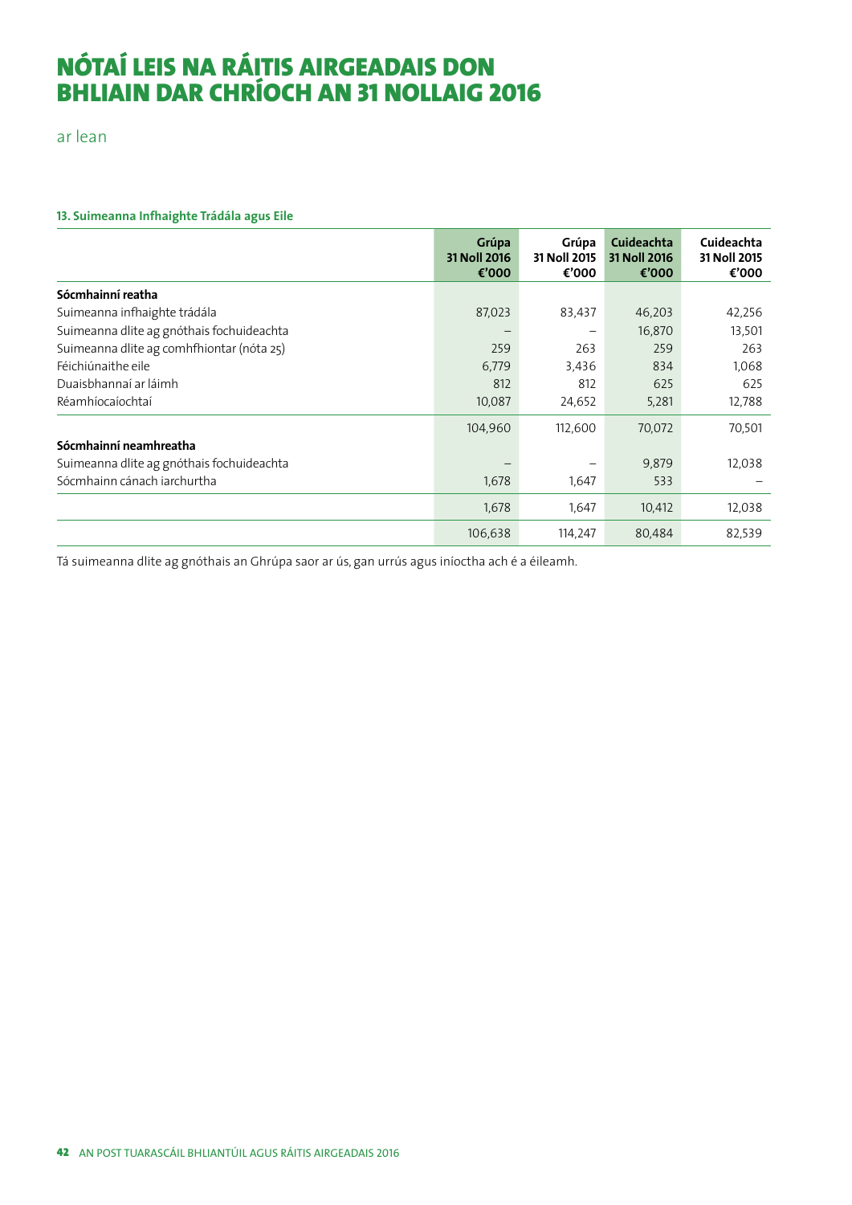# NÓTAÍ LEIS NA RÁITIS AIRGEADAIS DON BHLIAIN DAR CHRÍOCH AN 31 NOLLAIG 2016

ar lean

**13. Suimeanna Infhaighte Trádála agus Eile**

| | Grúpa 31 Noll 2016 €'000 | Grúpa 31 Noll 2015 €'000 | Cuideachta 31 Noll 2016 €'000 | Cuideachta 31 Noll 2015 €'000 |
|---|---|---|---|---|
| **Sócmhainní reatha** | | | | |
| Suimeanna infhaighte trádála | 87,023 | 83,437 | 46,203 | 42,256 |
| Suimeanna dlite ag gnóthais fochuideachta | – | – | 16,870 | 13,501 |
| Suimeanna dlite ag comhfhiontar (nóta 25) | 259 | 263 | 259 | 263 |
| Féichiúnaithe eile | 6,779 | 3,436 | 834 | 1,068 |
| Duaisbhannaí ar láimh | 812 | 812 | 625 | 625 |
| Réamhíocaíochtaí | 10,087 | 24,652 | 5,281 | 12,788 |
| | 104,960 | 112,600 | 70,072 | 70,501 |
| **Sócmhainní neamhreatha** | | | | |
| Suimeanna dlite ag gnóthais fochuideachta | – | – | 9,879 | 12,038 |
| Sócmhainn cánach iarchurtha | 1,678 | 1,647 | 533 | – |
| | 1,678 | 1,647 | 10,412 | 12,038 |
| | 106,638 | 114,247 | 80,484 | 82,539 |

Tá suimeanna dlite ag gnóthais an Ghrúpa saor ar ús, gan urrús agus iníoctha ach é a éileamh.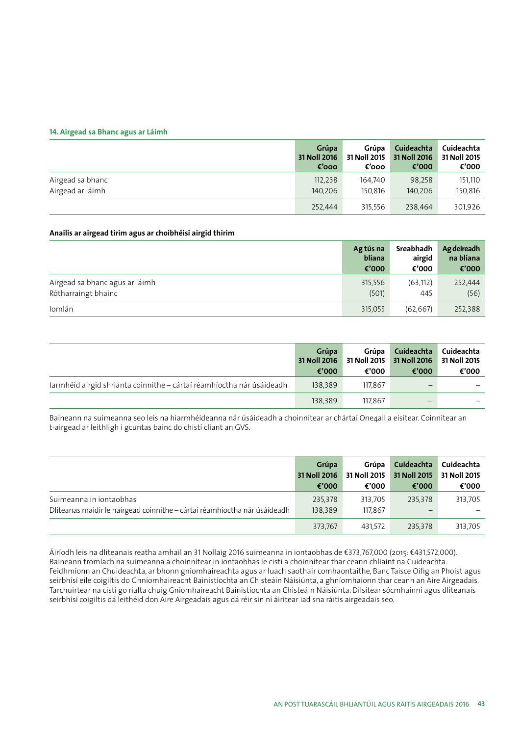### 14. Airgead sa Bhanc agus ar Láimh

| | Grúpa 31 Noll 2016 €'000 | Grúpa 31 Noll 2015 €'000 | Cuideachta 31 Noll 2016 €'000 | Cuideachta 31 Noll 2015 €'000 |
|---|---|---|---|---|
| Airgead sa bhanc | 112,238 | 164,740 | 98,258 | 151,110 |
| Airgead ar láimh | 140,206 | 150,816 | 140,206 | 150,816 |
| | 252,444 | 315,556 | 238,464 | 301,926 |

**Anailís ar airgead tirim agus ar choibhéisí airgid thirim**

| | Ag tús na bliana €'000 | Sreabhadh airgid €'000 | Ag deireadh na bliana €'000 |
|---|---|---|---|
| Airgead sa bhanc agus ar láimh | 315,556 | (63,112) | 252,444 |
| Rótharraingt bhainc | (501) | 445 | (56) |
| Iomlán | 315,055 | (62,667) | 252,388 |

| | Grúpa 31 Noll 2016 €'000 | Grúpa 31 Noll 2015 €'000 | Cuideachta 31 Noll 2016 €'000 | Cuideachta 31 Noll 2015 €'000 |
|---|---|---|---|---|
| Iarmhéid airgid shrianta coinnithe – cártaí réamhíoctha nár úsáideadh | 138,389 | 117,867 | – | – |
| | 138,389 | 117,867 | – | – |

Baineann na suimeanna seo leis na hiarmhéideanna nár úsáideadh a choinnítear ar chártaí One4all a eisítear. Coinnítear an t-airgead ar leithligh i gcuntas bainc do chistí cliant an GVS.

| | Grúpa 31 Noll 2016 €'000 | Grúpa 31 Noll 2015 €'000 | Cuideachta 31 Noll 2015 €'000 | Cuideachta 31 Noll 2015 €'000 |
|---|---|---|---|---|
| Suimeanna in iontaobhas | 235,378 | 313,705 | 235,378 | 313,705 |
| Dliteanas maidir le hairgead coinnithe – cártaí réamhíoctha nár úsáideadh | 138,389 | 117,867 | – | – |
| | 373,767 | 431,572 | 235,378 | 313,705 |

Áiríodh leis na dliteanais reatha amhail an 31 Nollaig 2016 suimeanna in iontaobhas de €373,767,000 (2015: €431,572,000). Baineann tromlach na suimeanna a choinnítear in iontaobhas le cistí a choinnítear thar ceann chliaint na Cuideachta. Feidhmíonn an Chuideachta, ar bhonn gníomhaireachta agus ar luach saothair comhaontaithe, Banc Taisce Oifig an Phoist agus seirbhísí eile coigiltis do Ghníomhaireacht Bainistíochta an Chisteáin Náisiúnta, a ghníomhaíonn thar ceann an Aire Airgeadais. Tarchuirtear na cistí go rialta chuig Gníomhaireacht Bainistíochta an Chisteáin Náisiúnta. Dílsítear sócmhainní agus dliteanais seirbhísí coigiltis dá leithéid don Aire Airgeadais agus dá réir sin ní áirítear iad sna ráitis airgeadais seo.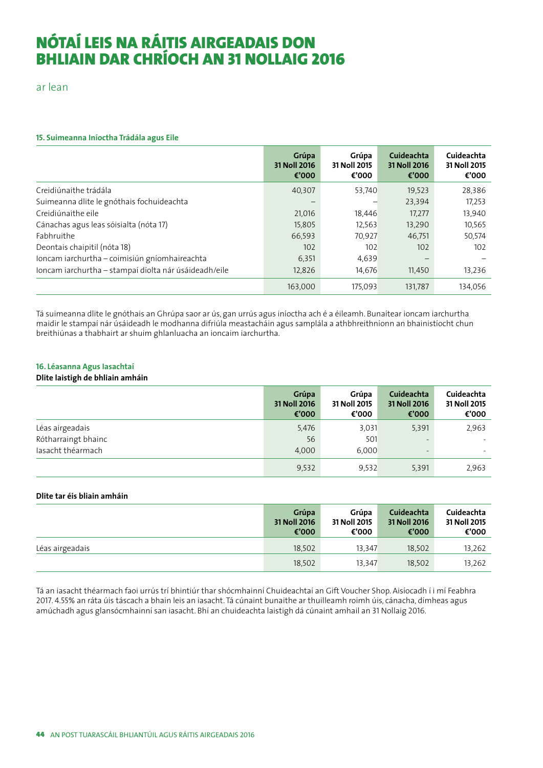# NÓTAÍ LEIS NA RÁITIS AIRGEADAIS DON BHLIAIN DAR CHRÍOCH AN 31 NOLLAIG 2016

ar lean

### 15. Suimeanna Iníoctha Trádála agus Eile

| | Grúpa 31 Noll 2016 €'000 | Grúpa 31 Noll 2015 €'000 | Cuideachta 31 Noll 2016 €'000 | Cuideachta 31 Noll 2015 €'000 |
|---|---|---|---|---|
| Creidiúnaithe trádála | 40,307 | 53,740 | 19,523 | 28,386 |
| Suimeanna dlite le gnóthais fochuideachta | – | – | 23,394 | 17,253 |
| Creidiúnaithe eile | 21,016 | 18,446 | 17,277 | 13,940 |
| Cánachas agus leas sóisialta (nóta 17) | 15,805 | 12,563 | 13,290 | 10,565 |
| Fabhruithe | 66,593 | 70,927 | 46,751 | 50,574 |
| Deontais chaipitil (nóta 18) | 102 | 102 | 102 | 102 |
| Ioncam iarchurtha – coimisiún gníomhaireachta | 6,351 | 4,639 | – | – |
| Ioncam iarchurtha – stampaí díolta nár úsáideadh/eile | 12,826 | 14,676 | 11,450 | 13,236 |
| | 163,000 | 175,093 | 131,787 | 134,056 |

Tá suimeanna dlite le gnóthais an Ghrúpa saor ar ús, gan urrús agus iníoctha ach é a éileamh. Bunaítear ioncam iarchurtha maidir le stampaí nár úsáideadh le modhanna difriúla meastacháin agus samplála a athbhreithníonn an bhainistíocht chun breithiúnas a thabhairt ar shuim ghlanluacha an ioncaim iarchurtha.

### 16. Léasanna Agus Iasachtaí

**Dlite laistigh de bhliain amháin**

| | Grúpa 31 Noll 2016 €'000 | Grúpa 31 Noll 2015 €'000 | Cuideachta 31 Noll 2016 €'000 | Cuideachta 31 Noll 2015 €'000 |
|---|---|---|---|---|
| Léas airgeadais | 5,476 | 3,031 | 5,391 | 2,963 |
| Rótharraingt bhainc | 56 | 501 | - | - |
| Iasacht théarmach | 4,000 | 6,000 | - | - |
| | 9,532 | 9,532 | 5,391 | 2,963 |

**Dlite tar éis bliain amháin**

| | Grúpa 31 Noll 2016 €'000 | Grúpa 31 Noll 2015 €'000 | Cuideachta 31 Noll 2016 €'000 | Cuideachta 31 Noll 2015 €'000 |
|---|---|---|---|---|
| Léas airgeadais | 18,502 | 13,347 | 18,502 | 13,262 |
| | 18,502 | 13,347 | 18,502 | 13,262 |

Tá an iasacht théarmach faoi urrús trí bhintiúr thar shócmhainní Chuideachtaí an Gift Voucher Shop. Aisíocadh í i mí Feabhra 2017. 4.55% an ráta úis táscach a bhain leis an iasacht. Tá cúnaint bunaithe ar thuilleamh roimh úis, cánacha, dímheas agus amúchadh agus glansócmhainní san iasacht. Bhí an chuideachta laistigh dá cúnaint amhail an 31 Nollaig 2016.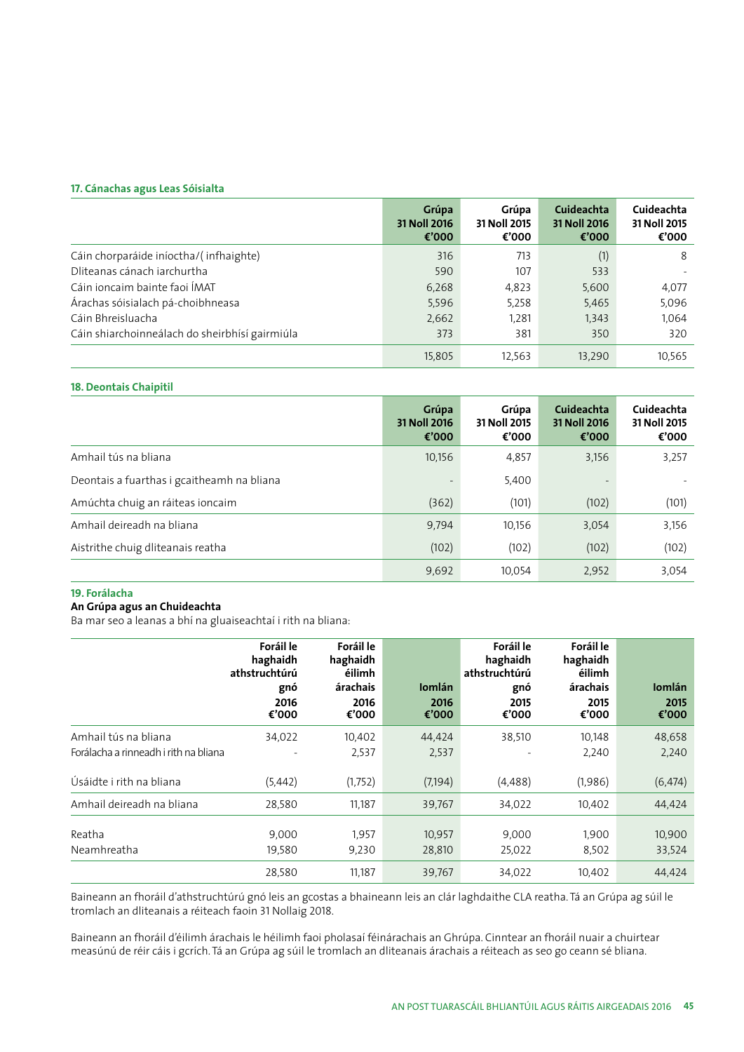## 17. Cánachas agus Leas Sóisialta

| | Grúpa 31 Noll 2016 €'000 | Grúpa 31 Noll 2015 €'000 | Cuideachta 31 Noll 2016 €'000 | Cuideachta 31 Noll 2015 €'000 |
|---|---|---|---|---|
| Cáin chorparáide iníoctha/( infhaighte) | 316 | 713 | (1) | 8 |
| Dliteanas cánach iarchurtha | 590 | 107 | 533 | - |
| Cáin ioncaim bainte faoi ÍMAT | 6,268 | 4,823 | 5,600 | 4,077 |
| Árachas sóisialach pá-choibhneasa | 5,596 | 5,258 | 5,465 | 5,096 |
| Cáin Bhreisluacha | 2,662 | 1,281 | 1,343 | 1,064 |
| Cáin shiarchoinneálach do sheirbhísí gairmiúla | 373 | 381 | 350 | 320 |
| | 15,805 | 12,563 | 13,290 | 10,565 |

## 18. Deontais Chaipitil

| | Grúpa 31 Noll 2016 €'000 | Grúpa 31 Noll 2015 €'000 | Cuideachta 31 Noll 2016 €'000 | Cuideachta 31 Noll 2015 €'000 |
|---|---|---|---|---|
| Amhail tús na bliana | 10,156 | 4,857 | 3,156 | 3,257 |
| Deontais a fuarthas i gcaitheamh na bliana | - | 5,400 | - | - |
| Amúchta chuig an ráiteas ioncaim | (362) | (101) | (102) | (101) |
| Amhail deireadh na bliana | 9,794 | 10,156 | 3,054 | 3,156 |
| Aistrithe chuig dliteanais reatha | (102) | (102) | (102) | (102) |
| | 9,692 | 10,054 | 2,952 | 3,054 |

## 19. Forálacha

**An Grúpa agus an Chuideachta**

Ba mar seo a leanas a bhí na gluaiseachtaí i rith na bliana:

| | Foráil le haghaidh athstruchtúrú gnó 2016 €'000 | Foráil le haghaidh éilimh árachais 2016 €'000 | Iomlán 2016 €'000 | Foráil le haghaidh athstruchtúrú gnó 2015 €'000 | Foráil le haghaidh éilimh árachais 2015 €'000 | Iomlán 2015 €'000 |
|---|---|---|---|---|---|---|
| Amhail tús na bliana | 34,022 | 10,402 | 44,424 | 38,510 | 10,148 | 48,658 |
| Forálacha a rinneadh i rith na bliana | - | 2,537 | 2,537 | - | 2,240 | 2,240 |
| Úsáidte i rith na bliana | (5,442) | (1,752) | (7,194) | (4,488) | (1,986) | (6,474) |
| Amhail deireadh na bliana | 28,580 | 11,187 | 39,767 | 34,022 | 10,402 | 44,424 |
| Reatha | 9,000 | 1,957 | 10,957 | 9,000 | 1,900 | 10,900 |
| Neamhreatha | 19,580 | 9,230 | 28,810 | 25,022 | 8,502 | 33,524 |
| | 28,580 | 11,187 | 39,767 | 34,022 | 10,402 | 44,424 |

Baineann an fhoráil d'athstruchtúrú gnó leis an gcostas a bhaineann leis an clár laghdaithe CLA reatha. Tá an Grúpa ag súil le tromlach an dliteanais a réiteach faoin 31 Nollaig 2018.

Baineann an fhoráil d'éilimh árachais le héilimh faoi pholasaí féinárachais an Ghrúpa. Cinntear an fhoráil nuair a chuirtear measúnú de réir cáis i gcrích. Tá an Grúpa ag súil le tromlach an dliteanais árachais a réiteach as seo go ceann sé bliana.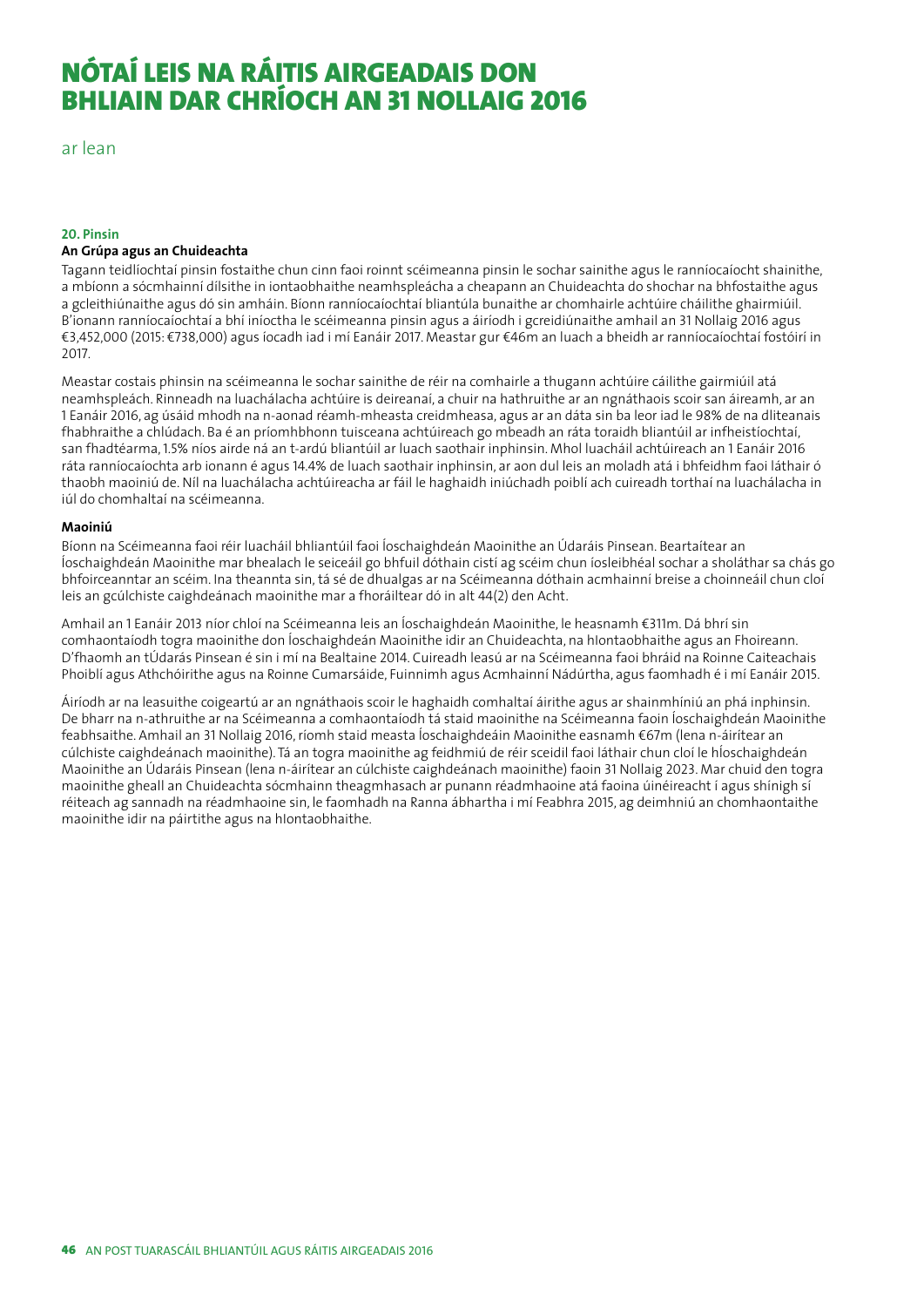# NÓTAÍ LEIS NA RÁITIS AIRGEADAIS DON BHLIAIN DAR CHRÍOCH AN 31 NOLLAIG 2016

ar lean

**20. Pinsin**

**An Grúpa agus an Chuideachta**

Tagann teidlíochtaí pinsin fostaithe chun cinn faoi roinnt scéimeanna pinsin le sochar sainithe agus le ranníocaíocht shainithe, a mbíonn a sócmhainní dílsithe in iontaobhaithe neamhspleácha a cheapann an Chuideachta do shochar na bhfostaithe agus a gcleithiúnaithe agus dó sin amháin. Bíonn ranníocaíochtaí bliantúla bunaithe ar chomhairle achtúire cháilithe ghairmiúil. B'ionann ranníocaíochtaí a bhí iníoctha le scéimeanna pinsin agus a áiríodh i gcreidiúnaithe amhail an 31 Nollaig 2016 agus €3,452,000 (2015: €738,000) agus íocadh iad i mí Eanáir 2017. Meastar gur €46m an luach a bheidh ar ranníocaíochtaí fostóirí in 2017.

Meastar costais phinsin na scéimeanna le sochar sainithe de réir na comhairle a thugann achtúire cáilithe gairmiúil atá neamhspleách. Rinneadh na luachálacha achtúire is deireanaí, a chuir na hathruithe ar an ngnáthaois scoir san áireamh, ar an 1 Eanáir 2016, ag úsáid mhodh na n-aonad réamh-mheasta creidmheasa, agus ar an dáta sin ba leor iad le 98% de na dliteanais fhabhraithe a chlúdach. Ba é an príomhbhonn tuisceana achtúireach go mbeadh an ráta toraidh bliantúil ar infheistíochtaí, san fhadtéarma, 1.5% níos airde ná an t-ardú bliantúil ar luach saothair inphinsin. Mhol luacháil achtúireach an 1 Eanáir 2016 ráta ranníocaíochta arb ionann é agus 14.4% de luach saothair inphinsin, ar aon dul leis an moladh atá i bhfeidhm faoi láthair ó thaobh maoiniú de. Níl na luachálacha achtúireacha ar fáil le haghaidh iniúchadh poiblí ach cuireadh torthaí na luachálacha in iúl do chomhaltaí na scéimeanna.

**Maoiniú**

Bíonn na Scéimeanna faoi réir luacháil bhliantúil faoi Íoschaighdeán Maoinithe an Údaráis Pinsean. Beartaítear an Íoschaighdeán Maoinithe mar bhealach le seiceáil go bhfuil dóthain cistí ag scéim chun íosleibhéal sochar a sholáthar sa chás go bhfoirceanntar an scéim. Ina theannta sin, tá sé de dhualgas ar na Scéimeanna dóthain acmhainní breise a choinneáil chun cloí leis an gcúlchiste caighdeánach maoinithe mar a fhoráiltear dó in alt 44(2) den Acht.

Amhail an 1 Eanáir 2013 níor chloí na Scéimeanna leis an Íoschaighdeán Maoinithe, le heasnamh €311m. Dá bhrí sin comhaontaíodh togra maoinithe don Íoschaighdeán Maoinithe idir an Chuideachta, na hIontaobhaithe agus an Fhoireann. D'fhaomh an tÚdarás Pinsean é sin i mí na Bealtaine 2014. Cuireadh leasú ar na Scéimeanna faoi bhráid na Roinne Caiteachais Phoiblí agus Athchóirithe agus na Roinne Cumarsáide, Fuinnimh agus Acmhainní Nádúrtha, agus faomhadh é i mí Eanáir 2015.

Áiríodh ar na leasuithe coigeartú ar an ngnáthaois scoir le haghaidh comhaltaí áirithe agus ar shainmhíniú an phá inphinsin. De bharr na n-athruithe ar na Scéimeanna a comhaontaíodh tá staid maoinithe na Scéimeanna faoin Íoschaighdeán Maoinithe feabhsaithe. Amhail an 31 Nollaig 2016, ríomh staid measta Íoschaighdeáin Maoinithe easnamh €67m (lena n-áirítear an cúlchiste caighdeánach maoinithe). Tá an togra maoinithe ag feidhmiú de réir sceidil faoi láthair chun cloí le hÍoschaighdeán Maoinithe an Údaráis Pinsean (lena n-áirítear an cúlchiste caighdeánach maoinithe) faoin 31 Nollaig 2023. Mar chuid den togra maoinithe gheall an Chuideachta sócmhainn theagmhasach ar punann réadmhaoine atá faoina úinéireacht í agus shínigh sí réiteach ag sannadh na réadmhaoine sin, le faomhadh na Ranna ábhartha i mí Feabhra 2015, ag deimhniú an chomhaontaithe maoinithe idir na páirtithe agus na hIontaobhaithe.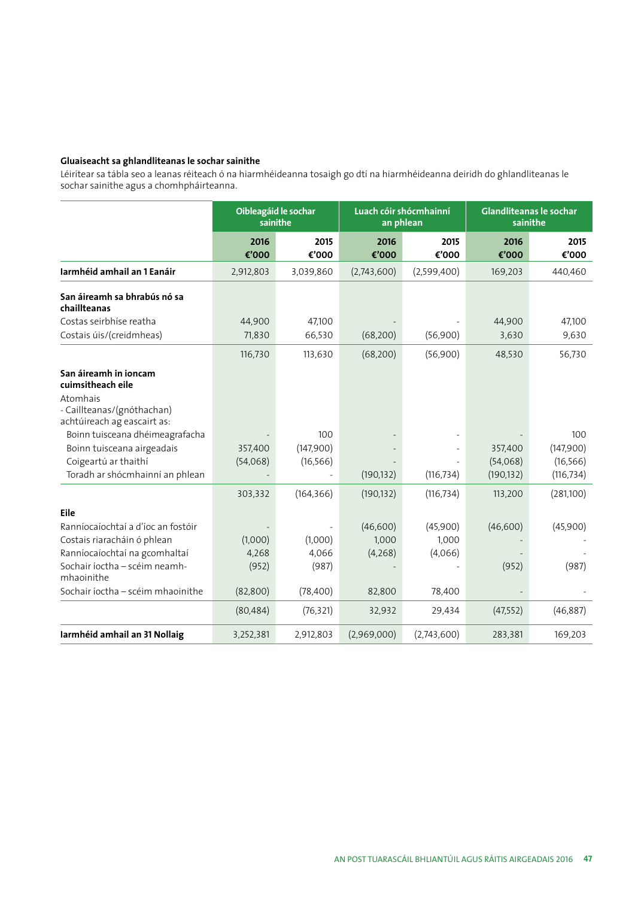**Gluaiseacht sa ghlandliteanas le sochar sainithe**

Léirítear sa tábla seo a leanas réiteach ó na hiarmhéideanna tosaigh go dtí na hiarmhéideanna deiridh do ghlandliteanas le sochar sainithe agus a chomhpháirteanna.

| | Oibleagáid le sochar sainithe | | Luach cóir shócmhainní an phlean | | Glandliteanas le sochar sainithe | |
|---|---|---|---|---|---|---|
| | **2016 €'000** | **2015 €'000** | **2016 €'000** | **2015 €'000** | **2016 €'000** | **2015 €'000** |
| **Iarmhéid amhail an 1 Eanáir** | 2,912,803 | 3,039,860 | (2,743,600) | (2,599,400) | 169,203 | 440,460 |
| **San áireamh sa bhrabús nó sa chaillteanas** | | | | | | |
| Costas seirbhíse reatha | 44,900 | 47,100 | - | - | 44,900 | 47,100 |
| Costais úis/(creidmheas) | 71,830 | 66,530 | (68,200) | (56,900) | 3,630 | 9,630 |
| | 116,730 | 113,630 | (68,200) | (56,900) | 48,530 | 56,730 |
| **San áireamh in ioncam cuimsitheach eile** | | | | | | |
| Atomhais<br>- Caillteanas/(gnóthachan) achtúireach ag eascairt as: | | | | | | |
| Boinn tuisceana dhéimeagrafacha | - | 100 | - | - | - | 100 |
| Boinn tuisceana airgeadais | 357,400 | (147,900) | - | - | 357,400 | (147,900) |
| Coigeartú ar thaithí | (54,068) | (16,566) | - | - | (54,068) | (16,566) |
| Toradh ar shócmhainní an phlean | - | - | (190,132) | (116,734) | (190,132) | (116,734) |
| | 303,332 | (164,366) | (190,132) | (116,734) | 113,200 | (281,100) |
| **Eile** | | | | | | |
| Ranníocaíochtaí a d'íoc an fostóir | - | - | (46,600) | (45,900) | (46,600) | (45,900) |
| Costais riaracháin ó phlean | (1,000) | (1,000) | 1,000 | 1,000 | - | - |
| Ranníocaíochtaí na gcomhaltaí | 4,268 | 4,066 | (4,268) | (4,066) | - | - |
| Sochair íoctha – scéim neamh-mhaoinithe | (952) | (987) | - | - | (952) | (987) |
| Sochair íoctha – scéim mhaoinithe | (82,800) | (78,400) | 82,800 | 78,400 | - | - |
| | (80,484) | (76,321) | 32,932 | 29,434 | (47,552) | (46,887) |
| **Iarmhéid amhail an 31 Nollaig** | 3,252,381 | 2,912,803 | (2,969,000) | (2,743,600) | 283,381 | 169,203 |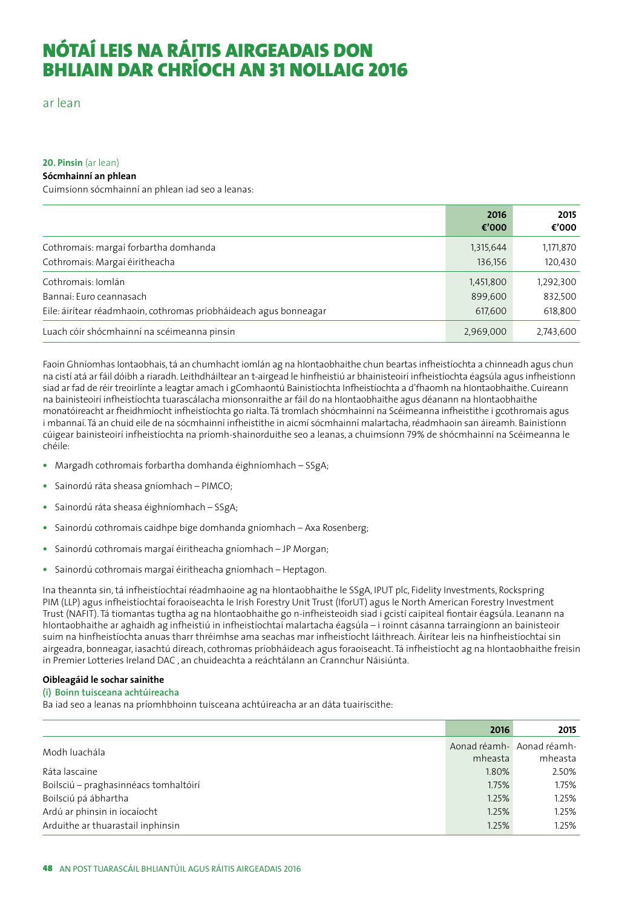# NÓTAÍ LEIS NA RÁITIS AIRGEADAIS DON BHLIAIN DAR CRÍOCH AN 31 NOLLAIG 2016

ar lean

**20. Pinsin** (ar lean)

**Sócmhainní an phlean**

Cuimsíonn sócmhainní an phlean iad seo a leanas:

| | 2016 €'000 | 2015 €'000 |
|---|---|---|
| Cothromais: margaí forbartha domhanda | 1,315,644 | 1,171,870 |
| Cothromais: Margaí éiritheacha | 136,156 | 120,430 |
| Cothromais: Iomlán | 1,451,800 | 1,292,300 |
| Bannaí: Euro ceannasach | 899,600 | 832,500 |
| Eile: áirítear réadmhaoin, cothromas príobháideach agus bonneagar | 617,600 | 618,800 |
| Luach cóir shócmhainní na scéimeanna pinsin | 2,969,000 | 2,743,600 |

Faoin Ghníomhas Iontaobhais, tá an chumhacht iomlán ag na hIontaobhaithe chun beartas infheistíochta a chinneadh agus chun na cistí atá ar fáil dóibh a riaradh. Leithdháiltear an t-airgead le hinfheistiú ar bhainisteoirí infheistíochta éagsúla agus infheistíonn siad ar fad de réir treoirlínte a leagtar amach i gComhaontú Bainistíochta Infheistíochta a d'fhaomh na hIontaobhaithe. Cuireann na bainisteoirí infheistíochta tuarascálacha mionsonraithe ar fáil do na hIontaobhaithe agus déanann na hIontaobhaithe monatóireacht ar fheidhmíocht infheistíochta go rialta. Tá tromlach shócmhainní na Scéimeanna infheistithe i gcothromais agus i mbannaí. Tá an chuid eile de na sócmhainní infheistithe in aicmí sócmhainní malartacha, réadmhaoin san áireamh. Bainistíonn cúigear bainisteoirí infheistíochta na príomh-shainorduithe seo a leanas, a chuimsíonn 79% de shócmhainní na Scéimeanna le chéile:

- Margadh cothromais forbartha domhanda éighníomhach – SSgA;
- Sainordú ráta sheasa gníomhach – PIMCO;
- Sainordú ráta sheasa éighníomhach – SSgA;
- Sainordú cothromais caidhpe bige domhanda gníomhach – Axa Rosenberg;
- Sainordú cothromais margaí éiritheacha gníomhach – JP Morgan;
- Sainordú cothromais margaí éiritheacha gníomhach – Heptagon.

Ina theannta sin, tá infheistíochtaí réadmhaoine ag na hIontaobhaithe le SSgA, IPUT plc, Fidelity Investments, Rockspring PIM (LLP) agus infheistíochtaí foraoiseachta le Irish Forestry Unit Trust (IforUT) agus le North American Forestry Investment Trust (NAFIT). Tá tiomantas tugtha ag na hIontaobhaithe go n-infheisteoidh siad i gcistí caipiteal fiontair éagsúla. Leanann na hIontaobhaithe ar aghaidh ag infheistiú in infheistíochtaí malartacha éagsúla – i roinnt cásanna tarraingíonn an bainisteoir suim na hinfheistíochta anuas tharr thréimhse ama seachas mar infheistíocht láithreach. Áirítear leis na hinfheistíochtaí sin airgeadra, bonneagar, iasachtú díreach, cothromas príobháideach agus foraoiseacht. Tá infheistíocht ag na hIontaobhaithe freisin in Premier Lotteries Ireland DAC , an chuideachta a reáchtálann an Crannchur Náisiúnta.

**Oibleagáid le sochar sainithe**

**(i) Boinn tuisceana achtúireacha**

Ba iad seo a leanas na príomhbhoinn tuisceana achtúireacha ar an dáta tuairiscithe:

| | 2016 | 2015 |
|---|---|---|
| Modh luachála | Aonad réamh-mheasta | Aonad réamh-mheasta |
| Ráta lascaine | 1.80% | 2.50% |
| Boilsciú – praghasinnéacs tomhaltóirí | 1.75% | 1.75% |
| Boilsciú pá ábhartha | 1.25% | 1.25% |
| Ardú ar phinsin in íocaíocht | 1.25% | 1.25% |
| Arduithe ar thuarastail inphinsin | 1.25% | 1.25% |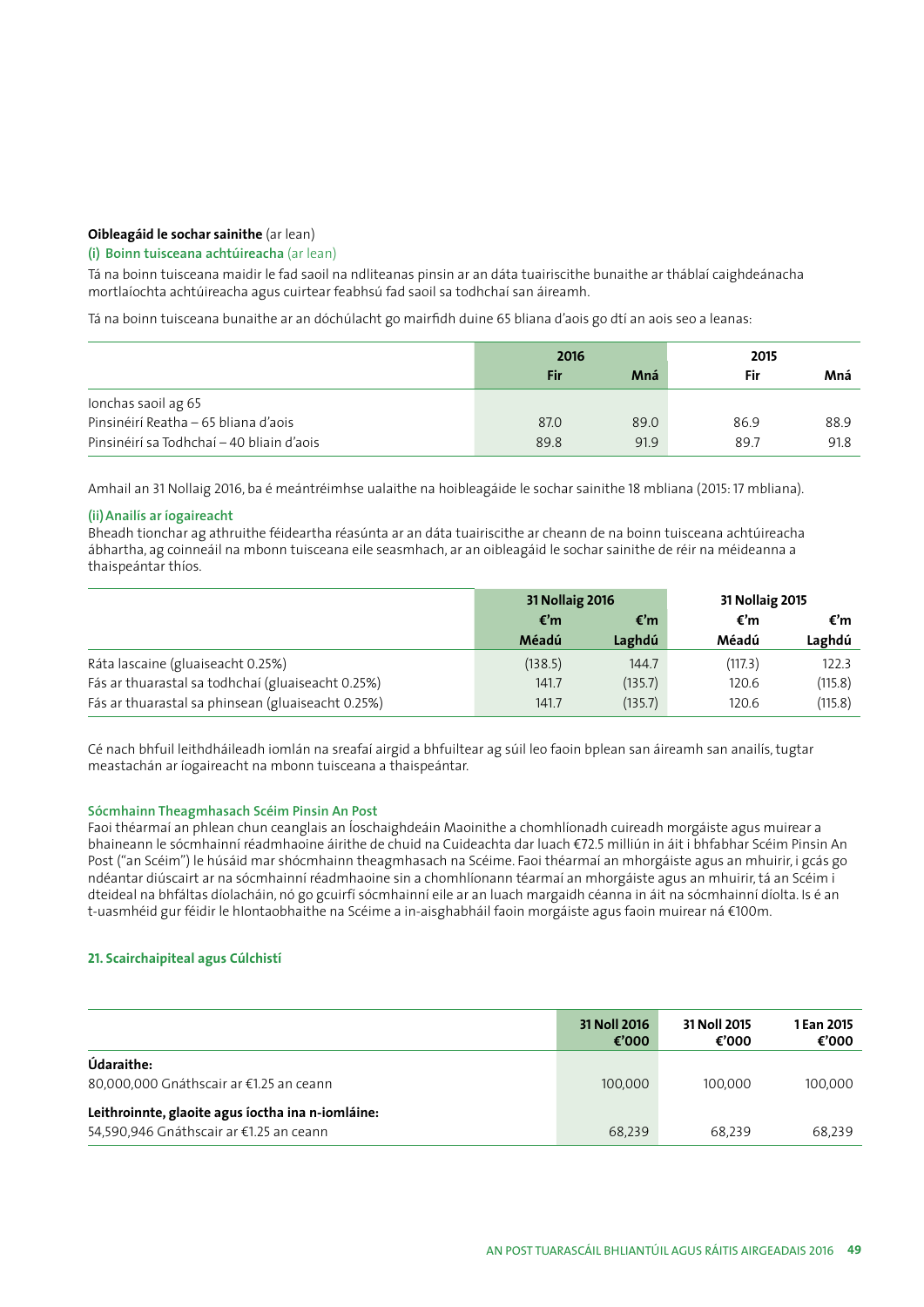**Oibleagáid le sochar sainithe** (ar lean)

**(i) Boinn tuisceana achtúireacha** (ar lean)

Tá na boinn tuisceana maidir le fad saoil na ndliteanas pinsin ar an dáta tuairiscithe bunaithe ar tháblaí caighdeánacha mortlaíochta achtúireacha agus cuirtear feabhsú fad saoil sa todhchaí san áireamh.

Tá na boinn tuisceana bunaithe ar an dóchúlacht go mairfidh duine 65 bliana d'aois go dtí an aois seo a leanas:

| | 2016 | | 2015 | |
|---|---|---|---|---|
| | **Fir** | **Mná** | **Fir** | **Mná** |
| Ionchas saoil ag 65 | | | | |
| Pinsinéirí Reatha – 65 bliana d'aois | 87.0 | 89.0 | 86.9 | 88.9 |
| Pinsinéirí sa Todhchaí – 40 bliain d'aois | 89.8 | 91.9 | 89.7 | 91.8 |

Amhail an 31 Nollaig 2016, ba é meántréimhse ualaithe na hoibleagáide le sochar sainithe 18 mbliana (2015: 17 mbliana).

**(ii) Anailís ar íogaireacht**

Bheadh tionchar ag athruithe féideartha réasúnta ar an dáta tuairiscithe ar cheann de na boinn tuisceana achtúireacha ábhartha, ag coinneáil na mbonn tuisceana eile seasmhach, ar an oibleagáid le sochar sainithe de réir na méideanna a thaispeántar thíos.

| | 31 Nollaig 2016 | | 31 Nollaig 2015 | |
|---|---|---|---|---|
| | €'m | €'m | €'m | €'m |
| | **Méadú** | **Laghdú** | **Méadú** | **Laghdú** |
| Ráta lascaine (gluaiseacht 0.25%) | (138.5) | 144.7 | (117.3) | 122.3 |
| Fás ar thuarastal sa todhchaí (gluaiseacht 0.25%) | 141.7 | (135.7) | 120.6 | (115.8) |
| Fás ar thuarastal sa phinsean (gluaiseacht 0.25%) | 141.7 | (135.7) | 120.6 | (115.8) |

Cé nach bhfuil leithdháileadh iomlán na sreafaí airgid a bhfuiltear ag súil leo faoin bplean san áireamh san anailís, tugtar meastachán ar íogaireacht na mbonn tuisceana a thaispeántar.

**Sócmhainn Theagmhasach Scéim Pinsin An Post**

Faoi théarmaí an phlean chun ceanglais an Íoschaighdeáin Maoinithe a chomhlíonadh cuireadh morgáiste agus muirear a bhaineann le sócmhainní réadmhaoine áirithe de chuid na Cuideachta dar luach €72.5 milliún in áit i bhfabhar Scéim Pinsin An Post ("an Scéim") le húsáid mar shócmhainn theagmhasach na Scéime. Faoi théarmaí an mhorgáiste agus an mhuirir, i gcás go ndéantar diúscairt ar na sócmhainní réadmhaoine sin a chomhlíonann téarmaí an mhorgáiste agus an mhuirir, tá an Scéim i dteideal na bhfáltas díolacháin, nó go gcuirfí sócmhainní eile ar an luach margaidh céanna in áit na sócmhainní díolta. Is é an t-uasmhéid gur féidir le hIontaobhaithe na Scéime a in-aisghabháil faoin morgáiste agus faoin muirear ná €100m.

## 21. Scairchaipiteal agus Cúlchistí

| | 31 Noll 2016 €'000 | 31 Noll 2015 €'000 | 1 Ean 2015 €'000 |
|---|---|---|---|
| **Údaraithe:** | | | |
| 80,000,000 Gnáthscair ar €1.25 an ceann | 100,000 | 100,000 | 100,000 |
| **Leithroinnte, glaoite agus íoctha ina n-iomláine:** | | | |
| 54,590,946 Gnáthscair ar €1.25 an ceann | 68,239 | 68,239 | 68,239 |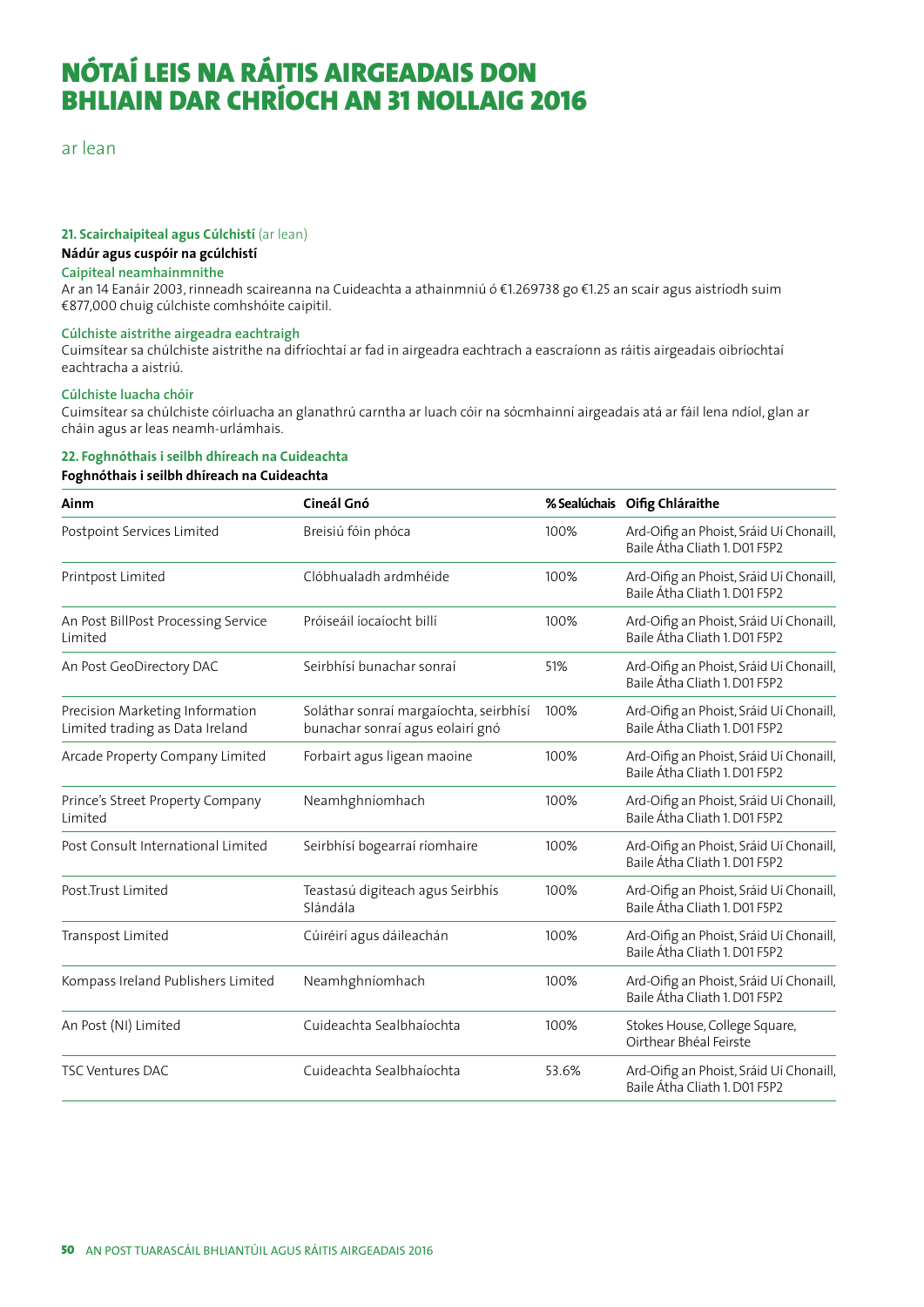# NÓTAÍ LEIS NA RÁITIS AIRGEADAIS DON BHLIAIN DAR CHRÍOCH AN 31 NOLLAIG 2016

ar lean

**21. Scairchaipiteal agus Cúlchistí** (ar lean)

**Nádúr agus cuspóir na gcúlchistí**

**Caipiteal neamhainmnithe**

Ar an 14 Eanáir 2003, rinneadh scaireanna na Cuideachta a athainmniú ó €1.269738 go €1.25 an scair agus aistríodh suim €877,000 chuig cúlchiste comhshóite caipitil.

**Cúlchiste aistrithe airgeadra eachtraigh**

Cuimsítear sa chúlchiste aistrithe na difríochtaí ar fad in airgeadra eachtrach a eascraíonn as ráitis airgeadais oibríochtaí eachtracha a aistriú.

**Cúlchiste luacha chóir**

Cuimsítear sa chúlchiste cóirluacha an glanathrú carntha ar luach cóir na sócmhainní airgeadais atá ar fáil lena ndíol, glan ar cháin agus ar leas neamh-urlámhais.

**22. Foghnóthais i seilbh dhíreach na Cuideachta**

**Foghnóthais i seilbh dhíreach na Cuideachta**

| Ainm | Cineál Gnó | % Sealúchais | Oifig Chláraithe |
|---|---|---|---|
| Postpoint Services Limited | Breisiú fóin phóca | 100% | Ard-Oifig an Phoist, Sráid Uí Chonaill, Baile Átha Cliath 1. D01 F5P2 |
| Printpost Limited | Clóbhualadh ardmhéide | 100% | Ard-Oifig an Phoist, Sráid Uí Chonaill, Baile Átha Cliath 1. D01 F5P2 |
| An Post BillPost Processing Service Limited | Próiseáil íocaíocht billí | 100% | Ard-Oifig an Phoist, Sráid Uí Chonaill, Baile Átha Cliath 1. D01 F5P2 |
| An Post GeoDirectory DAC | Seirbhísí bunachar sonraí | 51% | Ard-Oifig an Phoist, Sráid Uí Chonaill, Baile Átha Cliath 1. D01 F5P2 |
| Precision Marketing Information Limited trading as Data Ireland | Soláthar sonraí margaíochta, seirbhísí bunachar sonraí agus eolairí gnó | 100% | Ard-Oifig an Phoist, Sráid Uí Chonaill, Baile Átha Cliath 1. D01 F5P2 |
| Arcade Property Company Limited | Forbairt agus ligean maoine | 100% | Ard-Oifig an Phoist, Sráid Uí Chonaill, Baile Átha Cliath 1. D01 F5P2 |
| Prince's Street Property Company Limited | Neamhghníomhach | 100% | Ard-Oifig an Phoist, Sráid Uí Chonaill, Baile Átha Cliath 1. D01 F5P2 |
| Post Consult International Limited | Seirbhísí bogearraí ríomhaire | 100% | Ard-Oifig an Phoist, Sráid Uí Chonaill, Baile Átha Cliath 1. D01 F5P2 |
| Post.Trust Limited | Teastasú digiteach agus Seirbhís Slándála | 100% | Ard-Oifig an Phoist, Sráid Uí Chonaill, Baile Átha Cliath 1. D01 F5P2 |
| Transpost Limited | Cúiréirí agus dáileachán | 100% | Ard-Oifig an Phoist, Sráid Uí Chonaill, Baile Átha Cliath 1. D01 F5P2 |
| Kompass Ireland Publishers Limited | Neamhghníomhach | 100% | Ard-Oifig an Phoist, Sráid Uí Chonaill, Baile Átha Cliath 1. D01 F5P2 |
| An Post (NI) Limited | Cuideachta Sealbhaíochta | 100% | Stokes House, College Square, Oirthear Bhéal Feirste |
| TSC Ventures DAC | Cuideachta Sealbhaíochta | 53.6% | Ard-Oifig an Phoist, Sráid Uí Chonaill, Baile Átha Cliath 1. D01 F5P2 |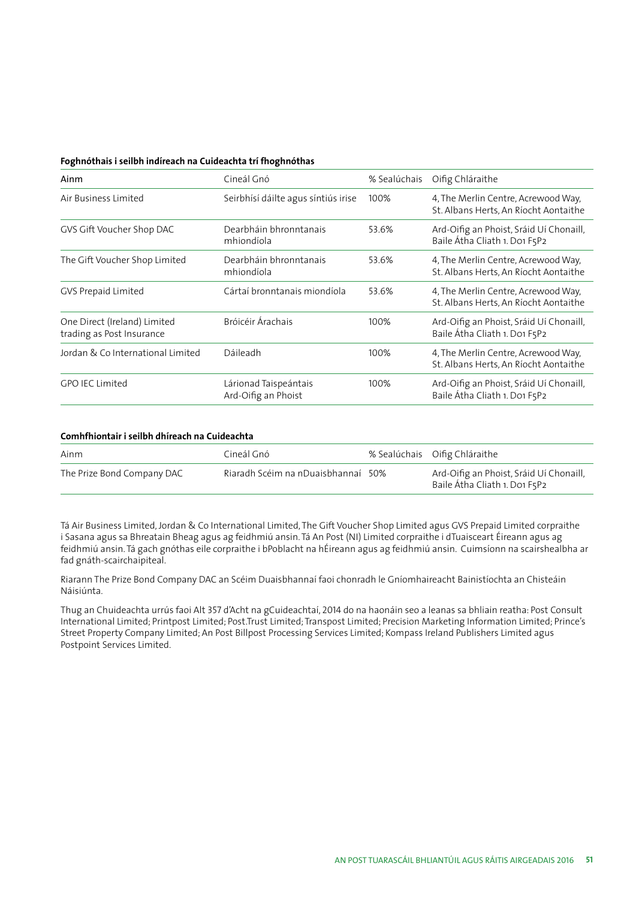**Foghnóthais i seilbh indíreach na Cuideachta trí fhoghnóthas**

| Ainm | Cineál Gnó | % Sealúchais | Oifig Chláraithe |
| --- | --- | --- | --- |
| Air Business Limited | Seirbhísí dáilte agus síntiús irise | 100% | 4, The Merlin Centre, Acrewood Way, St. Albans Herts, An Ríocht Aontaithe |
| GVS Gift Voucher Shop DAC | Dearbháin bhronntanais mhiondíola | 53.6% | Ard-Oifig an Phoist, Sráid Uí Chonaill, Baile Átha Cliath 1. D01 F5P2 |
| The Gift Voucher Shop Limited | Dearbháin bhronntanais mhiondíola | 53.6% | 4, The Merlin Centre, Acrewood Way, St. Albans Herts, An Ríocht Aontaithe |
| GVS Prepaid Limited | Cártaí bronntanais miondíola | 53.6% | 4, The Merlin Centre, Acrewood Way, St. Albans Herts, An Ríocht Aontaithe |
| One Direct (Ireland) Limited trading as Post Insurance | Bróicéir Árachais | 100% | Ard-Oifig an Phoist, Sráid Uí Chonaill, Baile Átha Cliath 1. D01 F5P2 |
| Jordan & Co International Limited | Dáileadh | 100% | 4, The Merlin Centre, Acrewood Way, St. Albans Herts, An Ríocht Aontaithe |
| GPO IEC Limited | Lárionad Taispeántais Ard-Oifig an Phoist | 100% | Ard-Oifig an Phoist, Sráid Uí Chonaill, Baile Átha Cliath 1. D01 F5P2 |

**Comhfhiontair i seilbh dhíreach na Cuideachta**

| Ainm | Cineál Gnó | % Sealúchais | Oifig Chláraithe |
| --- | --- | --- | --- |
| The Prize Bond Company DAC | Riaradh Scéim na nDuaisbhannaí | 50% | Ard-Oifig an Phoist, Sráid Uí Chonaill, Baile Átha Cliath 1. D01 F5P2 |

Tá Air Business Limited, Jordan & Co International Limited, The Gift Voucher Shop Limited agus GVS Prepaid Limited corpraithe i Sasana agus sa Bhreatain Bheag agus ag feidhmiú ansin. Tá An Post (NI) Limited corpraithe i dTuaisceart Éireann agus ag feidhmiú ansin. Tá gach gnóthas eile corpraithe i bPoblacht na hÉireann agus ag feidhmiú ansin. Cuimsíonn na scairshealbha ar fad gnáth-scairchaipiteal.

Riarann The Prize Bond Company DAC an Scéim Duaisbhannaí faoi chonradh le Gníomhaireacht Bainistíochta an Chisteáin Náisiúnta.

Thug an Chuideachta urrús faoi Alt 357 d'Acht na gCuideachtaí, 2014 do na haonáin seo a leanas sa bhliain reatha: Post Consult International Limited; Printpost Limited; Post.Trust Limited; Transpost Limited; Precision Marketing Information Limited; Prince's Street Property Company Limited; An Post Billpost Processing Services Limited; Kompass Ireland Publishers Limited agus Postpoint Services Limited.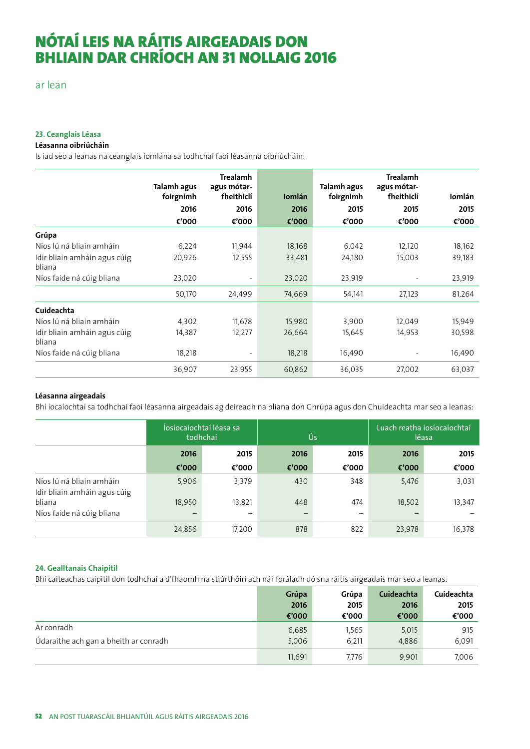# NÓTAÍ LEIS NA RÁITIS AIRGEADAIS DON BHLIAIN DAR CHRÍOCH AN 31 NOLLAIG 2016

ar lean

### 23. Ceanglais Léasa

**Léasanna oibriúcháin**

Is iad seo a leanas na ceanglais iomlána sa todhchaí faoi léasanna oibriúcháin:

| | Talamh agus foirgnimh 2016 €'000 | Trealamh agus mótar-fheithiclí 2016 €'000 | Iomlán 2016 €'000 | Talamh agus foirgnimh 2015 €'000 | Trealamh agus mótar-fheithiclí 2015 €'000 | Iomlán 2015 €'000 |
|---|---|---|---|---|---|---|
| **Grúpa** | | | | | | |
| Níos lú ná bliain amháin | 6,224 | 11,944 | 18,168 | 6,042 | 12,120 | 18,162 |
| Idir bliain amháin agus cúig bliana | 20,926 | 12,555 | 33,481 | 24,180 | 15,003 | 39,183 |
| Níos faide ná cúig bliana | 23,020 | - | 23,020 | 23,919 | - | 23,919 |
| | 50,170 | 24,499 | 74,669 | 54,141 | 27,123 | 81,264 |
| **Cuideachta** | | | | | | |
| Níos lú ná bliain amháin | 4,302 | 11,678 | 15,980 | 3,900 | 12,049 | 15,949 |
| Idir bliain amháin agus cúig bliana | 14,387 | 12,277 | 26,664 | 15,645 | 14,953 | 30,598 |
| Níos faide ná cúig bliana | 18,218 | - | 18,218 | 16,490 | - | 16,490 |
| | 36,907 | 23,955 | 60,862 | 36,035 | 27,002 | 63,037 |

**Léasanna airgeadais**

Bhí íocaíochtaí sa todhchaí faoi léasanna airgeadais ag deireadh na bliana don Ghrúpa agus don Chuideachta mar seo a leanas:

| | Íosíocaíochtaí léasa sa todhchaí | | Ús | | Luach reatha íosíocaíochtaí léasa | |
|---|---|---|---|---|---|---|
| | 2016 €'000 | 2015 €'000 | 2016 €'000 | 2015 €'000 | 2016 €'000 | 2015 €'000 |
| Níos lú ná bliain amháin | 5,906 | 3,379 | 430 | 348 | 5,476 | 3,031 |
| Idir bliain amháin agus cúig bliana | 18,950 | 13,821 | 448 | 474 | 18,502 | 13,347 |
| Níos faide ná cúig bliana | – | – | – | – | – | – |
| | 24,856 | 17,200 | 878 | 822 | 23,978 | 16,378 |

### 24. Gealltanais Chaipitil

Bhí caiteachas caipitil don todhchaí a d'fhaomh na stiúrthóirí ach nár foráladh dó sna ráitis airgeadais mar seo a leanas:

| | Grúpa 2016 €'000 | Grúpa 2015 €'000 | Cuideachta 2016 €'000 | Cuideachta 2015 €'000 |
|---|---|---|---|---|
| Ar conradh | 6,685 | 1,565 | 5,015 | 915 |
| Údaraithe ach gan a bheith ar conradh | 5,006 | 6,211 | 4,886 | 6,091 |
| | 11,691 | 7,776 | 9,901 | 7,006 |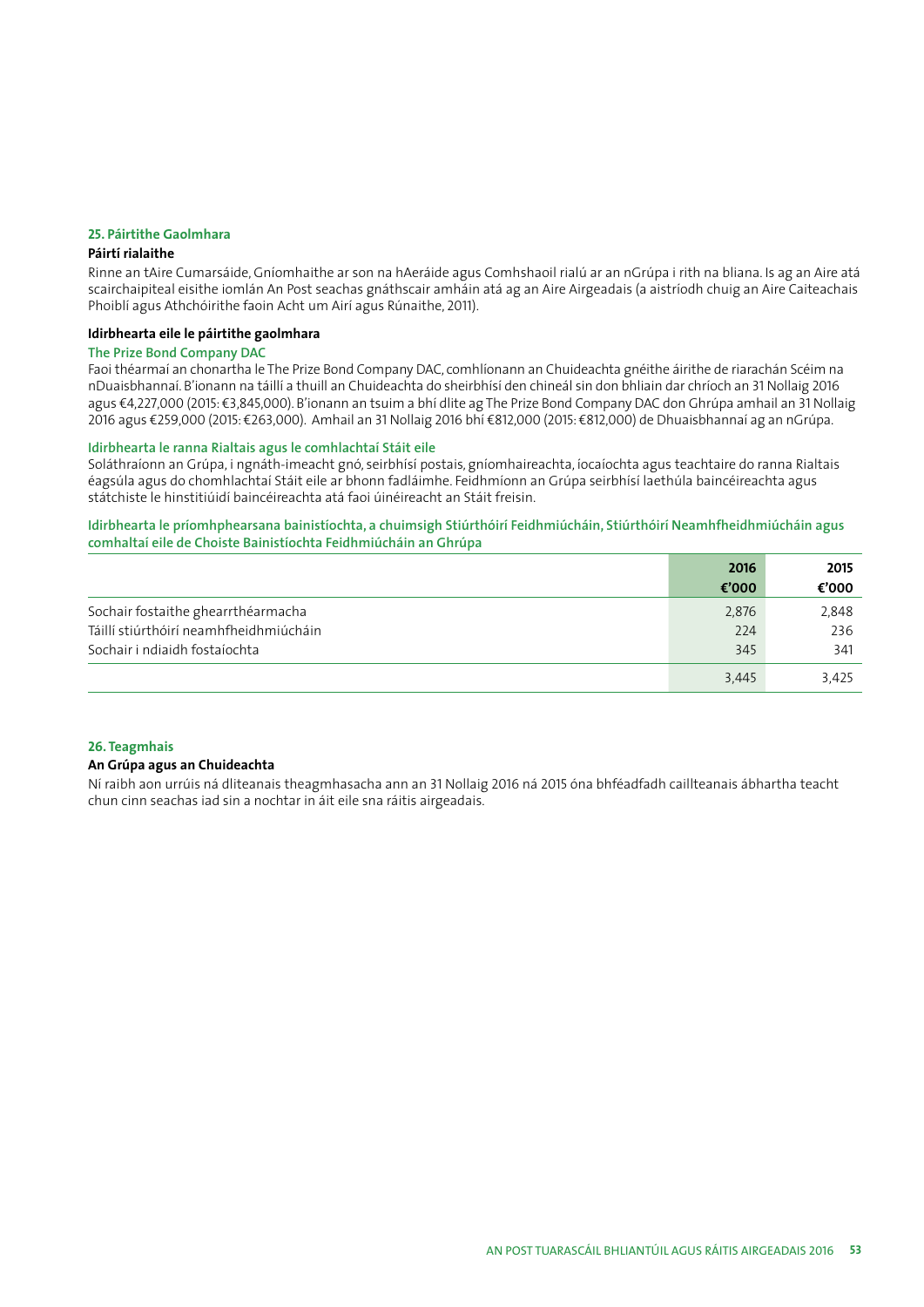## 25. Páirtithe Gaolmhara

### Páirtí rialaithe

Rinne an tAire Cumarsáide, Gníomhaithe ar son na hAeráide agus Comhshaoil rialú ar an nGrúpa i rith na bliana. Is ag an Aire atá scairchaipiteal eisithe iomlán An Post seachas gnáthscair amháin atá ag an Aire Airgeadais (a aistríodh chuig an Aire Caiteachais Phoiblí agus Athchóirithe faoin Acht um Airí agus Rúnaithe, 2011).

### Idirbhearta eile le páirtithe gaolmhara

**The Prize Bond Company DAC**

Faoi théarmaí an chonartha le The Prize Bond Company DAC, comhlíonann an Chuideachta gnéithe áirithe de riarachán Scéim na nDuaisbhannaí. B'ionann na táillí a thuill an Chuideachta do sheirbhísí den chineál sin don bhliain dar chríoch an 31 Nollaig 2016 agus €4,227,000 (2015: €3,845,000). B'ionann an tsuim a bhí dlite ag The Prize Bond Company DAC don Ghrúpa amhail an 31 Nollaig 2016 agus €259,000 (2015: €263,000). Amhail an 31 Nollaig 2016 bhí €812,000 (2015: €812,000) de Dhuaisbhannaí ag an nGrúpa.

**Idirbhearta le ranna Rialtais agus le comhlachtaí Stáit eile**

Soláthraíonn an Grúpa, i ngnáth-imeacht gnó, seirbhísí postais, gníomhaireachta, íocaíochta agus teachtaire do ranna Rialtais éagsúla agus do chomhlachtaí Stáit eile ar bhonn fadláimhe. Feidhmíonn an Grúpa seirbhísí laethúla baincéireachta agus státchiste le hinstitiúidí baincéireachta atá faoi úinéireacht an Stáit freisin.

**Idirbhearta le príomhphearsana bainistíochta, a chuimsigh Stiúrthóirí Feidhmiúcháin, Stiúrthóirí Neamhfheidhmiúcháin agus comhaltaí eile de Choiste Bainistíochta Feidhmiúcháin an Ghrúpa**

| | 2016<br>€'000 | 2015<br>€'000 |
|---|---|---|
| Sochair fostaithe ghearrthéarmacha | 2,876 | 2,848 |
| Táillí stiúrthóirí neamhfheidhmiúcháin | 224 | 236 |
| Sochair i ndiaidh fostaíochta | 345 | 341 |
| | 3,445 | 3,425 |

## 26. Teagmhais

### An Grúpa agus an Chuideachta

Ní raibh aon urrúis ná dliteanais theagmhasacha ann an 31 Nollaig 2016 ná 2015 óna bhféadfadh caillteanais ábhartha teacht chun cinn seachas iad sin a nochtar in áit eile sna ráitis airgeadais.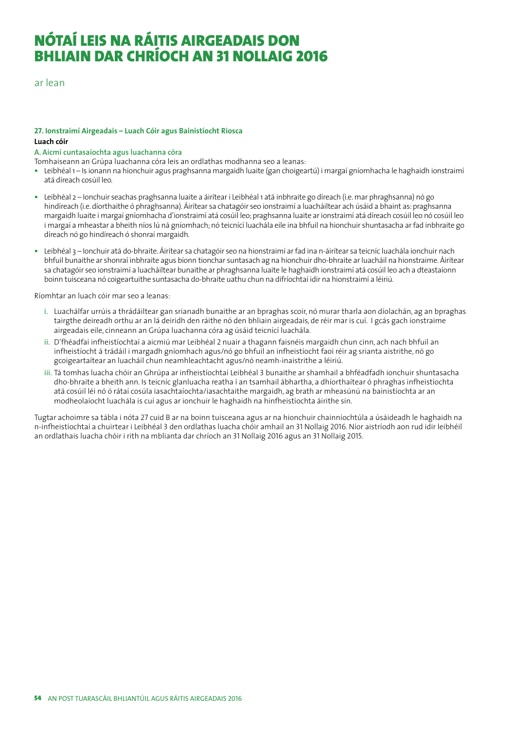# NÓTAÍ LEIS NA RÁITIS AIRGEADAIS DON BHLIAIN DAR CHRÍOCH AN 31 NOLLAIG 2016

ar lean

**27. Ionstraimí Airgeadais – Luach Cóir agus Bainistíocht Riosca**

**Luach cóir**

**A. Aicmí cuntasaíochta agus luachanna córa**

Tomhaiseann an Grúpa luachanna córa leis an ordlathas modhanna seo a leanas:

- Leibhéal 1 – Is ionann na hionchuir agus praghsanna margaidh luaite (gan choigeartú) i margaí gníomhacha le haghaidh ionstraimí atá díreach cosúil leo.
- Leibhéal 2 – Ionchuir seachas praghsanna luaite a áirítear i Leibhéal 1 atá inbhraite go díreach (i.e. mar phraghsanna) nó go hindíreach (i.e. díorthaithe ó phraghsanna). Áirítear sa chatagóir seo ionstraimí a luacháiltear ach úsáid a bhaint as: praghsanna margaidh luaite i margaí gníomhacha d'ionstraimí atá cosúil leo; praghsanna luaite ar ionstraimí atá díreach cosúil leo nó cosúil leo i margaí a mheastar a bheith níos lú ná gníomhach; nó teicnící luachála eile ina bhfuil na hionchuir shuntasacha ar fad inbhraite go díreach nó go hindíreach ó shonraí margaidh.
- Leibhéal 3 – Ionchuir atá do-bhraite. Áirítear sa chatagóir seo na hionstraimí ar fad ina n-áirítear sa teicníc luachála ionchuir nach bhfuil bunaithe ar shonraí inbhraite agus bíonn tionchar suntasach ag na hionchuir dho-bhraite ar luacháil na hionstraime. Áirítear sa chatagóir seo ionstraimí a luacháiltear bunaithe ar phraghsanna luaite le haghaidh ionstraimí atá cosúil leo ach a dteastaíonn boinn tuisceana nó coigeartuithe suntasacha do-bhraite uathu chun na difríochtaí idir na hionstraimí a léiriú.

Ríomhtar an luach cóir mar seo a leanas:

i. Luachálfar urrúis a thrádáiltear gan srianadh bunaithe ar an bpraghas scoir, nó murar tharla aon díolachán, ag an bpraghas tairgthe deireadh orthu ar an lá deiridh den ráithe nó den bhliain airgeadais, de réir mar is cuí. I gcás gach ionstraime airgeadais eile, cinneann an Grúpa luachanna córa ag úsáid teicnící luachála.

ii. D'fhéadfaí infheistíochtaí a aicmiú mar Leibhéal 2 nuair a thagann faisnéis margaidh chun cinn, ach nach bhfuil an infheistíocht á trádáil i margadh gníomhach agus/nó go bhfuil an infheistíocht faoi réir ag srianta aistrithe, nó go gcoigeartaítear an luacháil chun neamhleachtacht agus/nó neamh-inaistrithe a léiriú.

iii. Tá tomhas luacha chóir an Ghrúpa ar infheistíochtaí Leibhéal 3 bunaithe ar shamhail a bhféadfadh ionchuir shuntasacha dho-bhraite a bheith ann. Is teicníc glanluacha reatha í an tsamhail ábhartha, a dhíorthaítear ó phraghas infheistíochta atá cosúil léi nó ó rátaí cosúla iasachtaíochta/iasachtaithe margaidh, ag brath ar mheasúnú na bainistíochta ar an modheolaíocht luachála is cuí agus ar ionchuir le haghaidh na hinfheistíochta áirithe sin.

Tugtar achoimre sa tábla i nóta 27 cuid B ar na boinn tuisceana agus ar na hionchuir chainníochtúla a úsáideadh le haghaidh na n-infheistíochtaí a chuirtear i Leibhéal 3 den ordlathas luacha chóir amhail an 31 Nollaig 2016. Níor aistríodh aon rud idir leibhéil an ordlathais luacha chóir i rith na mblianta dar chríoch an 31 Nollaig 2016 agus an 31 Nollaig 2015.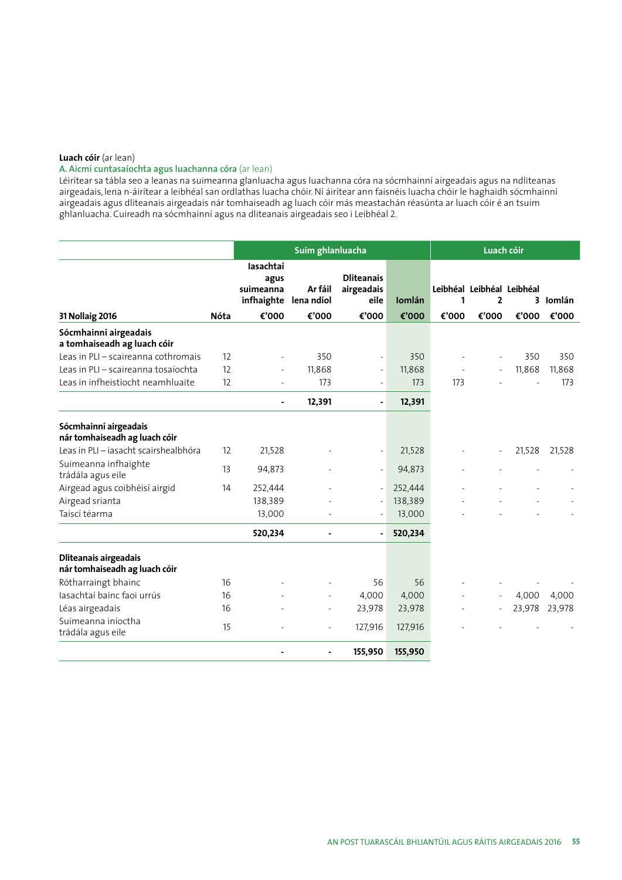**Luach cóir** (ar lean)

**A. Aicmí cuntasaíochta agus luachanna córa** (ar lean)

Léirítear sa tábla seo a leanas na suimeanna glanluacha agus luachanna córa na sócmhainní airgeadais agus na ndliteanas airgeadais, lena n-áirítear a leibhéal san ordlathas luacha chóir. Ní áirítear ann faisnéis luacha chóir le haghaidh sócmhainní airgeadais agus dliteanais airgeadais nár tomhaiseadh ag luach cóir más meastachán réasúnta ar luach cóir é an tsuim ghlanluacha. Cuireadh na sócmhainní agus na dliteanais airgeadais seo i Leibhéal 2.

| | | Suim ghlanluacha | | | | Luach cóir | | | |
|---|---|---|---|---|---|---|---|---|---|
| | | Iasachtaí agus suimeanna infhaighte | Ar fáil lena ndíol | Dliteanais airgeadais eile | Iomlán | Leibhéal 1 | Leibhéal 2 | Leibhéal 3 | Iomlán |
| **31 Nollaig 2016** | **Nóta** | **€'000** | **€'000** | **€'000** | **€'000** | **€'000** | **€'000** | **€'000** | **€'000** |
| **Sócmhainní airgeadais a tomhaiseadh ag luach cóir** | | | | | | | | | |
| Leas in PLI – scaireanna cothromais | 12 | - | 350 | - | 350 | - | - | 350 | 350 |
| Leas in PLI – scaireanna tosaíochta | 12 | - | 11,868 | - | 11,868 | - | - | 11,868 | 11,868 |
| Leas in infheistíocht neamhluaite | 12 | - | 173 | - | 173 | 173 | - | - | 173 |
| | | - | **12,391** | - | **12,391** | | | | |
| **Sócmhainní airgeadais nár tomhaiseadh ag luach cóir** | | | | | | | | | |
| Leas in PLI – iasacht scairshealbhóra | 12 | 21,528 | - | - | 21,528 | - | - | 21,528 | 21,528 |
| Suimeanna infhaighte trádála agus eile | 13 | 94,873 | - | - | 94,873 | - | - | - | - |
| Airgead agus coibhéisí airgid | 14 | 252,444 | - | - | 252,444 | - | - | - | - |
| Airgead srianta | | 138,389 | - | - | 138,389 | - | - | - | - |
| Taiscí téarma | | 13,000 | - | - | 13,000 | - | - | - | - |
| | | **520,234** | - | - | **520,234** | | | | |
| **Dliteanais airgeadais nár tomhaiseadh ag luach cóir** | | | | | | | | | |
| Rótharraingt bhainc | 16 | - | - | 56 | 56 | - | - | - | - |
| Iasachtaí bainc faoi urrús | 16 | - | - | 4,000 | 4,000 | - | - | 4,000 | 4,000 |
| Léas airgeadais | 16 | - | - | 23,978 | 23,978 | - | - | 23,978 | 23,978 |
| Suimeanna iníoctha trádála agus eile | 15 | - | - | 127,916 | 127,916 | - | - | - | - |
| | | - | - | **155,950** | **155,950** | | | | |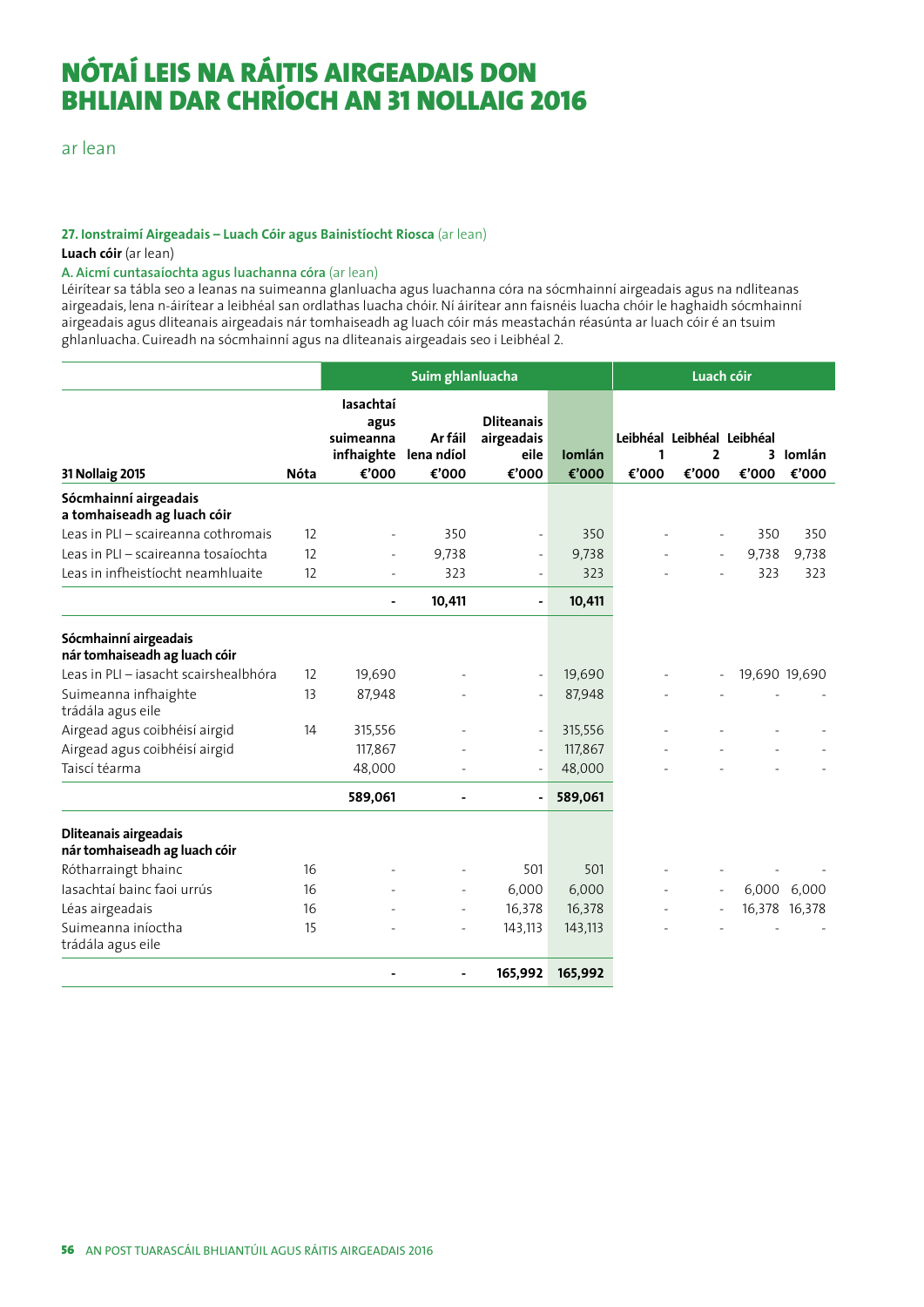# NÓTAÍ LEIS NA RÁITIS AIRGEADAIS DON BHLIAIN DAR CHRÍOCH AN 31 NOLLAIG 2016

ar lean

**27. Ionstraimí Airgeadais – Luach Cóir agus Bainistíocht Riosca** (ar lean)

**Luach cóir** (ar lean)

**A. Aicmí cuntasaíochta agus luachanna córa** (ar lean)

Léirítear sa tábla seo a leanas na suimeanna glanluacha agus luachanna córa na sócmhainní airgeadais agus na ndliteanas airgeadais, lena n-áirítear a leibhéal san ordlathas luacha chóir. Ní áirítear ann faisnéis luacha chóir le haghaidh sócmhainní airgeadais agus dliteanais airgeadais nár tomhaiseadh ag luach cóir más meastachán réasúnta ar luach cóir é an tsuim ghlanluacha. Cuireadh na sócmhainní agus na dliteanais airgeadais seo i Leibhéal 2.

| | | Suim ghlanluacha | | | | Luach cóir | | | |
|---|---|---|---|---|---|---|---|---|---|
| **31 Nollaig 2015** | **Nóta** | **Iasachtaí agus suimeanna infhaighte €'000** | **Ar fáil lena ndíol €'000** | **Dliteanais airgeadais eile €'000** | **Iomlán €'000** | **Leibhéal 1 €'000** | **Leibhéal 2 €'000** | **Leibhéal 3 €'000** | **Iomlán €'000** |
| **Sócmhainní airgeadais a tomhaiseadh ag luach cóir** | | | | | | | | | |
| Leas in PLI – scaireanna cothromais | 12 | - | 350 | - | 350 | - | - | 350 | 350 |
| Leas in PLI – scaireanna tosaíochta | 12 | - | 9,738 | - | 9,738 | - | - | 9,738 | 9,738 |
| Leas in infheistíocht neamhluaite | 12 | - | 323 | - | 323 | - | - | 323 | 323 |
| | | **-** | **10,411** | **-** | **10,411** | | | | |
| **Sócmhainní airgeadais nár tomhaiseadh ag luach cóir** | | | | | | | | | |
| Leas in PLI – iasacht scairshealbhóra | 12 | 19,690 | - | - | 19,690 | - | - | 19,690 | 19,690 |
| Suimeanna infhaighte trádála agus eile | 13 | 87,948 | - | - | 87,948 | - | - | - | - |
| Airgead agus coibhéisí airgid | 14 | 315,556 | - | - | 315,556 | - | - | - | - |
| Airgead agus coibhéisí airgid | | 117,867 | - | - | 117,867 | - | - | - | - |
| Taiscí téarma | | 48,000 | - | - | 48,000 | - | - | - | - |
| | | **589,061** | **-** | **-** | **589,061** | | | | |
| **Dliteanais airgeadais nár tomhaiseadh ag luach cóir** | | | | | | | | | |
| Rótharraingt bhainc | 16 | - | - | 501 | 501 | - | - | - | - |
| Iasachtaí bainc faoi urrús | 16 | - | - | 6,000 | 6,000 | - | - | 6,000 | 6,000 |
| Léas airgeadais | 16 | - | - | 16,378 | 16,378 | - | - | 16,378 | 16,378 |
| Suimeanna iníoctha trádála agus eile | 15 | - | - | 143,113 | 143,113 | - | - | - | - |
| | | **-** | **-** | **165,992** | **165,992** | | | | |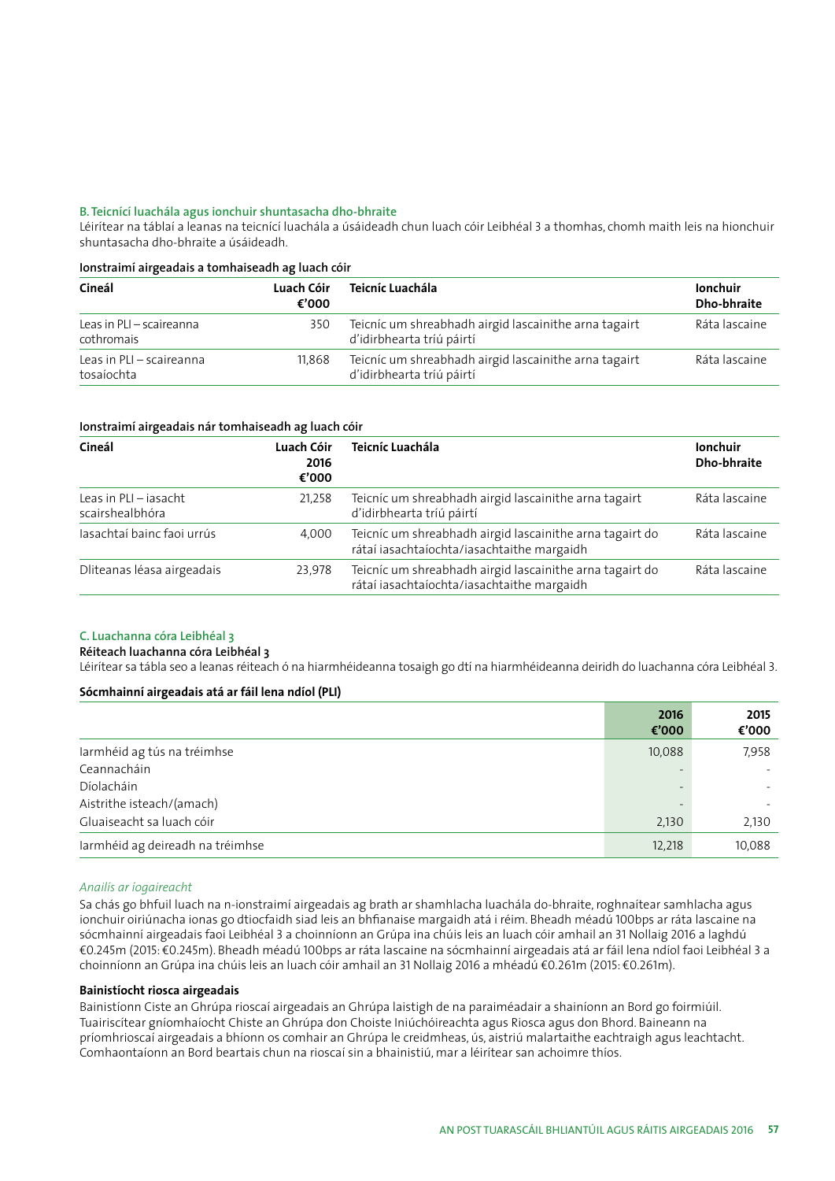### B. Teicnící luachála agus ionchuir shuntasacha dho-bhraite

Léirítear na táblaí a leanas na teicnící luachála a úsáideadh chun luach cóir Leibhéal 3 a thomhas, chomh maith leis na hionchuir shuntasacha dho-bhraite a úsáideadh.

**Ionstraimí airgeadais a tomhaiseadh ag luach cóir**

| Cineál | Luach Cóir €'000 | Teicníc Luachála | Ionchuir Dho-bhraite |
|---|---|---|---|
| Leas in PLI – scaireanna cothromais | 350 | Teicníc um shreabhadh airgid lascainithe arna tagairt d'idirbhearta tríú páirtí | Ráta lascaine |
| Leas in PLI – scaireanna tosaíochta | 11,868 | Teicníc um shreabhadh airgid lascainithe arna tagairt d'idirbhearta tríú páirtí | Ráta lascaine |

**Ionstraimí airgeadais nár tomhaiseadh ag luach cóir**

| Cineál | Luach Cóir 2016 €'000 | Teicníc Luachála | Ionchuir Dho-bhraite |
|---|---|---|---|
| Leas in PLI – iasacht scairshealbhóra | 21,258 | Teicníc um shreabhadh airgid lascainithe arna tagairt d'idirbhearta tríú páirtí | Ráta lascaine |
| Iasachtaí bainc faoi urrús | 4,000 | Teicníc um shreabhadh airgid lascainithe arna tagairt do rátaí iasachtaíochta/iasachtaithe margaidh | Ráta lascaine |
| Dliteanas léasa airgeadais | 23,978 | Teicníc um shreabhadh airgid lascainithe arna tagairt do rátaí iasachtaíochta/iasachtaithe margaidh | Ráta lascaine |

### C. Luachanna córa Leibhéal 3

**Réiteach luachanna córa Leibhéal 3**

Léirítear sa tábla seo a leanas réiteach ó na hiarmhéideanna tosaigh go dtí na hiarmhéideanna deiridh do luachanna córa Leibhéal 3.

**Sócmhainní airgeadais atá ar fáil lena ndíol (PLI)**

| | 2016 €'000 | 2015 €'000 |
|---|---|---|
| Iarmhéid ag tús na tréimhse | 10,088 | 7,958 |
| Ceannacháin | - | - |
| Díolacháin | - | - |
| Aistrithe isteach/(amach) | - | - |
| Gluaiseacht sa luach cóir | 2,130 | 2,130 |
| Iarmhéid ag deireadh na tréimhse | 12,218 | 10,088 |

*Anailís ar íogaireacht*

Sa chás go bhfuil luach na n-ionstraimí airgeadais ag brath ar shamhlacha luachála do-bhraite, roghnaítear samhlacha agus ionchuir oiriúnacha ionas go dtiocfaidh siad leis an bhfianaise margaidh atá i réim. Bheadh méadú 100bps ar ráta lascaine na sócmhainní airgeadais faoi Leibhéal 3 a choinníonn an Grúpa ina chúis leis an luach cóir amhail an 31 Nollaig 2016 a laghdú €0.245m (2015: €0.245m). Bheadh méadú 100bps ar ráta lascaine na sócmhainní airgeadais atá ar fáil lena ndíol faoi Leibhéal 3 a choinníonn an Grúpa ina chúis leis an luach cóir amhail an 31 Nollaig 2016 a mhéadú €0.261m (2015: €0.261m).

**Bainistíocht riosca airgeadais**

Bainistíonn Ciste an Ghrúpa rioscaí airgeadais an Ghrúpa laistigh de na paraiméadair a shainíonn an Bord go foirmiúil. Tuairiscítear gníomhaíocht Chiste an Ghrúpa don Choiste Iniúchóireachta agus Riosca agus don Bhord. Baineann na príomhrioscaí airgeadais a bhíonn os comhair an Ghrúpa le creidmheas, ús, aistriú malartaithe eachtraigh agus leachtacht. Comhaontaíonn an Bord beartais chun na rioscaí sin a bhainistiú, mar a léirítear san achoimre thíos.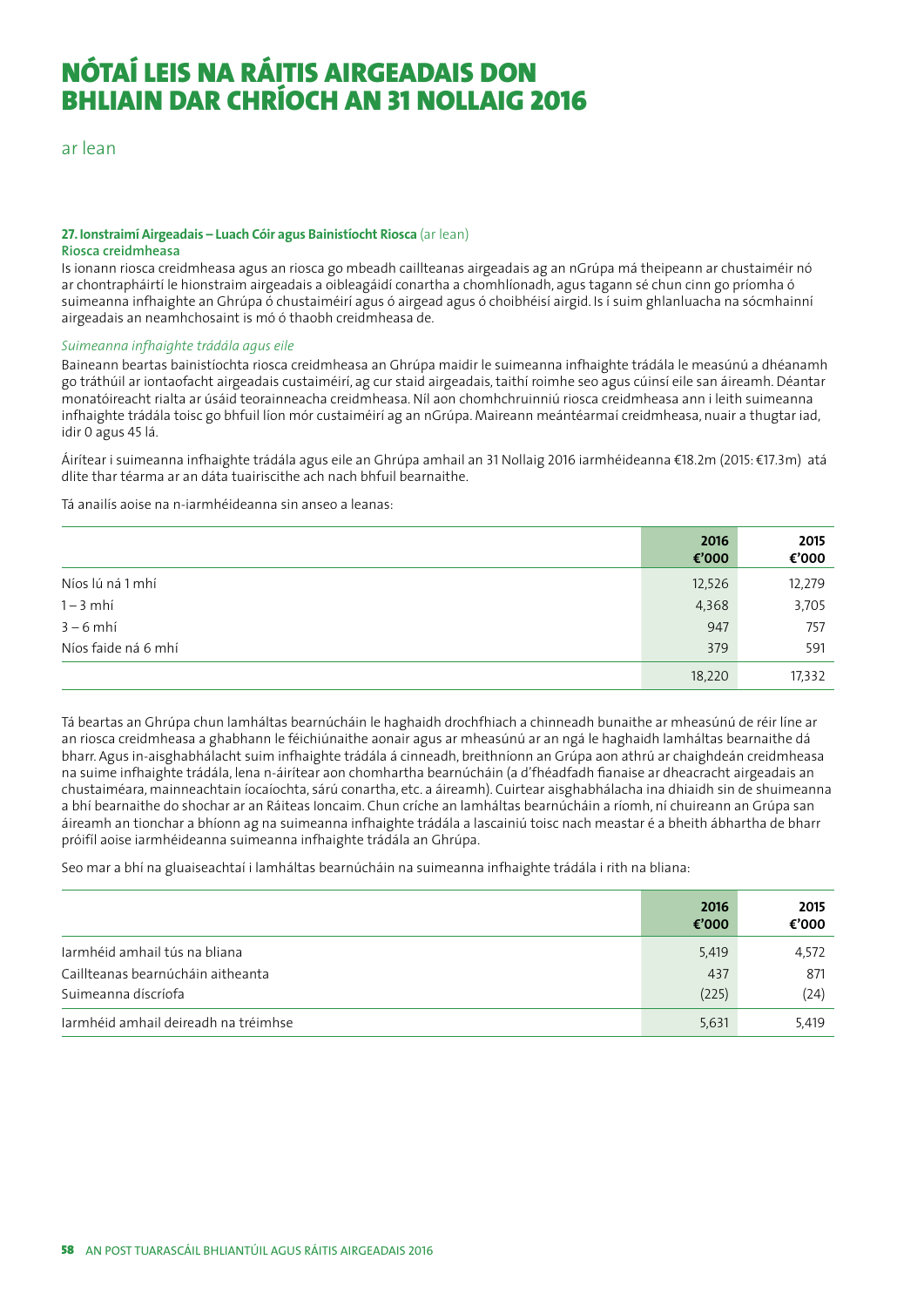# NÓTAÍ LEIS NA RÁITIS AIRGEADAIS DON BHLIAIN DAR CHRÍOCH AN 31 NOLLAIG 2016

ar lean

**27. Ionstraimí Airgeadais – Luach Cóir agus Bainistíocht Riosca** (ar lean)

**Riosca creidmheasa**

Is ionann riosca creidmheasa agus an riosca go mbeadh caillteanas airgeadais ag an nGrúpa má theipeann ar chustaiméir nó ar chontrapháirtí le hionstraim airgeadais a oibleagáidí conartha a chomhlíonadh, agus tagann sé chun cinn go príomha ó suimeanna infhaighte an Ghrúpa ó chustaiméirí agus ó airgead agus ó choibhéisí airgid. Is í suim ghlanluacha na sócmhainní airgeadais an neamhchosaint is mó ó thaobh creidmheasa de.

*Suimeanna infhaighte trádála agus eile*

Baineann beartas bainistíochta riosca creidmheasa an Ghrúpa maidir le suimeanna infhaighte trádála le measúnú a dhéanamh go tráthúil ar iontaofacht airgeadais custaiméirí, ag cur staid airgeadais, taithí roimhe seo agus cúinsí eile san áireamh. Déantar monatóireacht rialta ar úsáid teorainneacha creidmheasa. Níl aon chomhchruinniú riosca creidmheasa ann i leith suimeanna infhaighte trádála toisc go bhfuil líon mór custaiméirí ag an nGrúpa. Maireann meántéarmaí creidmheasa, nuair a thugtar iad, idir 0 agus 45 lá.

Áirítear i suimeanna infhaighte trádála agus eile an Ghrúpa amhail an 31 Nollaig 2016 iarmhéideanna €18.2m (2015: €17.3m) atá dlite thar téarma ar an dáta tuairiscithe ach nach bhfuil bearnaithe.

Tá anailís aoise na n-iarmhéideanna sin anseo a leanas:

| | 2016 €'000 | 2015 €'000 |
|---|---|---|
| Níos lú ná 1 mhí | 12,526 | 12,279 |
| 1 – 3 mhí | 4,368 | 3,705 |
| 3 – 6 mhí | 947 | 757 |
| Níos faide ná 6 mhí | 379 | 591 |
| | 18,220 | 17,332 |

Tá beartas an Ghrúpa chun lamháltas bearnúcháin le haghaidh drochfhiach a chinneadh bunaithe ar mheasúnú de réir líne ar an riosca creidmheasa a ghabhann le féichiúnaithe aonair agus ar mheasúnú ar an ngá le haghaidh lamháltas bearnaithe dá bharr. Agus in-aisghabhálacht suim infhaighte trádála á cinneadh, breithníonn an Grúpa aon athrú ar chaighdeán creidmheasa na suime infhaighte trádála, lena n-áirítear aon chomhartha bearnúcháin (a d'fhéadfadh fianaise ar dheacracht airgeadais an chustaiméara, mainneachtain íocaíochta, sárú conartha, etc. a áireamh). Cuirtear aisghabhálacha ina dhiaidh sin de shuimeanna a bhí bearnaithe do shochar ar an Ráiteas Ioncaim. Chun críche an lamháltas bearnúcháin a ríomh, ní chuireann an Grúpa san áireamh an tionchar a bhíonn ag na suimeanna infhaighte trádála a lascainiú toisc nach meastar é a bheith ábhartha de bharr próifíl aoise iarmhéideanna suimeanna infhaighte trádála an Ghrúpa.

Seo mar a bhí na gluaiseachtaí i lamháltas bearnúcháin na suimeanna infhaighte trádála i rith na bliana:

| | 2016 €'000 | 2015 €'000 |
|---|---|---|
| Iarmhéid amhail tús na bliana | 5,419 | 4,572 |
| Caillteanas bearnúcháin aitheanta | 437 | 871 |
| Suimeanna díscríofa | (225) | (24) |
| Iarmhéid amhail deireadh na tréimhse | 5,631 | 5,419 |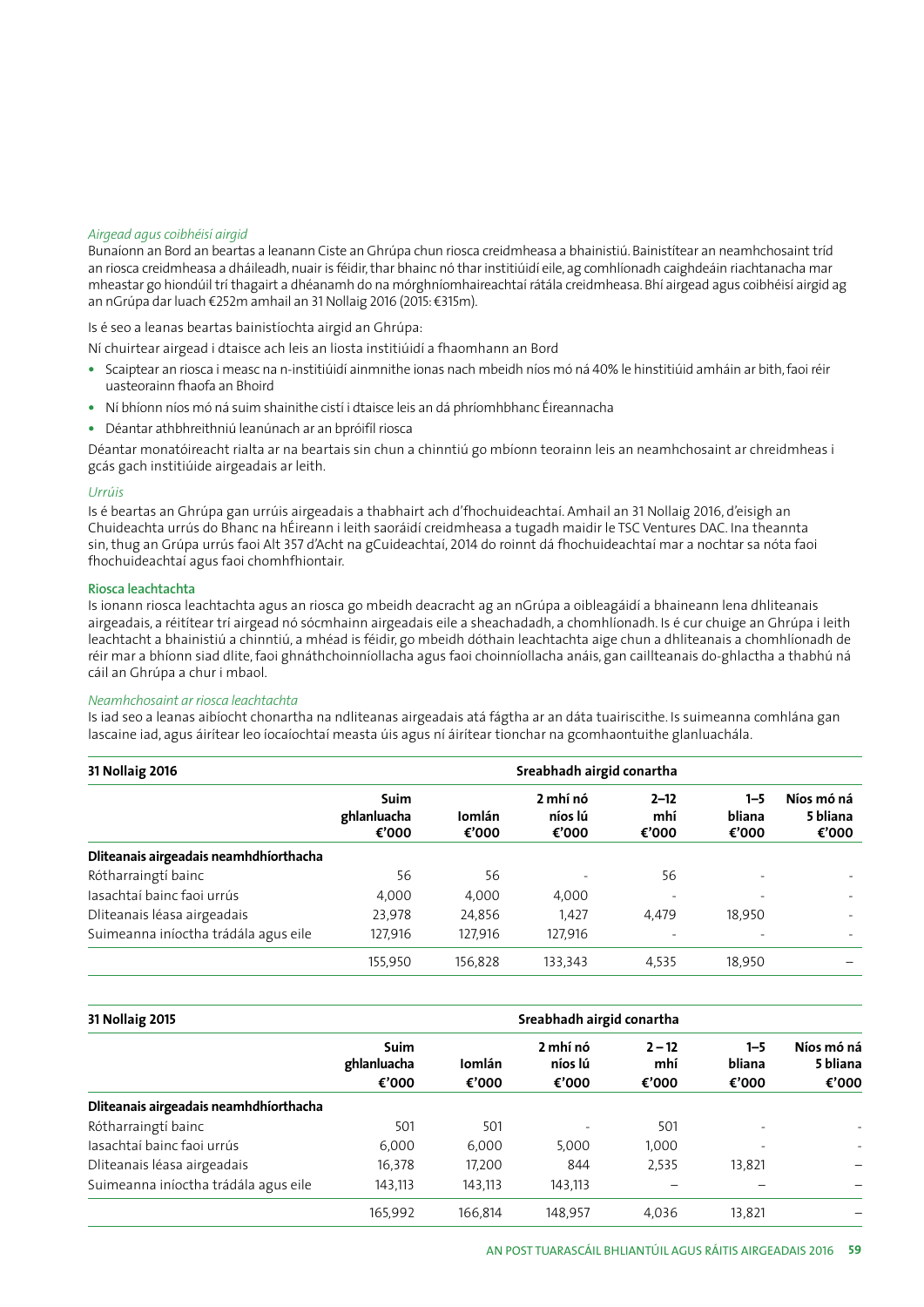*Airgead agus coibhéisí airgid*

Bunaíonn an Bord an beartas a leanann Ciste an Ghrúpa chun riosca creidmheasa a bhainistiú. Bainistítear an neamhchosaint tríd an riosca creidmheasa a dháileadh, nuair is féidir, thar bhainc nó thar institiúidí eile, ag comhlíonadh caighdeáin riachtanacha mar mheastar go hiondúil trí thagairt a dhéanamh do na mórghníomhaireachtaí rátála creidmheasa. Bhí airgead agus coibhéisí airgid ag an nGrúpa dar luach €252m amhail an 31 Nollaig 2016 (2015: €315m).

Is é seo a leanas beartas bainistíochta airgid an Ghrúpa:

Ní chuirtear airgead i dtaisce ach leis an liosta institiúidí a fhaomhann an Bord

- Scaiptear an riosca i measc na n-institiúidí ainmnithe ionas nach mbeidh níos mó ná 40% le hinstitiúid amháin ar bith, faoi réir uasteorainn fhaofa an Bhoird
- Ní bhíonn níos mó ná suim shainithe cistí i dtaisce leis an dá phríomhbhanc Éireannacha
- Déantar athbhreithniú leanúnach ar an bpróifíl riosca

Déantar monatóireacht rialta ar na beartais sin chun a chinntiú go mbíonn teorainn leis an neamhchosaint ar chreidmheas i gcás gach institiúide airgeadais ar leith.

*Urrúis*

Is é beartas an Ghrúpa gan urrúis airgeadais a thabhairt ach d'fhochuideachtaí. Amhail an 31 Nollaig 2016, d'eisigh an Chuideachta urrús do Bhanc na hÉireann i leith saoráidí creidmheasa a tugadh maidir le TSC Ventures DAC. Ina theannta sin, thug an Grúpa urrús faoi Alt 357 d'Acht na gCuideachtaí, 2014 do roinnt dá fhochuideachtaí mar a nochtar sa nóta faoi fhochuideachtaí agus faoi chomhfhiontair.

**Riosca leachtachta**

Is ionann riosca leachtachta agus an riosca go mbeidh deacracht ag an nGrúpa a oibleagáidí a bhaineann lena dhliteanais airgeadais, a réitítear trí airgead nó sócmhainn airgeadais eile a sheachadadh, a chomhlíonadh. Is é cur chuige an Ghrúpa i leith leachtacht a bhainistiú a chinntiú, a mhéad is féidir, go mbeidh dóthain leachtachta aige chun a dhliteanais a chomhlíonadh de réir mar a bhíonn siad dlite, faoi ghnáthchoinníollacha agus faoi choinníollacha anáis, gan caillteanais do-ghlactha a thabhú ná cáil an Ghrúpa a chur i mbaol.

*Neamhchosaint ar riosca leachtachta*

Is iad seo a leanas aibíocht chonartha na ndliteanas airgeadais atá fágtha ar an dáta tuairiscithe. Is suimeanna comhlána gan lascaine iad, agus áirítear leo íocaíochtaí measta úis agus ní áirítear tionchar na gcomhaontuithe glanluachála.

| 31 Nollaig 2016 | | Sreabhadh airgid conartha | | | | |
|---|---|---|---|---|---|---|
| | Suim ghlanluacha €'000 | Iomlán €'000 | 2 mhí nó níos lú €'000 | 2–12 mhí €'000 | 1–5 bliana €'000 | Níos mó ná 5 bliana €'000 |
| **Dliteanais airgeadais neamhdhíorthacha** | | | | | | |
| Rótharraingtí bainc | 56 | 56 | - | 56 | - | - |
| Iasachtaí bainc faoi urrús | 4,000 | 4,000 | 4,000 | - | - | - |
| Dliteanais léasa airgeadais | 23,978 | 24,856 | 1,427 | 4,479 | 18,950 | - |
| Suimeanna iníoctha trádála agus eile | 127,916 | 127,916 | 127,916 | - | - | - |
| | 155,950 | 156,828 | 133,343 | 4,535 | 18,950 | – |

| 31 Nollaig 2015 | | Sreabhadh airgid conartha | | | | |
|---|---|---|---|---|---|---|
| | Suim ghlanluacha €'000 | Iomlán €'000 | 2 mhí nó níos lú €'000 | 2 – 12 mhí €'000 | 1–5 bliana €'000 | Níos mó ná 5 bliana €'000 |
| **Dliteanais airgeadais neamhdhíorthacha** | | | | | | |
| Rótharraingtí bainc | 501 | 501 | - | 501 | - | - |
| Iasachtaí bainc faoi urrús | 6,000 | 6,000 | 5,000 | 1,000 | - | - |
| Dliteanais léasa airgeadais | 16,378 | 17,200 | 844 | 2,535 | 13,821 | – |
| Suimeanna iníoctha trádála agus eile | 143,113 | 143,113 | 143,113 | – | – | – |
| | 165,992 | 166,814 | 148,957 | 4,036 | 13,821 | – |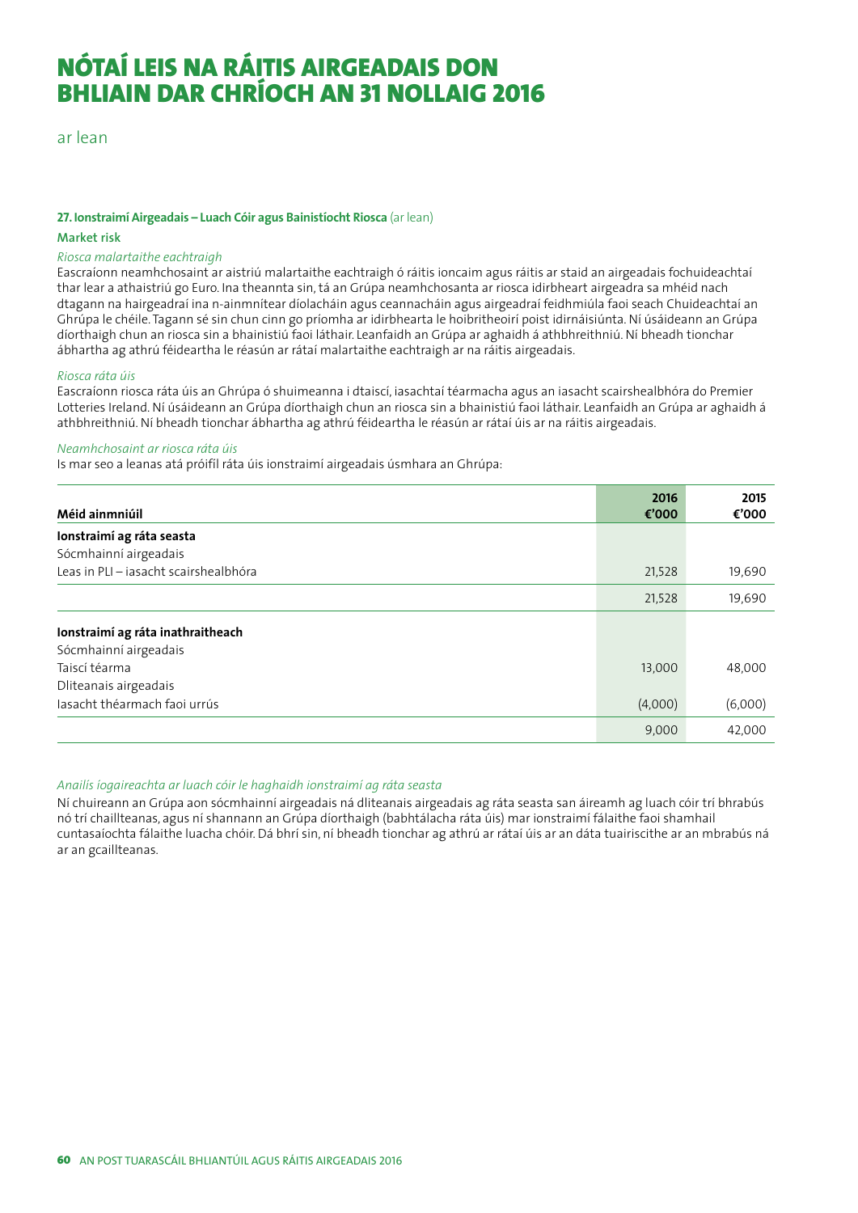# NÓTAÍ LEIS NA RÁITIS AIRGEADAIS DON BHLIAIN DAR CHRÍOCH AN 31 NOLLAIG 2016

ar lean

**27. Ionstraimí Airgeadais – Luach Cóir agus Bainistíocht Riosca** (ar lean)

**Market risk**

*Riosca malartaithe eachtraigh*

Eascraíonn neamhchosaint ar aistriú malartaithe eachtraigh ó ráitis ioncaim agus ráitis ar staid an airgeadais fochuideachtaí thar lear a athaistriú go Euro. Ina theannta sin, tá an Grúpa neamhchosanta ar riosca idirbheart airgeadra sa mhéid nach dtagann na hairgeadraí ina n-ainmnítear díolacháin agus ceannacháin agus airgeadraí feidhmiúla faoi seach Chuideachtaí an Ghrúpa le chéile. Tagann sé sin chun cinn go príomha ar idirbhearta le hoibritheoirí poist idirnáisiúnta. Ní úsáideann an Grúpa díorthaigh chun an riosca sin a bhainistiú faoi láthair. Leanfaidh an Grúpa ar aghaidh á athbhreithniú. Ní bheadh tionchar ábhartha ag athrú féideartha le réasún ar rátaí malartaithe eachtraigh ar na ráitis airgeadais.

*Riosca ráta úis*

Eascraíonn riosca ráta úis an Ghrúpa ó shuimeanna i dtaiscí, iasachtaí téarmacha agus an iasacht scairshealbhóra do Premier Lotteries Ireland. Ní úsáideann an Grúpa díorthaigh chun an riosca sin a bhainistiú faoi láthair. Leanfaidh an Grúpa ar aghaidh á athbhreithniú. Ní bheadh tionchar ábhartha ag athrú féideartha le réasún ar rátaí úis ar na ráitis airgeadais.

*Neamhchosaint ar riosca ráta úis*

Is mar seo a leanas atá próifíl ráta úis ionstraimí airgeadais úsmhara an Ghrúpa:

| Méid ainmniúil | 2016 €'000 | 2015 €'000 |
|---|---|---|
| **Ionstraimí ag ráta seasta** | | |
| Sócmhainní airgeadais | | |
| Leas in PLI – iasacht scairshealbhóra | 21,528 | 19,690 |
| | 21,528 | 19,690 |
| **Ionstraimí ag ráta inathraitheach** | | |
| Sócmhainní airgeadais | | |
| Taiscí téarma | 13,000 | 48,000 |
| Dliteanais airgeadais | | |
| Iasacht théarmach faoi urrús | (4,000) | (6,000) |
| | 9,000 | 42,000 |

*Anailís íogaireachta ar luach cóir le haghaidh ionstraimí ag ráta seasta*

Ní chuireann an Grúpa aon sócmhainní airgeadais ná dliteanais airgeadais ag ráta seasta san áireamh ag luach cóir trí bhrabús nó trí chaillteanas, agus ní shannann an Grúpa díorthaigh (babhtálacha ráta úis) mar ionstraimí fálaithe faoi shamhail cuntasaíochta fálaithe luacha chóir. Dá bhrí sin, ní bheadh tionchar ag athrú ar rátaí úis ar an dáta tuairiscithe ar an mbrabús ná ar an gcaillteanas.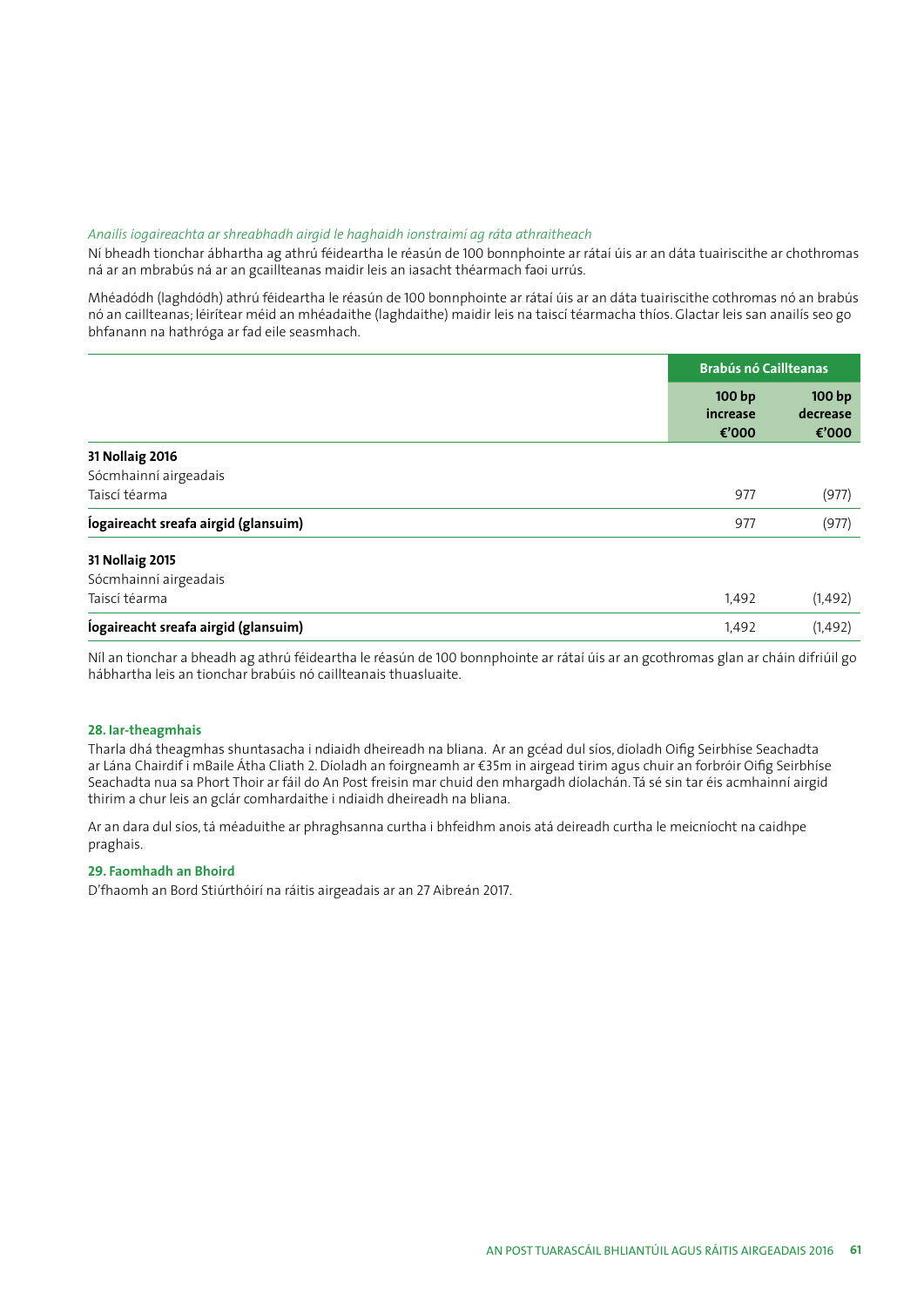*Anailís íogaireachta ar shreabhadh airgid le haghaidh ionstraimí ag ráta athraitheach*

Ní bheadh tionchar ábhartha ag athrú féideartha le réasún de 100 bonnphointe ar rátaí úis ar an dáta tuairiscithe ar chothromas ná ar an mbrabús ná ar an gcaillteanas maidir leis an iasacht théarmach faoi urrús.

Mhéadódh (laghdódh) athrú féideartha le réasún de 100 bonnphointe ar rátaí úis ar an dáta tuairiscithe cothromas nó an brabús nó an caillteanas; léirítear méid an mhéadaithe (laghdaithe) maidir leis na taiscí téarmacha thíos. Glactar leis san anailís seo go bhfanann na hathróga ar fad eile seasmhach.

| | Brabús nó Caillteanas | |
|---|---|---|
| | 100 bp increase €'000 | 100 bp decrease €'000 |
| **31 Nollaig 2016** | | |
| Sócmhainní airgeadais | | |
| Taiscí téarma | 977 | (977) |
| **Íogaireacht sreafa airgid (glansuim)** | 977 | (977) |
| **31 Nollaig 2015** | | |
| Sócmhainní airgeadais | | |
| Taiscí téarma | 1,492 | (1,492) |
| **Íogaireacht sreafa airgid (glansuim)** | 1,492 | (1,492) |

Níl an tionchar a bheadh ag athrú féideartha le réasún de 100 bonnphointe ar rátaí úis ar an gcothromas glan ar cháin difriúil go hábhartha leis an tionchar brabúis nó caillteanais thuasluaite.

## 28. Iar-theagmhais

Tharla dhá theagmhas shuntasacha i ndiaidh dheireadh na bliana. Ar an gcéad dul síos, díoladh Oifig Seirbhíse Seachadta ar Lána Chairdif i mBaile Átha Cliath 2. Díoladh an foirgneamh ar €35m in airgead tirim agus chuir an forbróir Oifig Seirbhíse Seachadta nua sa Phort Thoir ar fáil do An Post freisin mar chuid den mhargadh díolachán. Tá sé sin tar éis acmhainní airgid thirim a chur leis an gclár comhardaithe i ndiaidh dheireadh na bliana.

Ar an dara dul síos, tá méaduithe ar phraghsanna curtha i bhfeidhm anois atá deireadh curtha le meicníocht na caidhpe praghais.

## 29. Faomhadh an Bhoird

D'fhaomh an Bord Stiúrthóirí na ráitis airgeadais ar an 27 Aibreán 2017.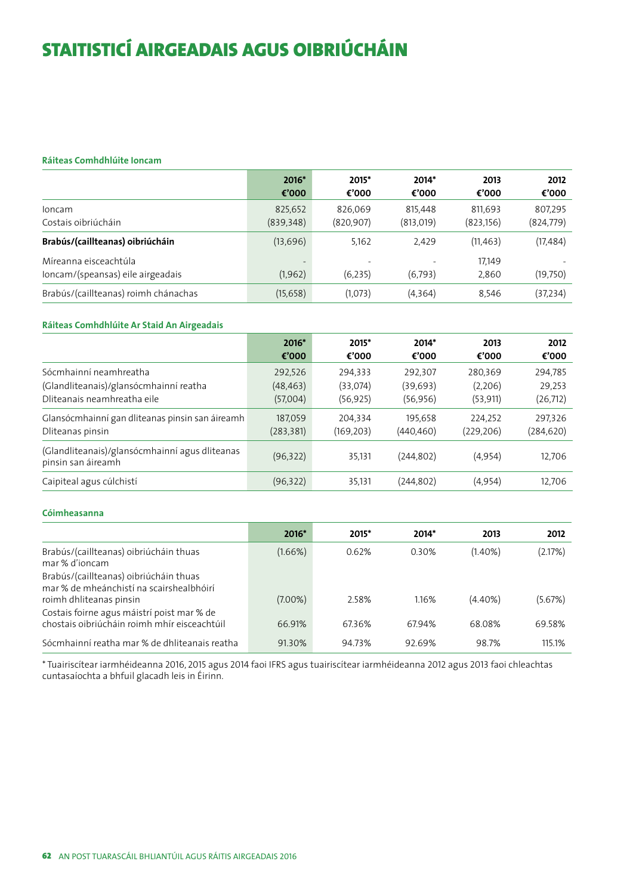# STAITISTICÍ AIRGEADAIS AGUS OIBRIÚCHÁIN

### Ráiteas Comhdhlúite Ioncam

| | 2016* €'000 | 2015* €'000 | 2014* €'000 | 2013 €'000 | 2012 €'000 |
|---|---|---|---|---|---|
| Ioncam | 825,652 | 826,069 | 815,448 | 811,693 | 807,295 |
| Costais oibriúcháin | (839,348) | (820,907) | (813,019) | (823,156) | (824,779) |
| **Brabús/(caillteanas) oibriúcháin** | (13,696) | 5,162 | 2,429 | (11,463) | (17,484) |
| Míreanna eisceachtúla | - | - | - | 17,149 | - |
| Ioncam/(speansas) eile airgeadais | (1,962) | (6,235) | (6,793) | 2,860 | (19,750) |
| Brabús/(caillteanas) roimh chánachas | (15,658) | (1,073) | (4,364) | 8,546 | (37,234) |

### Ráiteas Comhdhlúite Ar Staid An Airgeadais

| | 2016* €'000 | 2015* €'000 | 2014* €'000 | 2013 €'000 | 2012 €'000 |
|---|---|---|---|---|---|
| Sócmhainní neamhreatha | 292,526 | 294,333 | 292,307 | 280,369 | 294,785 |
| (Glandliteanais)/glansócmhainní reatha | (48,463) | (33,074) | (39,693) | (2,206) | 29,253 |
| Dliteanais neamhreatha eile | (57,004) | (56,925) | (56,956) | (53,911) | (26,712) |
| Glansócmhainní gan dliteanas pinsin san áireamh | 187,059 | 204,334 | 195,658 | 224,252 | 297,326 |
| Dliteanas pinsin | (283,381) | (169,203) | (440,460) | (229,206) | (284,620) |
| (Glandliteanais)/glansócmhainní agus dliteanas pinsin san áireamh | (96,322) | 35,131 | (244,802) | (4,954) | 12,706 |
| Caipiteal agus cúlchistí | (96,322) | 35,131 | (244,802) | (4,954) | 12,706 |

### Cóimheasanna

| | 2016* | 2015* | 2014* | 2013 | 2012 |
|---|---|---|---|---|---|
| Brabús/(caillteanas) oibriúcháin thuas mar % d'ioncam | (1.66%) | 0.62% | 0.30% | (1.40%) | (2.17%) |
| Brabús/(caillteanas) oibriúcháin thuas mar % de mheánchistí na scairshealbhóirí roimh dhliteanas pinsin | (7.00%) | 2.58% | 1.16% | (4.40%) | (5.67%) |
| Costais foirne agus máistrí poist mar % de chostais oibriúcháin roimh mhír eisceachtúil | 66.91% | 67.36% | 67.94% | 68.08% | 69.58% |
| Sócmhainní reatha mar % de dhliteanais reatha | 91.30% | 94.73% | 92.69% | 98.7% | 115.1% |

* Tuairiscítear iarmhéideanna 2016, 2015 agus 2014 faoi IFRS agus tuairiscítear iarmhéideanna 2012 agus 2013 faoi chleachtas cuntasaíochta a bhfuil glacadh leis in Éirinn.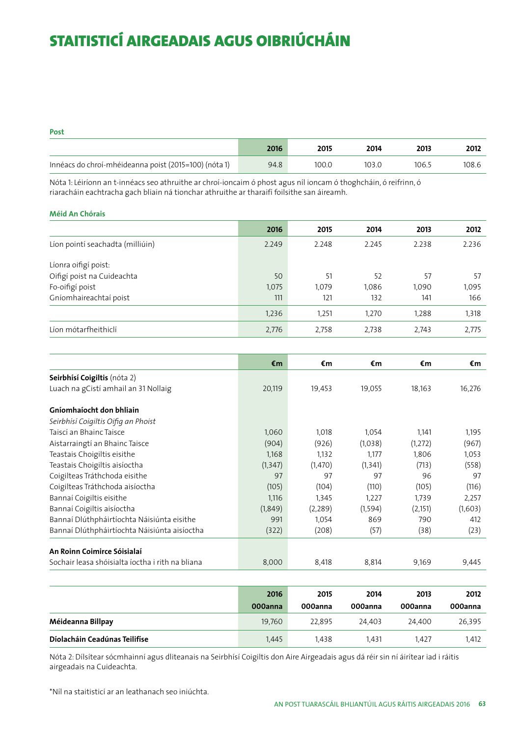# STAITISTICÍ AIRGEADAIS AGUS OIBRIÚCHÁIN

### Post

| | 2016 | 2015 | 2014 | 2013 | 2012 |
|---|---|---|---|---|---|
| Innéacs do chroí-mhéideanna poist (2015=100) (nóta 1) | 94.8 | 100.0 | 103.0 | 106.5 | 108.6 |

Nóta 1: Léiríonn an t-innéacs seo athruithe ar chroí-ioncaim ó phost agus níl ioncam ó thoghcháin, ó reifrinn, ó riaracháin eachtracha gach bliain ná tionchar athruithe ar tharaifí foilsithe san áireamh.

### Méid An Chórais

| | 2016 | 2015 | 2014 | 2013 | 2012 |
|---|---|---|---|---|---|
| Líon pointí seachadta (milliúin) | 2.249 | 2.248 | 2.245 | 2.238 | 2.236 |
| Líonra oifigí poist: | | | | | |
| Oifigí poist na Cuideachta | 50 | 51 | 52 | 57 | 57 |
| Fo-oifigí poist | 1,075 | 1,079 | 1,086 | 1,090 | 1,095 |
| Gníomhaireachtaí poist | 111 | 121 | 132 | 141 | 166 |
| | 1,236 | 1,251 | 1,270 | 1,288 | 1,318 |
| Líon mótarfheithiclí | 2,776 | 2,758 | 2,738 | 2,743 | 2,775 |

| | €m | €m | €m | €m | €m |
|---|---|---|---|---|---|
| **Seirbhísí Coigiltis** (nóta 2) | | | | | |
| Luach na gCistí amhail an 31 Nollaig | 20,119 | 19,453 | 19,055 | 18,163 | 16,276 |
| **Gníomhaíocht don bhliain** | | | | | |
| *Seirbhísí Coigiltis Oifig an Phoist* | | | | | |
| Taiscí an Bhainc Taisce | 1,060 | 1,018 | 1,054 | 1,141 | 1,195 |
| Aistarraingtí an Bhainc Taisce | (904) | (926) | (1,038) | (1,272) | (967) |
| Teastais Choigiltis eisithe | 1,168 | 1,132 | 1,177 | 1,806 | 1,053 |
| Teastais Choigiltis aisíoctha | (1,347) | (1,470) | (1,341) | (713) | (558) |
| Coigilteas Tráthchoda eisithe | 97 | 97 | 97 | 96 | 97 |
| Coigilteas Tráthchoda aisíoctha | (105) | (104) | (110) | (105) | (116) |
| Bannaí Coigiltis eisithe | 1,116 | 1,345 | 1,227 | 1,739 | 2,257 |
| Bannaí Coigiltis aisíoctha | (1,849) | (2,289) | (1,594) | (2,151) | (1,603) |
| Bannaí Dlúthpháirtíochta Náisiúnta eisithe | 991 | 1,054 | 869 | 790 | 412 |
| Bannaí Dlúthpháirtíochta Náisiúnta aisíoctha | (322) | (208) | (57) | (38) | (23) |
| **An Roinn Coimirce Sóisialaí** | | | | | |
| Sochair leasa shóisialta íoctha i rith na bliana | 8,000 | 8,418 | 8,814 | 9,169 | 9,445 |

| | 2016 000anna | 2015 000anna | 2014 000anna | 2013 000anna | 2012 000anna |
|---|---|---|---|---|---|
| **Méideanna Billpay** | 19,760 | 22,895 | 24,403 | 24,400 | 26,395 |
| **Díolacháin Ceadúnas Teilifíse** | 1,445 | 1,438 | 1,431 | 1,427 | 1,412 |

Nóta 2: Dílsítear sócmhainní agus dliteanais na Seirbhísí Coigiltis don Aire Airgeadais agus dá réir sin ní áirítear iad i ráitis airgeadais na Cuideachta.

*Níl na staitisticí ar an leathanach seo iniúchta.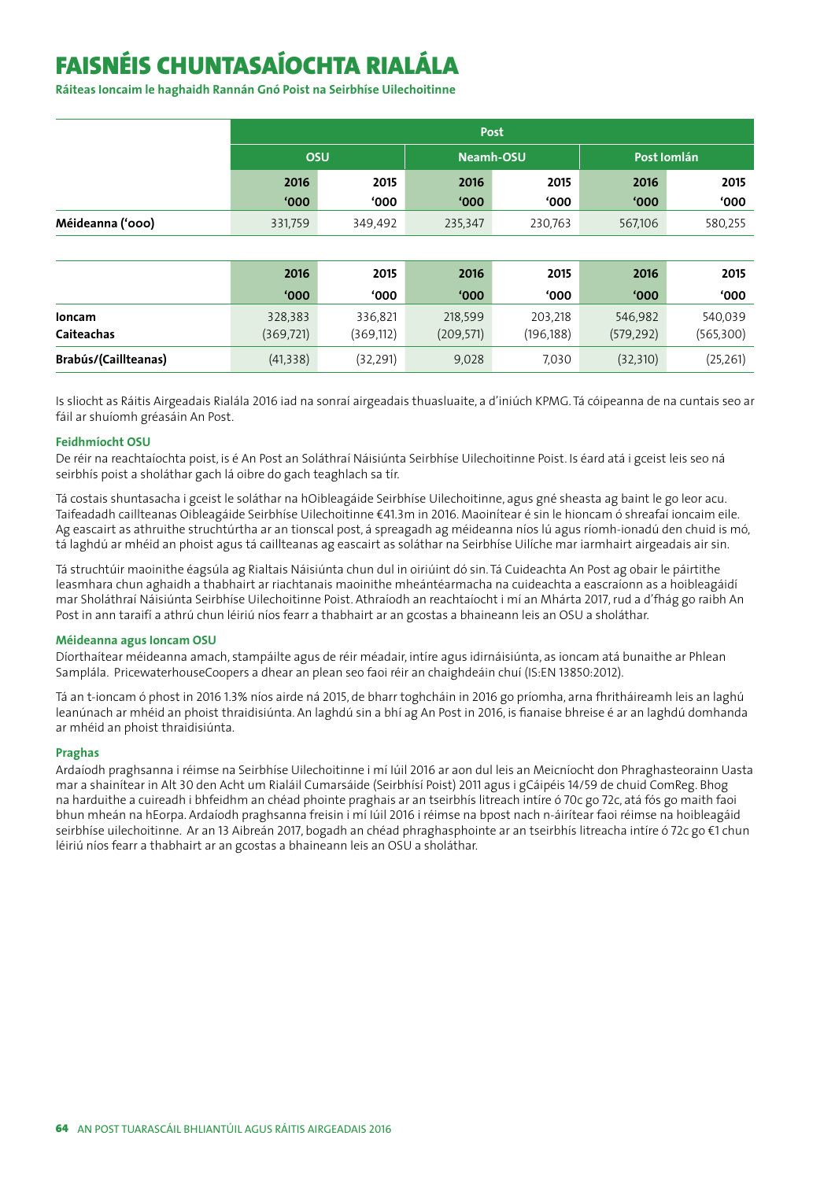# FAISNÉIS CHUNTASAÍOCHTA RIALÁLA

**Ráiteas Ioncaim le haghaidh Rannán Gnó Poist na Seirbhíse Uilechoitinne**

| | Post | | | | | |
|---|---|---|---|---|---|---|
| | OSU | | Neamh-OSU | | Post Iomlán | |
| | 2016 '000 | 2015 '000 | 2016 '000 | 2015 '000 | 2016 '000 | 2015 '000 |
| **Méideanna ('000)** | 331,759 | 349,492 | 235,347 | 230,763 | 567,106 | 580,255 |

| | 2016 '000 | 2015 '000 | 2016 '000 | 2015 '000 | 2016 '000 | 2015 '000 |
|---|---|---|---|---|---|---|
| **Ioncam** | 328,383 | 336,821 | 218,599 | 203,218 | 546,982 | 540,039 |
| **Caiteachas** | (369,721) | (369,112) | (209,571) | (196,188) | (579,292) | (565,300) |
| **Brabús/(Caillteanas)** | (41,338) | (32,291) | 9,028 | 7,030 | (32,310) | (25,261) |

Is sliocht as Ráitis Airgeadais Rialála 2016 iad na sonraí airgeadais thuasluaite, a d'iniúch KPMG. Tá cóipeanna de na cuntais seo ar fáil ar shuíomh gréasáin An Post.

### Feidhmíocht OSU

De réir na reachtaíochta poist, is é An Post an Soláthraí Náisiúnta Seirbhíse Uilechoitinne Poist. Is éard atá i gceist leis seo ná seirbhís poist a sholáthar gach lá oibre do gach teaghlach sa tír.

Tá costais shuntasacha i gceist le soláthar na hOibleagáide Seirbhíse Uilechoitinne, agus gné sheasta ag baint le go leor acu. Taifeadadh caillteanas Oibleagáide Seirbhíse Uilechoitinne €41.3m in 2016. Maoinítear é sin le hioncam ó shreafaí ioncaim eile. Ag eascairt as athruithe struchtúrtha ar an tionscal post, á spreagadh ag méideanna níos lú agus ríomh-ionadú den chuid is mó, tá laghdú ar mhéid an phoist agus tá caillteanas ag eascairt as soláthar na Seirbhíse Uilíche mar iarmhairt airgeadais air sin.

Tá struchtúir maoinithe éagsúla ag Rialtais Náisiúnta chun dul in oiriúint dó sin. Tá Cuideachta An Post ag obair le páirtithe leasmhara chun aghaidh a thabhairt ar riachtanais maoinithe mheántéarmacha na cuideachta a eascraíonn as a hoibleagáidí mar Sholáthraí Náisiúnta Seirbhíse Uilechoitinne Poist. Athraíodh an reachtaíocht i mí an Mhárta 2017, rud a d'fhág go raibh An Post in ann taraifí a athrú chun léiriú níos fearr a thabhairt ar an gcostas a bhaineann leis an OSU a sholáthar.

### Méideanna agus Ioncam OSU

Díorthaítear méideanna amach, stampáilte agus de réir méadair, intíre agus idirnáisiúnta, as ioncam atá bunaithe ar Phlean Samplála. PricewaterhouseCoopers a dhear an plean seo faoi réir an chaighdeáin chuí (IS:EN 13850:2012).

Tá an t-ioncam ó phost in 2016 1.3% níos airde ná 2015, de bharr toghcháin in 2016 go príomha, arna fhritháireamh leis an laghú leanúnach ar mhéid an phoist thraidisiúnta. An laghdú sin a bhí ag An Post in 2016, is fianaise bhreise é ar an laghdú domhanda ar mhéid an phoist thraidisiúnta.

### Praghas

Ardaíodh praghsanna i réimse na Seirbhíse Uilechoitinne i mí Iúil 2016 ar aon dul leis an Meicníocht don Phraghasteorainn Uasta mar a shainítear in Alt 30 den Acht um Rialáil Cumarsáide (Seirbhísí Poist) 2011 agus i gCáipéis 14/59 de chuid ComReg. Bhog na harduithe a cuireadh i bhfeidhm an chéad phointe praghais ar an tseirbhís litreach intíre ó 70c go 72c, atá fós go maith faoi bhun mheán na hEorpa. Ardaíodh praghsanna freisin i mí Iúil 2016 i réimse na bpost nach n-áirítear faoi réimse na hoibleagáid seirbhíse uilechoitinne. Ar an 13 Aibreán 2017, bogadh an chéad phraghasphointe ar an tseirbhís litreacha intíre ó 72c go €1 chun léiriú níos fearr a thabhairt ar an gcostas a bhaineann leis an OSU a sholáthar.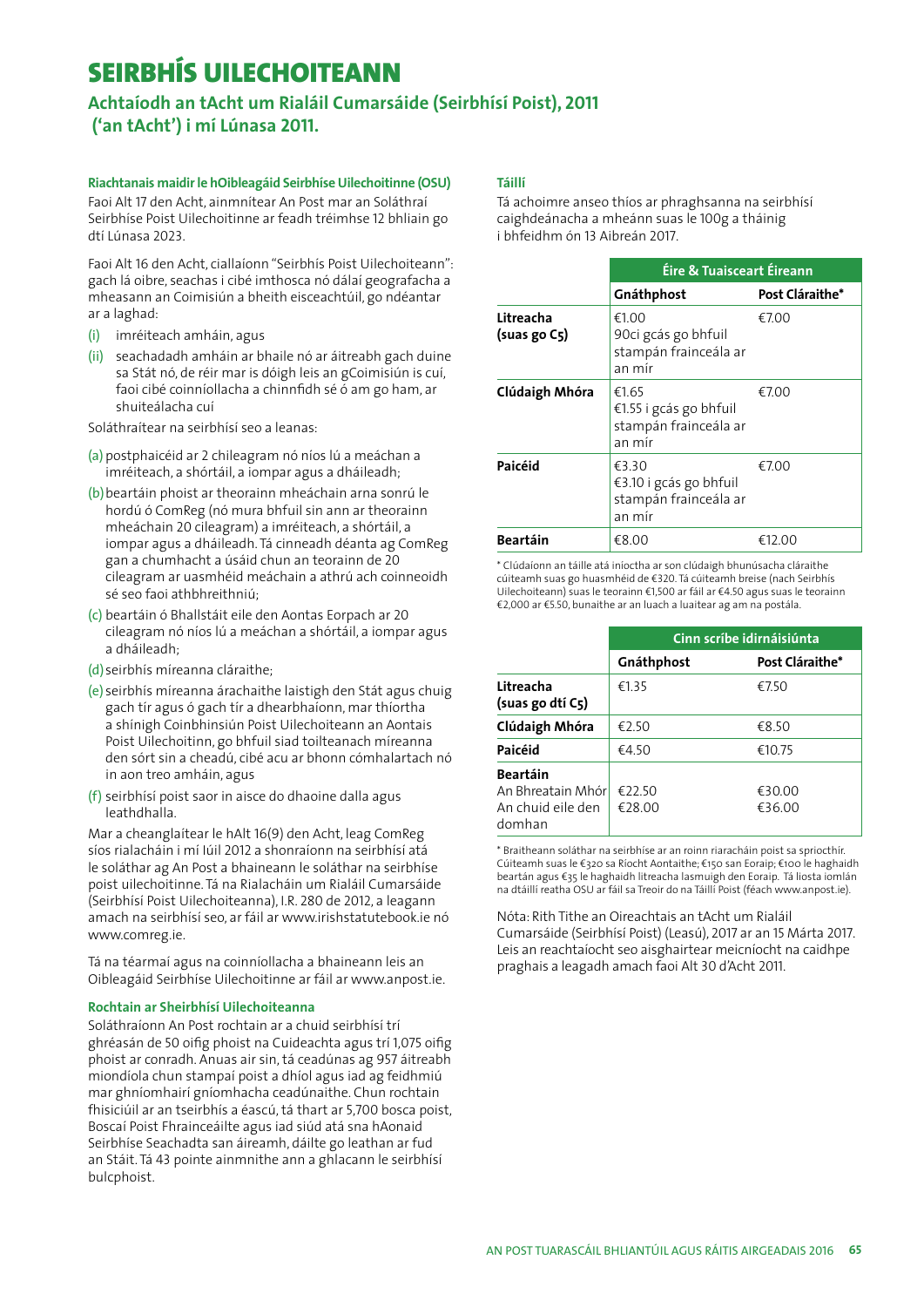# SEIRBHÍS UILECHOITEANN

## Achtaíodh an tAcht um Rialáil Cumarsáide (Seirbhísí Poist), 2011 ('an tAcht') i mí Lúnasa 2011.

### Riachtanais maidir le hOibleagáid Seirbhíse Uilechoitinne (OSU)

Faoi Alt 17 den Acht, ainmnítear An Post mar an Soláthraí Seirbhíse Poist Uilechoitinne ar feadh tréimhse 12 bhliain go dtí Lúnasa 2023.

Faoi Alt 16 den Acht, ciallaíonn "Seirbhís Poist Uilechoiteann": gach lá oibre, seachas i cibé imthosca nó dálaí geografacha a mheasann an Coimisiún a bheith eisceachtúil, go ndéantar ar a laghad:

(i) imréiteach amháin, agus

(ii) seachadadh amháin ar bhaile nó ar áitreabh gach duine sa Stát nó, de réir mar is dóigh leis an gCoimisiún is cuí, faoi cibé coinníollacha a chinnfidh sé ó am go ham, ar shuiteálacha cuí

Soláthraítear na seirbhísí seo a leanas:

(a) postphaicéid ar 2 chileagram nó níos lú a meáchan a imréiteach, a shórtáil, a iompar agus a dháileadh;

(b) beartáin phoist ar theorainn mheáchain arna sonrú le hordú ó ComReg (nó mura bhfuil sin ann ar theorainn mheáchain 20 cileagram) a imréiteach, a shórtáil, a iompar agus a dháileadh. Tá cinneadh déanta ag ComReg gan a chumhacht a úsáid chun an teorainn de 20 cileagram ar uasmhéid meáchain a athrú ach coinneoidh sé seo faoi athbhreithniú;

(c) beartáin ó Bhallstáit eile den Aontas Eorpach ar 20 cileagram nó níos lú a meáchan a shórtáil, a iompar agus a dháileadh;

(d) seirbhís míreanna cláraithe;

(e) seirbhís míreanna árachaithe laistigh den Stát agus chuig gach tír agus ó gach tír a dhearbhaíonn, mar thíortha a shínigh Coinbhinsiún Poist Uilechoiteann an Aontais Poist Uilechoitinn, go bhfuil siad toilteanach míreanna den sórt sin a cheadú, cibé acu ar bhonn cómhalartach nó in aon treo amháin, agus

(f) seirbhísí poist saor in aisce do dhaoine dalla agus leathdhalla.

Mar a cheanglaítear le hAlt 16(9) den Acht, leag ComReg síos rialacháin i mí Iúil 2012 a shonraíonn na seirbhísí atá le soláthar ag An Post a bhaineann le soláthar na seirbhíse poist uilechoitinne. Tá na Rialacháin um Rialáil Cumarsáide (Seirbhísí Poist Uilechoiteanna), I.R. 280 de 2012, a leagann amach na seirbhísí seo, ar fáil ar www.irishstatutebook.ie nó www.comreg.ie.

Tá na téarmaí agus na coinníollacha a bhaineann leis an Oibleagáid Seirbhíse Uilechoitinne ar fáil ar www.anpost.ie.

### Rochtain ar Sheirbhísí Uilechoiteanna

Soláthraíonn An Post rochtain ar a chuid seirbhísí trí ghréasán de 50 oifig phoist na Cuideachta agus trí 1,075 oifig phoist ar conradh. Anuas air sin, tá ceadúnas ag 957 áitreabh miondíola chun stampaí poist a dhíol agus iad ag feidhmiú mar ghníomhairí gníomhacha ceadúnaithe. Chun rochtain fhisiciúil ar an tseirbhís a éascú, tá thart ar 5,700 bosca poist, Boscaí Poist Fhrainceáilte agus iad siúd atá sna hAonaid Seirbhíse Seachadta san áireamh, dáilte go leathan ar fud an Stáit. Tá 43 pointe ainmnithe ann a ghlacann le seirbhísí bulcphoist.

### Táillí

Tá achoimre anseo thíos ar phraghsanna na seirbhísí caighdeánacha a mheánn suas le 100g a tháinig i bhfeidhm ón 13 Aibreán 2017.

| | Éire & Tuaisceart Éireann | |
|---|---|---|
| | **Gnáthphost** | **Post Cláraithe*** |
| **Litreacha (suas go C5)** | €1.00<br>90ci gcás go bhfuil stampán frainceála ar an mír | €7.00 |
| **Clúdaigh Mhóra** | €1.65<br>€1.55 i gcás go bhfuil stampán frainceála ar an mír | €7.00 |
| **Paicéid** | €3.30<br>€3.10 i gcás go bhfuil stampán frainceála ar an mír | €7.00 |
| **Beartáin** | €8.00 | €12.00 |

* Clúdaíonn an táille atá iníoctha ar son clúdaigh bhunúsacha cláraithe cúiteamh suas go huasmhéid de €320. Tá cúiteamh breise (nach Seirbhís Uilechoiteann) suas le teorainn €1,500 ar fáil ar €4.50 agus suas le teorainn €2,000 ar €5.50, bunaithe ar an luach a luaitear ag am na postála.

| | Cinn scríbe idirnáisiúnta | |
|---|---|---|
| | **Gnáthphost** | **Post Cláraithe*** |
| **Litreacha (suas go dtí C5)** | €1.35 | €7.50 |
| **Clúdaigh Mhóra** | €2.50 | €8.50 |
| **Paicéid** | €4.50 | €10.75 |
| **Beartáin** | | |
| An Bhreatain Mhór | €22.50 | €30.00 |
| An chuid eile den domhan | €28.00 | €36.00 |

* Braitheann soláthar na seirbhíse ar an roinn riaracháin poist sa spriocthír. Cúiteamh suas le €320 sa Ríocht Aontaithe; €150 san Eoraip; €100 le haghaidh beartán agus €35 le haghaidh litreacha lasmuigh den Eoraip. Tá liosta iomlán na dtáillí reatha OSU ar fáil sa Treoir do na Táillí Poist (féach www.anpost.ie).

Nóta: Rith Tithe an Oireachtais an tAcht um Rialáil Cumarsáide (Seirbhísí Poist) (Leasú), 2017 ar an 15 Márta 2017. Leis an reachtaíocht seo aisghairtear meicníocht na caidhpe praghais a leagadh amach faoi Alt 30 d'Acht 2011.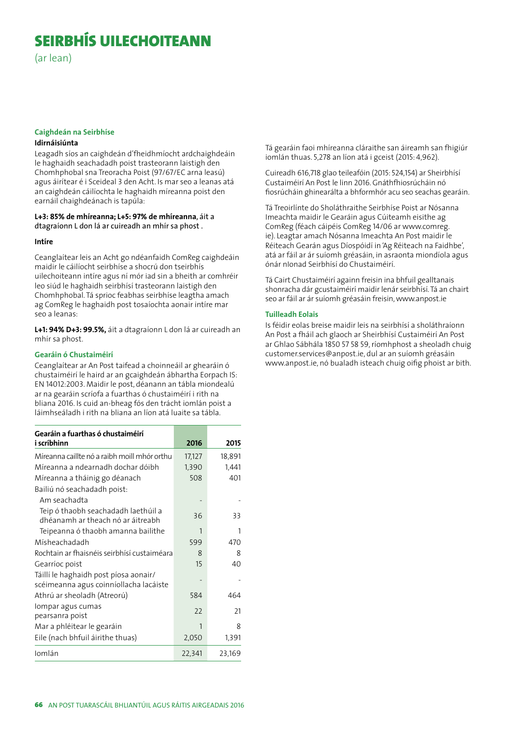# SEIRBHÍS UILECHOITEANN

(ar lean)

### Caighdeán na Seirbhíse

**Idirnáisiúnta**

Leagadh síos an caighdeán d'fheidhmíocht ardchaighdeáin le haghaidh seachadadh poist trasteorann laistigh den Chomhphobal sna Treoracha Poist (97/67/EC arna leasú) agus áirítear é i Sceideal 3 den Acht. Is mar seo a leanas atá an caighdeán cáilíochta le haghaidh míreanna poist den earnáil chaighdeánach is tapúla:

**L+3: 85% de mhíreanna; L+5: 97% de mhíreanna**, áit a dtagraíonn L don lá ar cuireadh an mhír sa phost .

**Intíre**

Ceanglaítear leis an Acht go ndéanfaidh ComReg caighdeáin maidir le cáilíocht seirbhíse a shocrú don tseirbhís uilechoiteann intíre agus ní mór iad sin a bheith ar comhréir leo siúd le haghaidh seirbhísí trasteorann laistigh den Chomhphobal. Tá sprioc feabhas seirbhíse leagtha amach ag ComReg le haghaidh post tosaíochta aonair intíre mar seo a leanas:

**L+1: 94% D+3: 99.5%,** áit a dtagraíonn L don lá ar cuireadh an mhír sa phost.

### Gearáin ó Chustaiméirí

Ceanglaítear ar An Post taifead a choinneáil ar ghearáin ó chustaiméirí le haird ar an gcaighdeán ábhartha Eorpach IS: EN 14012:2003. Maidir le post, déanann an tábla miondealú ar na gearáin scríofa a fuarthas ó chustaiméirí i rith na bliana 2016. Is cuid an-bheag fós den trácht iomlán poist a láimhseáladh i rith na bliana an líon atá luaite sa tábla.

| Gearáin a fuarthas ó chustaiméirí i scríbhinn | 2016 | 2015 |
|---|---|---|
| Míreanna caillte nó a raibh moill mhór orthu | 17,127 | 18,891 |
| Míreanna a ndearnadh dochar dóibh | 1,390 | 1,441 |
| Míreanna a tháinig go déanach | 508 | 401 |
| Bailiú nó seachadadh poist: | | |
| Am seachadta | - | - |
| Teip ó thaobh seachadadh laethúil a dhéanamh ar theach nó ar áitreabh | 36 | 33 |
| Teipeanna ó thaobh amanna bailithe | 1 | 1 |
| Mísheachadadh | 599 | 470 |
| Rochtain ar fhaisnéis seirbhísí custaiméara | 8 | 8 |
| Gearríoc poist | 15 | 40 |
| Táillí le haghaidh post píosa aonair/ scéimeanna agus coinníollacha lacáiste | - | - |
| Athrú ar sheoladh (Atreorú) | 584 | 464 |
| Iompar agus cumas pearsanra poist | 22 | 21 |
| Mar a phléitear le gearáin | 1 | 8 |
| Eile (nach bhfuil áirithe thuas) | 2,050 | 1,391 |
| Iomlán | 22,341 | 23,169 |

Tá gearáin faoi mhíreanna cláraithe san áireamh san fhigiúr iomlán thuas. 5,278 an líon atá i gceist (2015: 4,962).

Cuireadh 616,718 glao teileafóin (2015: 524,154) ar Sheirbhísí Custaiméirí An Post le linn 2016. Gnáthfhiosrúcháin nó fiosrúcháin ghinearálta a bhformhór acu seo seachas gearáin.

Tá Treoirlínte do Sholáthraithe Seirbhíse Poist ar Nósanna Imeachta maidir le Gearáin agus Cúiteamh eisithe ag ComReg (féach cáipéis ComReg 14/06 ar www.comreg.ie). Leagtar amach Nósanna Imeachta An Post maidir le Réiteach Gearán agus Díospóidí in 'Ag Réiteach na Faidhbe', atá ar fáil ar ár suíomh gréasáin, in asraonta miondíola agus ónár nIonad Seirbhísí do Chustaiméirí.

Tá Cairt Chustaiméirí againn freisin ina bhfuil gealltanais shonracha dár gcustaiméirí maidir lenár seirbhísí. Tá an chairt seo ar fáil ar ár suíomh gréasáin freisin, www.anpost.ie

### Tuilleadh Eolais

Is féidir eolas breise maidir leis na seirbhísí a sholáthraíonn An Post a fháil ach glaoch ar Sheirbhísí Custaiméirí An Post ar Ghlao Sábhála 1850 57 58 59, ríomhphost a sheoladh chuig customer.services@anpost.ie, dul ar an suíomh gréasáin www.anpost.ie, nó bualadh isteach chuig oifig phoist ar bith.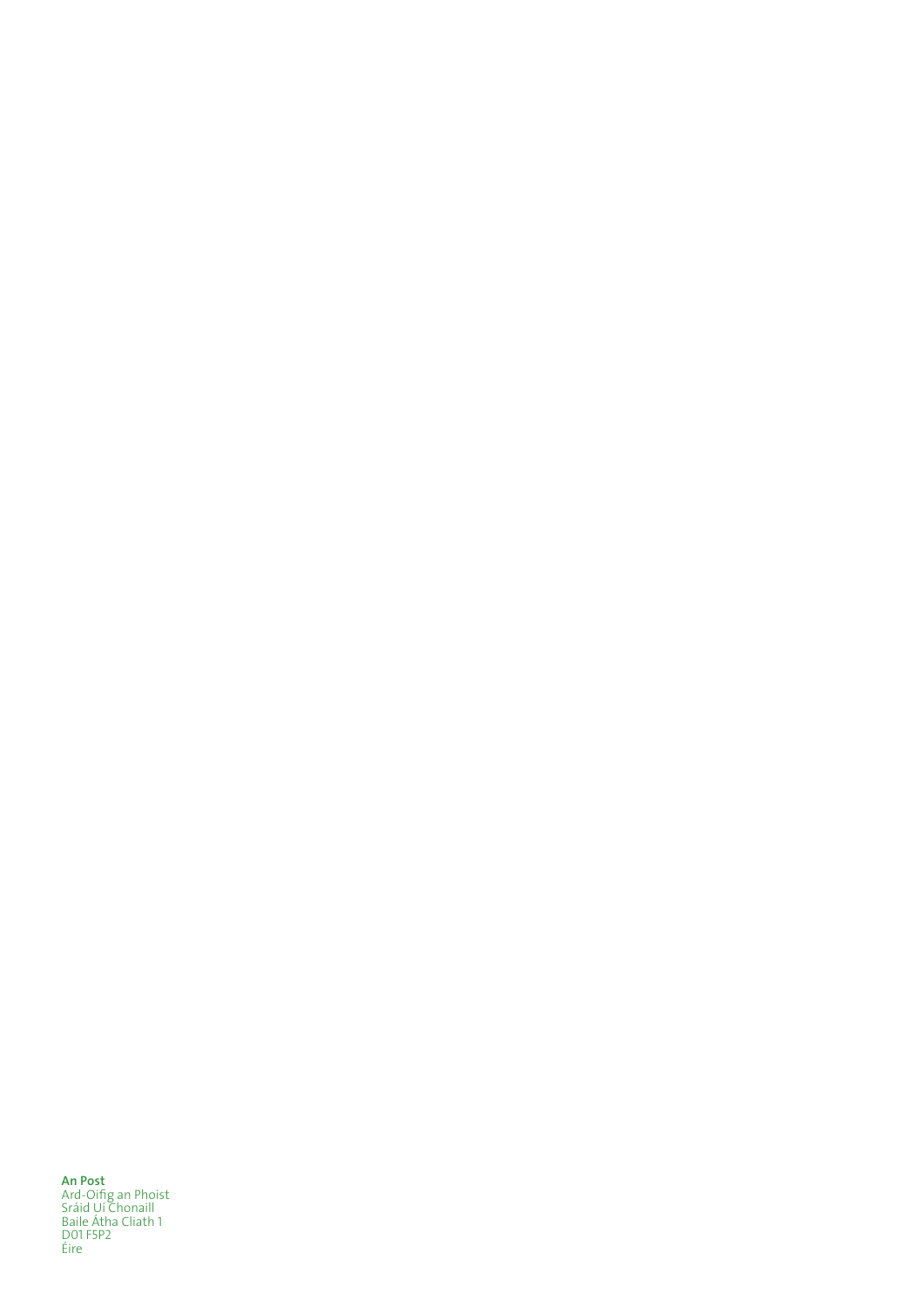**An Post**
Ard-Oifig an Phoist
Sráid Uí Chonaill
Baile Átha Cliath 1
D01 F5P2
Éire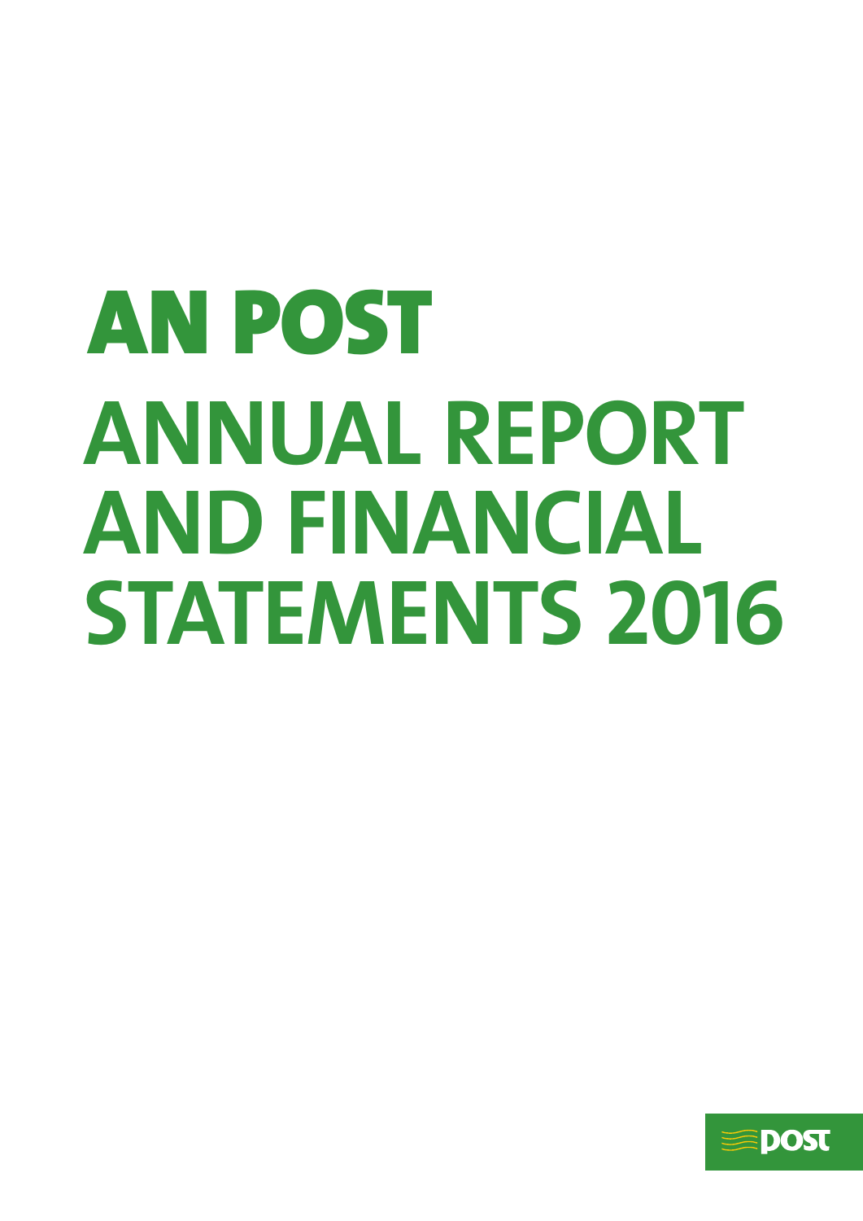# AN POST

# ANNUAL REPORT AND FINANCIAL STATEMENTS 2016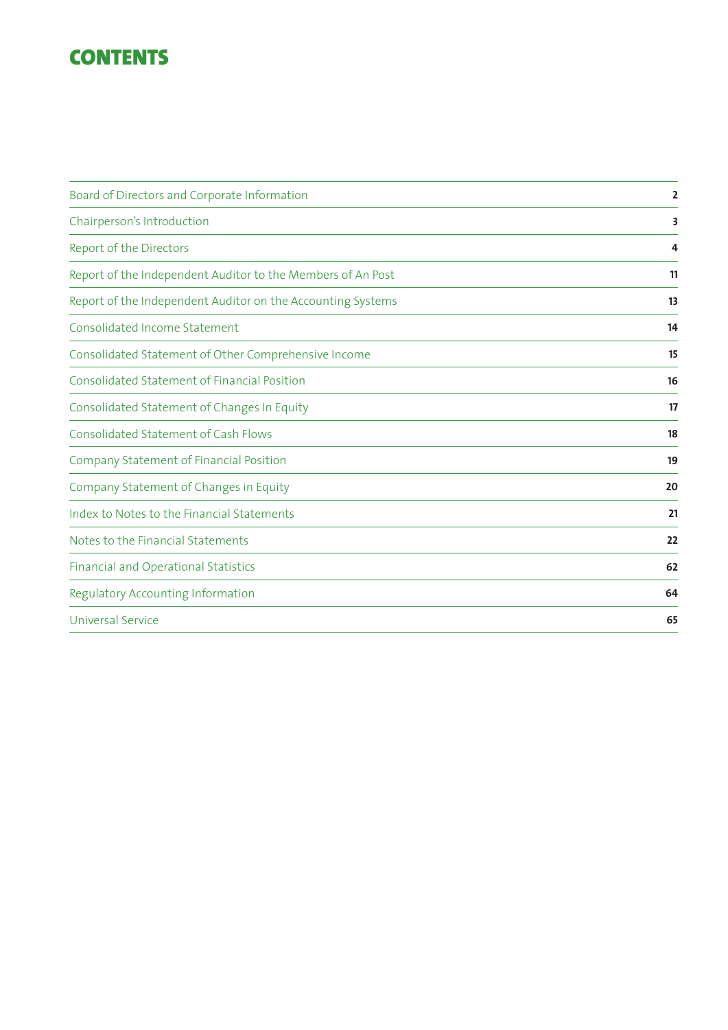# CONTENTS

| | |
|---|---|
| Board of Directors and Corporate Information | 2 |
| Chairperson's Introduction | 3 |
| Report of the Directors | 4 |
| Report of the Independent Auditor to the Members of An Post | 11 |
| Report of the Independent Auditor on the Accounting Systems | 13 |
| Consolidated Income Statement | 14 |
| Consolidated Statement of Other Comprehensive Income | 15 |
| Consolidated Statement of Financial Position | 16 |
| Consolidated Statement of Changes In Equity | 17 |
| Consolidated Statement of Cash Flows | 18 |
| Company Statement of Financial Position | 19 |
| Company Statement of Changes in Equity | 20 |
| Index to Notes to the Financial Statements | 21 |
| Notes to the Financial Statements | 22 |
| Financial and Operational Statistics | 62 |
| Regulatory Accounting Information | 64 |
| Universal Service | 65 |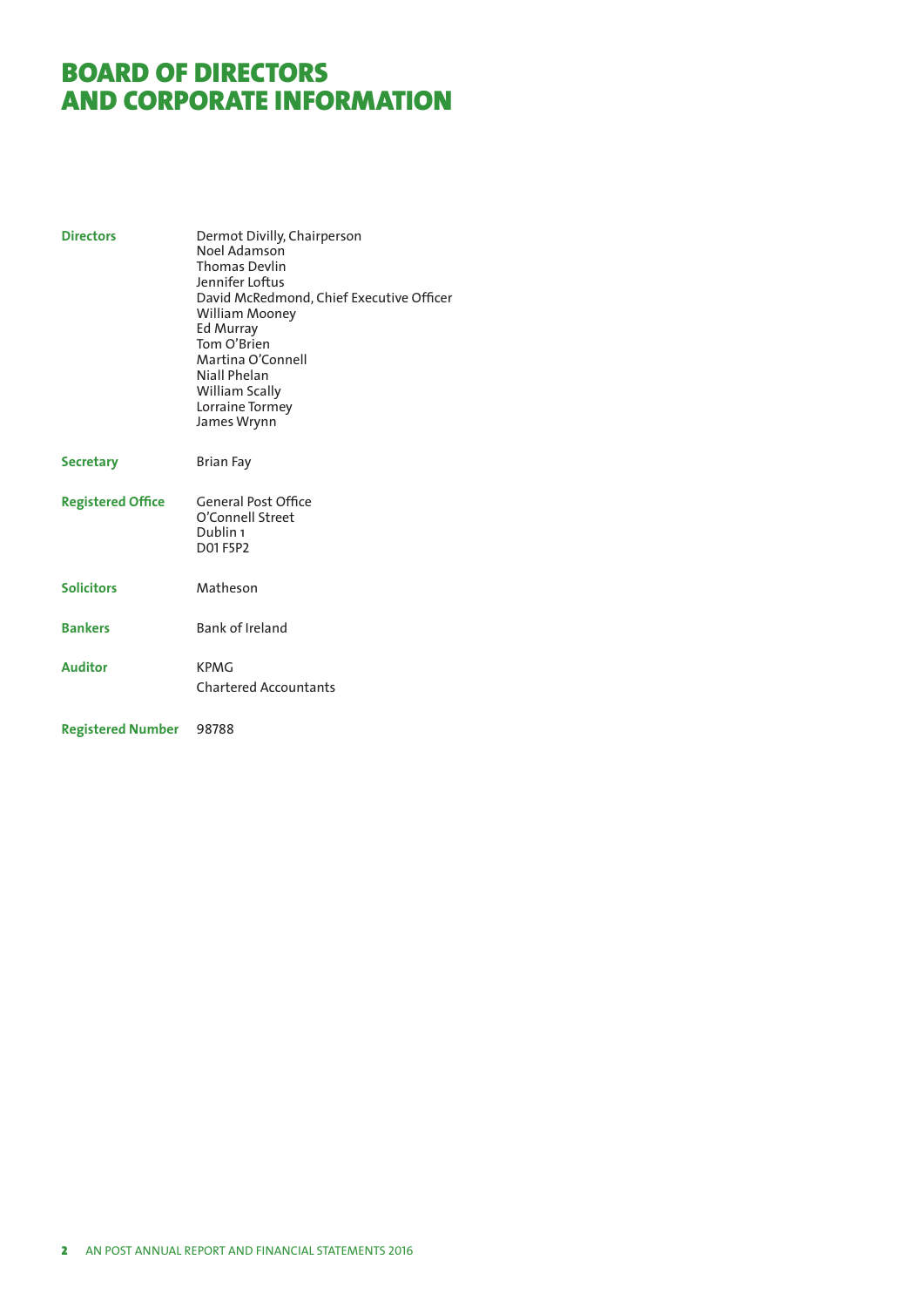# BOARD OF DIRECTORS AND CORPORATE INFORMATION

**Directors**

Dermot Divilly, Chairperson
Noel Adamson
Thomas Devlin
Jennifer Loftus
David McRedmond, Chief Executive Officer
William Mooney
Ed Murray
Tom O'Brien
Martina O'Connell
Niall Phelan
William Scally
Lorraine Tormey
James Wrynn

**Secretary**

Brian Fay

**Registered Office**

General Post Office
O'Connell Street
Dublin 1
D01 F5P2

**Solicitors**

Matheson

**Bankers**

Bank of Ireland

**Auditor**

KPMG
Chartered Accountants

**Registered Number**

98788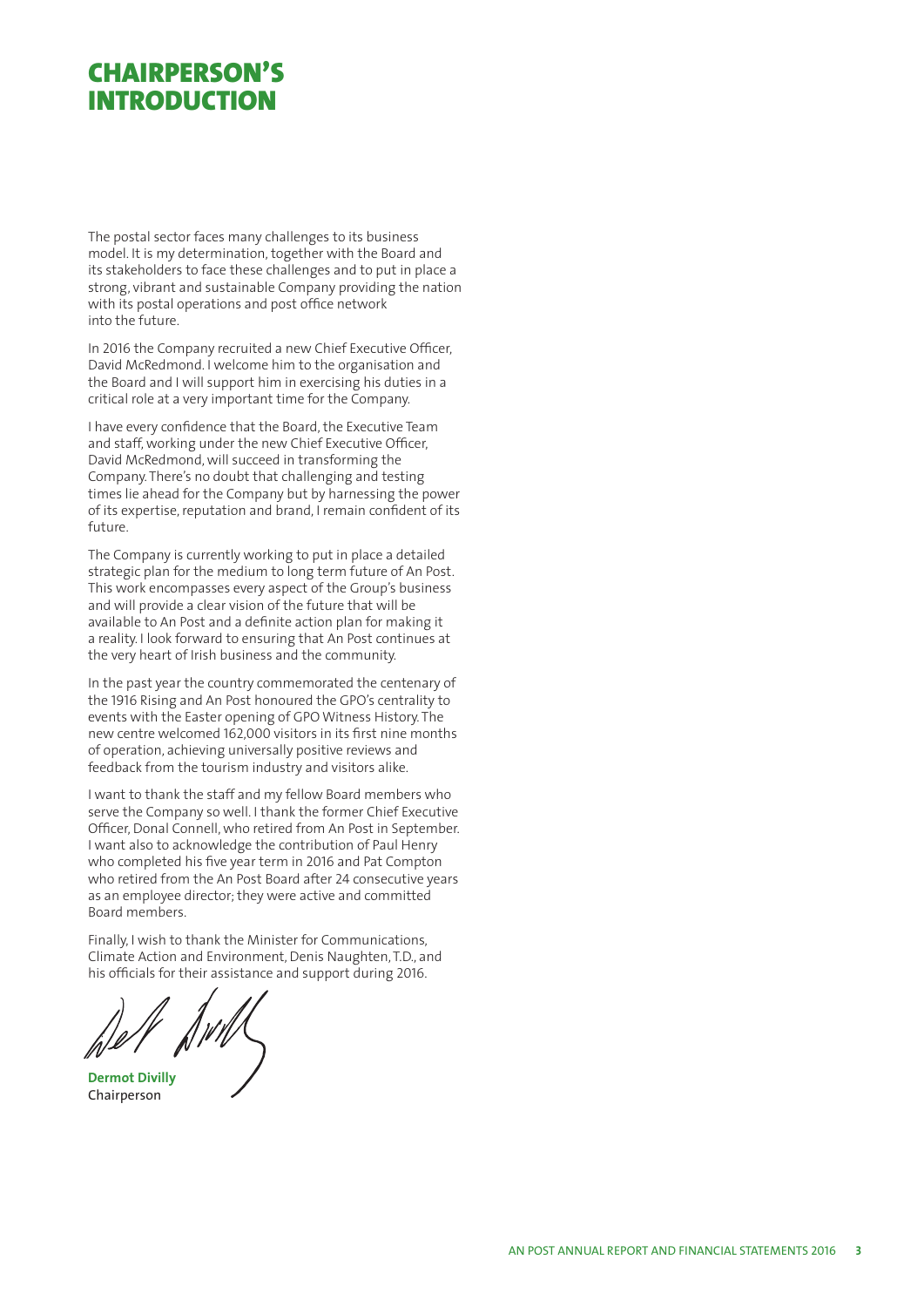# CHAIRPERSON'S INTRODUCTION

The postal sector faces many challenges to its business model. It is my determination, together with the Board and its stakeholders to face these challenges and to put in place a strong, vibrant and sustainable Company providing the nation with its postal operations and post office network into the future.

In 2016 the Company recruited a new Chief Executive Officer, David McRedmond. I welcome him to the organisation and the Board and I will support him in exercising his duties in a critical role at a very important time for the Company.

I have every confidence that the Board, the Executive Team and staff, working under the new Chief Executive Officer, David McRedmond, will succeed in transforming the Company. There's no doubt that challenging and testing times lie ahead for the Company but by harnessing the power of its expertise, reputation and brand, I remain confident of its future.

The Company is currently working to put in place a detailed strategic plan for the medium to long term future of An Post. This work encompasses every aspect of the Group's business and will provide a clear vision of the future that will be available to An Post and a definite action plan for making it a reality. I look forward to ensuring that An Post continues at the very heart of Irish business and the community.

In the past year the country commemorated the centenary of the 1916 Rising and An Post honoured the GPO's centrality to events with the Easter opening of GPO Witness History. The new centre welcomed 162,000 visitors in its first nine months of operation, achieving universally positive reviews and feedback from the tourism industry and visitors alike.

I want to thank the staff and my fellow Board members who serve the Company so well. I thank the former Chief Executive Officer, Donal Connell, who retired from An Post in September. I want also to acknowledge the contribution of Paul Henry who completed his five year term in 2016 and Pat Compton who retired from the An Post Board after 24 consecutive years as an employee director; they were active and committed Board members.

Finally, I wish to thank the Minister for Communications, Climate Action and Environment, Denis Naughten, T.D., and his officials for their assistance and support during 2016.

**Dermot Divilly**
Chairperson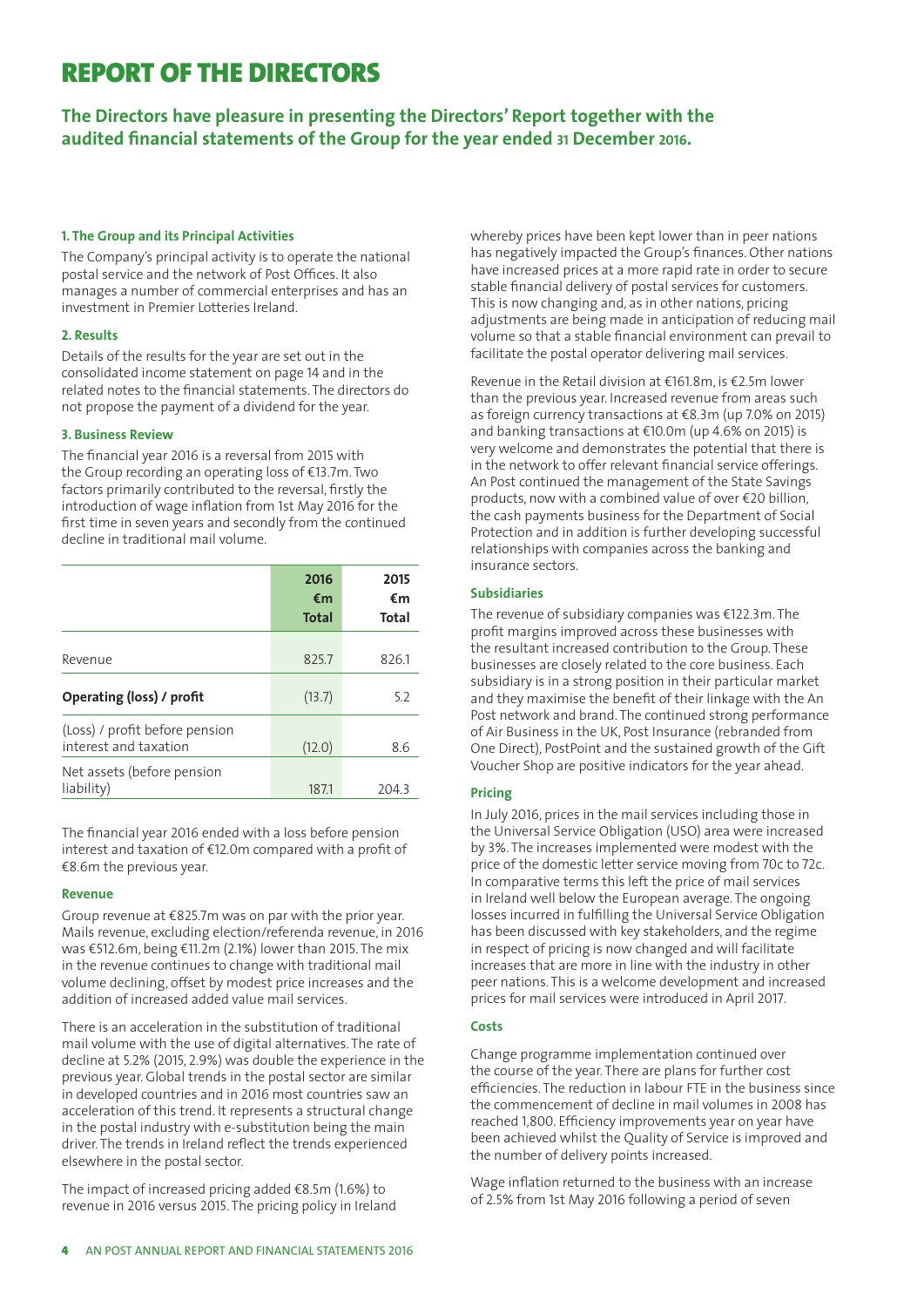# REPORT OF THE DIRECTORS

**The Directors have pleasure in presenting the Directors' Report together with the audited financial statements of the Group for the year ended 31 December 2016.**

### 1. The Group and its Principal Activities

The Company's principal activity is to operate the national postal service and the network of Post Offices. It also manages a number of commercial enterprises and has an investment in Premier Lotteries Ireland.

### 2. Results

Details of the results for the year are set out in the consolidated income statement on page 14 and in the related notes to the financial statements. The directors do not propose the payment of a dividend for the year.

### 3. Business Review

The financial year 2016 is a reversal from 2015 with the Group recording an operating loss of €13.7m. Two factors primarily contributed to the reversal, firstly the introduction of wage inflation from 1st May 2016 for the first time in seven years and secondly from the continued decline in traditional mail volume.

| | 2016 €m Total | 2015 €m Total |
|---|---|---|
| Revenue | 825.7 | 826.1 |
| **Operating (loss) / profit** | (13.7) | 5.2 |
| (Loss) / profit before pension interest and taxation | (12.0) | 8.6 |
| Net assets (before pension liability) | 187.1 | 204.3 |

The financial year 2016 ended with a loss before pension interest and taxation of €12.0m compared with a profit of €8.6m the previous year.

#### Revenue

Group revenue at €825.7m was on par with the prior year. Mails revenue, excluding election/referenda revenue, in 2016 was €512.6m, being €11.2m (2.1%) lower than 2015. The mix in the revenue continues to change with traditional mail volume declining, offset by modest price increases and the addition of increased added value mail services.

There is an acceleration in the substitution of traditional mail volume with the use of digital alternatives. The rate of decline at 5.2% (2015, 2.9%) was double the experience in the previous year. Global trends in the postal sector are similar in developed countries and in 2016 most countries saw an acceleration of this trend. It represents a structural change in the postal industry with e-substitution being the main driver. The trends in Ireland reflect the trends experienced elsewhere in the postal sector.

The impact of increased pricing added €8.5m (1.6%) to revenue in 2016 versus 2015. The pricing policy in Ireland whereby prices have been kept lower than in peer nations has negatively impacted the Group's finances. Other nations have increased prices at a more rapid rate in order to secure stable financial delivery of postal services for customers. This is now changing and, as in other nations, pricing adjustments are being made in anticipation of reducing mail volume so that a stable financial environment can prevail to facilitate the postal operator delivering mail services.

Revenue in the Retail division at €161.8m, is €2.5m lower than the previous year. Increased revenue from areas such as foreign currency transactions at €8.3m (up 7.0% on 2015) and banking transactions at €10.0m (up 4.6% on 2015) is very welcome and demonstrates the potential that there is in the network to offer relevant financial service offerings. An Post continued the management of the State Savings products, now with a combined value of over €20 billion, the cash payments business for the Department of Social Protection and in addition is further developing successful relationships with companies across the banking and insurance sectors.

#### Subsidiaries

The revenue of subsidiary companies was €122.3m. The profit margins improved across these businesses with the resultant increased contribution to the Group. These businesses are closely related to the core business. Each subsidiary is in a strong position in their particular market and they maximise the benefit of their linkage with the An Post network and brand. The continued strong performance of Air Business in the UK, Post Insurance (rebranded from One Direct), PostPoint and the sustained growth of the Gift Voucher Shop are positive indicators for the year ahead.

#### Pricing

In July 2016, prices in the mail services including those in the Universal Service Obligation (USO) area were increased by 3%. The increases implemented were modest with the price of the domestic letter service moving from 70c to 72c. In comparative terms this left the price of mail services in Ireland well below the European average. The ongoing losses incurred in fulfilling the Universal Service Obligation has been discussed with key stakeholders, and the regime in respect of pricing is now changed and will facilitate increases that are more in line with the industry in other peer nations. This is a welcome development and increased prices for mail services were introduced in April 2017.

#### Costs

Change programme implementation continued over the course of the year. There are plans for further cost efficiencies. The reduction in labour FTE in the business since the commencement of decline in mail volumes in 2008 has reached 1,800. Efficiency improvements year on year have been achieved whilst the Quality of Service is improved and the number of delivery points increased.

Wage inflation returned to the business with an increase of 2.5% from 1st May 2016 following a period of seven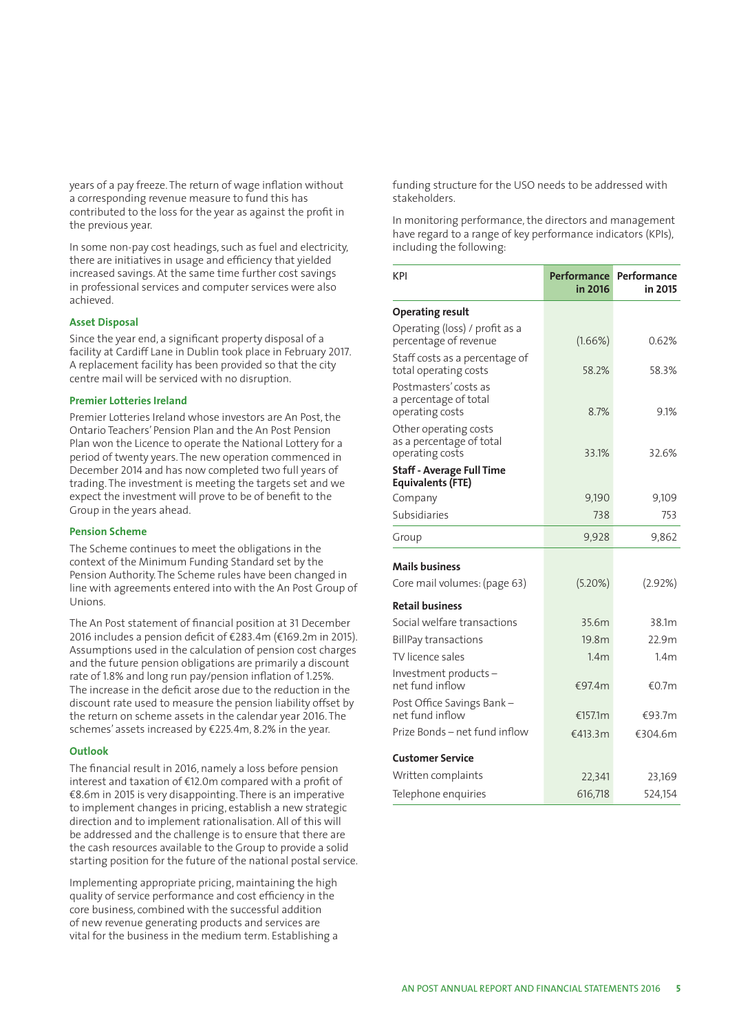years of a pay freeze. The return of wage inflation without a corresponding revenue measure to fund this has contributed to the loss for the year as against the profit in the previous year.

In some non-pay cost headings, such as fuel and electricity, there are initiatives in usage and efficiency that yielded increased savings. At the same time further cost savings in professional services and computer services were also achieved.

### Asset Disposal

Since the year end, a significant property disposal of a facility at Cardiff Lane in Dublin took place in February 2017. A replacement facility has been provided so that the city centre mail will be serviced with no disruption.

### Premier Lotteries Ireland

Premier Lotteries Ireland whose investors are An Post, the Ontario Teachers' Pension Plan and the An Post Pension Plan won the Licence to operate the National Lottery for a period of twenty years. The new operation commenced in December 2014 and has now completed two full years of trading. The investment is meeting the targets set and we expect the investment will prove to be of benefit to the Group in the years ahead.

### Pension Scheme

The Scheme continues to meet the obligations in the context of the Minimum Funding Standard set by the Pension Authority. The Scheme rules have been changed in line with agreements entered into with the An Post Group of Unions.

The An Post statement of financial position at 31 December 2016 includes a pension deficit of €283.4m (€169.2m in 2015). Assumptions used in the calculation of pension cost charges and the future pension obligations are primarily a discount rate of 1.8% and long run pay/pension inflation of 1.25%. The increase in the deficit arose due to the reduction in the discount rate used to measure the pension liability offset by the return on scheme assets in the calendar year 2016. The schemes' assets increased by €225.4m, 8.2% in the year.

### Outlook

The financial result in 2016, namely a loss before pension interest and taxation of €12.0m compared with a profit of €8.6m in 2015 is very disappointing. There is an imperative to implement changes in pricing, establish a new strategic direction and to implement rationalisation. All of this will be addressed and the challenge is to ensure that there are the cash resources available to the Group to provide a solid starting position for the future of the national postal service.

Implementing appropriate pricing, maintaining the high quality of service performance and cost efficiency in the core business, combined with the successful addition of new revenue generating products and services are vital for the business in the medium term. Establishing a funding structure for the USO needs to be addressed with stakeholders.

In monitoring performance, the directors and management have regard to a range of key performance indicators (KPIs), including the following:

| KPI | Performance in 2016 | Performance in 2015 |
|---|---|---|
| **Operating result** | | |
| Operating (loss) / profit as a percentage of revenue | (1.66%) | 0.62% |
| Staff costs as a percentage of total operating costs | 58.2% | 58.3% |
| Postmasters' costs as a percentage of total operating costs | 8.7% | 9.1% |
| Other operating costs as a percentage of total operating costs | 33.1% | 32.6% |
| **Staff - Average Full Time Equivalents (FTE)** | | |
| Company | 9,190 | 9,109 |
| Subsidiaries | 738 | 753 |
| Group | 9,928 | 9,862 |
| **Mails business** | | |
| Core mail volumes: (page 63) | (5.20%) | (2.92%) |
| **Retail business** | | |
| Social welfare transactions | 35.6m | 38.1m |
| BillPay transactions | 19.8m | 22.9m |
| TV licence sales | 1.4m | 1.4m |
| Investment products – net fund inflow | €97.4m | €0.7m |
| Post Office Savings Bank – net fund inflow | €157.1m | €93.7m |
| Prize Bonds – net fund inflow | €413.3m | €304.6m |
| **Customer Service** | | |
| Written complaints | 22,341 | 23,169 |
| Telephone enquiries | 616,718 | 524,154 |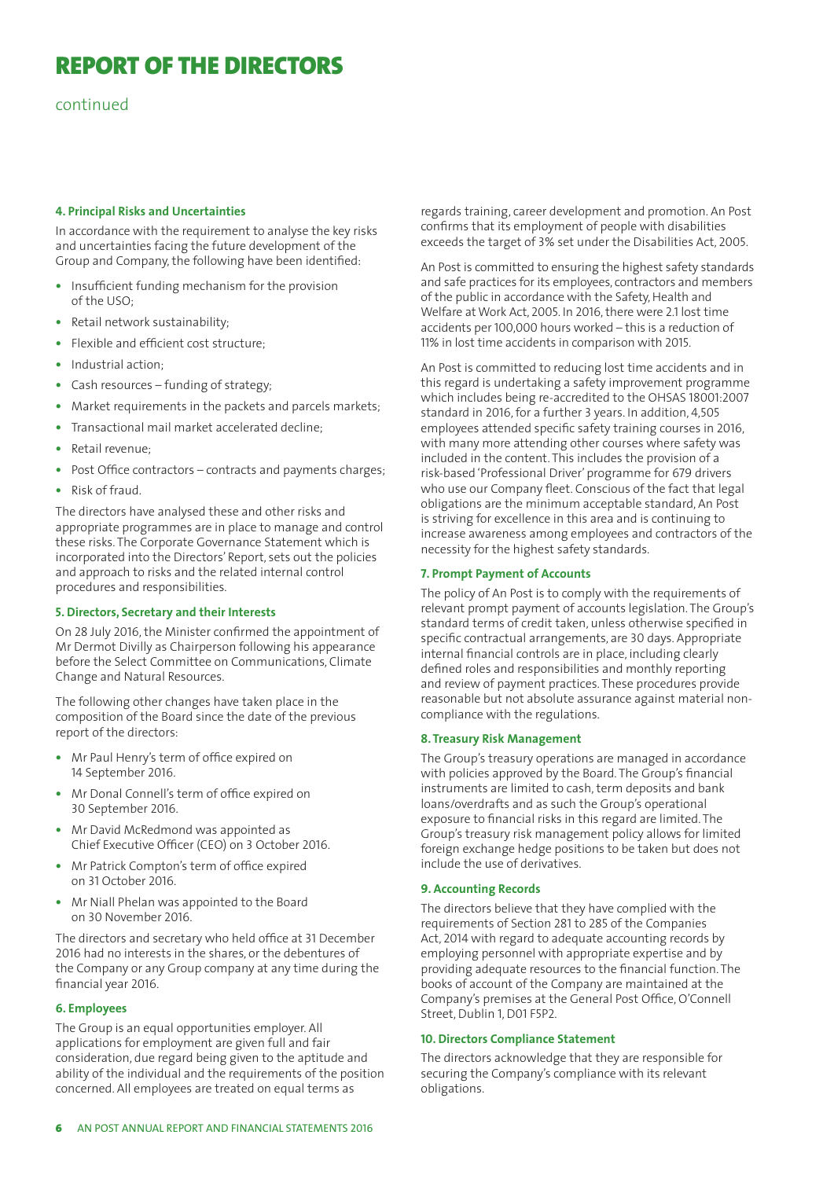# REPORT OF THE DIRECTORS

continued

#### 4. Principal Risks and Uncertainties

In accordance with the requirement to analyse the key risks and uncertainties facing the future development of the Group and Company, the following have been identified:

- Insufficient funding mechanism for the provision of the USO;
- Retail network sustainability;
- Flexible and efficient cost structure;
- Industrial action;
- Cash resources – funding of strategy;
- Market requirements in the packets and parcels markets;
- Transactional mail market accelerated decline;
- Retail revenue;
- Post Office contractors – contracts and payments charges;
- Risk of fraud.

The directors have analysed these and other risks and appropriate programmes are in place to manage and control these risks. The Corporate Governance Statement which is incorporated into the Directors' Report, sets out the policies and approach to risks and the related internal control procedures and responsibilities.

#### 5. Directors, Secretary and their Interests

On 28 July 2016, the Minister confirmed the appointment of Mr Dermot Divilly as Chairperson following his appearance before the Select Committee on Communications, Climate Change and Natural Resources.

The following other changes have taken place in the composition of the Board since the date of the previous report of the directors:

- Mr Paul Henry's term of office expired on 14 September 2016.
- Mr Donal Connell's term of office expired on 30 September 2016.
- Mr David McRedmond was appointed as Chief Executive Officer (CEO) on 3 October 2016.
- Mr Patrick Compton's term of office expired on 31 October 2016.
- Mr Niall Phelan was appointed to the Board on 30 November 2016.

The directors and secretary who held office at 31 December 2016 had no interests in the shares, or the debentures of the Company or any Group company at any time during the financial year 2016.

#### 6. Employees

The Group is an equal opportunities employer. All applications for employment are given full and fair consideration, due regard being given to the aptitude and ability of the individual and the requirements of the position concerned. All employees are treated on equal terms as regards training, career development and promotion. An Post confirms that its employment of people with disabilities exceeds the target of 3% set under the Disabilities Act, 2005.

An Post is committed to ensuring the highest safety standards and safe practices for its employees, contractors and members of the public in accordance with the Safety, Health and Welfare at Work Act, 2005. In 2016, there were 2.1 lost time accidents per 100,000 hours worked – this is a reduction of 11% in lost time accidents in comparison with 2015.

An Post is committed to reducing lost time accidents and in this regard is undertaking a safety improvement programme which includes being re-accredited to the OHSAS 18001:2007 standard in 2016, for a further 3 years. In addition, 4,505 employees attended specific safety training courses in 2016, with many more attending other courses where safety was included in the content. This includes the provision of a risk-based 'Professional Driver' programme for 679 drivers who use our Company fleet. Conscious of the fact that legal obligations are the minimum acceptable standard, An Post is striving for excellence in this area and is continuing to increase awareness among employees and contractors of the necessity for the highest safety standards.

#### 7. Prompt Payment of Accounts

The policy of An Post is to comply with the requirements of relevant prompt payment of accounts legislation. The Group's standard terms of credit taken, unless otherwise specified in specific contractual arrangements, are 30 days. Appropriate internal financial controls are in place, including clearly defined roles and responsibilities and monthly reporting and review of payment practices. These procedures provide reasonable but not absolute assurance against material non-compliance with the regulations.

#### 8. Treasury Risk Management

The Group's treasury operations are managed in accordance with policies approved by the Board. The Group's financial instruments are limited to cash, term deposits and bank loans/overdrafts and as such the Group's operational exposure to financial risks in this regard are limited. The Group's treasury risk management policy allows for limited foreign exchange hedge positions to be taken but does not include the use of derivatives.

#### 9. Accounting Records

The directors believe that they have complied with the requirements of Section 281 to 285 of the Companies Act, 2014 with regard to adequate accounting records by employing personnel with appropriate expertise and by providing adequate resources to the financial function. The books of account of the Company are maintained at the Company's premises at the General Post Office, O'Connell Street, Dublin 1, D01 F5P2.

#### 10. Directors Compliance Statement

The directors acknowledge that they are responsible for securing the Company's compliance with its relevant obligations.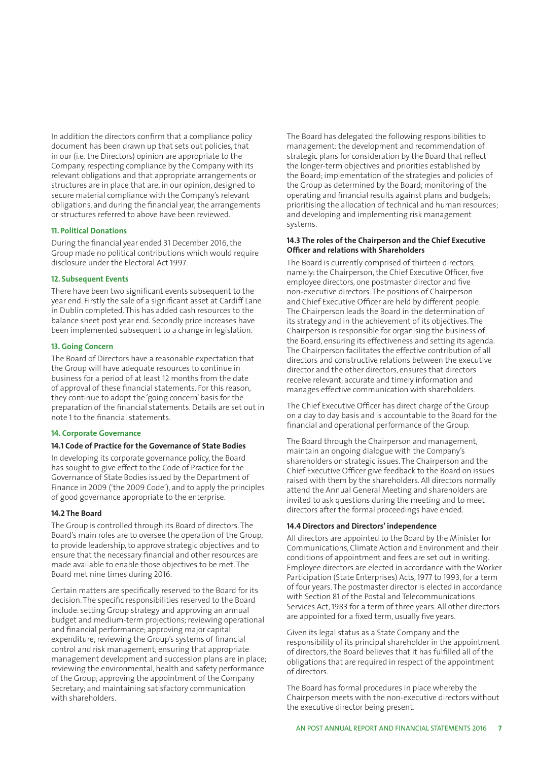In addition the directors confirm that a compliance policy document has been drawn up that sets out policies, that in our (i.e. the Directors) opinion are appropriate to the Company, respecting compliance by the Company with its relevant obligations and that appropriate arrangements or structures are in place that are, in our opinion, designed to secure material compliance with the Company's relevant obligations, and during the financial year, the arrangements or structures referred to above have been reviewed.

### 11. Political Donations

During the financial year ended 31 December 2016, the Group made no political contributions which would require disclosure under the Electoral Act 1997.

### 12. Subsequent Events

There have been two significant events subsequent to the year end. Firstly the sale of a significant asset at Cardiff Lane in Dublin completed. This has added cash resources to the balance sheet post year end. Secondly price increases have been implemented subsequent to a change in legislation.

### 13. Going Concern

The Board of Directors have a reasonable expectation that the Group will have adequate resources to continue in business for a period of at least 12 months from the date of approval of these financial statements. For this reason, they continue to adopt the 'going concern' basis for the preparation of the financial statements. Details are set out in note 1 to the financial statements.

### 14. Corporate Governance

#### 14.1 Code of Practice for the Governance of State Bodies

In developing its corporate governance policy, the Board has sought to give effect to the Code of Practice for the Governance of State Bodies issued by the Department of Finance in 2009 ('the 2009 Code'), and to apply the principles of good governance appropriate to the enterprise.

#### 14.2 The Board

The Group is controlled through its Board of directors. The Board's main roles are to oversee the operation of the Group, to provide leadership, to approve strategic objectives and to ensure that the necessary financial and other resources are made available to enable those objectives to be met. The Board met nine times during 2016.

Certain matters are specifically reserved to the Board for its decision. The specific responsibilities reserved to the Board include: setting Group strategy and approving an annual budget and medium-term projections; reviewing operational and financial performance; approving major capital expenditure; reviewing the Group's systems of financial control and risk management; ensuring that appropriate management development and succession plans are in place; reviewing the environmental, health and safety performance of the Group; approving the appointment of the Company Secretary; and maintaining satisfactory communication with shareholders.

The Board has delegated the following responsibilities to management: the development and recommendation of strategic plans for consideration by the Board that reflect the longer-term objectives and priorities established by the Board; implementation of the strategies and policies of the Group as determined by the Board; monitoring of the operating and financial results against plans and budgets; prioritising the allocation of technical and human resources; and developing and implementing risk management systems.

#### 14.3 The roles of the Chairperson and the Chief Executive Officer and relations with Shareholders

The Board is currently comprised of thirteen directors, namely: the Chairperson, the Chief Executive Officer, five employee directors, one postmaster director and five non-executive directors. The positions of Chairperson and Chief Executive Officer are held by different people. The Chairperson leads the Board in the determination of its strategy and in the achievement of its objectives. The Chairperson is responsible for organising the business of the Board, ensuring its effectiveness and setting its agenda. The Chairperson facilitates the effective contribution of all directors and constructive relations between the executive director and the other directors, ensures that directors receive relevant, accurate and timely information and manages effective communication with shareholders.

The Chief Executive Officer has direct charge of the Group on a day to day basis and is accountable to the Board for the financial and operational performance of the Group.

The Board through the Chairperson and management, maintain an ongoing dialogue with the Company's shareholders on strategic issues. The Chairperson and the Chief Executive Officer give feedback to the Board on issues raised with them by the shareholders. All directors normally attend the Annual General Meeting and shareholders are invited to ask questions during the meeting and to meet directors after the formal proceedings have ended.

#### 14.4 Directors and Directors' independence

All directors are appointed to the Board by the Minister for Communications, Climate Action and Environment and their conditions of appointment and fees are set out in writing. Employee directors are elected in accordance with the Worker Participation (State Enterprises) Acts, 1977 to 1993, for a term of four years. The postmaster director is elected in accordance with Section 81 of the Postal and Telecommunications Services Act, 1983 for a term of three years. All other directors are appointed for a fixed term, usually five years.

Given its legal status as a State Company and the responsibility of its principal shareholder in the appointment of directors, the Board believes that it has fulfilled all of the obligations that are required in respect of the appointment of directors.

The Board has formal procedures in place whereby the Chairperson meets with the non-executive directors without the executive director being present.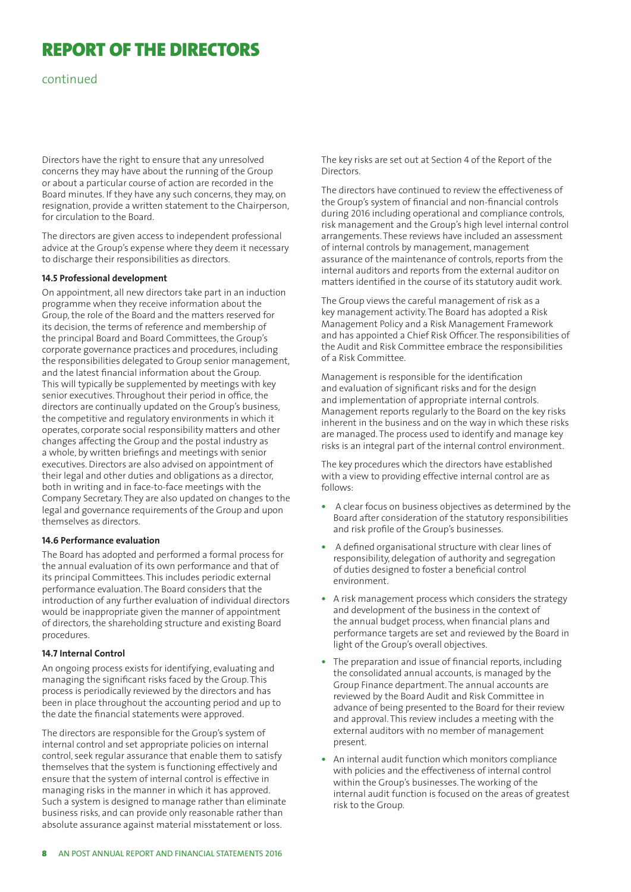# REPORT OF THE DIRECTORS

continued

Directors have the right to ensure that any unresolved concerns they may have about the running of the Group or about a particular course of action are recorded in the Board minutes. If they have any such concerns, they may, on resignation, provide a written statement to the Chairperson, for circulation to the Board.

The directors are given access to independent professional advice at the Group's expense where they deem it necessary to discharge their responsibilities as directors.

**14.5 Professional development**

On appointment, all new directors take part in an induction programme when they receive information about the Group, the role of the Board and the matters reserved for its decision, the terms of reference and membership of the principal Board and Board Committees, the Group's corporate governance practices and procedures, including the responsibilities delegated to Group senior management, and the latest financial information about the Group. This will typically be supplemented by meetings with key senior executives. Throughout their period in office, the directors are continually updated on the Group's business, the competitive and regulatory environments in which it operates, corporate social responsibility matters and other changes affecting the Group and the postal industry as a whole, by written briefings and meetings with senior executives. Directors are also advised on appointment of their legal and other duties and obligations as a director, both in writing and in face-to-face meetings with the Company Secretary. They are also updated on changes to the legal and governance requirements of the Group and upon themselves as directors.

**14.6 Performance evaluation**

The Board has adopted and performed a formal process for the annual evaluation of its own performance and that of its principal Committees. This includes periodic external performance evaluation. The Board considers that the introduction of any further evaluation of individual directors would be inappropriate given the manner of appointment of directors, the shareholding structure and existing Board procedures.

**14.7 Internal Control**

An ongoing process exists for identifying, evaluating and managing the significant risks faced by the Group. This process is periodically reviewed by the directors and has been in place throughout the accounting period and up to the date the financial statements were approved.

The directors are responsible for the Group's system of internal control and set appropriate policies on internal control, seek regular assurance that enable them to satisfy themselves that the system is functioning effectively and ensure that the system of internal control is effective in managing risks in the manner in which it has approved. Such a system is designed to manage rather than eliminate business risks, and can provide only reasonable rather than absolute assurance against material misstatement or loss.

The key risks are set out at Section 4 of the Report of the Directors.

The directors have continued to review the effectiveness of the Group's system of financial and non-financial controls during 2016 including operational and compliance controls, risk management and the Group's high level internal control arrangements. These reviews have included an assessment of internal controls by management, management assurance of the maintenance of controls, reports from the internal auditors and reports from the external auditor on matters identified in the course of its statutory audit work.

The Group views the careful management of risk as a key management activity. The Board has adopted a Risk Management Policy and a Risk Management Framework and has appointed a Chief Risk Officer. The responsibilities of the Audit and Risk Committee embrace the responsibilities of a Risk Committee.

Management is responsible for the identification and evaluation of significant risks and for the design and implementation of appropriate internal controls. Management reports regularly to the Board on the key risks inherent in the business and on the way in which these risks are managed. The process used to identify and manage key risks is an integral part of the internal control environment.

The key procedures which the directors have established with a view to providing effective internal control are as follows:

- A clear focus on business objectives as determined by the Board after consideration of the statutory responsibilities and risk profile of the Group's businesses.
- A defined organisational structure with clear lines of responsibility, delegation of authority and segregation of duties designed to foster a beneficial control environment.
- A risk management process which considers the strategy and development of the business in the context of the annual budget process, when financial plans and performance targets are set and reviewed by the Board in light of the Group's overall objectives.
- The preparation and issue of financial reports, including the consolidated annual accounts, is managed by the Group Finance department. The annual accounts are reviewed by the Board Audit and Risk Committee in advance of being presented to the Board for their review and approval. This review includes a meeting with the external auditors with no member of management present.
- An internal audit function which monitors compliance with policies and the effectiveness of internal control within the Group's businesses. The working of the internal audit function is focused on the areas of greatest risk to the Group.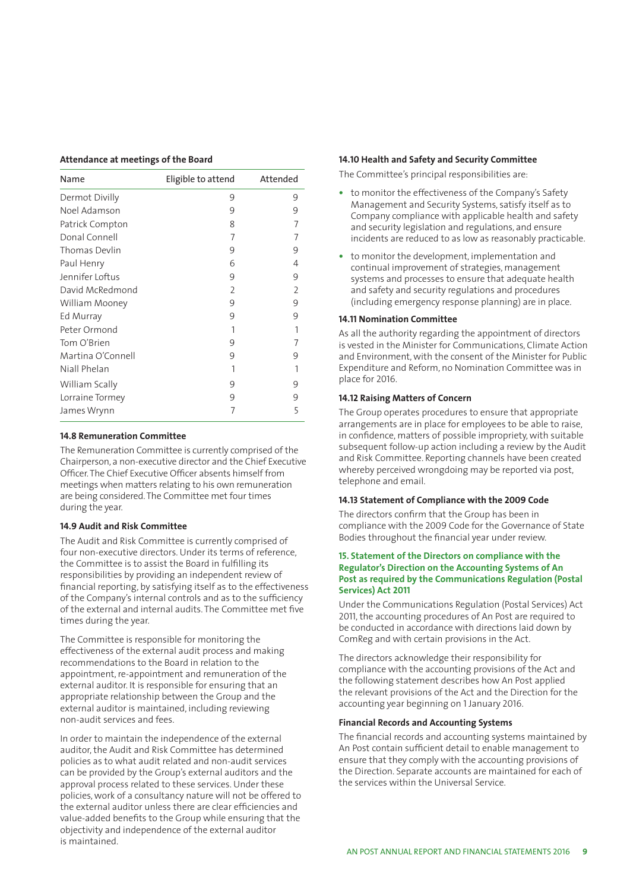**Attendance at meetings of the Board**

| Name | Eligible to attend | Attended |
|---|---|---|
| Dermot Divilly | 9 | 9 |
| Noel Adamson | 9 | 9 |
| Patrick Compton | 8 | 7 |
| Donal Connell | 7 | 7 |
| Thomas Devlin | 9 | 9 |
| Paul Henry | 6 | 4 |
| Jennifer Loftus | 9 | 9 |
| David McRedmond | 2 | 2 |
| William Mooney | 9 | 9 |
| Ed Murray | 9 | 9 |
| Peter Ormond | 1 | 1 |
| Tom O'Brien | 9 | 7 |
| Martina O'Connell | 9 | 9 |
| Niall Phelan | 1 | 1 |
| William Scally | 9 | 9 |
| Lorraine Tormey | 9 | 9 |
| James Wrynn | 7 | 5 |

**14.8 Remuneration Committee**

The Remuneration Committee is currently comprised of the Chairperson, a non-executive director and the Chief Executive Officer. The Chief Executive Officer absents himself from meetings when matters relating to his own remuneration are being considered. The Committee met four times during the year.

**14.9 Audit and Risk Committee**

The Audit and Risk Committee is currently comprised of four non-executive directors. Under its terms of reference, the Committee is to assist the Board in fulfilling its responsibilities by providing an independent review of financial reporting, by satisfying itself as to the effectiveness of the Company's internal controls and as to the sufficiency of the external and internal audits. The Committee met five times during the year.

The Committee is responsible for monitoring the effectiveness of the external audit process and making recommendations to the Board in relation to the appointment, re-appointment and remuneration of the external auditor. It is responsible for ensuring that an appropriate relationship between the Group and the external auditor is maintained, including reviewing non-audit services and fees.

In order to maintain the independence of the external auditor, the Audit and Risk Committee has determined policies as to what audit related and non-audit services can be provided by the Group's external auditors and the approval process related to these services. Under these policies, work of a consultancy nature will not be offered to the external auditor unless there are clear efficiencies and value-added benefits to the Group while ensuring that the objectivity and independence of the external auditor is maintained.

**14.10 Health and Safety and Security Committee**

The Committee's principal responsibilities are:

- to monitor the effectiveness of the Company's Safety Management and Security Systems, satisfy itself as to Company compliance with applicable health and safety and security legislation and regulations, and ensure incidents are reduced to as low as reasonably practicable.
- to monitor the development, implementation and continual improvement of strategies, management systems and processes to ensure that adequate health and safety and security regulations and procedures (including emergency response planning) are in place.

**14.11 Nomination Committee**

As all the authority regarding the appointment of directors is vested in the Minister for Communications, Climate Action and Environment, with the consent of the Minister for Public Expenditure and Reform, no Nomination Committee was in place for 2016.

**14.12 Raising Matters of Concern**

The Group operates procedures to ensure that appropriate arrangements are in place for employees to be able to raise, in confidence, matters of possible impropriety, with suitable subsequent follow-up action including a review by the Audit and Risk Committee. Reporting channels have been created whereby perceived wrongdoing may be reported via post, telephone and email.

**14.13 Statement of Compliance with the 2009 Code**

The directors confirm that the Group has been in compliance with the 2009 Code for the Governance of State Bodies throughout the financial year under review.

**15. Statement of the Directors on compliance with the Regulator's Direction on the Accounting Systems of An Post as required by the Communications Regulation (Postal Services) Act 2011**

Under the Communications Regulation (Postal Services) Act 2011, the accounting procedures of An Post are required to be conducted in accordance with directions laid down by ComReg and with certain provisions in the Act.

The directors acknowledge their responsibility for compliance with the accounting provisions of the Act and the following statement describes how An Post applied the relevant provisions of the Act and the Direction for the accounting year beginning on 1 January 2016.

**Financial Records and Accounting Systems**

The financial records and accounting systems maintained by An Post contain sufficient detail to enable management to ensure that they comply with the accounting provisions of the Direction. Separate accounts are maintained for each of the services within the Universal Service.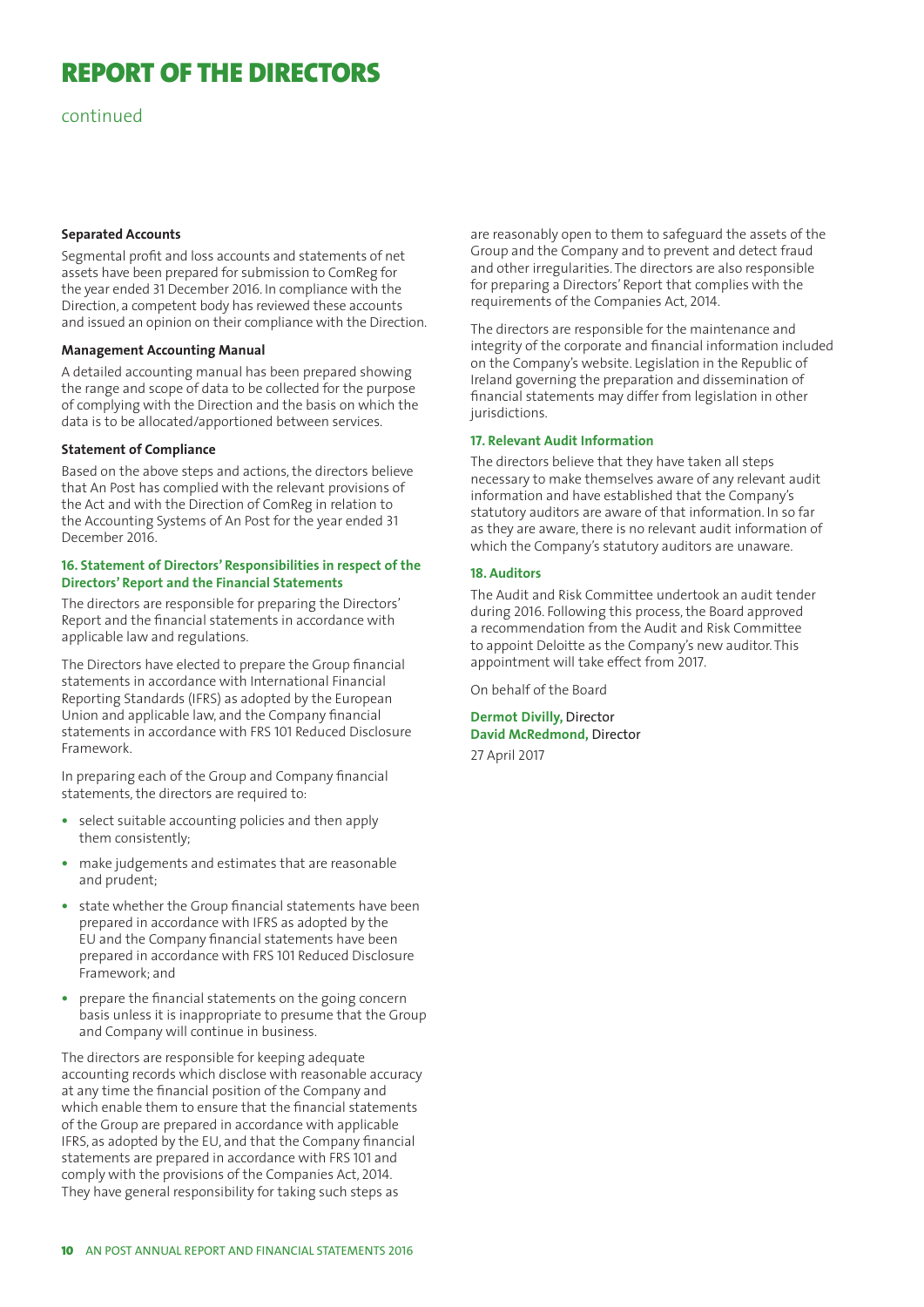# REPORT OF THE DIRECTORS

continued

**Separated Accounts**

Segmental profit and loss accounts and statements of net assets have been prepared for submission to ComReg for the year ended 31 December 2016. In compliance with the Direction, a competent body has reviewed these accounts and issued an opinion on their compliance with the Direction.

**Management Accounting Manual**

A detailed accounting manual has been prepared showing the range and scope of data to be collected for the purpose of complying with the Direction and the basis on which the data is to be allocated/apportioned between services.

**Statement of Compliance**

Based on the above steps and actions, the directors believe that An Post has complied with the relevant provisions of the Act and with the Direction of ComReg in relation to the Accounting Systems of An Post for the year ended 31 December 2016.

### 16. Statement of Directors' Responsibilities in respect of the Directors' Report and the Financial Statements

The directors are responsible for preparing the Directors' Report and the financial statements in accordance with applicable law and regulations.

The Directors have elected to prepare the Group financial statements in accordance with International Financial Reporting Standards (IFRS) as adopted by the European Union and applicable law, and the Company financial statements in accordance with FRS 101 Reduced Disclosure Framework.

In preparing each of the Group and Company financial statements, the directors are required to:

- select suitable accounting policies and then apply them consistently;
- make judgements and estimates that are reasonable and prudent;
- state whether the Group financial statements have been prepared in accordance with IFRS as adopted by the EU and the Company financial statements have been prepared in accordance with FRS 101 Reduced Disclosure Framework; and
- prepare the financial statements on the going concern basis unless it is inappropriate to presume that the Group and Company will continue in business.

The directors are responsible for keeping adequate accounting records which disclose with reasonable accuracy at any time the financial position of the Company and which enable them to ensure that the financial statements of the Group are prepared in accordance with applicable IFRS, as adopted by the EU, and that the Company financial statements are prepared in accordance with FRS 101 and comply with the provisions of the Companies Act, 2014. They have general responsibility for taking such steps as are reasonably open to them to safeguard the assets of the Group and the Company and to prevent and detect fraud and other irregularities. The directors are also responsible for preparing a Directors' Report that complies with the requirements of the Companies Act, 2014.

The directors are responsible for the maintenance and integrity of the corporate and financial information included on the Company's website. Legislation in the Republic of Ireland governing the preparation and dissemination of financial statements may differ from legislation in other jurisdictions.

### 17. Relevant Audit Information

The directors believe that they have taken all steps necessary to make themselves aware of any relevant audit information and have established that the Company's statutory auditors are aware of that information. In so far as they are aware, there is no relevant audit information of which the Company's statutory auditors are unaware.

### 18. Auditors

The Audit and Risk Committee undertook an audit tender during 2016. Following this process, the Board approved a recommendation from the Audit and Risk Committee to appoint Deloitte as the Company's new auditor. This appointment will take effect from 2017.

On behalf of the Board

**Dermot Divilly,** Director
**David McRedmond,** Director
27 April 2017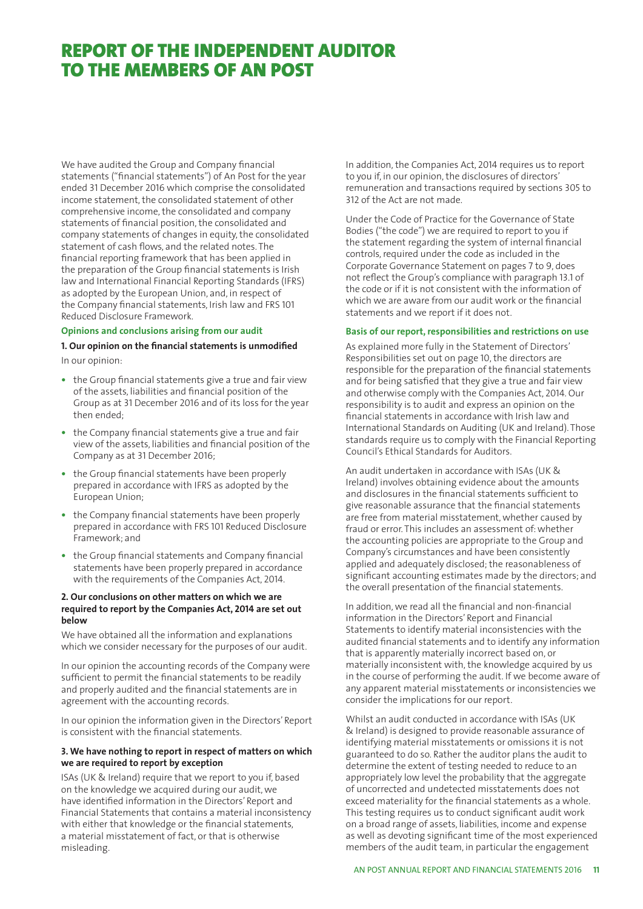# REPORT OF THE INDEPENDENT AUDITOR TO THE MEMBERS OF AN POST

We have audited the Group and Company financial statements ("financial statements") of An Post for the year ended 31 December 2016 which comprise the consolidated income statement, the consolidated statement of other comprehensive income, the consolidated and company statements of financial position, the consolidated and company statements of changes in equity, the consolidated statement of cash flows, and the related notes. The financial reporting framework that has been applied in the preparation of the Group financial statements is Irish law and International Financial Reporting Standards (IFRS) as adopted by the European Union, and, in respect of the Company financial statements, Irish law and FRS 101 Reduced Disclosure Framework.

### Opinions and conclusions arising from our audit

**1. Our opinion on the financial statements is unmodified**

In our opinion:

- the Group financial statements give a true and fair view of the assets, liabilities and financial position of the Group as at 31 December 2016 and of its loss for the year then ended;
- the Company financial statements give a true and fair view of the assets, liabilities and financial position of the Company as at 31 December 2016;
- the Group financial statements have been properly prepared in accordance with IFRS as adopted by the European Union;
- the Company financial statements have been properly prepared in accordance with FRS 101 Reduced Disclosure Framework; and
- the Group financial statements and Company financial statements have been properly prepared in accordance with the requirements of the Companies Act, 2014.

**2. Our conclusions on other matters on which we are required to report by the Companies Act, 2014 are set out below**

We have obtained all the information and explanations which we consider necessary for the purposes of our audit.

In our opinion the accounting records of the Company were sufficient to permit the financial statements to be readily and properly audited and the financial statements are in agreement with the accounting records.

In our opinion the information given in the Directors' Report is consistent with the financial statements.

**3. We have nothing to report in respect of matters on which we are required to report by exception**

ISAs (UK & Ireland) require that we report to you if, based on the knowledge we acquired during our audit, we have identified information in the Directors' Report and Financial Statements that contains a material inconsistency with either that knowledge or the financial statements, a material misstatement of fact, or that is otherwise misleading.

In addition, the Companies Act, 2014 requires us to report to you if, in our opinion, the disclosures of directors' remuneration and transactions required by sections 305 to 312 of the Act are not made.

Under the Code of Practice for the Governance of State Bodies ("the code") we are required to report to you if the statement regarding the system of internal financial controls, required under the code as included in the Corporate Governance Statement on pages 7 to 9, does not reflect the Group's compliance with paragraph 13.1 of the code or if it is not consistent with the information of which we are aware from our audit work or the financial statements and we report if it does not.

### Basis of our report, responsibilities and restrictions on use

As explained more fully in the Statement of Directors' Responsibilities set out on page 10, the directors are responsible for the preparation of the financial statements and for being satisfied that they give a true and fair view and otherwise comply with the Companies Act, 2014. Our responsibility is to audit and express an opinion on the financial statements in accordance with Irish law and International Standards on Auditing (UK and Ireland). Those standards require us to comply with the Financial Reporting Council's Ethical Standards for Auditors.

An audit undertaken in accordance with ISAs (UK & Ireland) involves obtaining evidence about the amounts and disclosures in the financial statements sufficient to give reasonable assurance that the financial statements are free from material misstatement, whether caused by fraud or error. This includes an assessment of: whether the accounting policies are appropriate to the Group and Company's circumstances and have been consistently applied and adequately disclosed; the reasonableness of significant accounting estimates made by the directors; and the overall presentation of the financial statements.

In addition, we read all the financial and non-financial information in the Directors' Report and Financial Statements to identify material inconsistencies with the audited financial statements and to identify any information that is apparently materially incorrect based on, or materially inconsistent with, the knowledge acquired by us in the course of performing the audit. If we become aware of any apparent material misstatements or inconsistencies we consider the implications for our report.

Whilst an audit conducted in accordance with ISAs (UK & Ireland) is designed to provide reasonable assurance of identifying material misstatements or omissions it is not guaranteed to do so. Rather the auditor plans the audit to determine the extent of testing needed to reduce to an appropriately low level the probability that the aggregate of uncorrected and undetected misstatements does not exceed materiality for the financial statements as a whole. This testing requires us to conduct significant audit work on a broad range of assets, liabilities, income and expense as well as devoting significant time of the most experienced members of the audit team, in particular the engagement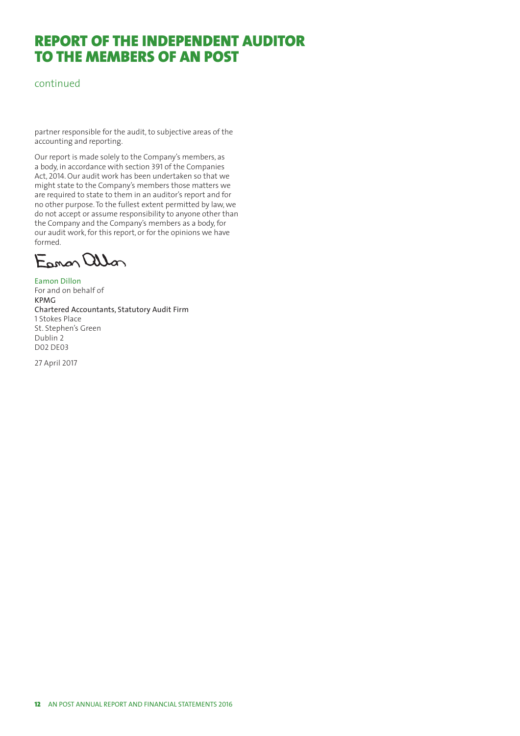# REPORT OF THE INDEPENDENT AUDITOR TO THE MEMBERS OF AN POST

continued

partner responsible for the audit, to subjective areas of the accounting and reporting.

Our report is made solely to the Company's members, as a body, in accordance with section 391 of the Companies Act, 2014. Our audit work has been undertaken so that we might state to the Company's members those matters we are required to state to them in an auditor's report and for no other purpose. To the fullest extent permitted by law, we do not accept or assume responsibility to anyone other than the Company and the Company's members as a body, for our audit work, for this report, or for the opinions we have formed.

Eamon Dillon

Eamon Dillon
For and on behalf of
KPMG
Chartered Accountants, Statutory Audit Firm
1 Stokes Place
St. Stephen's Green
Dublin 2
D02 DE03

27 April 2017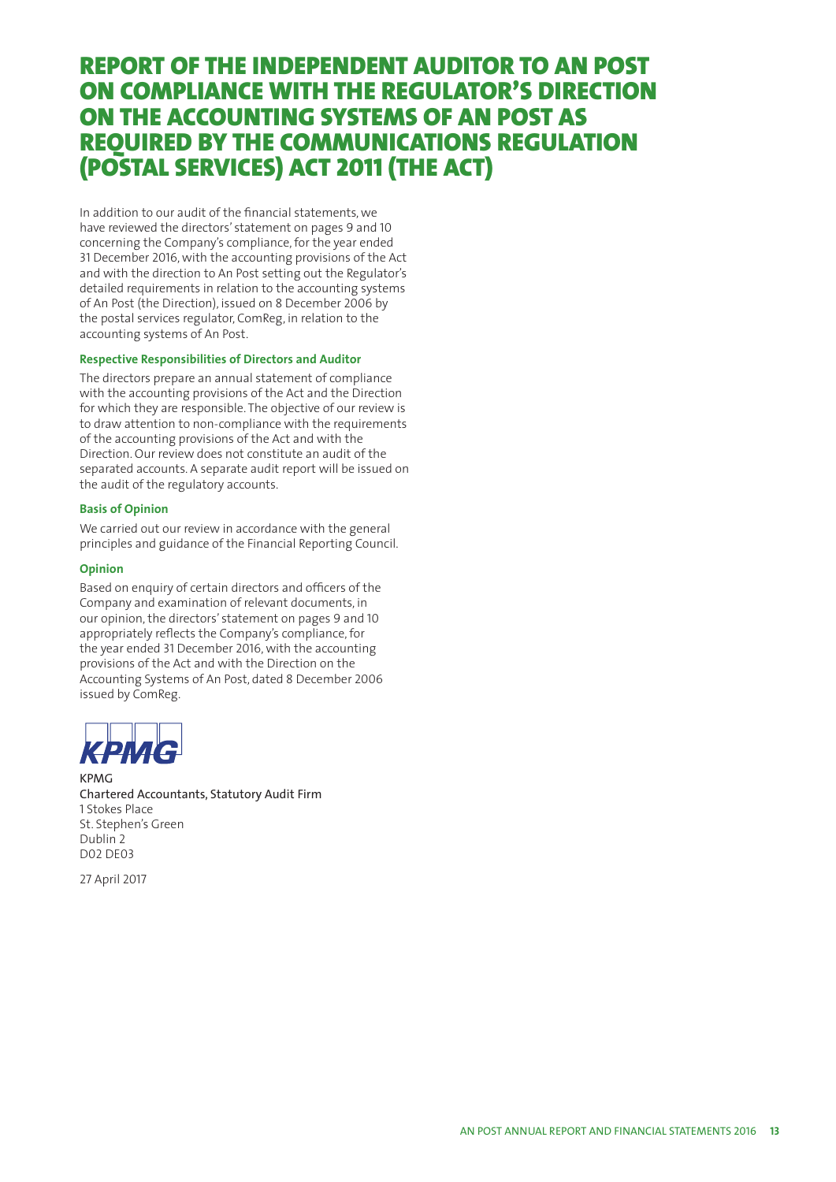# REPORT OF THE INDEPENDENT AUDITOR TO AN POST ON COMPLIANCE WITH THE REGULATOR'S DIRECTION ON THE ACCOUNTING SYSTEMS OF AN POST AS REQUIRED BY THE COMMUNICATIONS REGULATION (POSTAL SERVICES) ACT 2011 (THE ACT)

In addition to our audit of the financial statements, we have reviewed the directors' statement on pages 9 and 10 concerning the Company's compliance, for the year ended 31 December 2016, with the accounting provisions of the Act and with the direction to An Post setting out the Regulator's detailed requirements in relation to the accounting systems of An Post (the Direction), issued on 8 December 2006 by the postal services regulator, ComReg, in relation to the accounting systems of An Post.

### Respective Responsibilities of Directors and Auditor

The directors prepare an annual statement of compliance with the accounting provisions of the Act and the Direction for which they are responsible. The objective of our review is to draw attention to non-compliance with the requirements of the accounting provisions of the Act and with the Direction. Our review does not constitute an audit of the separated accounts. A separate audit report will be issued on the audit of the regulatory accounts.

### Basis of Opinion

We carried out our review in accordance with the general principles and guidance of the Financial Reporting Council.

### Opinion

Based on enquiry of certain directors and officers of the Company and examination of relevant documents, in our opinion, the directors' statement on pages 9 and 10 appropriately reflects the Company's compliance, for the year ended 31 December 2016, with the accounting provisions of the Act and with the Direction on the Accounting Systems of An Post, dated 8 December 2006 issued by ComReg.

KPMG

KPMG
Chartered Accountants, Statutory Audit Firm
1 Stokes Place
St. Stephen's Green
Dublin 2
D02 DE03

27 April 2017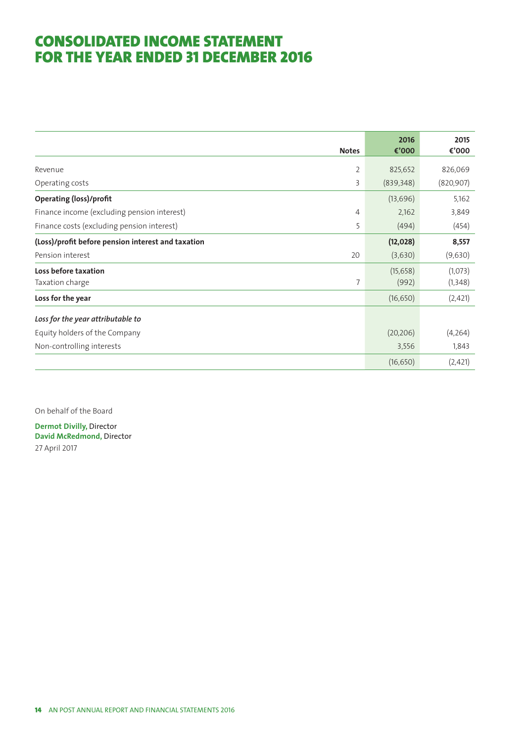# CONSOLIDATED INCOME STATEMENT FOR THE YEAR ENDED 31 DECEMBER 2016

| | Notes | 2016 €'000 | 2015 €'000 |
|---|---|---|---|
| Revenue | 2 | 825,652 | 826,069 |
| Operating costs | 3 | (839,348) | (820,907) |
| **Operating (loss)/profit** | | (13,696) | 5,162 |
| Finance income (excluding pension interest) | 4 | 2,162 | 3,849 |
| Finance costs (excluding pension interest) | 5 | (494) | (454) |
| **(Loss)/profit before pension interest and taxation** | | **(12,028)** | **8,557** |
| Pension interest | 20 | (3,630) | (9,630) |
| **Loss before taxation** | | (15,658) | (1,073) |
| Taxation charge | 7 | (992) | (1,348) |
| **Loss for the year** | | (16,650) | (2,421) |
| ***Loss for the year attributable to*** | | | |
| Equity holders of the Company | | (20,206) | (4,264) |
| Non-controlling interests | | 3,556 | 1,843 |
| | | (16,650) | (2,421) |

On behalf of the Board

**Dermot Divilly,** Director
**David McRedmond,** Director
27 April 2017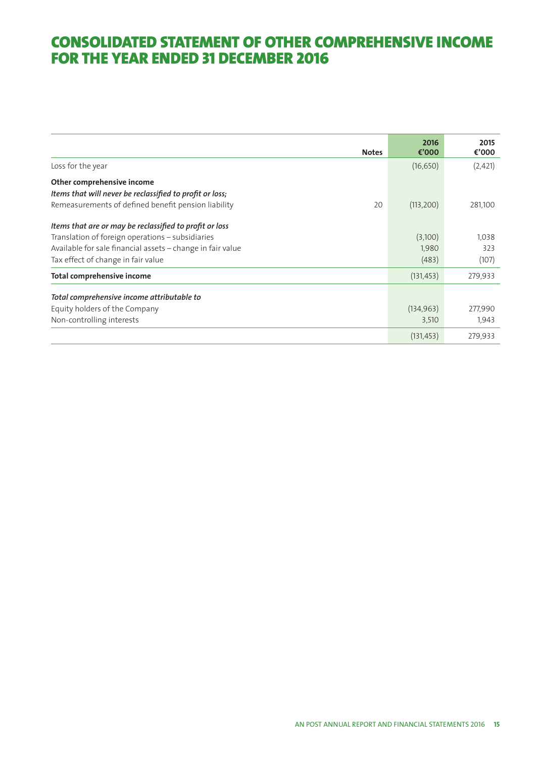# CONSOLIDATED STATEMENT OF OTHER COMPREHENSIVE INCOME FOR THE YEAR ENDED 31 DECEMBER 2016

| | Notes | 2016 €'000 | 2015 €'000 |
|---|---|---|---|
| Loss for the year | | (16,650) | (2,421) |
| **Other comprehensive income** | | | |
| *Items that will never be reclassified to profit or loss;* | | | |
| Remeasurements of defined benefit pension liability | 20 | (113,200) | 281,100 |
| *Items that are or may be reclassified to profit or loss* | | | |
| Translation of foreign operations – subsidiaries | | (3,100) | 1,038 |
| Available for sale financial assets – change in fair value | | 1,980 | 323 |
| Tax effect of change in fair value | | (483) | (107) |
| **Total comprehensive income** | | (131,453) | 279,933 |
| *Total comprehensive income attributable to* | | | |
| Equity holders of the Company | | (134,963) | 277,990 |
| Non-controlling interests | | 3,510 | 1,943 |
| | | (131,453) | 279,933 |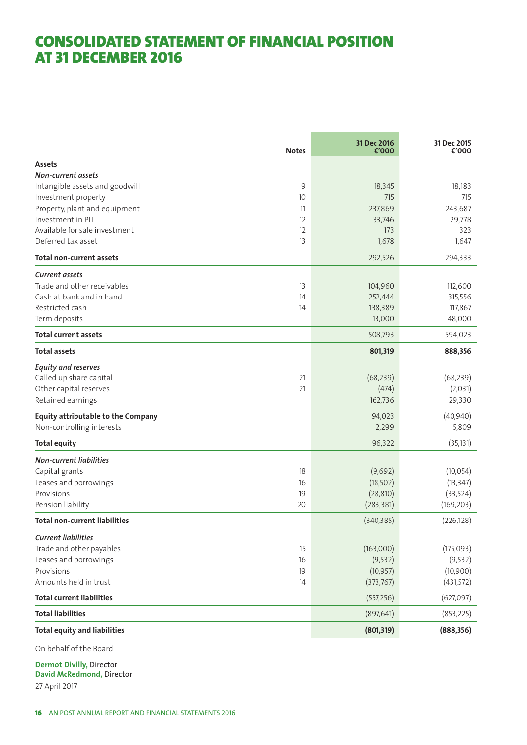# CONSOLIDATED STATEMENT OF FINANCIAL POSITION AT 31 DECEMBER 2016

| | Notes | 31 Dec 2016 €'000 | 31 Dec 2015 €'000 |
|---|---|---|---|
| **Assets** | | | |
| *Non-current assets* | | | |
| Intangible assets and goodwill | 9 | 18,345 | 18,183 |
| Investment property | 10 | 715 | 715 |
| Property, plant and equipment | 11 | 237,869 | 243,687 |
| Investment in PLI | 12 | 33,746 | 29,778 |
| Available for sale investment | 12 | 173 | 323 |
| Deferred tax asset | 13 | 1,678 | 1,647 |
| **Total non-current assets** | | 292,526 | 294,333 |
| *Current assets* | | | |
| Trade and other receivables | 13 | 104,960 | 112,600 |
| Cash at bank and in hand | 14 | 252,444 | 315,556 |
| Restricted cash | 14 | 138,389 | 117,867 |
| Term deposits | | 13,000 | 48,000 |
| **Total current assets** | | 508,793 | 594,023 |
| **Total assets** | | **801,319** | **888,356** |
| *Equity and reserves* | | | |
| Called up share capital | 21 | (68,239) | (68,239) |
| Other capital reserves | 21 | (474) | (2,031) |
| Retained earnings | | 162,736 | 29,330 |
| **Equity attributable to the Company** | | 94,023 | (40,940) |
| Non-controlling interests | | 2,299 | 5,809 |
| **Total equity** | | 96,322 | (35,131) |
| *Non-current liabilities* | | | |
| Capital grants | 18 | (9,692) | (10,054) |
| Leases and borrowings | 16 | (18,502) | (13,347) |
| Provisions | 19 | (28,810) | (33,524) |
| Pension liability | 20 | (283,381) | (169,203) |
| **Total non-current liabilities** | | (340,385) | (226,128) |
| *Current liabilities* | | | |
| Trade and other payables | 15 | (163,000) | (175,093) |
| Leases and borrowings | 16 | (9,532) | (9,532) |
| Provisions | 19 | (10,957) | (10,900) |
| Amounts held in trust | 14 | (373,767) | (431,572) |
| **Total current liabilities** | | (557,256) | (627,097) |
| **Total liabilities** | | (897,641) | (853,225) |
| **Total equity and liabilities** | | **(801,319)** | **(888,356)** |

On behalf of the Board

**Dermot Divilly,** Director
**David McRedmond,** Director
27 April 2017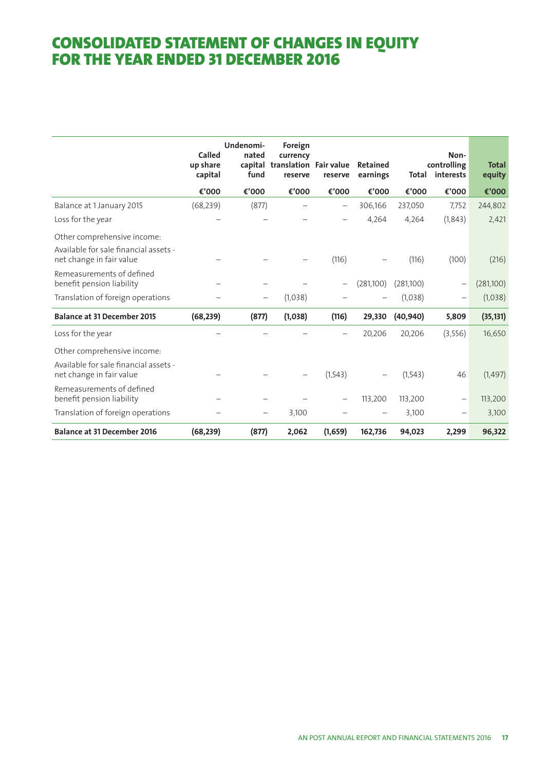# CONSOLIDATED STATEMENT OF CHANGES IN EQUITY FOR THE YEAR ENDED 31 DECEMBER 2016

| | Called up share capital | Undenominated capital fund | Foreign currency translation reserve | Fair value reserve | Retained earnings | Total | Non-controlling interests | Total equity |
|---|---|---|---|---|---|---|---|---|
| | €'000 | €'000 | €'000 | €'000 | €'000 | €'000 | €'000 | €'000 |
| Balance at 1 January 2015 | (68,239) | (877) | – | – | 306,166 | 237,050 | 7,752 | 244,802 |
| Loss for the year | – | – | – | – | 4,264 | 4,264 | (1,843) | 2,421 |
| Other comprehensive income: | | | | | | | | |
| Available for sale financial assets - net change in fair value | – | – | – | (116) | – | (116) | (100) | (216) |
| Remeasurements of defined benefit pension liability | – | – | – | – | (281,100) | (281,100) | – | (281,100) |
| Translation of foreign operations | – | – | (1,038) | – | – | (1,038) | – | (1,038) |
| **Balance at 31 December 2015** | **(68,239)** | **(877)** | **(1,038)** | **(116)** | **29,330** | **(40,940)** | **5,809** | **(35,131)** |
| Loss for the year | – | – | – | – | 20,206 | 20,206 | (3,556) | 16,650 |
| Other comprehensive income: | | | | | | | | |
| Available for sale financial assets - net change in fair value | – | – | – | (1,543) | – | (1,543) | 46 | (1,497) |
| Remeasurements of defined benefit pension liability | – | – | – | – | 113,200 | 113,200 | – | 113,200 |
| Translation of foreign operations | – | – | 3,100 | – | – | 3,100 | – | 3,100 |
| **Balance at 31 December 2016** | **(68,239)** | **(877)** | **2,062** | **(1,659)** | **162,736** | **94,023** | **2,299** | **96,322** |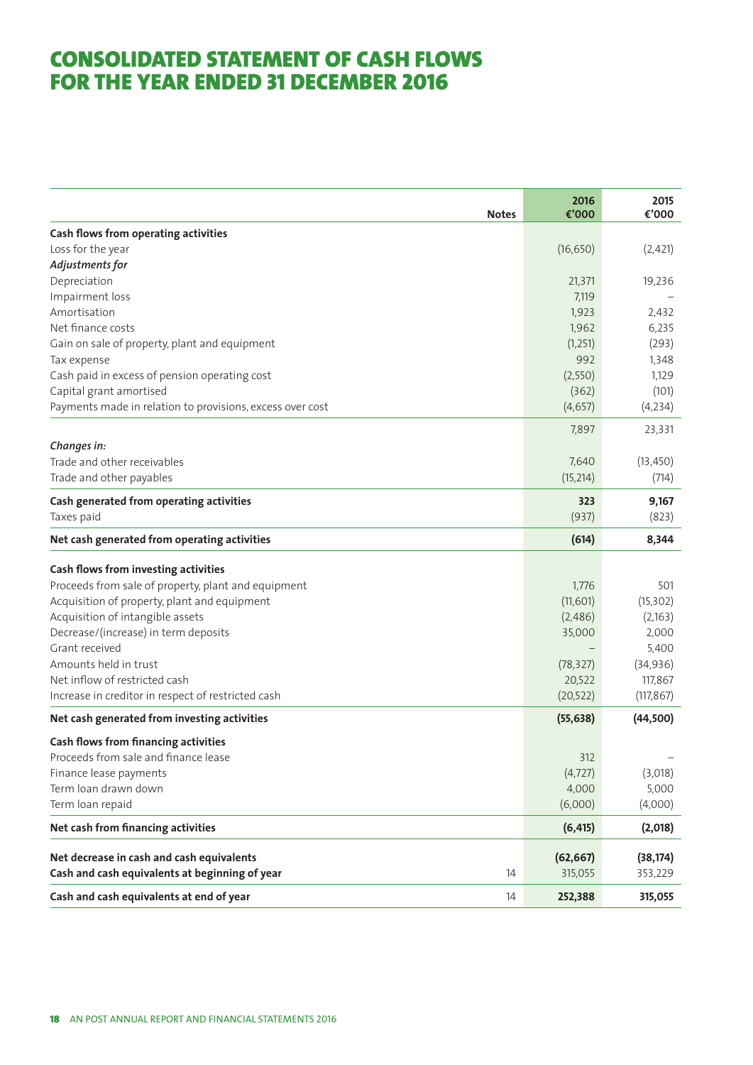# CONSOLIDATED STATEMENT OF CASH FLOWS FOR THE YEAR ENDED 31 DECEMBER 2016

| | Notes | 2016 €'000 | 2015 €'000 |
|---|---|---|---|
| **Cash flows from operating activities** | | | |
| Loss for the year | | (16,650) | (2,421) |
| ***Adjustments for*** | | | |
| Depreciation | | 21,371 | 19,236 |
| Impairment loss | | 7,119 | – |
| Amortisation | | 1,923 | 2,432 |
| Net finance costs | | 1,962 | 6,235 |
| Gain on sale of property, plant and equipment | | (1,251) | (293) |
| Tax expense | | 992 | 1,348 |
| Cash paid in excess of pension operating cost | | (2,550) | 1,129 |
| Capital grant amortised | | (362) | (101) |
| Payments made in relation to provisions, excess over cost | | (4,657) | (4,234) |
| | | 7,897 | 23,331 |
| ***Changes in:*** | | | |
| Trade and other receivables | | 7,640 | (13,450) |
| Trade and other payables | | (15,214) | (714) |
| **Cash generated from operating activities** | | **323** | **9,167** |
| Taxes paid | | (937) | (823) |
| **Net cash generated from operating activities** | | **(614)** | **8,344** |
| **Cash flows from investing activities** | | | |
| Proceeds from sale of property, plant and equipment | | 1,776 | 501 |
| Acquisition of property, plant and equipment | | (11,601) | (15,302) |
| Acquisition of intangible assets | | (2,486) | (2,163) |
| Decrease/(increase) in term deposits | | 35,000 | 2,000 |
| Grant received | | – | 5,400 |
| Amounts held in trust | | (78,327) | (34,936) |
| Net inflow of restricted cash | | 20,522 | 117,867 |
| Increase in creditor in respect of restricted cash | | (20,522) | (117,867) |
| **Net cash generated from investing activities** | | **(55,638)** | **(44,500)** |
| **Cash flows from financing activities** | | | |
| Proceeds from sale and finance lease | | 312 | – |
| Finance lease payments | | (4,727) | (3,018) |
| Term loan drawn down | | 4,000 | 5,000 |
| Term loan repaid | | (6,000) | (4,000) |
| **Net cash from financing activities** | | **(6,415)** | **(2,018)** |
| **Net decrease in cash and cash equivalents** | | **(62,667)** | **(38,174)** |
| **Cash and cash equivalents at beginning of year** | 14 | 315,055 | 353,229 |
| **Cash and cash equivalents at end of year** | 14 | **252,388** | **315,055** |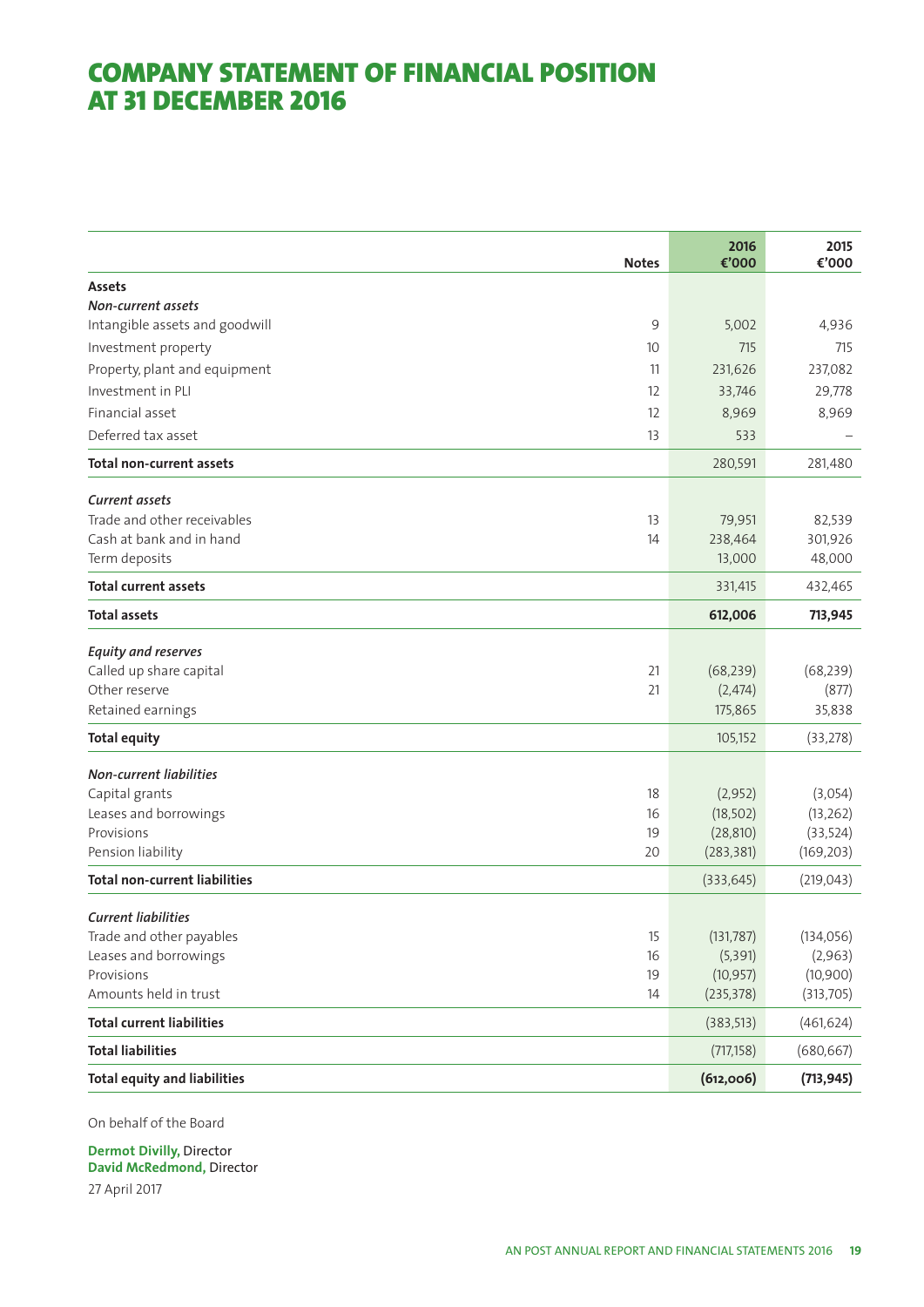# COMPANY STATEMENT OF FINANCIAL POSITION AT 31 DECEMBER 2016

| | Notes | 2016 €'000 | 2015 €'000 |
|---|---|---|---|
| **Assets** | | | |
| ***Non-current assets*** | | | |
| Intangible assets and goodwill | 9 | 5,002 | 4,936 |
| Investment property | 10 | 715 | 715 |
| Property, plant and equipment | 11 | 231,626 | 237,082 |
| Investment in PLI | 12 | 33,746 | 29,778 |
| Financial asset | 12 | 8,969 | 8,969 |
| Deferred tax asset | 13 | 533 | – |
| **Total non-current assets** | | 280,591 | 281,480 |
| ***Current assets*** | | | |
| Trade and other receivables | 13 | 79,951 | 82,539 |
| Cash at bank and in hand | 14 | 238,464 | 301,926 |
| Term deposits | | 13,000 | 48,000 |
| **Total current assets** | | 331,415 | 432,465 |
| **Total assets** | | **612,006** | **713,945** |
| ***Equity and reserves*** | | | |
| Called up share capital | 21 | (68,239) | (68,239) |
| Other reserve | 21 | (2,474) | (877) |
| Retained earnings | | 175,865 | 35,838 |
| **Total equity** | | 105,152 | (33,278) |
| ***Non-current liabilities*** | | | |
| Capital grants | 18 | (2,952) | (3,054) |
| Leases and borrowings | 16 | (18,502) | (13,262) |
| Provisions | 19 | (28,810) | (33,524) |
| Pension liability | 20 | (283,381) | (169,203) |
| **Total non-current liabilities** | | (333,645) | (219,043) |
| ***Current liabilities*** | | | |
| Trade and other payables | 15 | (131,787) | (134,056) |
| Leases and borrowings | 16 | (5,391) | (2,963) |
| Provisions | 19 | (10,957) | (10,900) |
| Amounts held in trust | 14 | (235,378) | (313,705) |
| **Total current liabilities** | | (383,513) | (461,624) |
| **Total liabilities** | | (717,158) | (680,667) |
| **Total equity and liabilities** | | **(612,006)** | **(713,945)** |

On behalf of the Board

**Dermot Divilly,** Director
**David McRedmond,** Director

27 April 2017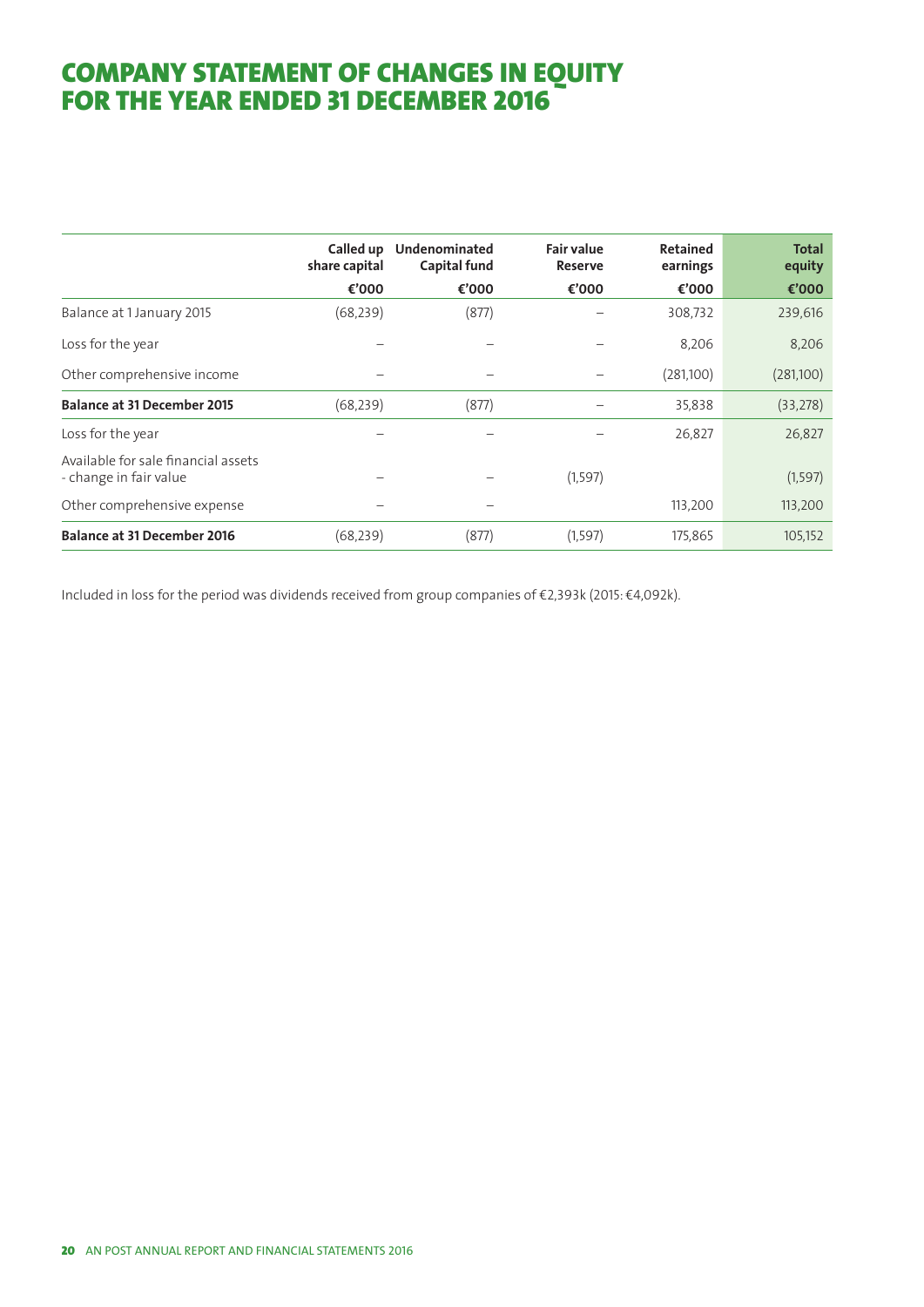# COMPANY STATEMENT OF CHANGES IN EQUITY FOR THE YEAR ENDED 31 DECEMBER 2016

| | Called up share capital | Undenominated Capital fund | Fair value Reserve | Retained earnings | Total equity |
|---|---|---|---|---|---|
| | €'000 | €'000 | €'000 | €'000 | €'000 |
| Balance at 1 January 2015 | (68,239) | (877) | – | 308,732 | 239,616 |
| Loss for the year | – | – | – | 8,206 | 8,206 |
| Other comprehensive income | – | – | – | (281,100) | (281,100) |
| **Balance at 31 December 2015** | (68,239) | (877) | – | 35,838 | (33,278) |
| Loss for the year | – | – | – | 26,827 | 26,827 |
| Available for sale financial assets - change in fair value | – | – | (1,597) | | (1,597) |
| Other comprehensive expense | – | – | | 113,200 | 113,200 |
| **Balance at 31 December 2016** | (68,239) | (877) | (1,597) | 175,865 | 105,152 |

Included in loss for the period was dividends received from group companies of €2,393k (2015: €4,092k).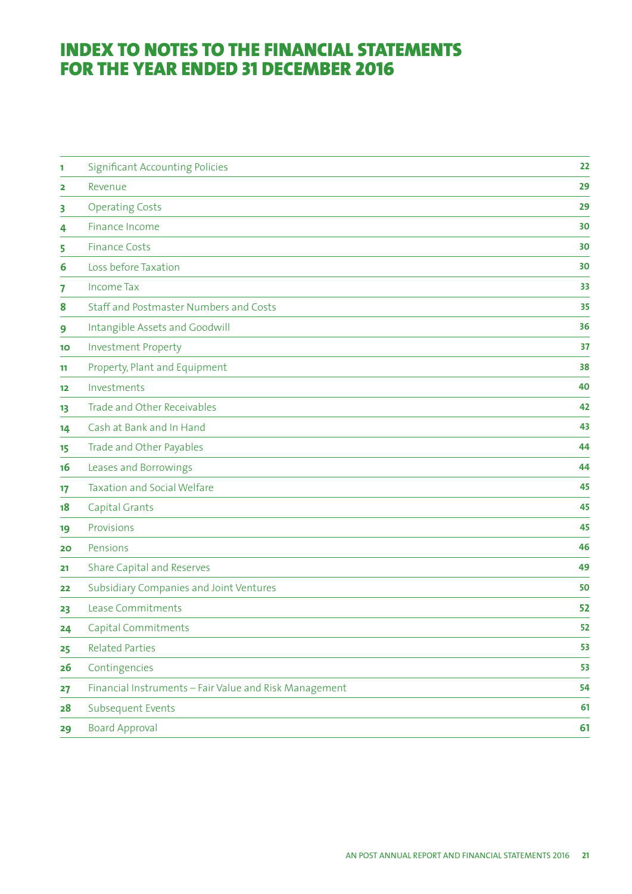# INDEX TO NOTES TO THE FINANCIAL STATEMENTS FOR THE YEAR ENDED 31 DECEMBER 2016

| | | |
|---|---|---|
| 1 | Significant Accounting Policies | 22 |
| 2 | Revenue | 29 |
| 3 | Operating Costs | 29 |
| 4 | Finance Income | 30 |
| 5 | Finance Costs | 30 |
| 6 | Loss before Taxation | 30 |
| 7 | Income Tax | 33 |
| 8 | Staff and Postmaster Numbers and Costs | 35 |
| 9 | Intangible Assets and Goodwill | 36 |
| 10 | Investment Property | 37 |
| 11 | Property, Plant and Equipment | 38 |
| 12 | Investments | 40 |
| 13 | Trade and Other Receivables | 42 |
| 14 | Cash at Bank and In Hand | 43 |
| 15 | Trade and Other Payables | 44 |
| 16 | Leases and Borrowings | 44 |
| 17 | Taxation and Social Welfare | 45 |
| 18 | Capital Grants | 45 |
| 19 | Provisions | 45 |
| 20 | Pensions | 46 |
| 21 | Share Capital and Reserves | 49 |
| 22 | Subsidiary Companies and Joint Ventures | 50 |
| 23 | Lease Commitments | 52 |
| 24 | Capital Commitments | 52 |
| 25 | Related Parties | 53 |
| 26 | Contingencies | 53 |
| 27 | Financial Instruments – Fair Value and Risk Management | 54 |
| 28 | Subsequent Events | 61 |
| 29 | Board Approval | 61 |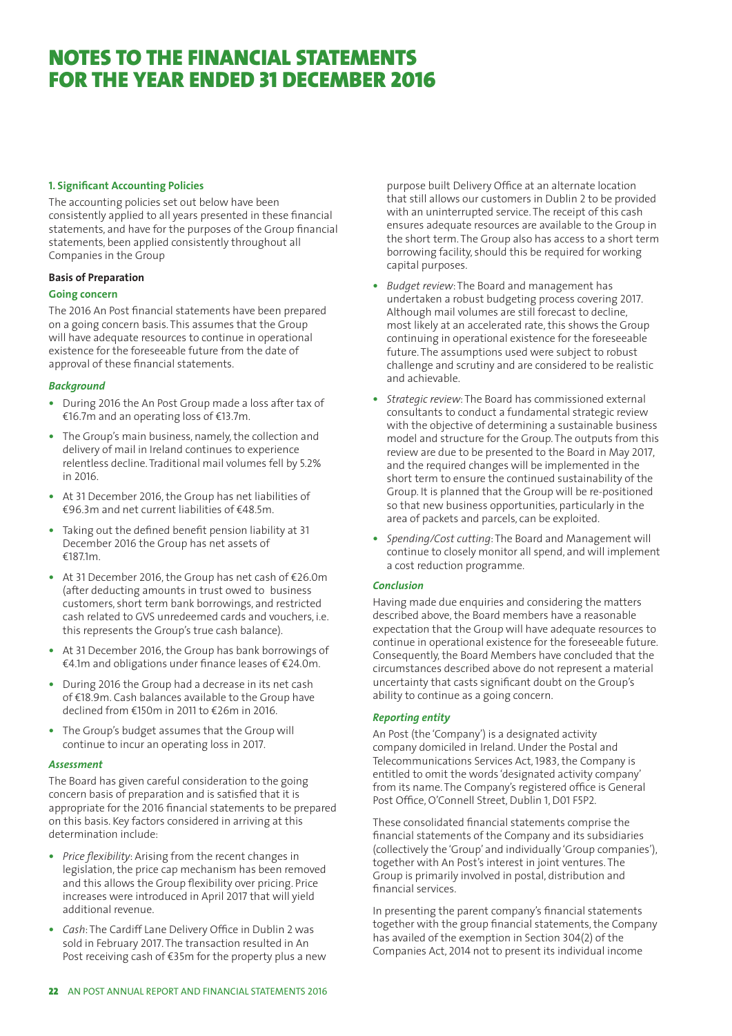# NOTES TO THE FINANCIAL STATEMENTS FOR THE YEAR ENDED 31 DECEMBER 2016

### 1. Significant Accounting Policies

The accounting policies set out below have been consistently applied to all years presented in these financial statements, and have for the purposes of the Group financial statements, been applied consistently throughout all Companies in the Group

**Basis of Preparation**

**Going concern**

The 2016 An Post financial statements have been prepared on a going concern basis. This assumes that the Group will have adequate resources to continue in operational existence for the foreseeable future from the date of approval of these financial statements.

***Background***

- During 2016 the An Post Group made a loss after tax of €16.7m and an operating loss of €13.7m.
- The Group's main business, namely, the collection and delivery of mail in Ireland continues to experience relentless decline. Traditional mail volumes fell by 5.2% in 2016.
- At 31 December 2016, the Group has net liabilities of €96.3m and net current liabilities of €48.5m.
- Taking out the defined benefit pension liability at 31 December 2016 the Group has net assets of €187.1m.
- At 31 December 2016, the Group has net cash of €26.0m (after deducting amounts in trust owed to business customers, short term bank borrowings, and restricted cash related to GVS unredeemed cards and vouchers, i.e. this represents the Group's true cash balance).
- At 31 December 2016, the Group has bank borrowings of €4.1m and obligations under finance leases of €24.0m.
- During 2016 the Group had a decrease in its net cash of €18.9m. Cash balances available to the Group have declined from €150m in 2011 to €26m in 2016.
- The Group's budget assumes that the Group will continue to incur an operating loss in 2017.

***Assessment***

The Board has given careful consideration to the going concern basis of preparation and is satisfied that it is appropriate for the 2016 financial statements to be prepared on this basis. Key factors considered in arriving at this determination include:

- *Price flexibility*: Arising from the recent changes in legislation, the price cap mechanism has been removed and this allows the Group flexibility over pricing. Price increases were introduced in April 2017 that will yield additional revenue.
- *Cash*: The Cardiff Lane Delivery Office in Dublin 2 was sold in February 2017. The transaction resulted in An Post receiving cash of €35m for the property plus a new purpose built Delivery Office at an alternate location that still allows our customers in Dublin 2 to be provided with an uninterrupted service. The receipt of this cash ensures adequate resources are available to the Group in the short term. The Group also has access to a short term borrowing facility, should this be required for working capital purposes.
- *Budget review*: The Board and management has undertaken a robust budgeting process covering 2017. Although mail volumes are still forecast to decline, most likely at an accelerated rate, this shows the Group continuing in operational existence for the foreseeable future. The assumptions used were subject to robust challenge and scrutiny and are considered to be realistic and achievable.
- *Strategic review*: The Board has commissioned external consultants to conduct a fundamental strategic review with the objective of determining a sustainable business model and structure for the Group. The outputs from this review are due to be presented to the Board in May 2017, and the required changes will be implemented in the short term to ensure the continued sustainability of the Group. It is planned that the Group will be re-positioned so that new business opportunities, particularly in the area of packets and parcels, can be exploited.
- *Spending/Cost cutting*: The Board and Management will continue to closely monitor all spend, and will implement a cost reduction programme.

***Conclusion***

Having made due enquiries and considering the matters described above, the Board members have a reasonable expectation that the Group will have adequate resources to continue in operational existence for the foreseeable future. Consequently, the Board Members have concluded that the circumstances described above do not represent a material uncertainty that casts significant doubt on the Group's ability to continue as a going concern.

***Reporting entity***

An Post (the 'Company') is a designated activity company domiciled in Ireland. Under the Postal and Telecommunications Services Act, 1983, the Company is entitled to omit the words 'designated activity company' from its name. The Company's registered office is General Post Office, O'Connell Street, Dublin 1, D01 F5P2.

These consolidated financial statements comprise the financial statements of the Company and its subsidiaries (collectively the 'Group' and individually 'Group companies'), together with An Post's interest in joint ventures. The Group is primarily involved in postal, distribution and financial services.

In presenting the parent company's financial statements together with the group financial statements, the Company has availed of the exemption in Section 304(2) of the Companies Act, 2014 not to present its individual income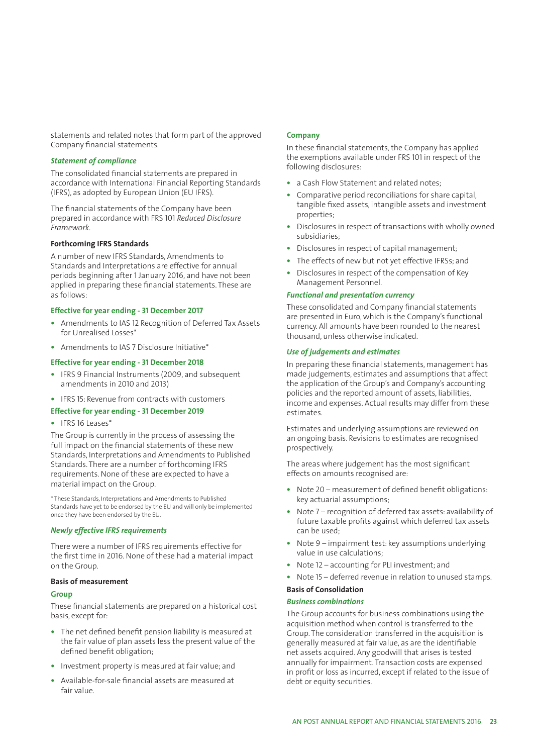statements and related notes that form part of the approved Company financial statements.

***Statement of compliance***

The consolidated financial statements are prepared in accordance with International Financial Reporting Standards (IFRS), as adopted by European Union (EU IFRS).

The financial statements of the Company have been prepared in accordance with FRS 101 *Reduced Disclosure Framework*.

**Forthcoming IFRS Standards**

A number of new IFRS Standards, Amendments to Standards and Interpretations are effective for annual periods beginning after 1 January 2016, and have not been applied in preparing these financial statements. These are as follows:

**Effective for year ending - 31 December 2017**

- Amendments to IAS 12 Recognition of Deferred Tax Assets for Unrealised Losses*
- Amendments to IAS 7 Disclosure Initiative*

**Effective for year ending - 31 December 2018**

- IFRS 9 Financial Instruments (2009, and subsequent amendments in 2010 and 2013)
- IFRS 15: Revenue from contracts with customers

**Effective for year ending - 31 December 2019**

- IFRS 16 Leases*

The Group is currently in the process of assessing the full impact on the financial statements of these new Standards, Interpretations and Amendments to Published Standards. There are a number of forthcoming IFRS requirements. None of these are expected to have a material impact on the Group.

* These Standards, Interpretations and Amendments to Published Standards have yet to be endorsed by the EU and will only be implemented once they have been endorsed by the EU.

***Newly effective IFRS requirements***

There were a number of IFRS requirements effective for the first time in 2016. None of these had a material impact on the Group.

**Basis of measurement**

**Group**

These financial statements are prepared on a historical cost basis, except for:

- The net defined benefit pension liability is measured at the fair value of plan assets less the present value of the defined benefit obligation;
- Investment property is measured at fair value; and
- Available-for-sale financial assets are measured at fair value.

**Company**

In these financial statements, the Company has applied the exemptions available under FRS 101 in respect of the following disclosures:

- a Cash Flow Statement and related notes;
- Comparative period reconciliations for share capital, tangible fixed assets, intangible assets and investment properties;
- Disclosures in respect of transactions with wholly owned subsidiaries;
- Disclosures in respect of capital management;
- The effects of new but not yet effective IFRSs; and
- Disclosures in respect of the compensation of Key Management Personnel.

***Functional and presentation currency***

These consolidated and Company financial statements are presented in Euro, which is the Company's functional currency. All amounts have been rounded to the nearest thousand, unless otherwise indicated.

***Use of judgements and estimates***

In preparing these financial statements, management has made judgements, estimates and assumptions that affect the application of the Group's and Company's accounting policies and the reported amount of assets, liabilities, income and expenses. Actual results may differ from these estimates.

Estimates and underlying assumptions are reviewed on an ongoing basis. Revisions to estimates are recognised prospectively.

The areas where judgement has the most significant effects on amounts recognised are:

- Note 20 – measurement of defined benefit obligations: key actuarial assumptions;
- Note 7 – recognition of deferred tax assets: availability of future taxable profits against which deferred tax assets can be used;
- Note 9 – impairment test: key assumptions underlying value in use calculations;
- Note 12 – accounting for PLI investment; and
- Note 15 – deferred revenue in relation to unused stamps.

**Basis of Consolidation**

***Business combinations***

The Group accounts for business combinations using the acquisition method when control is transferred to the Group. The consideration transferred in the acquisition is generally measured at fair value, as are the identifiable net assets acquired. Any goodwill that arises is tested annually for impairment. Transaction costs are expensed in profit or loss as incurred, except if related to the issue of debt or equity securities.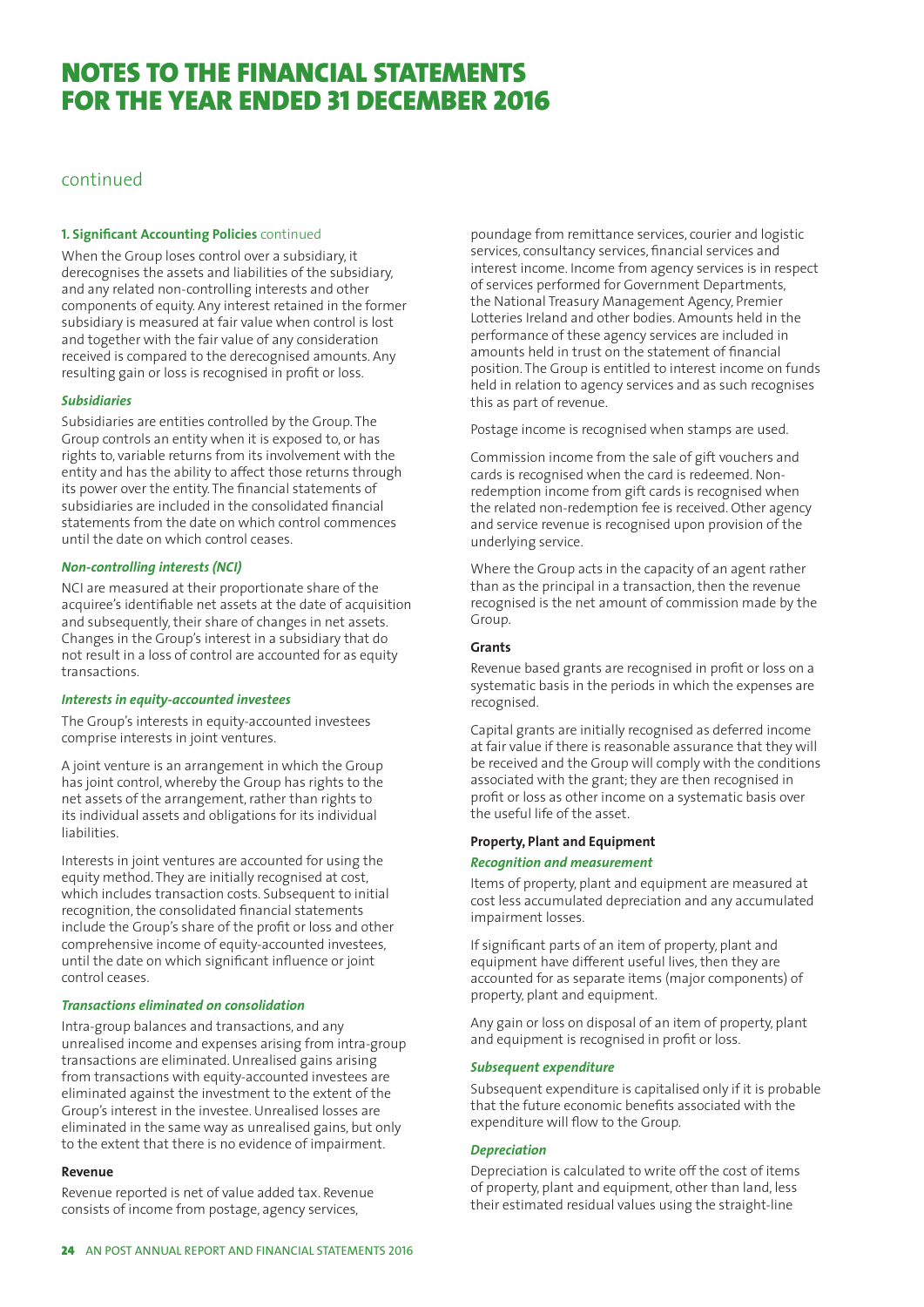# NOTES TO THE FINANCIAL STATEMENTS FOR THE YEAR ENDED 31 DECEMBER 2016

continued

**1. Significant Accounting Policies** continued

When the Group loses control over a subsidiary, it derecognises the assets and liabilities of the subsidiary, and any related non-controlling interests and other components of equity. Any interest retained in the former subsidiary is measured at fair value when control is lost and together with the fair value of any consideration received is compared to the derecognised amounts. Any resulting gain or loss is recognised in profit or loss.

***Subsidiaries***

Subsidiaries are entities controlled by the Group. The Group controls an entity when it is exposed to, or has rights to, variable returns from its involvement with the entity and has the ability to affect those returns through its power over the entity. The financial statements of subsidiaries are included in the consolidated financial statements from the date on which control commences until the date on which control ceases.

***Non-controlling interests (NCI)***

NCI are measured at their proportionate share of the acquiree's identifiable net assets at the date of acquisition and subsequently, their share of changes in net assets. Changes in the Group's interest in a subsidiary that do not result in a loss of control are accounted for as equity transactions.

***Interests in equity-accounted investees***

The Group's interests in equity-accounted investees comprise interests in joint ventures.

A joint venture is an arrangement in which the Group has joint control, whereby the Group has rights to the net assets of the arrangement, rather than rights to its individual assets and obligations for its individual liabilities.

Interests in joint ventures are accounted for using the equity method. They are initially recognised at cost, which includes transaction costs. Subsequent to initial recognition, the consolidated financial statements include the Group's share of the profit or loss and other comprehensive income of equity-accounted investees, until the date on which significant influence or joint control ceases.

***Transactions eliminated on consolidation***

Intra-group balances and transactions, and any unrealised income and expenses arising from intra-group transactions are eliminated. Unrealised gains arising from transactions with equity-accounted investees are eliminated against the investment to the extent of the Group's interest in the investee. Unrealised losses are eliminated in the same way as unrealised gains, but only to the extent that there is no evidence of impairment.

**Revenue**

Revenue reported is net of value added tax. Revenue consists of income from postage, agency services, poundage from remittance services, courier and logistic services, consultancy services, financial services and interest income. Income from agency services is in respect of services performed for Government Departments, the National Treasury Management Agency, Premier Lotteries Ireland and other bodies. Amounts held in the performance of these agency services are included in amounts held in trust on the statement of financial position. The Group is entitled to interest income on funds held in relation to agency services and as such recognises this as part of revenue.

Postage income is recognised when stamps are used.

Commission income from the sale of gift vouchers and cards is recognised when the card is redeemed. Non-redemption income from gift cards is recognised when the related non-redemption fee is received. Other agency and service revenue is recognised upon provision of the underlying service.

Where the Group acts in the capacity of an agent rather than as the principal in a transaction, then the revenue recognised is the net amount of commission made by the Group.

**Grants**

Revenue based grants are recognised in profit or loss on a systematic basis in the periods in which the expenses are recognised.

Capital grants are initially recognised as deferred income at fair value if there is reasonable assurance that they will be received and the Group will comply with the conditions associated with the grant; they are then recognised in profit or loss as other income on a systematic basis over the useful life of the asset.

**Property, Plant and Equipment**

***Recognition and measurement***

Items of property, plant and equipment are measured at cost less accumulated depreciation and any accumulated impairment losses.

If significant parts of an item of property, plant and equipment have different useful lives, then they are accounted for as separate items (major components) of property, plant and equipment.

Any gain or loss on disposal of an item of property, plant and equipment is recognised in profit or loss.

***Subsequent expenditure***

Subsequent expenditure is capitalised only if it is probable that the future economic benefits associated with the expenditure will flow to the Group.

***Depreciation***

Depreciation is calculated to write off the cost of items of property, plant and equipment, other than land, less their estimated residual values using the straight-line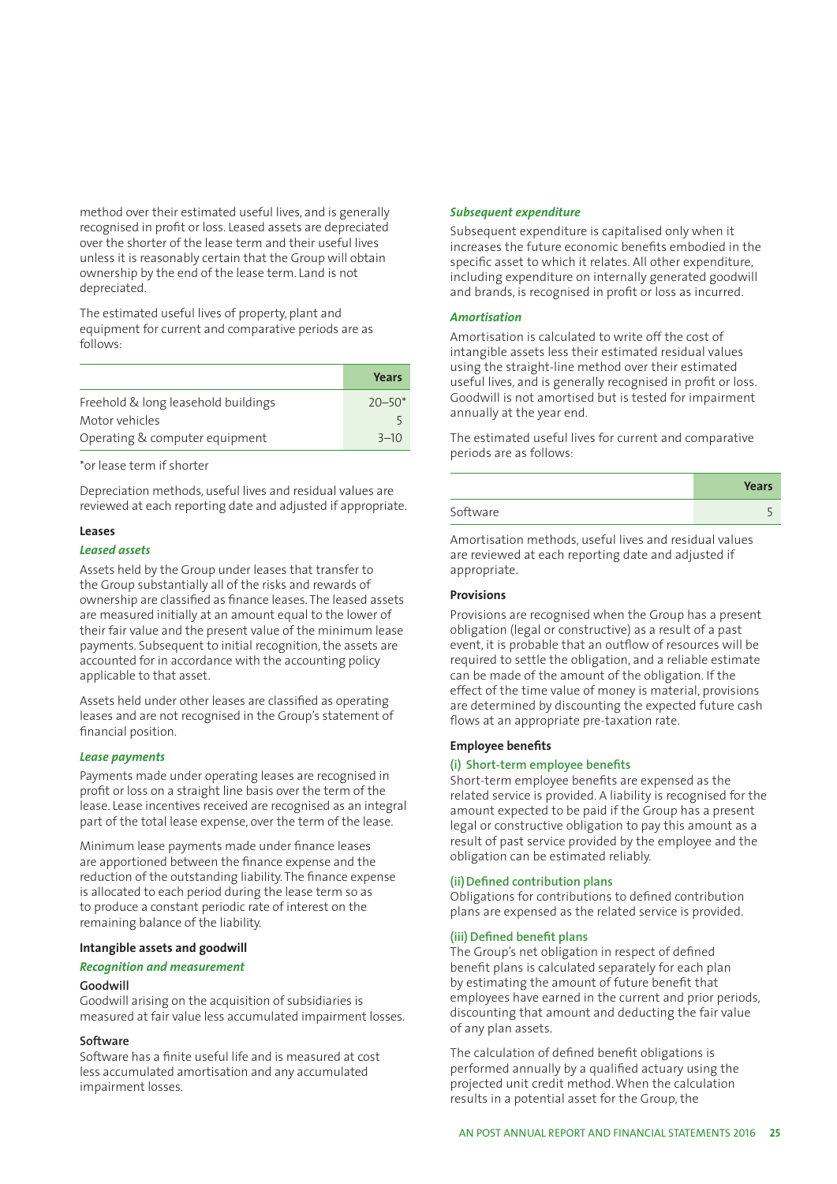method over their estimated useful lives, and is generally recognised in profit or loss. Leased assets are depreciated over the shorter of the lease term and their useful lives unless it is reasonably certain that the Group will obtain ownership by the end of the lease term. Land is not depreciated.

The estimated useful lives of property, plant and equipment for current and comparative periods are as follows:

| | Years |
|---|---|
| Freehold & long leasehold buildings | 20–50* |
| Motor vehicles | 5 |
| Operating & computer equipment | 3–10 |

*or lease term if shorter

Depreciation methods, useful lives and residual values are reviewed at each reporting date and adjusted if appropriate.

**Leases**

***Leased assets***

Assets held by the Group under leases that transfer to the Group substantially all of the risks and rewards of ownership are classified as finance leases. The leased assets are measured initially at an amount equal to the lower of their fair value and the present value of the minimum lease payments. Subsequent to initial recognition, the assets are accounted for in accordance with the accounting policy applicable to that asset.

Assets held under other leases are classified as operating leases and are not recognised in the Group's statement of financial position.

***Lease payments***

Payments made under operating leases are recognised in profit or loss on a straight line basis over the term of the lease. Lease incentives received are recognised as an integral part of the total lease expense, over the term of the lease.

Minimum lease payments made under finance leases are apportioned between the finance expense and the reduction of the outstanding liability. The finance expense is allocated to each period during the lease term so as to produce a constant periodic rate of interest on the remaining balance of the liability.

**Intangible assets and goodwill**

***Recognition and measurement***

**Goodwill**

Goodwill arising on the acquisition of subsidiaries is measured at fair value less accumulated impairment losses.

**Software**

Software has a finite useful life and is measured at cost less accumulated amortisation and any accumulated impairment losses.

***Subsequent expenditure***

Subsequent expenditure is capitalised only when it increases the future economic benefits embodied in the specific asset to which it relates. All other expenditure, including expenditure on internally generated goodwill and brands, is recognised in profit or loss as incurred.

***Amortisation***

Amortisation is calculated to write off the cost of intangible assets less their estimated residual values using the straight-line method over their estimated useful lives, and is generally recognised in profit or loss. Goodwill is not amortised but is tested for impairment annually at the year end.

The estimated useful lives for current and comparative periods are as follows:

| | Years |
|---|---|
| Software | 5 |

Amortisation methods, useful lives and residual values are reviewed at each reporting date and adjusted if appropriate.

**Provisions**

Provisions are recognised when the Group has a present obligation (legal or constructive) as a result of a past event, it is probable that an outflow of resources will be required to settle the obligation, and a reliable estimate can be made of the amount of the obligation. If the effect of the time value of money is material, provisions are determined by discounting the expected future cash flows at an appropriate pre-taxation rate.

**Employee benefits**

**(i) Short-term employee benefits**

Short-term employee benefits are expensed as the related service is provided. A liability is recognised for the amount expected to be paid if the Group has a present legal or constructive obligation to pay this amount as a result of past service provided by the employee and the obligation can be estimated reliably.

**(ii) Defined contribution plans**

Obligations for contributions to defined contribution plans are expensed as the related service is provided.

**(iii) Defined benefit plans**

The Group's net obligation in respect of defined benefit plans is calculated separately for each plan by estimating the amount of future benefit that employees have earned in the current and prior periods, discounting that amount and deducting the fair value of any plan assets.

The calculation of defined benefit obligations is performed annually by a qualified actuary using the projected unit credit method. When the calculation results in a potential asset for the Group, the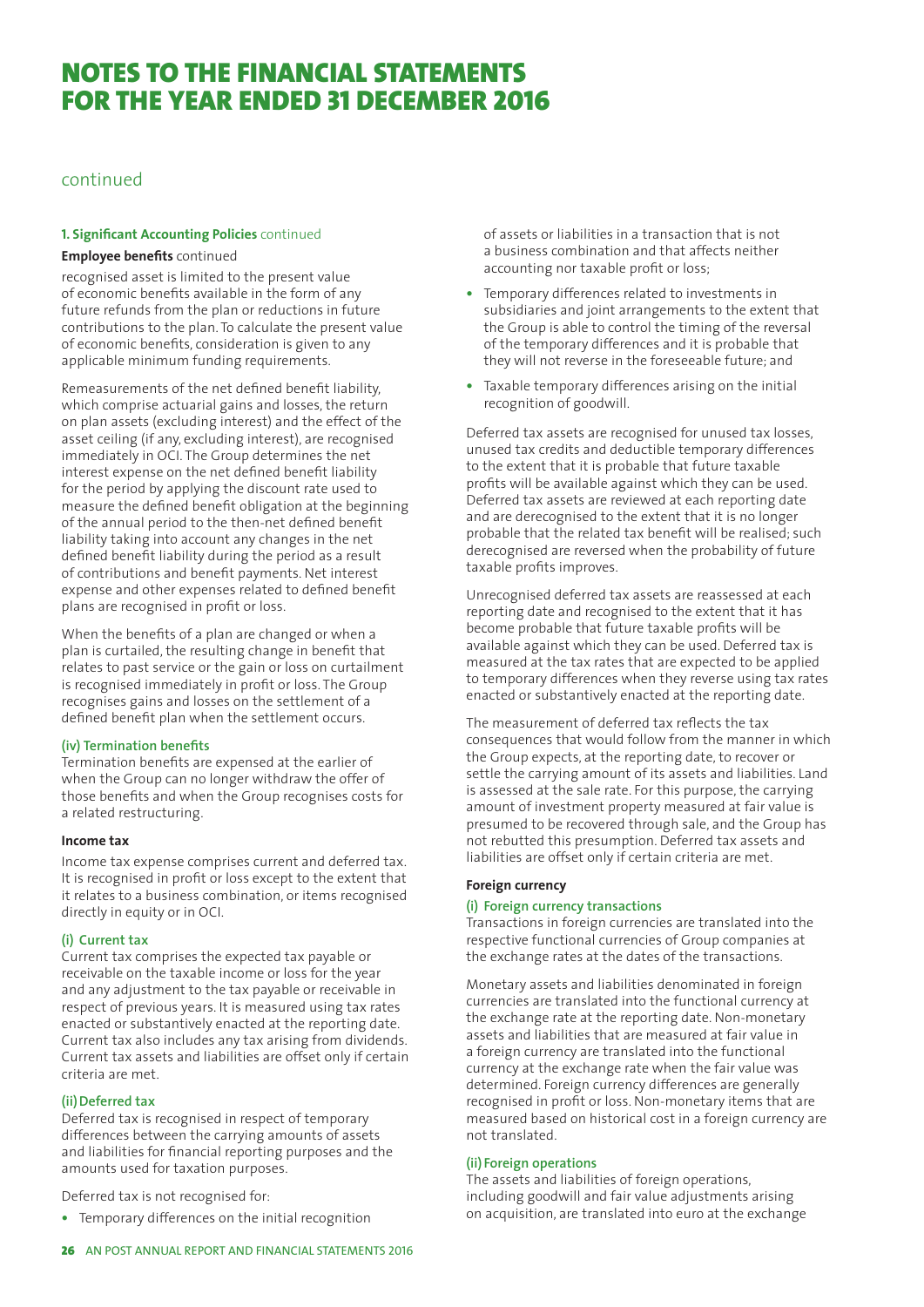# NOTES TO THE FINANCIAL STATEMENTS FOR THE YEAR ENDED 31 DECEMBER 2016

continued

**1. Significant Accounting Policies** continued

**Employee benefits** continued

recognised asset is limited to the present value of economic benefits available in the form of any future refunds from the plan or reductions in future contributions to the plan. To calculate the present value of economic benefits, consideration is given to any applicable minimum funding requirements.

Remeasurements of the net defined benefit liability, which comprise actuarial gains and losses, the return on plan assets (excluding interest) and the effect of the asset ceiling (if any, excluding interest), are recognised immediately in OCI. The Group determines the net interest expense on the net defined benefit liability for the period by applying the discount rate used to measure the defined benefit obligation at the beginning of the annual period to the then-net defined benefit liability taking into account any changes in the net defined benefit liability during the period as a result of contributions and benefit payments. Net interest expense and other expenses related to defined benefit plans are recognised in profit or loss.

When the benefits of a plan are changed or when a plan is curtailed, the resulting change in benefit that relates to past service or the gain or loss on curtailment is recognised immediately in profit or loss. The Group recognises gains and losses on the settlement of a defined benefit plan when the settlement occurs.

**(iv) Termination benefits**

Termination benefits are expensed at the earlier of when the Group can no longer withdraw the offer of those benefits and when the Group recognises costs for a related restructuring.

**Income tax**

Income tax expense comprises current and deferred tax. It is recognised in profit or loss except to the extent that it relates to a business combination, or items recognised directly in equity or in OCI.

**(i) Current tax**

Current tax comprises the expected tax payable or receivable on the taxable income or loss for the year and any adjustment to the tax payable or receivable in respect of previous years. It is measured using tax rates enacted or substantively enacted at the reporting date. Current tax also includes any tax arising from dividends. Current tax assets and liabilities are offset only if certain criteria are met.

**(ii) Deferred tax**

Deferred tax is recognised in respect of temporary differences between the carrying amounts of assets and liabilities for financial reporting purposes and the amounts used for taxation purposes.

Deferred tax is not recognised for:

- Temporary differences on the initial recognition of assets or liabilities in a transaction that is not a business combination and that affects neither accounting nor taxable profit or loss;
- Temporary differences related to investments in subsidiaries and joint arrangements to the extent that the Group is able to control the timing of the reversal of the temporary differences and it is probable that they will not reverse in the foreseeable future; and
- Taxable temporary differences arising on the initial recognition of goodwill.

Deferred tax assets are recognised for unused tax losses, unused tax credits and deductible temporary differences to the extent that it is probable that future taxable profits will be available against which they can be used. Deferred tax assets are reviewed at each reporting date and are derecognised to the extent that it is no longer probable that the related tax benefit will be realised; such derecognised are reversed when the probability of future taxable profits improves.

Unrecognised deferred tax assets are reassessed at each reporting date and recognised to the extent that it has become probable that future taxable profits will be available against which they can be used. Deferred tax is measured at the tax rates that are expected to be applied to temporary differences when they reverse using tax rates enacted or substantively enacted at the reporting date.

The measurement of deferred tax reflects the tax consequences that would follow from the manner in which the Group expects, at the reporting date, to recover or settle the carrying amount of its assets and liabilities. Land is assessed at the sale rate. For this purpose, the carrying amount of investment property measured at fair value is presumed to be recovered through sale, and the Group has not rebutted this presumption. Deferred tax assets and liabilities are offset only if certain criteria are met.

**Foreign currency**

**(i) Foreign currency transactions**

Transactions in foreign currencies are translated into the respective functional currencies of Group companies at the exchange rates at the dates of the transactions.

Monetary assets and liabilities denominated in foreign currencies are translated into the functional currency at the exchange rate at the reporting date. Non-monetary assets and liabilities that are measured at fair value in a foreign currency are translated into the functional currency at the exchange rate when the fair value was determined. Foreign currency differences are generally recognised in profit or loss. Non-monetary items that are measured based on historical cost in a foreign currency are not translated.

**(ii) Foreign operations**

The assets and liabilities of foreign operations, including goodwill and fair value adjustments arising on acquisition, are translated into euro at the exchange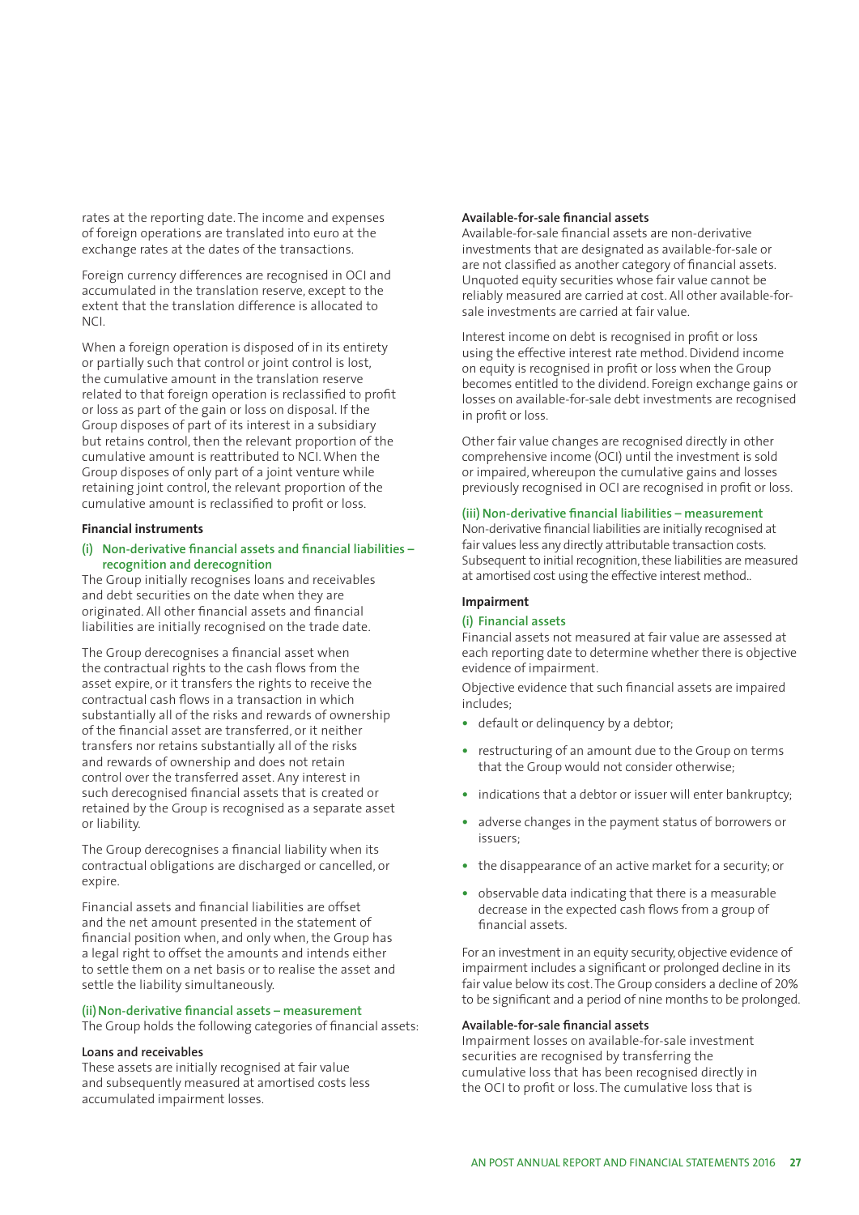rates at the reporting date. The income and expenses of foreign operations are translated into euro at the exchange rates at the dates of the transactions.

Foreign currency differences are recognised in OCI and accumulated in the translation reserve, except to the extent that the translation difference is allocated to NCI.

When a foreign operation is disposed of in its entirety or partially such that control or joint control is lost, the cumulative amount in the translation reserve related to that foreign operation is reclassified to profit or loss as part of the gain or loss on disposal. If the Group disposes of part of its interest in a subsidiary but retains control, then the relevant proportion of the cumulative amount is reattributed to NCI. When the Group disposes of only part of a joint venture while retaining joint control, the relevant proportion of the cumulative amount is reclassified to profit or loss.

**Financial instruments**

**(i) Non-derivative financial assets and financial liabilities – recognition and derecognition**

The Group initially recognises loans and receivables and debt securities on the date when they are originated. All other financial assets and financial liabilities are initially recognised on the trade date.

The Group derecognises a financial asset when the contractual rights to the cash flows from the asset expire, or it transfers the rights to receive the contractual cash flows in a transaction in which substantially all of the risks and rewards of ownership of the financial asset are transferred, or it neither transfers nor retains substantially all of the risks and rewards of ownership and does not retain control over the transferred asset. Any interest in such derecognised financial assets that is created or retained by the Group is recognised as a separate asset or liability.

The Group derecognises a financial liability when its contractual obligations are discharged or cancelled, or expire.

Financial assets and financial liabilities are offset and the net amount presented in the statement of financial position when, and only when, the Group has a legal right to offset the amounts and intends either to settle them on a net basis or to realise the asset and settle the liability simultaneously.

**(ii) Non-derivative financial assets – measurement**

The Group holds the following categories of financial assets:

**Loans and receivables**

These assets are initially recognised at fair value and subsequently measured at amortised costs less accumulated impairment losses.

**Available-for-sale financial assets**

Available-for-sale financial assets are non-derivative investments that are designated as available-for-sale or are not classified as another category of financial assets. Unquoted equity securities whose fair value cannot be reliably measured are carried at cost. All other available-for-sale investments are carried at fair value.

Interest income on debt is recognised in profit or loss using the effective interest rate method. Dividend income on equity is recognised in profit or loss when the Group becomes entitled to the dividend. Foreign exchange gains or losses on available-for-sale debt investments are recognised in profit or loss.

Other fair value changes are recognised directly in other comprehensive income (OCI) until the investment is sold or impaired, whereupon the cumulative gains and losses previously recognised in OCI are recognised in profit or loss.

**(iii) Non-derivative financial liabilities – measurement**

Non-derivative financial liabilities are initially recognised at fair values less any directly attributable transaction costs. Subsequent to initial recognition, these liabilities are measured at amortised cost using the effective interest method..

**Impairment**

**(i) Financial assets**

Financial assets not measured at fair value are assessed at each reporting date to determine whether there is objective evidence of impairment.

Objective evidence that such financial assets are impaired includes;

- default or delinquency by a debtor;
- restructuring of an amount due to the Group on terms that the Group would not consider otherwise;
- indications that a debtor or issuer will enter bankruptcy;
- adverse changes in the payment status of borrowers or issuers;
- the disappearance of an active market for a security; or
- observable data indicating that there is a measurable decrease in the expected cash flows from a group of financial assets.

For an investment in an equity security, objective evidence of impairment includes a significant or prolonged decline in its fair value below its cost. The Group considers a decline of 20% to be significant and a period of nine months to be prolonged.

**Available-for-sale financial assets**

Impairment losses on available-for-sale investment securities are recognised by transferring the cumulative loss that has been recognised directly in the OCI to profit or loss. The cumulative loss that is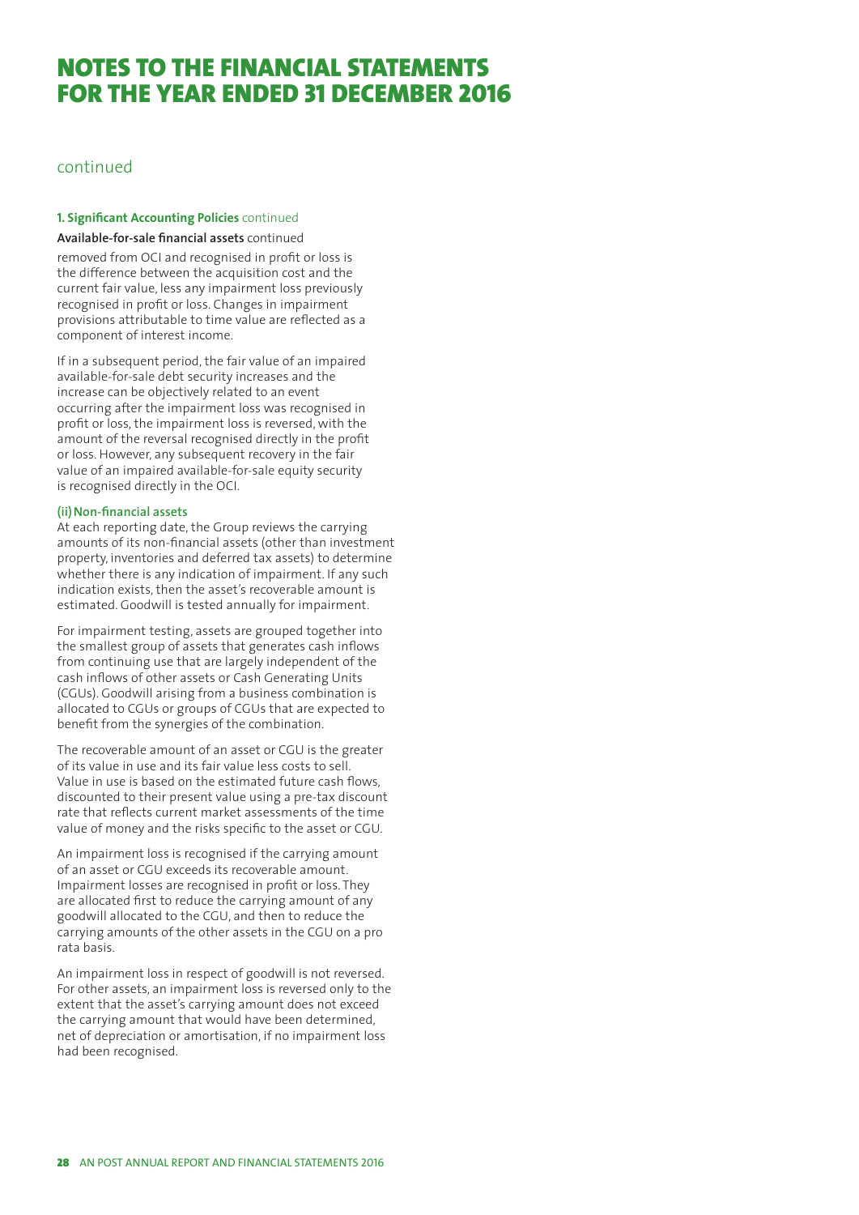# NOTES TO THE FINANCIAL STATEMENTS FOR THE YEAR ENDED 31 DECEMBER 2016

continued

**1. Significant Accounting Policies** continued

**Available-for-sale financial assets** continued

removed from OCI and recognised in profit or loss is the difference between the acquisition cost and the current fair value, less any impairment loss previously recognised in profit or loss. Changes in impairment provisions attributable to time value are reflected as a component of interest income.

If in a subsequent period, the fair value of an impaired available-for-sale debt security increases and the increase can be objectively related to an event occurring after the impairment loss was recognised in profit or loss, the impairment loss is reversed, with the amount of the reversal recognised directly in the profit or loss. However, any subsequent recovery in the fair value of an impaired available-for-sale equity security is recognised directly in the OCI.

**(ii) Non-financial assets**

At each reporting date, the Group reviews the carrying amounts of its non-financial assets (other than investment property, inventories and deferred tax assets) to determine whether there is any indication of impairment. If any such indication exists, then the asset's recoverable amount is estimated. Goodwill is tested annually for impairment.

For impairment testing, assets are grouped together into the smallest group of assets that generates cash inflows from continuing use that are largely independent of the cash inflows of other assets or Cash Generating Units (CGUs). Goodwill arising from a business combination is allocated to CGUs or groups of CGUs that are expected to benefit from the synergies of the combination.

The recoverable amount of an asset or CGU is the greater of its value in use and its fair value less costs to sell. Value in use is based on the estimated future cash flows, discounted to their present value using a pre-tax discount rate that reflects current market assessments of the time value of money and the risks specific to the asset or CGU.

An impairment loss is recognised if the carrying amount of an asset or CGU exceeds its recoverable amount. Impairment losses are recognised in profit or loss. They are allocated first to reduce the carrying amount of any goodwill allocated to the CGU, and then to reduce the carrying amounts of the other assets in the CGU on a pro rata basis.

An impairment loss in respect of goodwill is not reversed. For other assets, an impairment loss is reversed only to the extent that the asset's carrying amount does not exceed the carrying amount that would have been determined, net of depreciation or amortisation, if no impairment loss had been recognised.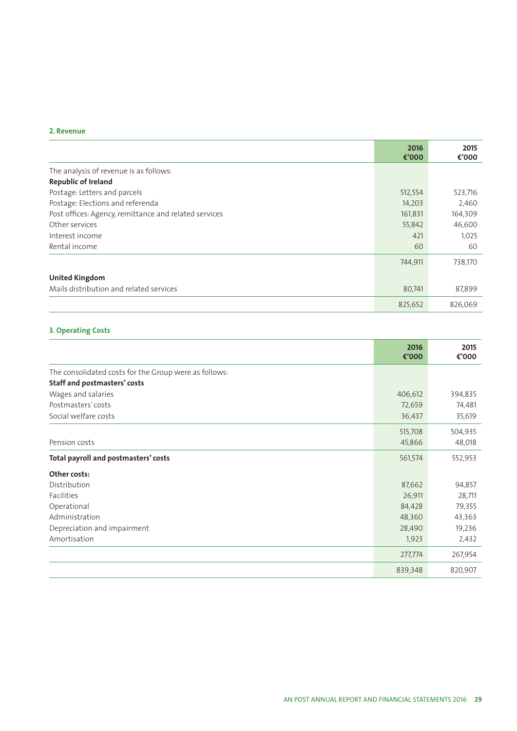## 2. Revenue

| | 2016 €'000 | 2015 €'000 |
|---|---|---|
| The analysis of revenue is as follows: | | |
| **Republic of Ireland** | | |
| Postage: Letters and parcels | 512,554 | 523,716 |
| Postage: Elections and referenda | 14,203 | 2,460 |
| Post offices: Agency, remittance and related services | 161,831 | 164,309 |
| Other services | 55,842 | 46,600 |
| Interest income | 421 | 1,025 |
| Rental income | 60 | 60 |
| | 744,911 | 738,170 |
| **United Kingdom** | | |
| Mails distribution and related services | 80,741 | 87,899 |
| | 825,652 | 826,069 |

## 3. Operating Costs

| | 2016 €'000 | 2015 €'000 |
|---|---|---|
| The consolidated costs for the Group were as follows: | | |
| **Staff and postmasters' costs** | | |
| Wages and salaries | 406,612 | 394,835 |
| Postmasters' costs | 72,659 | 74,481 |
| Social welfare costs | 36,437 | 35,619 |
| | 515,708 | 504,935 |
| Pension costs | 45,866 | 48,018 |
| **Total payroll and postmasters' costs** | 561,574 | 552,953 |
| **Other costs:** | | |
| Distribution | 87,662 | 94,857 |
| Facilities | 26,911 | 28,711 |
| Operational | 84,428 | 79,355 |
| Administration | 48,360 | 43,363 |
| Depreciation and impairment | 28,490 | 19,236 |
| Amortisation | 1,923 | 2,432 |
| | 277,774 | 267,954 |
| | 839,348 | 820,907 |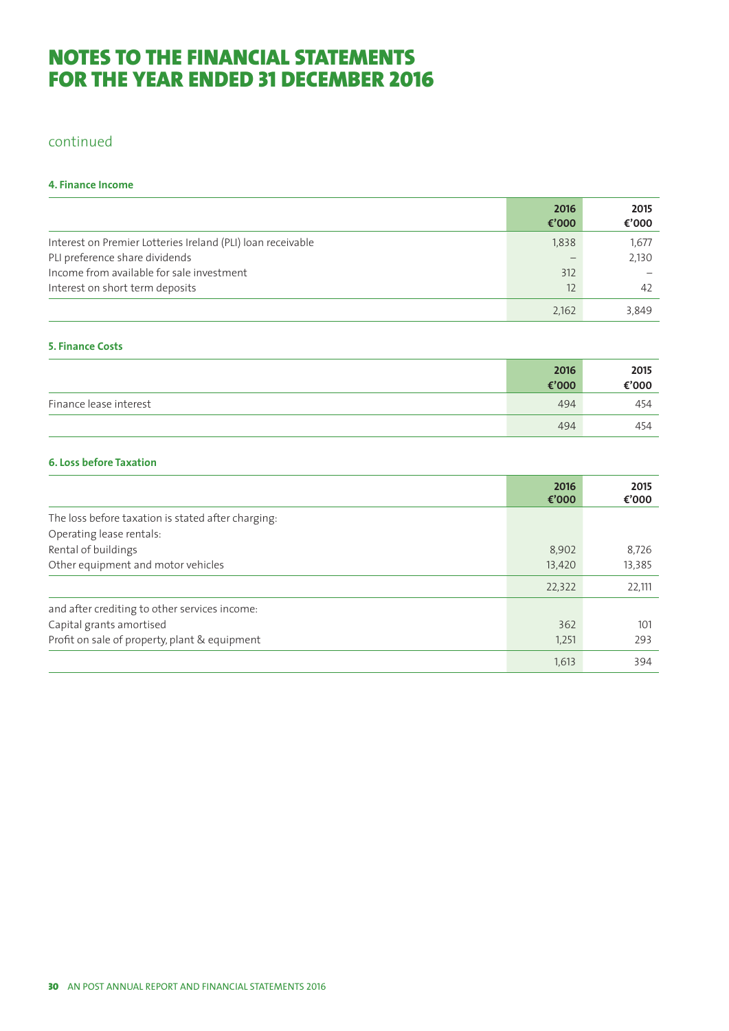# NOTES TO THE FINANCIAL STATEMENTS FOR THE YEAR ENDED 31 DECEMBER 2016

continued

### 4. Finance Income

| | 2016 €'000 | 2015 €'000 |
|---|---|---|
| Interest on Premier Lotteries Ireland (PLI) loan receivable | 1,838 | 1,677 |
| PLI preference share dividends | – | 2,130 |
| Income from available for sale investment | 312 | – |
| Interest on short term deposits | 12 | 42 |
| | 2,162 | 3,849 |

### 5. Finance Costs

| | 2016 €'000 | 2015 €'000 |
|---|---|---|
| Finance lease interest | 494 | 454 |
| | 494 | 454 |

### 6. Loss before Taxation

| | 2016 €'000 | 2015 €'000 |
|---|---|---|
| The loss before taxation is stated after charging: | | |
| Operating lease rentals: | | |
| Rental of buildings | 8,902 | 8,726 |
| Other equipment and motor vehicles | 13,420 | 13,385 |
| | 22,322 | 22,111 |
| and after crediting to other services income: | | |
| Capital grants amortised | 362 | 101 |
| Profit on sale of property, plant & equipment | 1,251 | 293 |
| | 1,613 | 394 |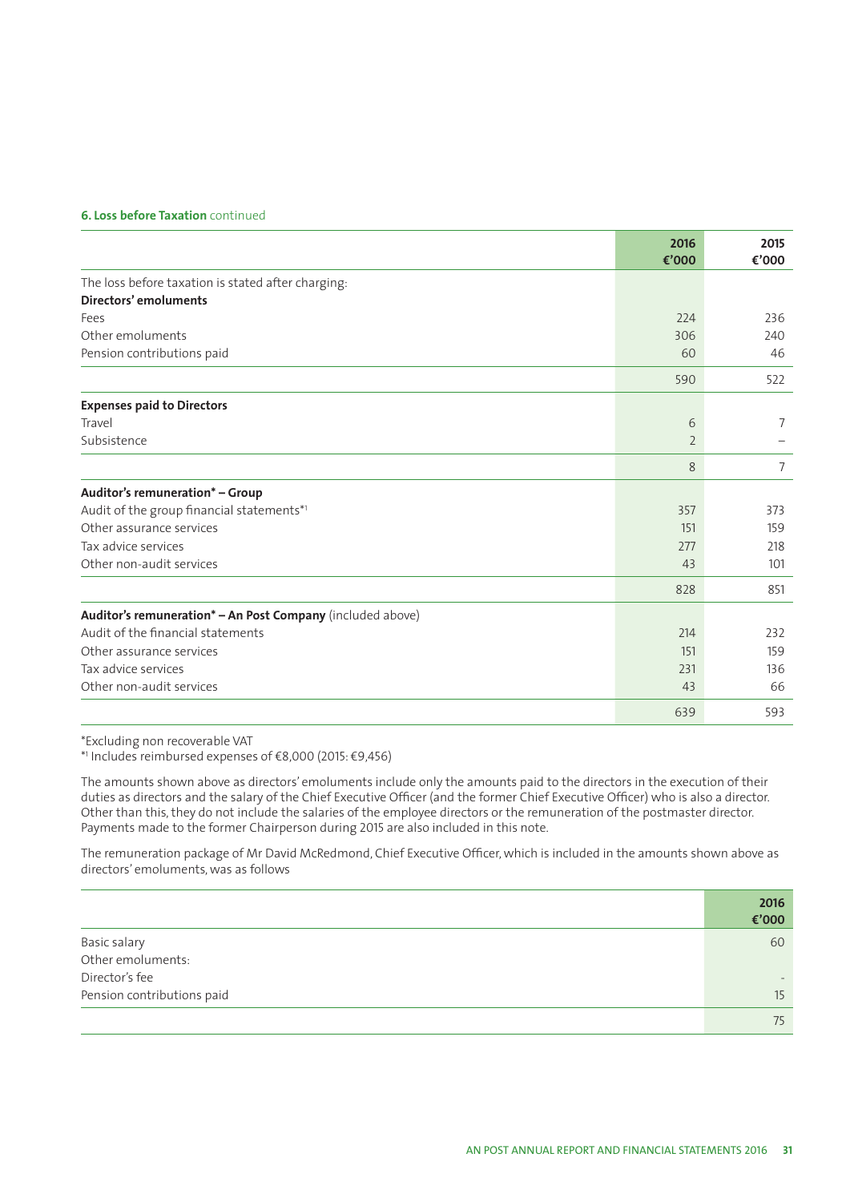**6. Loss before Taxation** continued

| | 2016 €'000 | 2015 €'000 |
|---|---|---|
| The loss before taxation is stated after charging: | | |
| **Directors' emoluments** | | |
| Fees | 224 | 236 |
| Other emoluments | 306 | 240 |
| Pension contributions paid | 60 | 46 |
| | 590 | 522 |
| **Expenses paid to Directors** | | |
| Travel | 6 | 7 |
| Subsistence | 2 | – |
| | 8 | 7 |
| **Auditor's remuneration* – Group** | | |
| Audit of the group financial statements*[1] | 357 | 373 |
| Other assurance services | 151 | 159 |
| Tax advice services | 277 | 218 |
| Other non-audit services | 43 | 101 |
| | 828 | 851 |
| **Auditor's remuneration* – An Post Company** (included above) | | |
| Audit of the financial statements | 214 | 232 |
| Other assurance services | 151 | 159 |
| Tax advice services | 231 | 136 |
| Other non-audit services | 43 | 66 |
| | 639 | 593 |

*Excluding non recoverable VAT

*[1] Includes reimbursed expenses of €8,000 (2015: €9,456)

The amounts shown above as directors' emoluments include only the amounts paid to the directors in the execution of their duties as directors and the salary of the Chief Executive Officer (and the former Chief Executive Officer) who is also a director. Other than this, they do not include the salaries of the employee directors or the remuneration of the postmaster director. Payments made to the former Chairperson during 2015 are also included in this note.

The remuneration package of Mr David McRedmond, Chief Executive Officer, which is included in the amounts shown above as directors' emoluments, was as follows

| | 2016 €'000 |
|---|---|
| Basic salary | 60 |
| Other emoluments: | |
| Director's fee | - |
| Pension contributions paid | 15 |
| | 75 |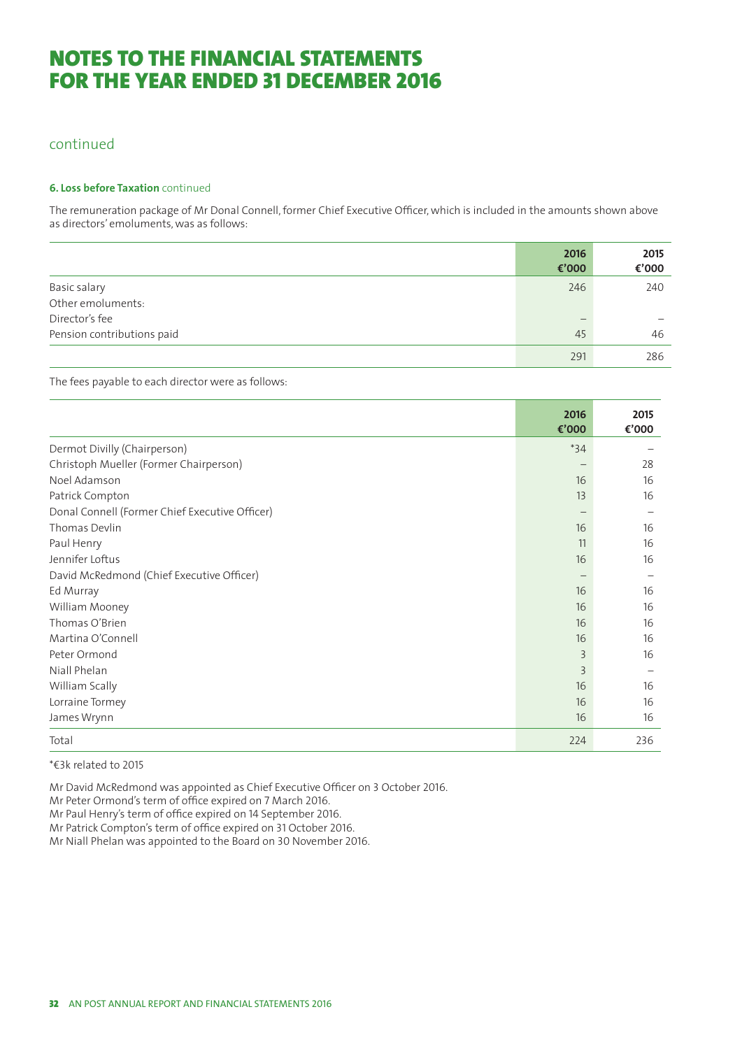# NOTES TO THE FINANCIAL STATEMENTS FOR THE YEAR ENDED 31 DECEMBER 2016

continued

**6. Loss before Taxation** continued

The remuneration package of Mr Donal Connell, former Chief Executive Officer, which is included in the amounts shown above as directors' emoluments, was as follows:

| | 2016 €'000 | 2015 €'000 |
|---|---|---|
| Basic salary | 246 | 240 |
| Other emoluments: | | |
| Director's fee | – | – |
| Pension contributions paid | 45 | 46 |
| | 291 | 286 |

The fees payable to each director were as follows:

| | 2016 €'000 | 2015 €'000 |
|---|---|---|
| Dermot Divilly (Chairperson) | *34 | – |
| Christoph Mueller (Former Chairperson) | – | 28 |
| Noel Adamson | 16 | 16 |
| Patrick Compton | 13 | 16 |
| Donal Connell (Former Chief Executive Officer) | – | – |
| Thomas Devlin | 16 | 16 |
| Paul Henry | 11 | 16 |
| Jennifer Loftus | 16 | 16 |
| David McRedmond (Chief Executive Officer) | – | – |
| Ed Murray | 16 | 16 |
| William Mooney | 16 | 16 |
| Thomas O'Brien | 16 | 16 |
| Martina O'Connell | 16 | 16 |
| Peter Ormond | 3 | 16 |
| Niall Phelan | 3 | – |
| William Scally | 16 | 16 |
| Lorraine Tormey | 16 | 16 |
| James Wrynn | 16 | 16 |
| Total | 224 | 236 |

*€3k related to 2015

Mr David McRedmond was appointed as Chief Executive Officer on 3 October 2016.
Mr Peter Ormond's term of office expired on 7 March 2016.
Mr Paul Henry's term of office expired on 14 September 2016.
Mr Patrick Compton's term of office expired on 31 October 2016.
Mr Niall Phelan was appointed to the Board on 30 November 2016.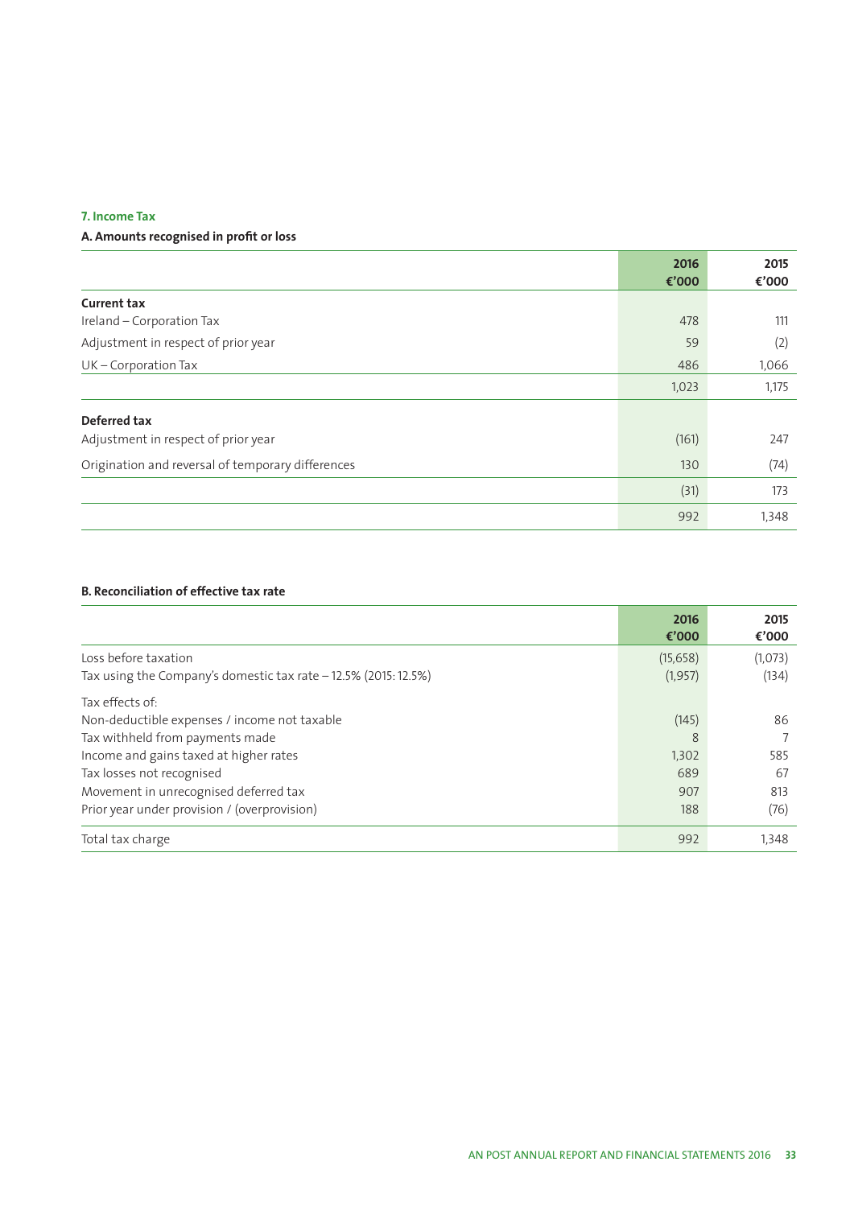### 7. Income Tax

#### A. Amounts recognised in profit or loss

| | 2016 €'000 | 2015 €'000 |
|---|---|---|
| **Current tax** | | |
| Ireland – Corporation Tax | 478 | 111 |
| Adjustment in respect of prior year | 59 | (2) |
| UK – Corporation Tax | 486 | 1,066 |
| | 1,023 | 1,175 |
| **Deferred tax** | | |
| Adjustment in respect of prior year | (161) | 247 |
| Origination and reversal of temporary differences | 130 | (74) |
| | (31) | 173 |
| | 992 | 1,348 |

#### B. Reconciliation of effective tax rate

| | 2016 €'000 | 2015 €'000 |
|---|---|---|
| Loss before taxation | (15,658) | (1,073) |
| Tax using the Company's domestic tax rate – 12.5% (2015: 12.5%) | (1,957) | (134) |
| Tax effects of: | | |
| Non-deductible expenses / income not taxable | (145) | 86 |
| Tax withheld from payments made | 8 | 7 |
| Income and gains taxed at higher rates | 1,302 | 585 |
| Tax losses not recognised | 689 | 67 |
| Movement in unrecognised deferred tax | 907 | 813 |
| Prior year under provision / (overprovision) | 188 | (76) |
| Total tax charge | 992 | 1,348 |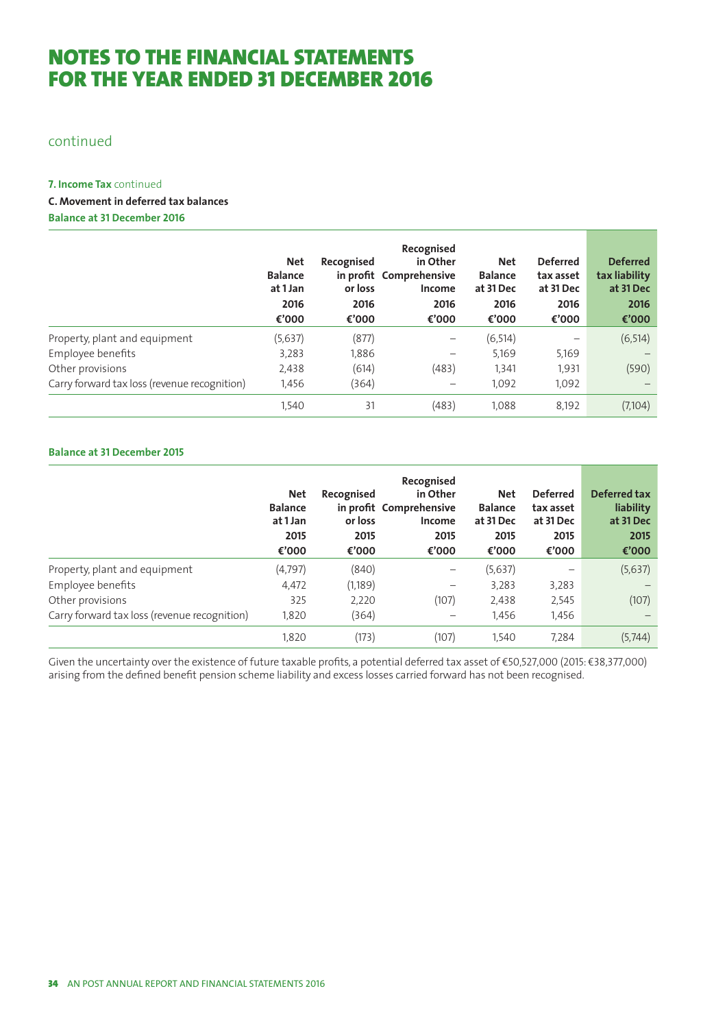# NOTES TO THE FINANCIAL STATEMENTS FOR THE YEAR ENDED 31 DECEMBER 2016

continued

**7. Income Tax** continued

**C. Movement in deferred tax balances**

**Balance at 31 December 2016**

| | Net Balance at 1 Jan 2016 €'000 | Recognised in profit or loss 2016 €'000 | Recognised in Other Comprehensive Income 2016 €'000 | Net Balance at 31 Dec 2016 €'000 | Deferred tax asset at 31 Dec 2016 €'000 | Deferred tax liability at 31 Dec 2016 €'000 |
|---|---|---|---|---|---|---|
| Property, plant and equipment | (5,637) | (877) | – | (6,514) | – | (6,514) |
| Employee benefits | 3,283 | 1,886 | – | 5,169 | 5,169 | – |
| Other provisions | 2,438 | (614) | (483) | 1,341 | 1,931 | (590) |
| Carry forward tax loss (revenue recognition) | 1,456 | (364) | – | 1,092 | 1,092 | – |
| | 1,540 | 31 | (483) | 1,088 | 8,192 | (7,104) |

**Balance at 31 December 2015**

| | Net Balance at 1 Jan 2015 €'000 | Recognised in profit or loss 2015 €'000 | Recognised in Other Comprehensive Income 2015 €'000 | Net Balance at 31 Dec 2015 €'000 | Deferred tax asset at 31 Dec 2015 €'000 | Deferred tax liability at 31 Dec 2015 €'000 |
|---|---|---|---|---|---|---|
| Property, plant and equipment | (4,797) | (840) | – | (5,637) | – | (5,637) |
| Employee benefits | 4,472 | (1,189) | – | 3,283 | 3,283 | – |
| Other provisions | 325 | 2,220 | (107) | 2,438 | 2,545 | (107) |
| Carry forward tax loss (revenue recognition) | 1,820 | (364) | – | 1,456 | 1,456 | – |
| | 1,820 | (173) | (107) | 1,540 | 7,284 | (5,744) |

Given the uncertainty over the existence of future taxable profits, a potential deferred tax asset of €50,527,000 (2015: €38,377,000) arising from the defined benefit pension scheme liability and excess losses carried forward has not been recognised.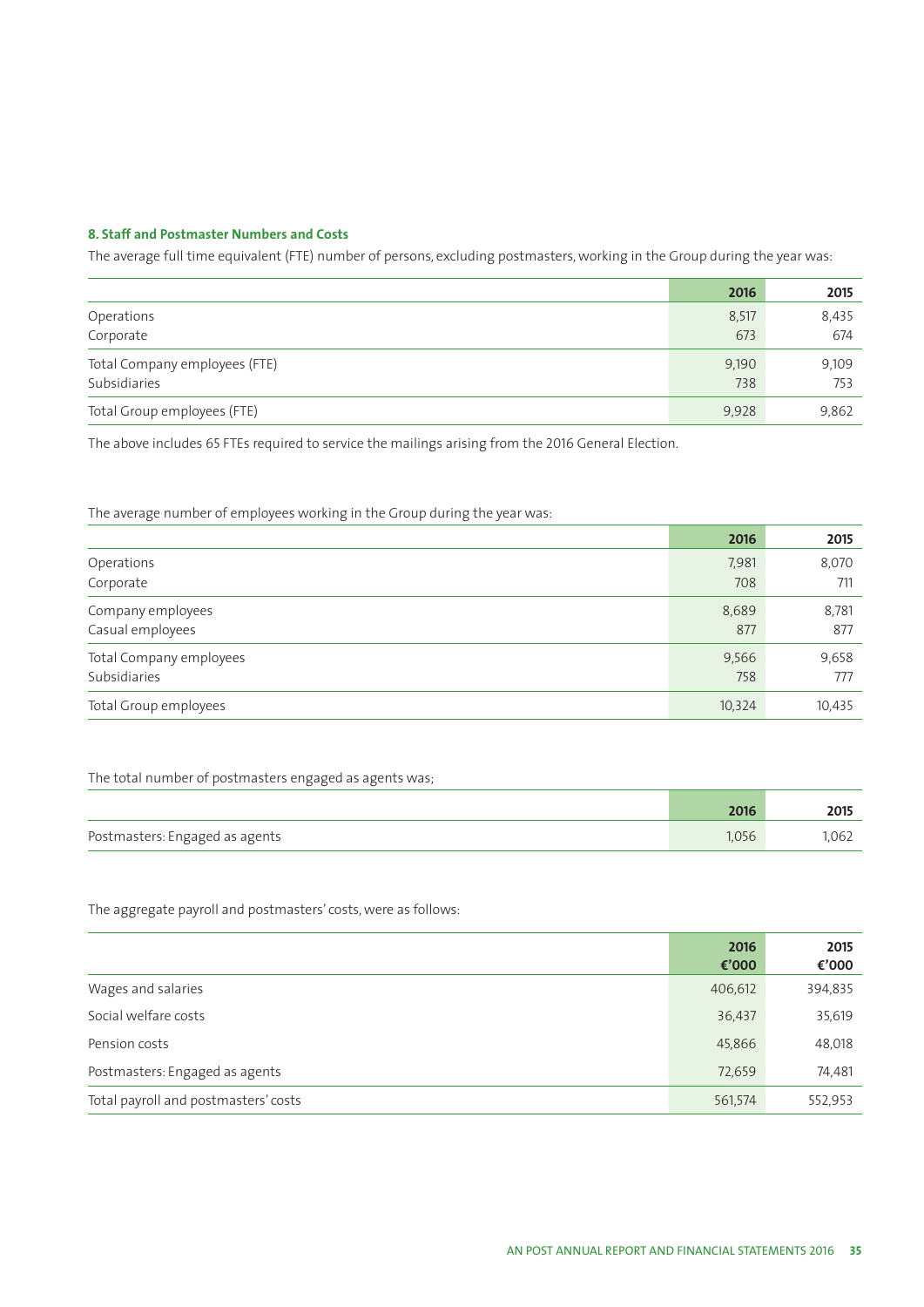### 8. Staff and Postmaster Numbers and Costs

The average full time equivalent (FTE) number of persons, excluding postmasters, working in the Group during the year was:

| | 2016 | 2015 |
|---|---|---|
| Operations | 8,517 | 8,435 |
| Corporate | 673 | 674 |
| Total Company employees (FTE) | 9,190 | 9,109 |
| Subsidiaries | 738 | 753 |
| Total Group employees (FTE) | 9,928 | 9,862 |

The above includes 65 FTEs required to service the mailings arising from the 2016 General Election.

The average number of employees working in the Group during the year was:

| | 2016 | 2015 |
|---|---|---|
| Operations | 7,981 | 8,070 |
| Corporate | 708 | 711 |
| Company employees | 8,689 | 8,781 |
| Casual employees | 877 | 877 |
| Total Company employees | 9,566 | 9,658 |
| Subsidiaries | 758 | 777 |
| Total Group employees | 10,324 | 10,435 |

The total number of postmasters engaged as agents was;

| | 2016 | 2015 |
|---|---|---|
| Postmasters: Engaged as agents | 1,056 | 1,062 |

The aggregate payroll and postmasters' costs, were as follows:

| | 2016 €'000 | 2015 €'000 |
|---|---|---|
| Wages and salaries | 406,612 | 394,835 |
| Social welfare costs | 36,437 | 35,619 |
| Pension costs | 45,866 | 48,018 |
| Postmasters: Engaged as agents | 72,659 | 74,481 |
| Total payroll and postmasters' costs | 561,574 | 552,953 |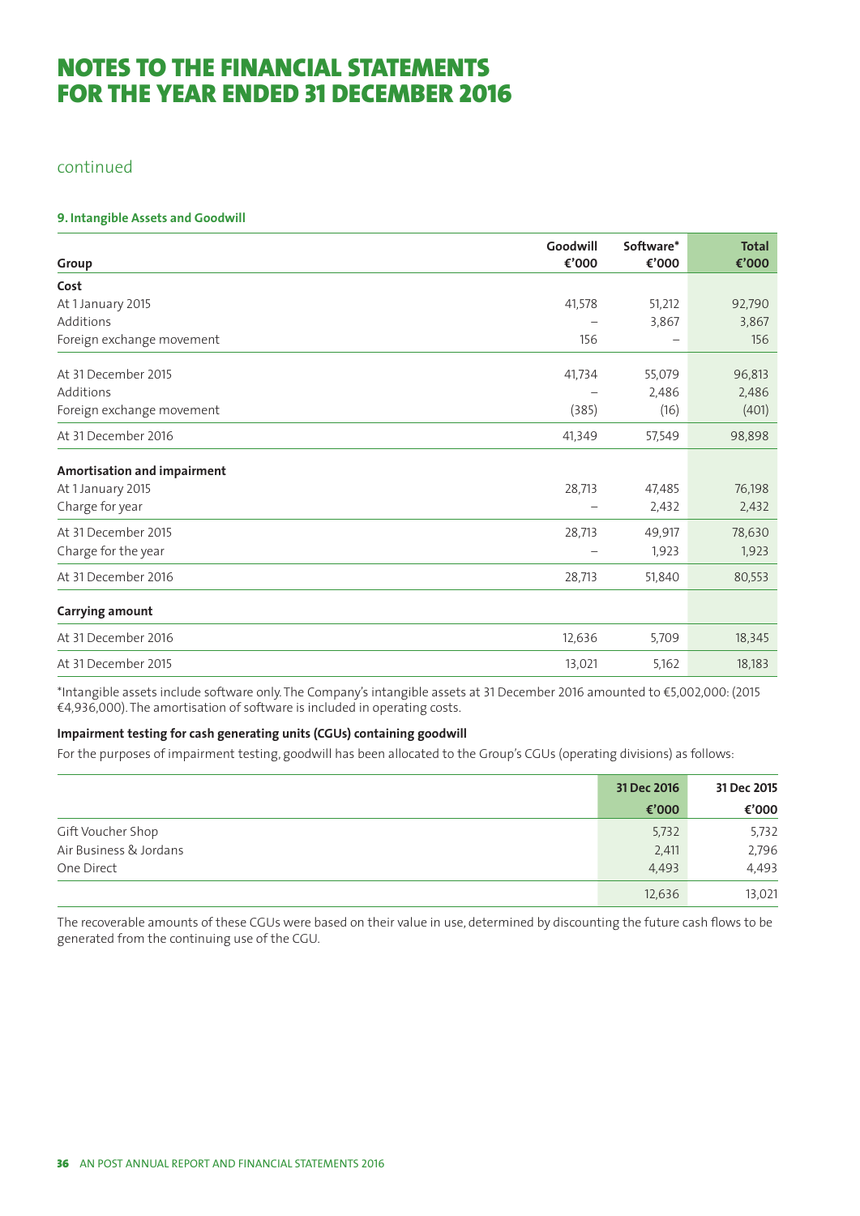# NOTES TO THE FINANCIAL STATEMENTS FOR THE YEAR ENDED 31 DECEMBER 2016

continued

### 9. Intangible Assets and Goodwill

| Group | Goodwill €'000 | Software* €'000 | Total €'000 |
|---|---|---|---|
| **Cost** | | | |
| At 1 January 2015 | 41,578 | 51,212 | 92,790 |
| Additions | – | 3,867 | 3,867 |
| Foreign exchange movement | 156 | – | 156 |
| At 31 December 2015 | 41,734 | 55,079 | 96,813 |
| Additions | – | 2,486 | 2,486 |
| Foreign exchange movement | (385) | (16) | (401) |
| At 31 December 2016 | 41,349 | 57,549 | 98,898 |
| **Amortisation and impairment** | | | |
| At 1 January 2015 | 28,713 | 47,485 | 76,198 |
| Charge for year | – | 2,432 | 2,432 |
| At 31 December 2015 | 28,713 | 49,917 | 78,630 |
| Charge for the year | – | 1,923 | 1,923 |
| At 31 December 2016 | 28,713 | 51,840 | 80,553 |
| **Carrying amount** | | | |
| At 31 December 2016 | 12,636 | 5,709 | 18,345 |
| At 31 December 2015 | 13,021 | 5,162 | 18,183 |

*Intangible assets include software only. The Company's intangible assets at 31 December 2016 amounted to €5,002,000: (2015 €4,936,000). The amortisation of software is included in operating costs.

**Impairment testing for cash generating units (CGUs) containing goodwill**

For the purposes of impairment testing, goodwill has been allocated to the Group's CGUs (operating divisions) as follows:

| | 31 Dec 2016 €'000 | 31 Dec 2015 €'000 |
|---|---|---|
| Gift Voucher Shop | 5,732 | 5,732 |
| Air Business & Jordans | 2,411 | 2,796 |
| One Direct | 4,493 | 4,493 |
| | 12,636 | 13,021 |

The recoverable amounts of these CGUs were based on their value in use, determined by discounting the future cash flows to be generated from the continuing use of the CGU.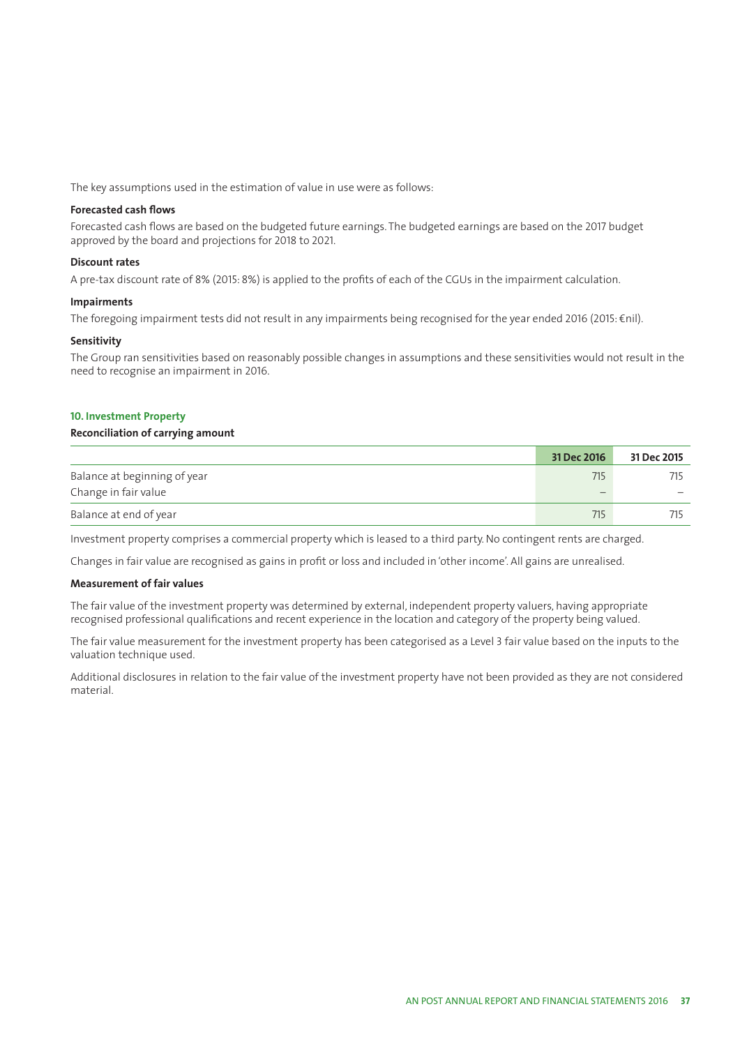The key assumptions used in the estimation of value in use were as follows:

**Forecasted cash flows**

Forecasted cash flows are based on the budgeted future earnings. The budgeted earnings are based on the 2017 budget approved by the board and projections for 2018 to 2021.

**Discount rates**

A pre-tax discount rate of 8% (2015: 8%) is applied to the profits of each of the CGUs in the impairment calculation.

**Impairments**

The foregoing impairment tests did not result in any impairments being recognised for the year ended 2016 (2015: €nil).

**Sensitivity**

The Group ran sensitivities based on reasonably possible changes in assumptions and these sensitivities would not result in the need to recognise an impairment in 2016.

## 10. Investment Property

**Reconciliation of carrying amount**

| | 31 Dec 2016 | 31 Dec 2015 |
|---|---|---|
| Balance at beginning of year | 715 | 715 |
| Change in fair value | – | – |
| Balance at end of year | 715 | 715 |

Investment property comprises a commercial property which is leased to a third party. No contingent rents are charged.

Changes in fair value are recognised as gains in profit or loss and included in 'other income'. All gains are unrealised.

**Measurement of fair values**

The fair value of the investment property was determined by external, independent property valuers, having appropriate recognised professional qualifications and recent experience in the location and category of the property being valued.

The fair value measurement for the investment property has been categorised as a Level 3 fair value based on the inputs to the valuation technique used.

Additional disclosures in relation to the fair value of the investment property have not been provided as they are not considered material.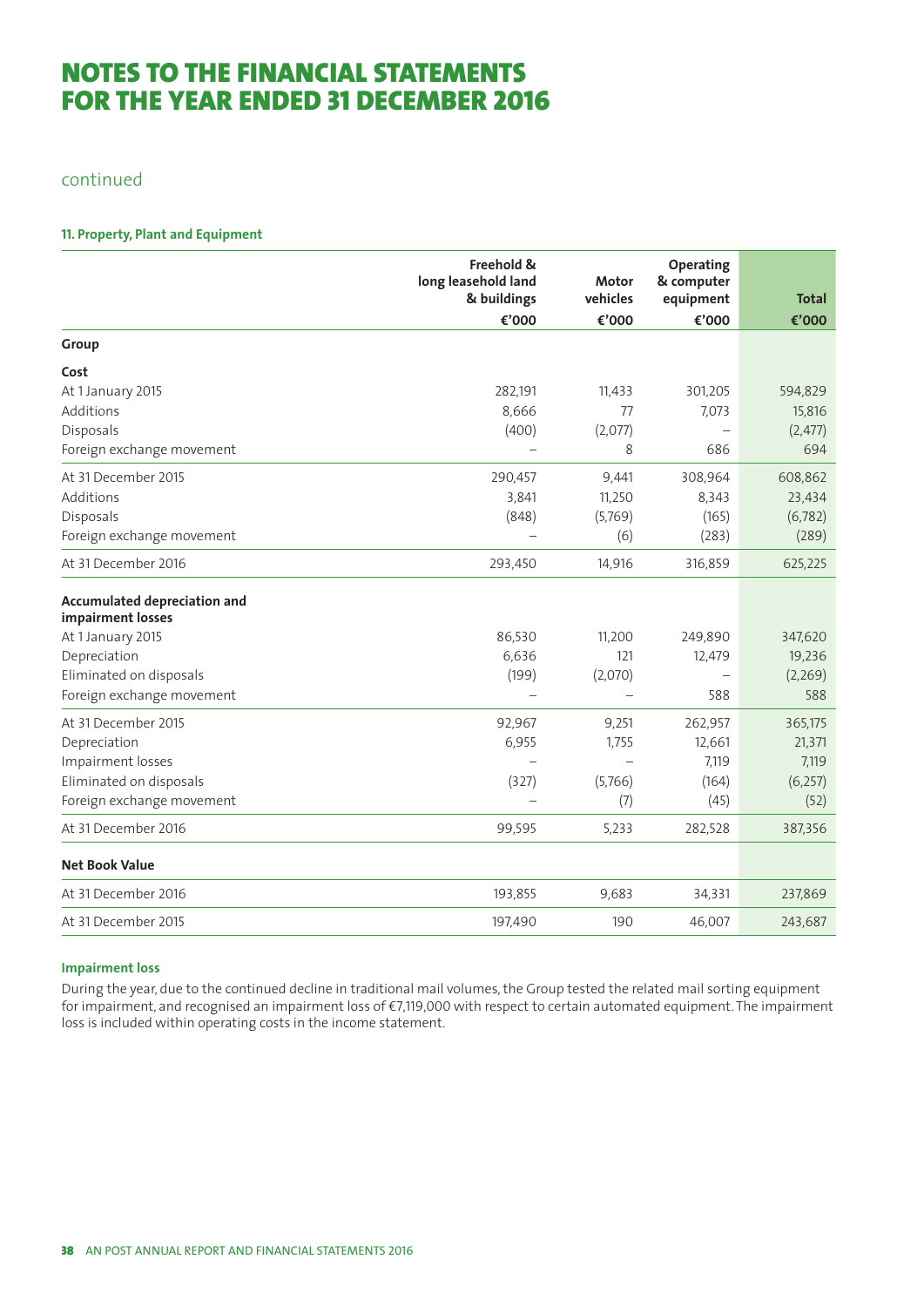# NOTES TO THE FINANCIAL STATEMENTS FOR THE YEAR ENDED 31 DECEMBER 2016

continued

### 11. Property, Plant and Equipment

| | Freehold & long leasehold land & buildings | Motor vehicles | Operating & computer equipment | Total |
|---|---|---|---|---|
| | €'000 | €'000 | €'000 | €'000 |
| **Group** | | | | |
| **Cost** | | | | |
| At 1 January 2015 | 282,191 | 11,433 | 301,205 | 594,829 |
| Additions | 8,666 | 77 | 7,073 | 15,816 |
| Disposals | (400) | (2,077) | – | (2,477) |
| Foreign exchange movement | – | 8 | 686 | 694 |
| At 31 December 2015 | 290,457 | 9,441 | 308,964 | 608,862 |
| Additions | 3,841 | 11,250 | 8,343 | 23,434 |
| Disposals | (848) | (5,769) | (165) | (6,782) |
| Foreign exchange movement | – | (6) | (283) | (289) |
| At 31 December 2016 | 293,450 | 14,916 | 316,859 | 625,225 |
| **Accumulated depreciation and impairment losses** | | | | |
| At 1 January 2015 | 86,530 | 11,200 | 249,890 | 347,620 |
| Depreciation | 6,636 | 121 | 12,479 | 19,236 |
| Eliminated on disposals | (199) | (2,070) | – | (2,269) |
| Foreign exchange movement | – | – | 588 | 588 |
| At 31 December 2015 | 92,967 | 9,251 | 262,957 | 365,175 |
| Depreciation | 6,955 | 1,755 | 12,661 | 21,371 |
| Impairment losses | – | – | 7,119 | 7,119 |
| Eliminated on disposals | (327) | (5,766) | (164) | (6,257) |
| Foreign exchange movement | – | (7) | (45) | (52) |
| At 31 December 2016 | 99,595 | 5,233 | 282,528 | 387,356 |
| **Net Book Value** | | | | |
| At 31 December 2016 | 193,855 | 9,683 | 34,331 | 237,869 |
| At 31 December 2015 | 197,490 | 190 | 46,007 | 243,687 |

#### Impairment loss

During the year, due to the continued decline in traditional mail volumes, the Group tested the related mail sorting equipment for impairment, and recognised an impairment loss of €7,119,000 with respect to certain automated equipment. The impairment loss is included within operating costs in the income statement.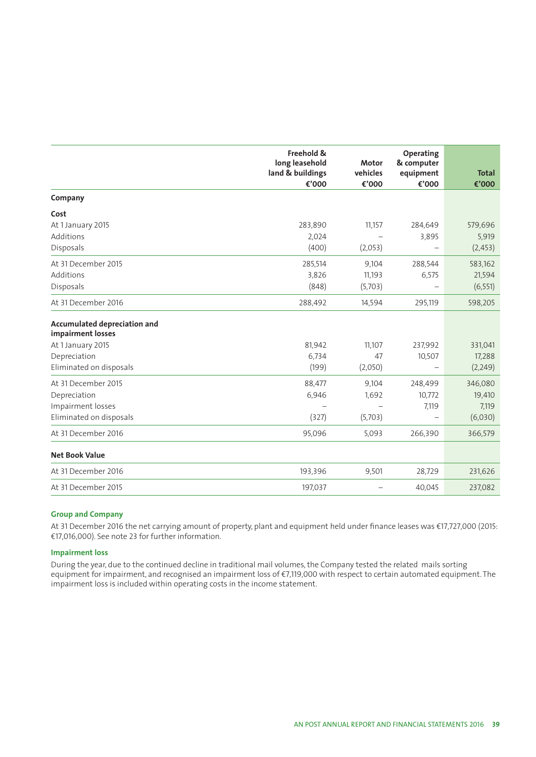| | Freehold & long leasehold land & buildings €'000 | Motor vehicles €'000 | Operating & computer equipment €'000 | Total €'000 |
|---|---|---|---|---|
| **Company** | | | | |
| **Cost** | | | | |
| At 1 January 2015 | 283,890 | 11,157 | 284,649 | 579,696 |
| Additions | 2,024 | – | 3,895 | 5,919 |
| Disposals | (400) | (2,053) | – | (2,453) |
| At 31 December 2015 | 285,514 | 9,104 | 288,544 | 583,162 |
| Additions | 3,826 | 11,193 | 6,575 | 21,594 |
| Disposals | (848) | (5,703) | – | (6,551) |
| At 31 December 2016 | 288,492 | 14,594 | 295,119 | 598,205 |
| **Accumulated depreciation and impairment losses** | | | | |
| At 1 January 2015 | 81,942 | 11,107 | 237,992 | 331,041 |
| Depreciation | 6,734 | 47 | 10,507 | 17,288 |
| Eliminated on disposals | (199) | (2,050) | – | (2,249) |
| At 31 December 2015 | 88,477 | 9,104 | 248,499 | 346,080 |
| Depreciation | 6,946 | 1,692 | 10,772 | 19,410 |
| Impairment losses | – | – | 7,119 | 7,119 |
| Eliminated on disposals | (327) | (5,703) | – | (6,030) |
| At 31 December 2016 | 95,096 | 5,093 | 266,390 | 366,579 |
| **Net Book Value** | | | | |
| At 31 December 2016 | 193,396 | 9,501 | 28,729 | 231,626 |
| At 31 December 2015 | 197,037 | – | 40,045 | 237,082 |

### Group and Company

At 31 December 2016 the net carrying amount of property, plant and equipment held under finance leases was €17,727,000 (2015: €17,016,000). See note 23 for further information.

### Impairment loss

During the year, due to the continued decline in traditional mail volumes, the Company tested the related mails sorting equipment for impairment, and recognised an impairment loss of €7,119,000 with respect to certain automated equipment. The impairment loss is included within operating costs in the income statement.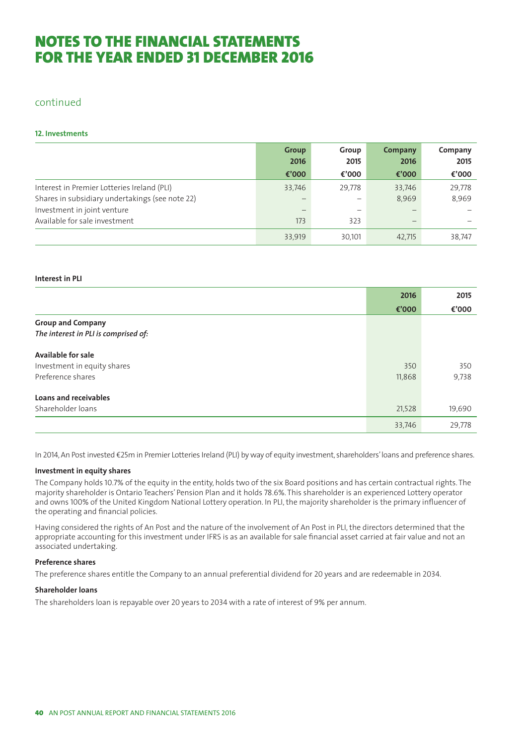# NOTES TO THE FINANCIAL STATEMENTS FOR THE YEAR ENDED 31 DECEMBER 2016

continued

### 12. Investments

| | Group 2016 €'000 | Group 2015 €'000 | Company 2016 €'000 | Company 2015 €'000 |
|---|---|---|---|---|
| Interest in Premier Lotteries Ireland (PLI) | 33,746 | 29,778 | 33,746 | 29,778 |
| Shares in subsidiary undertakings (see note 22) | – | – | 8,969 | 8,969 |
| Investment in joint venture | – | – | – | – |
| Available for sale investment | 173 | 323 | – | – |
| | 33,919 | 30,101 | 42,715 | 38,747 |

**Interest in PLI**

| | 2016 €'000 | 2015 €'000 |
|---|---|---|
| **Group and Company** | | |
| ***The interest in PLI is comprised of:*** | | |
| **Available for sale** | | |
| Investment in equity shares | 350 | 350 |
| Preference shares | 11,868 | 9,738 |
| **Loans and receivables** | | |
| Shareholder loans | 21,528 | 19,690 |
| | 33,746 | 29,778 |

In 2014, An Post invested €25m in Premier Lotteries Ireland (PLI) by way of equity investment, shareholders' loans and preference shares.

**Investment in equity shares**

The Company holds 10.7% of the equity in the entity, holds two of the six Board positions and has certain contractual rights. The majority shareholder is Ontario Teachers' Pension Plan and it holds 78.6%. This shareholder is an experienced Lottery operator and owns 100% of the United Kingdom National Lottery operation. In PLI, the majority shareholder is the primary influencer of the operating and financial policies.

Having considered the rights of An Post and the nature of the involvement of An Post in PLI, the directors determined that the appropriate accounting for this investment under IFRS is as an available for sale financial asset carried at fair value and not an associated undertaking.

**Preference shares**

The preference shares entitle the Company to an annual preferential dividend for 20 years and are redeemable in 2034.

**Shareholder loans**

The shareholders loan is repayable over 20 years to 2034 with a rate of interest of 9% per annum.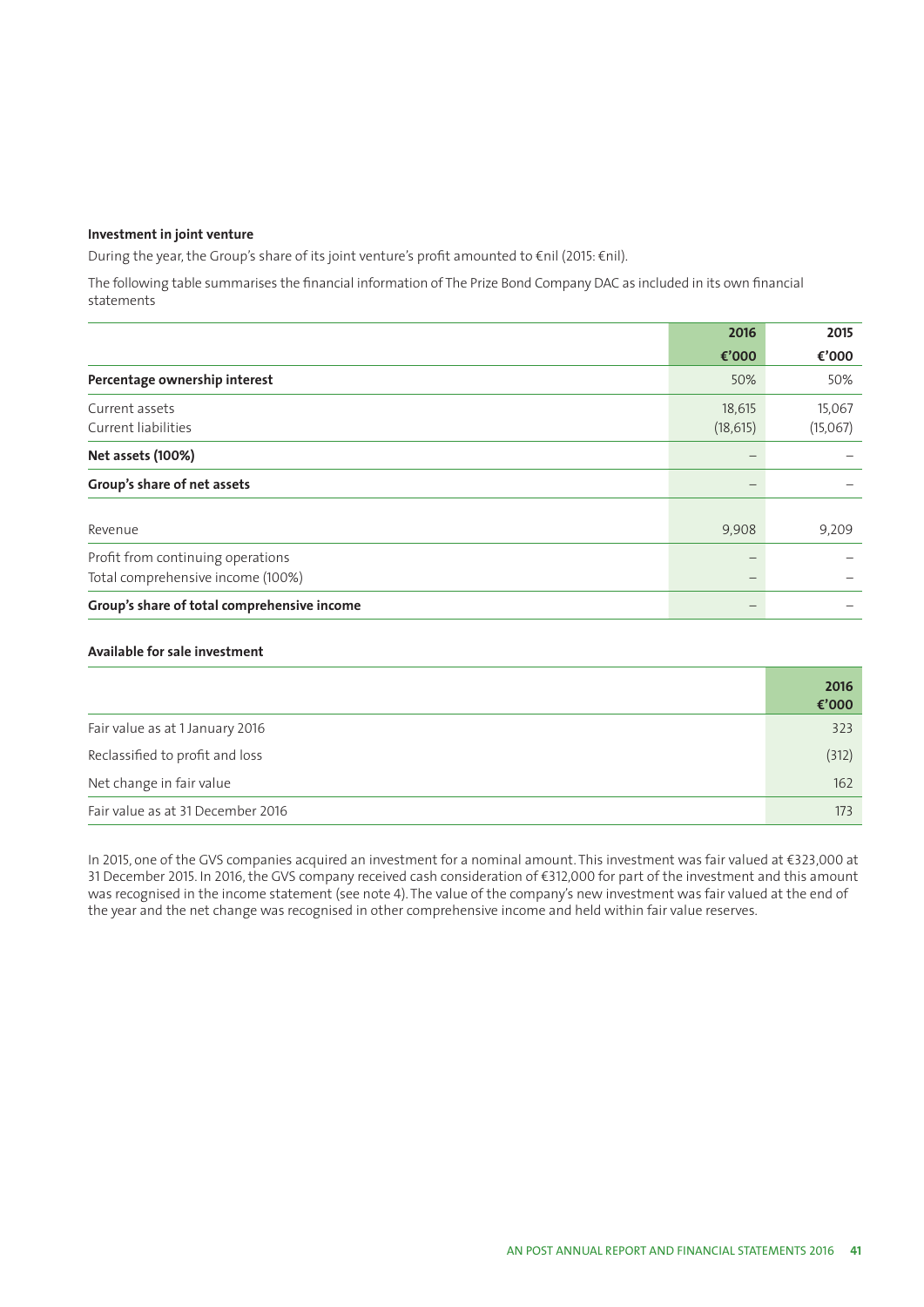**Investment in joint venture**

During the year, the Group's share of its joint venture's profit amounted to €nil (2015: €nil).

The following table summarises the financial information of The Prize Bond Company DAC as included in its own financial statements

| | 2016<br>€'000 | 2015<br>€'000 |
|---|---|---|
| **Percentage ownership interest** | 50% | 50% |
| Current assets | 18,615 | 15,067 |
| Current liabilities | (18,615) | (15,067) |
| **Net assets (100%)** | – | – |
| **Group's share of net assets** | – | – |
| Revenue | 9,908 | 9,209 |
| Profit from continuing operations | – | – |
| Total comprehensive income (100%) | – | – |
| **Group's share of total comprehensive income** | – | – |

**Available for sale investment**

| | 2016<br>€'000 |
|---|---|
| Fair value as at 1 January 2016 | 323 |
| Reclassified to profit and loss | (312) |
| Net change in fair value | 162 |
| Fair value as at 31 December 2016 | 173 |

In 2015, one of the GVS companies acquired an investment for a nominal amount. This investment was fair valued at €323,000 at 31 December 2015. In 2016, the GVS company received cash consideration of €312,000 for part of the investment and this amount was recognised in the income statement (see note 4). The value of the company's new investment was fair valued at the end of the year and the net change was recognised in other comprehensive income and held within fair value reserves.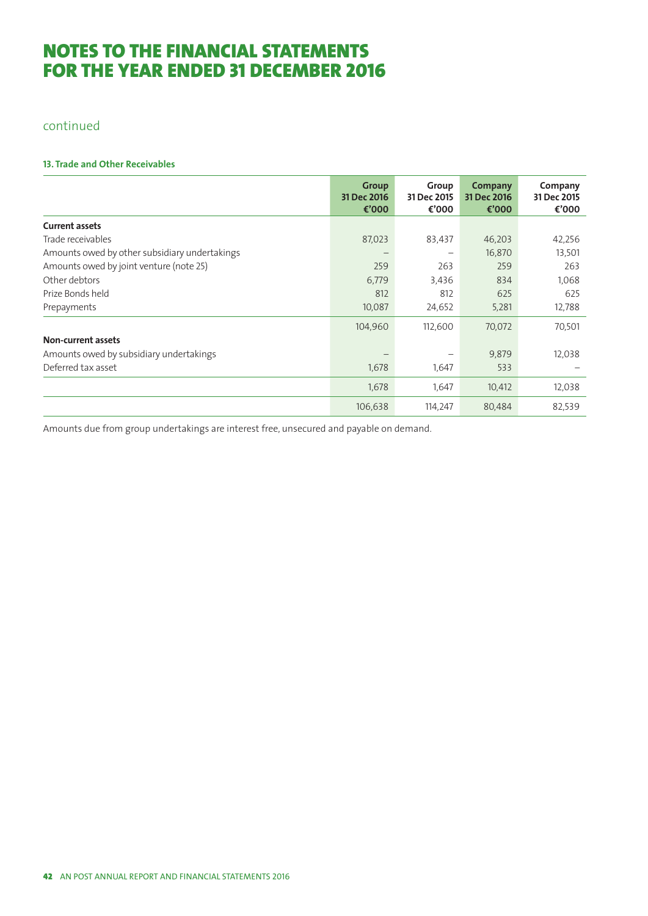# NOTES TO THE FINANCIAL STATEMENTS FOR THE YEAR ENDED 31 DECEMBER 2016

continued

### 13. Trade and Other Receivables

| | Group 31 Dec 2016 €'000 | Group 31 Dec 2015 €'000 | Company 31 Dec 2016 €'000 | Company 31 Dec 2015 €'000 |
|---|---|---|---|---|
| **Current assets** | | | | |
| Trade receivables | 87,023 | 83,437 | 46,203 | 42,256 |
| Amounts owed by other subsidiary undertakings | – | – | 16,870 | 13,501 |
| Amounts owed by joint venture (note 25) | 259 | 263 | 259 | 263 |
| Other debtors | 6,779 | 3,436 | 834 | 1,068 |
| Prize Bonds held | 812 | 812 | 625 | 625 |
| Prepayments | 10,087 | 24,652 | 5,281 | 12,788 |
| | 104,960 | 112,600 | 70,072 | 70,501 |
| **Non-current assets** | | | | |
| Amounts owed by subsidiary undertakings | – | – | 9,879 | 12,038 |
| Deferred tax asset | 1,678 | 1,647 | 533 | – |
| | 1,678 | 1,647 | 10,412 | 12,038 |
| | 106,638 | 114,247 | 80,484 | 82,539 |

Amounts due from group undertakings are interest free, unsecured and payable on demand.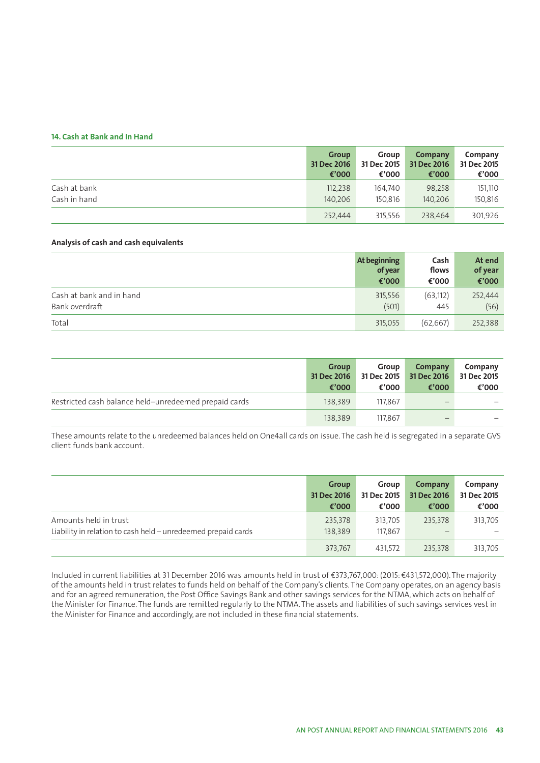### 14. Cash at Bank and In Hand

| | Group 31 Dec 2016 €'000 | Group 31 Dec 2015 €'000 | Company 31 Dec 2016 €'000 | Company 31 Dec 2015 €'000 |
|---|---|---|---|---|
| Cash at bank | 112,238 | 164,740 | 98,258 | 151,110 |
| Cash in hand | 140,206 | 150,816 | 140,206 | 150,816 |
| | 252,444 | 315,556 | 238,464 | 301,926 |

**Analysis of cash and cash equivalents**

| | At beginning of year €'000 | Cash flows €'000 | At end of year €'000 |
|---|---|---|---|
| Cash at bank and in hand | 315,556 | (63,112) | 252,444 |
| Bank overdraft | (501) | 445 | (56) |
| Total | 315,055 | (62,667) | 252,388 |

| | Group 31 Dec 2016 €'000 | Group 31 Dec 2015 €'000 | Company 31 Dec 2016 €'000 | Company 31 Dec 2015 €'000 |
|---|---|---|---|---|
| Restricted cash balance held–unredeemed prepaid cards | 138,389 | 117,867 | – | – |
| | 138,389 | 117,867 | – | – |

These amounts relate to the unredeemed balances held on One4all cards on issue. The cash held is segregated in a separate GVS client funds bank account.

| | Group 31 Dec 2016 €'000 | Group 31 Dec 2015 €'000 | Company 31 Dec 2016 €'000 | Company 31 Dec 2015 €'000 |
|---|---|---|---|---|
| Amounts held in trust | 235,378 | 313,705 | 235,378 | 313,705 |
| Liability in relation to cash held – unredeemed prepaid cards | 138,389 | 117,867 | – | – |
| | 373,767 | 431,572 | 235,378 | 313,705 |

Included in current liabilities at 31 December 2016 was amounts held in trust of €373,767,000: (2015: €431,572,000). The majority of the amounts held in trust relates to funds held on behalf of the Company's clients. The Company operates, on an agency basis and for an agreed remuneration, the Post Office Savings Bank and other savings services for the NTMA, which acts on behalf of the Minister for Finance. The funds are remitted regularly to the NTMA. The assets and liabilities of such savings services vest in the Minister for Finance and accordingly, are not included in these financial statements.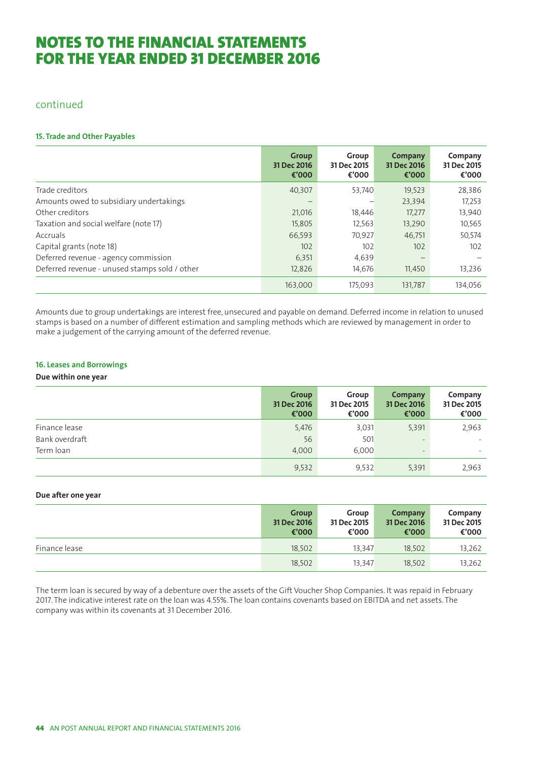# NOTES TO THE FINANCIAL STATEMENTS FOR THE YEAR ENDED 31 DECEMBER 2016

continued

### 15. Trade and Other Payables

| | Group 31 Dec 2016 €'000 | Group 31 Dec 2015 €'000 | Company 31 Dec 2016 €'000 | Company 31 Dec 2015 €'000 |
|---|---|---|---|---|
| Trade creditors | 40,307 | 53,740 | 19,523 | 28,386 |
| Amounts owed to subsidiary undertakings | – | – | 23,394 | 17,253 |
| Other creditors | 21,016 | 18,446 | 17,277 | 13,940 |
| Taxation and social welfare (note 17) | 15,805 | 12,563 | 13,290 | 10,565 |
| Accruals | 66,593 | 70,927 | 46,751 | 50,574 |
| Capital grants (note 18) | 102 | 102 | 102 | 102 |
| Deferred revenue - agency commission | 6,351 | 4,639 | – | – |
| Deferred revenue - unused stamps sold / other | 12,826 | 14,676 | 11,450 | 13,236 |
| | 163,000 | 175,093 | 131,787 | 134,056 |

Amounts due to group undertakings are interest free, unsecured and payable on demand. Deferred income in relation to unused stamps is based on a number of different estimation and sampling methods which are reviewed by management in order to make a judgement of the carrying amount of the deferred revenue.

### 16. Leases and Borrowings

**Due within one year**

| | Group 31 Dec 2016 €'000 | Group 31 Dec 2015 €'000 | Company 31 Dec 2016 €'000 | Company 31 Dec 2015 €'000 |
|---|---|---|---|---|
| Finance lease | 5,476 | 3,031 | 5,391 | 2,963 |
| Bank overdraft | 56 | 501 | - | - |
| Term loan | 4,000 | 6,000 | - | - |
| | 9,532 | 9,532 | 5,391 | 2,963 |

**Due after one year**

| | Group 31 Dec 2016 €'000 | Group 31 Dec 2015 €'000 | Company 31 Dec 2016 €'000 | Company 31 Dec 2015 €'000 |
|---|---|---|---|---|
| Finance lease | 18,502 | 13,347 | 18,502 | 13,262 |
| | 18,502 | 13,347 | 18,502 | 13,262 |

The term loan is secured by way of a debenture over the assets of the Gift Voucher Shop Companies. It was repaid in February 2017. The indicative interest rate on the loan was 4.55%. The loan contains covenants based on EBITDA and net assets. The company was within its covenants at 31 December 2016.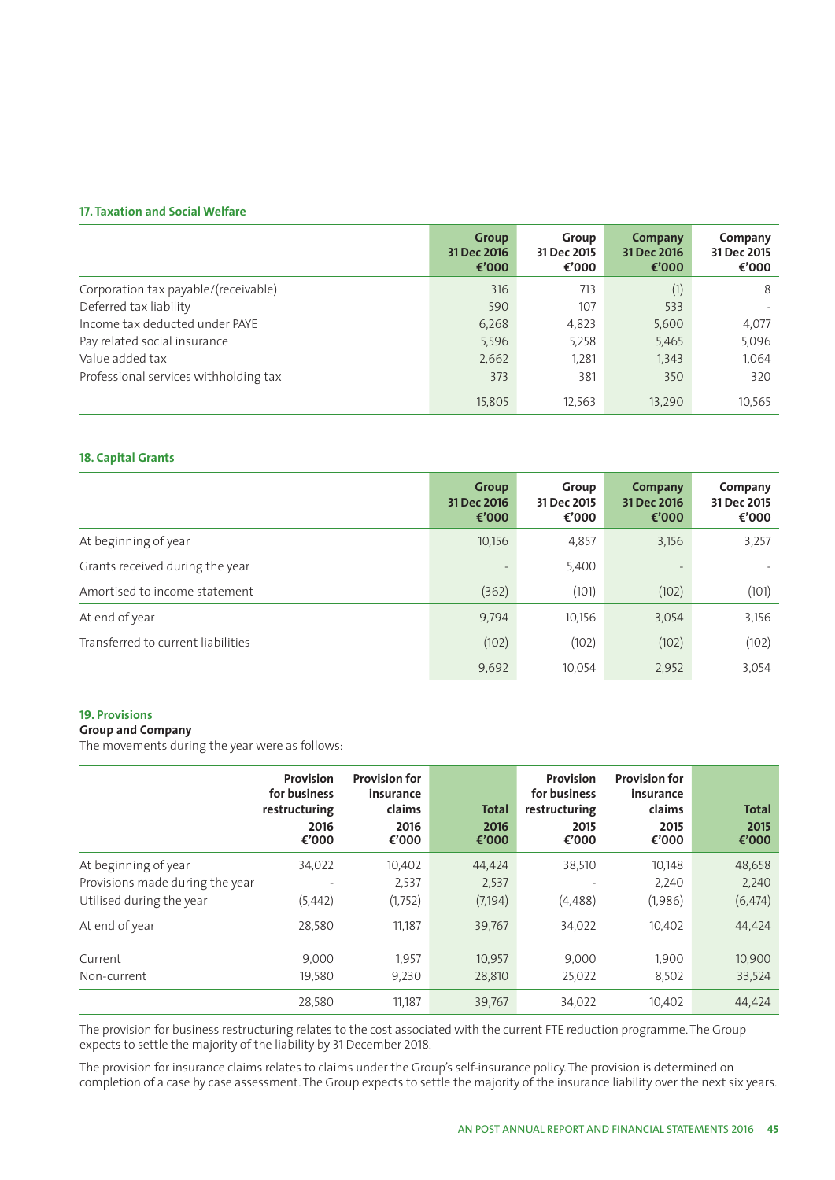### 17. Taxation and Social Welfare

| | Group 31 Dec 2016 €'000 | Group 31 Dec 2015 €'000 | Company 31 Dec 2016 €'000 | Company 31 Dec 2015 €'000 |
|---|---|---|---|---|
| Corporation tax payable/(receivable) | 316 | 713 | (1) | 8 |
| Deferred tax liability | 590 | 107 | 533 | - |
| Income tax deducted under PAYE | 6,268 | 4,823 | 5,600 | 4,077 |
| Pay related social insurance | 5,596 | 5,258 | 5,465 | 5,096 |
| Value added tax | 2,662 | 1,281 | 1,343 | 1,064 |
| Professional services withholding tax | 373 | 381 | 350 | 320 |
| | 15,805 | 12,563 | 13,290 | 10,565 |

### 18. Capital Grants

| | Group 31 Dec 2016 €'000 | Group 31 Dec 2015 €'000 | Company 31 Dec 2016 €'000 | Company 31 Dec 2015 €'000 |
|---|---|---|---|---|
| At beginning of year | 10,156 | 4,857 | 3,156 | 3,257 |
| Grants received during the year | - | 5,400 | - | - |
| Amortised to income statement | (362) | (101) | (102) | (101) |
| At end of year | 9,794 | 10,156 | 3,054 | 3,156 |
| Transferred to current liabilities | (102) | (102) | (102) | (102) |
| | 9,692 | 10,054 | 2,952 | 3,054 |

### 19. Provisions

**Group and Company**

The movements during the year were as follows:

| | Provision for business restructuring 2016 €'000 | Provision for insurance claims 2016 €'000 | Total 2016 €'000 | Provision for business restructuring 2015 €'000 | Provision for insurance claims 2015 €'000 | Total 2015 €'000 |
|---|---|---|---|---|---|---|
| At beginning of year | 34,022 | 10,402 | 44,424 | 38,510 | 10,148 | 48,658 |
| Provisions made during the year | - | 2,537 | 2,537 | - | 2,240 | 2,240 |
| Utilised during the year | (5,442) | (1,752) | (7,194) | (4,488) | (1,986) | (6,474) |
| At end of year | 28,580 | 11,187 | 39,767 | 34,022 | 10,402 | 44,424 |
| Current | 9,000 | 1,957 | 10,957 | 9,000 | 1,900 | 10,900 |
| Non-current | 19,580 | 9,230 | 28,810 | 25,022 | 8,502 | 33,524 |
| | 28,580 | 11,187 | 39,767 | 34,022 | 10,402 | 44,424 |

The provision for business restructuring relates to the cost associated with the current FTE reduction programme. The Group expects to settle the majority of the liability by 31 December 2018.

The provision for insurance claims relates to claims under the Group's self-insurance policy. The provision is determined on completion of a case by case assessment. The Group expects to settle the majority of the insurance liability over the next six years.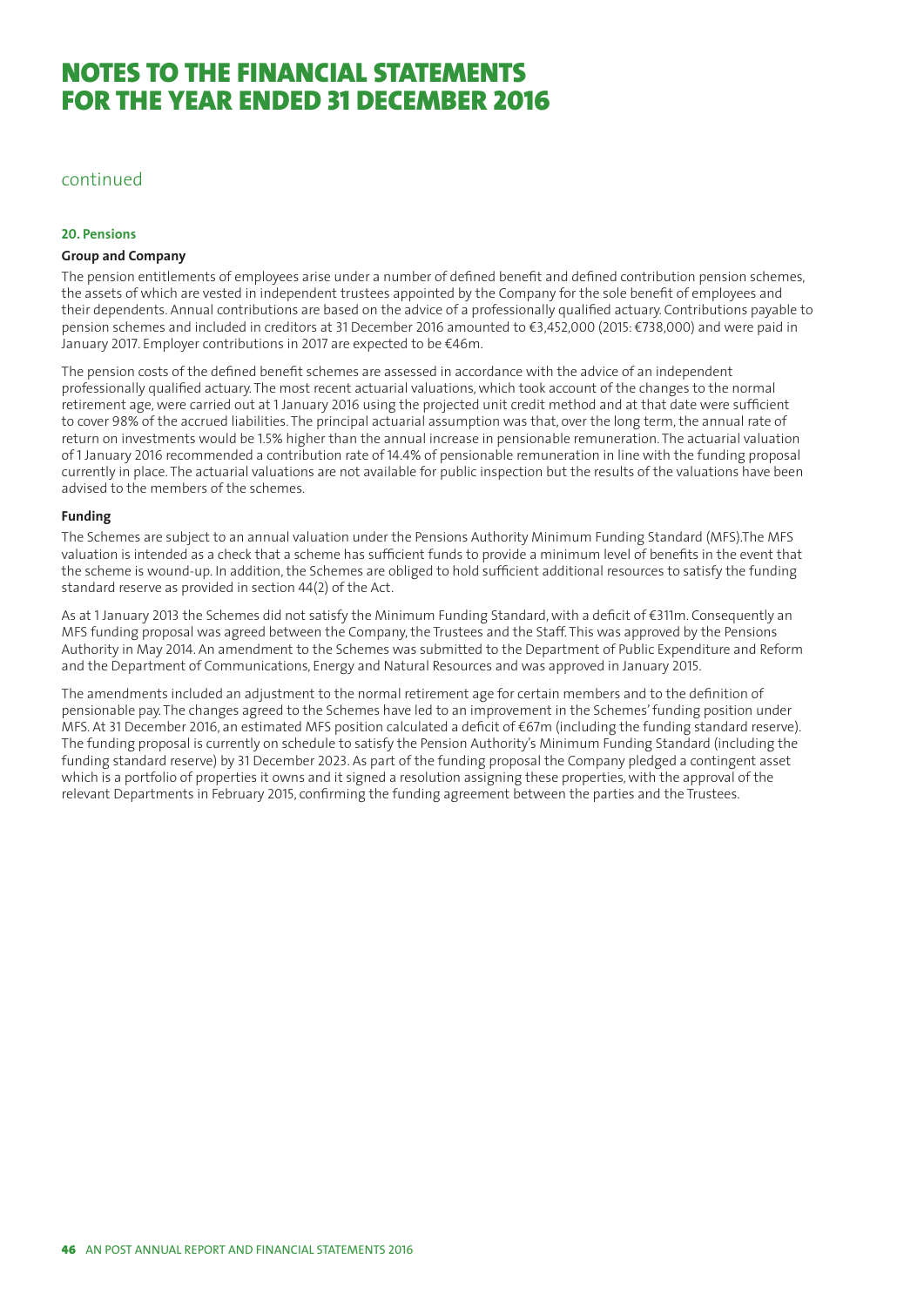# NOTES TO THE FINANCIAL STATEMENTS FOR THE YEAR ENDED 31 DECEMBER 2016

continued

### 20. Pensions

**Group and Company**

The pension entitlements of employees arise under a number of defined benefit and defined contribution pension schemes, the assets of which are vested in independent trustees appointed by the Company for the sole benefit of employees and their dependents. Annual contributions are based on the advice of a professionally qualified actuary. Contributions payable to pension schemes and included in creditors at 31 December 2016 amounted to €3,452,000 (2015: €738,000) and were paid in January 2017. Employer contributions in 2017 are expected to be €46m.

The pension costs of the defined benefit schemes are assessed in accordance with the advice of an independent professionally qualified actuary. The most recent actuarial valuations, which took account of the changes to the normal retirement age, were carried out at 1 January 2016 using the projected unit credit method and at that date were sufficient to cover 98% of the accrued liabilities. The principal actuarial assumption was that, over the long term, the annual rate of return on investments would be 1.5% higher than the annual increase in pensionable remuneration. The actuarial valuation of 1 January 2016 recommended a contribution rate of 14.4% of pensionable remuneration in line with the funding proposal currently in place. The actuarial valuations are not available for public inspection but the results of the valuations have been advised to the members of the schemes.

**Funding**

The Schemes are subject to an annual valuation under the Pensions Authority Minimum Funding Standard (MFS).The MFS valuation is intended as a check that a scheme has sufficient funds to provide a minimum level of benefits in the event that the scheme is wound-up. In addition, the Schemes are obliged to hold sufficient additional resources to satisfy the funding standard reserve as provided in section 44(2) of the Act.

As at 1 January 2013 the Schemes did not satisfy the Minimum Funding Standard, with a deficit of €311m. Consequently an MFS funding proposal was agreed between the Company, the Trustees and the Staff. This was approved by the Pensions Authority in May 2014. An amendment to the Schemes was submitted to the Department of Public Expenditure and Reform and the Department of Communications, Energy and Natural Resources and was approved in January 2015.

The amendments included an adjustment to the normal retirement age for certain members and to the definition of pensionable pay. The changes agreed to the Schemes have led to an improvement in the Schemes' funding position under MFS. At 31 December 2016, an estimated MFS position calculated a deficit of €67m (including the funding standard reserve). The funding proposal is currently on schedule to satisfy the Pension Authority's Minimum Funding Standard (including the funding standard reserve) by 31 December 2023. As part of the funding proposal the Company pledged a contingent asset which is a portfolio of properties it owns and it signed a resolution assigning these properties, with the approval of the relevant Departments in February 2015, confirming the funding agreement between the parties and the Trustees.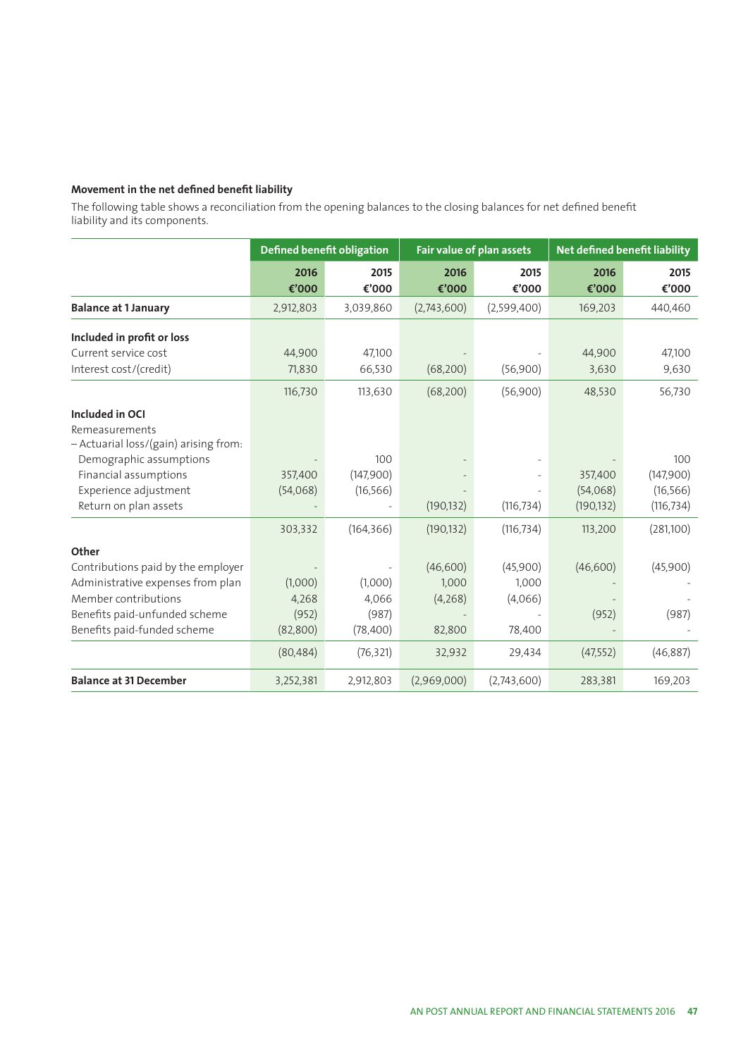### Movement in the net defined benefit liability

The following table shows a reconciliation from the opening balances to the closing balances for net defined benefit liability and its components.

| | Defined benefit obligation | | Fair value of plan assets | | Net defined benefit liability | |
|---|---|---|---|---|---|---|
| | 2016 €'000 | 2015 €'000 | 2016 €'000 | 2015 €'000 | 2016 €'000 | 2015 €'000 |
| **Balance at 1 January** | 2,912,803 | 3,039,860 | (2,743,600) | (2,599,400) | 169,203 | 440,460 |
| **Included in profit or loss** | | | | | | |
| Current service cost | 44,900 | 47,100 | - | - | 44,900 | 47,100 |
| Interest cost/(credit) | 71,830 | 66,530 | (68,200) | (56,900) | 3,630 | 9,630 |
| | 116,730 | 113,630 | (68,200) | (56,900) | 48,530 | 56,730 |
| **Included in OCI** | | | | | | |
| Remeasurements | | | | | | |
| – Actuarial loss/(gain) arising from: | | | | | | |
| Demographic assumptions | - | 100 | - | - | - | 100 |
| Financial assumptions | 357,400 | (147,900) | - | - | 357,400 | (147,900) |
| Experience adjustment | (54,068) | (16,566) | - | - | (54,068) | (16,566) |
| Return on plan assets | - | - | (190,132) | (116,734) | (190,132) | (116,734) |
| | 303,332 | (164,366) | (190,132) | (116,734) | 113,200 | (281,100) |
| **Other** | | | | | | |
| Contributions paid by the employer | - | - | (46,600) | (45,900) | (46,600) | (45,900) |
| Administrative expenses from plan | (1,000) | (1,000) | 1,000 | 1,000 | - | - |
| Member contributions | 4,268 | 4,066 | (4,268) | (4,066) | - | - |
| Benefits paid-unfunded scheme | (952) | (987) | - | - | (952) | (987) |
| Benefits paid-funded scheme | (82,800) | (78,400) | 82,800 | 78,400 | - | - |
| | (80,484) | (76,321) | 32,932 | 29,434 | (47,552) | (46,887) |
| **Balance at 31 December** | 3,252,381 | 2,912,803 | (2,969,000) | (2,743,600) | 283,381 | 169,203 |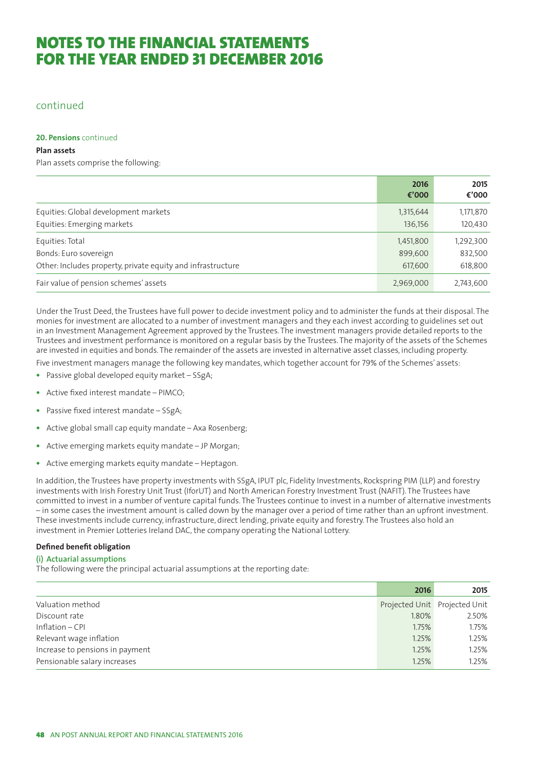# NOTES TO THE FINANCIAL STATEMENTS FOR THE YEAR ENDED 31 DECEMBER 2016

continued

**20. Pensions** continued

**Plan assets**

Plan assets comprise the following:

| | 2016 €'000 | 2015 €'000 |
|---|---|---|
| Equities: Global development markets | 1,315,644 | 1,171,870 |
| Equities: Emerging markets | 136,156 | 120,430 |
| Equities: Total | 1,451,800 | 1,292,300 |
| Bonds: Euro sovereign | 899,600 | 832,500 |
| Other: Includes property, private equity and infrastructure | 617,600 | 618,800 |
| Fair value of pension schemes' assets | 2,969,000 | 2,743,600 |

Under the Trust Deed, the Trustees have full power to decide investment policy and to administer the funds at their disposal. The monies for investment are allocated to a number of investment managers and they each invest according to guidelines set out in an Investment Management Agreement approved by the Trustees. The investment managers provide detailed reports to the Trustees and investment performance is monitored on a regular basis by the Trustees. The majority of the assets of the Schemes are invested in equities and bonds. The remainder of the assets are invested in alternative asset classes, including property.

Five investment managers manage the following key mandates, which together account for 79% of the Schemes' assets:

- Passive global developed equity market – SSgA;
- Active fixed interest mandate – PIMCO;
- Passive fixed interest mandate – SSgA;
- Active global small cap equity mandate – Axa Rosenberg;
- Active emerging markets equity mandate – JP Morgan;
- Active emerging markets equity mandate – Heptagon.

In addition, the Trustees have property investments with SSgA, IPUT plc, Fidelity Investments, Rockspring PIM (LLP) and forestry investments with Irish Forestry Unit Trust (IforUT) and North American Forestry Investment Trust (NAFIT). The Trustees have committed to invest in a number of venture capital funds. The Trustees continue to invest in a number of alternative investments – in some cases the investment amount is called down by the manager over a period of time rather than an upfront investment. These investments include currency, infrastructure, direct lending, private equity and forestry. The Trustees also hold an investment in Premier Lotteries Ireland DAC, the company operating the National Lottery.

**Defined benefit obligation**

**(i) Actuarial assumptions**

The following were the principal actuarial assumptions at the reporting date:

| | 2016 | 2015 |
|---|---|---|
| Valuation method | Projected Unit | Projected Unit |
| Discount rate | 1.80% | 2.50% |
| Inflation – CPI | 1.75% | 1.75% |
| Relevant wage inflation | 1.25% | 1.25% |
| Increase to pensions in payment | 1.25% | 1.25% |
| Pensionable salary increases | 1.25% | 1.25% |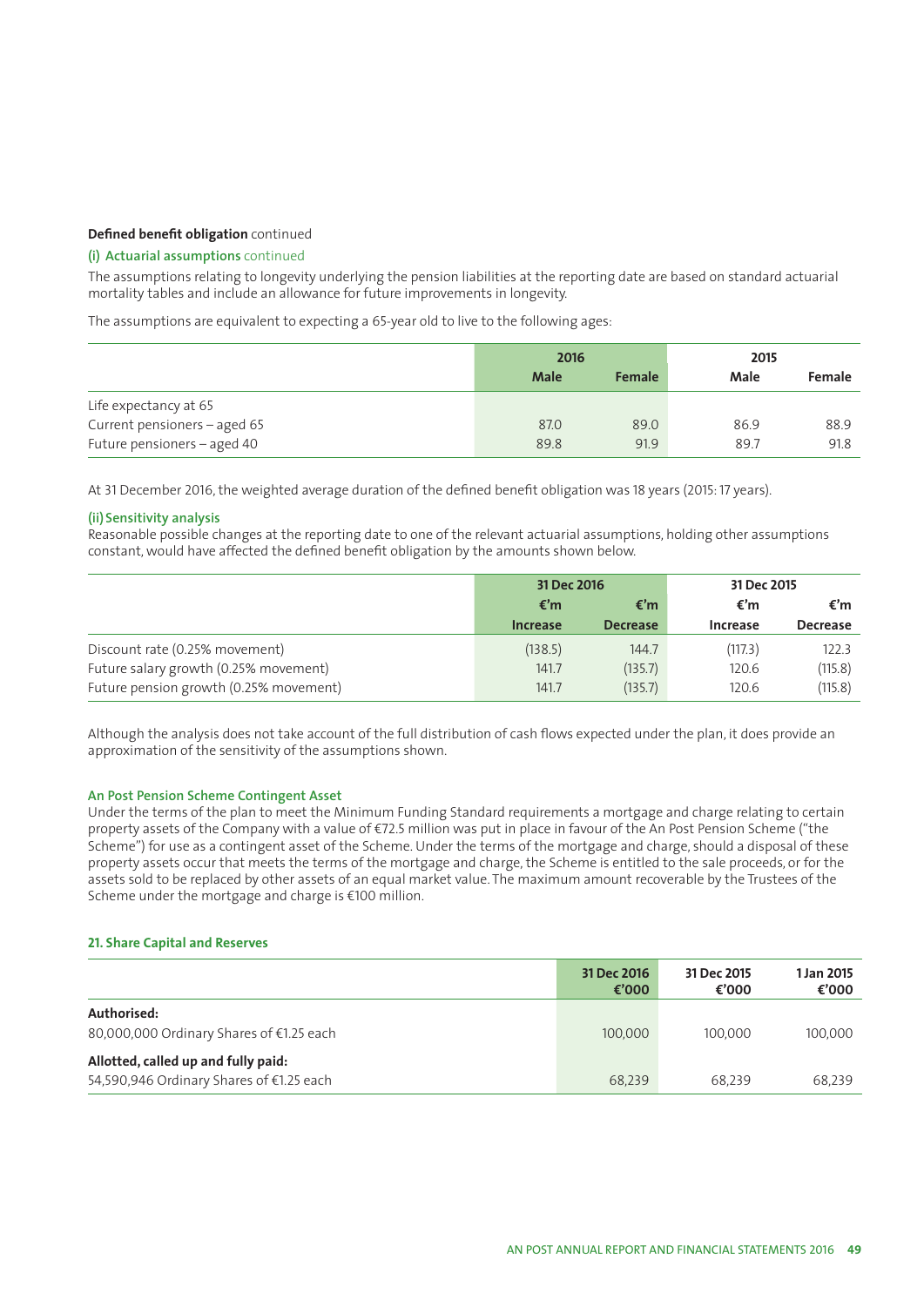**Defined benefit obligation** continued

### (i) Actuarial assumptions continued

The assumptions relating to longevity underlying the pension liabilities at the reporting date are based on standard actuarial mortality tables and include an allowance for future improvements in longevity.

The assumptions are equivalent to expecting a 65-year old to live to the following ages:

| | 2016 | | 2015 | |
|---|---|---|---|---|
| | Male | Female | Male | Female |
| Life expectancy at 65 | | | | |
| Current pensioners – aged 65 | 87.0 | 89.0 | 86.9 | 88.9 |
| Future pensioners – aged 40 | 89.8 | 91.9 | 89.7 | 91.8 |

At 31 December 2016, the weighted average duration of the defined benefit obligation was 18 years (2015: 17 years).

### (ii) Sensitivity analysis

Reasonable possible changes at the reporting date to one of the relevant actuarial assumptions, holding other assumptions constant, would have affected the defined benefit obligation by the amounts shown below.

| | 31 Dec 2016 | | 31 Dec 2015 | |
|---|---|---|---|---|
| | €'m | €'m | €'m | €'m |
| | Increase | Decrease | Increase | Decrease |
| Discount rate (0.25% movement) | (138.5) | 144.7 | (117.3) | 122.3 |
| Future salary growth (0.25% movement) | 141.7 | (135.7) | 120.6 | (115.8) |
| Future pension growth (0.25% movement) | 141.7 | (135.7) | 120.6 | (115.8) |

Although the analysis does not take account of the full distribution of cash flows expected under the plan, it does provide an approximation of the sensitivity of the assumptions shown.

### An Post Pension Scheme Contingent Asset

Under the terms of the plan to meet the Minimum Funding Standard requirements a mortgage and charge relating to certain property assets of the Company with a value of €72.5 million was put in place in favour of the An Post Pension Scheme ("the Scheme") for use as a contingent asset of the Scheme. Under the terms of the mortgage and charge, should a disposal of these property assets occur that meets the terms of the mortgage and charge, the Scheme is entitled to the sale proceeds, or for the assets sold to be replaced by other assets of an equal market value. The maximum amount recoverable by the Trustees of the Scheme under the mortgage and charge is €100 million.

## 21. Share Capital and Reserves

| | 31 Dec 2016 €'000 | 31 Dec 2015 €'000 | 1 Jan 2015 €'000 |
|---|---|---|---|
| **Authorised:** | | | |
| 80,000,000 Ordinary Shares of €1.25 each | 100,000 | 100,000 | 100,000 |
| **Allotted, called up and fully paid:** | | | |
| 54,590,946 Ordinary Shares of €1.25 each | 68,239 | 68,239 | 68,239 |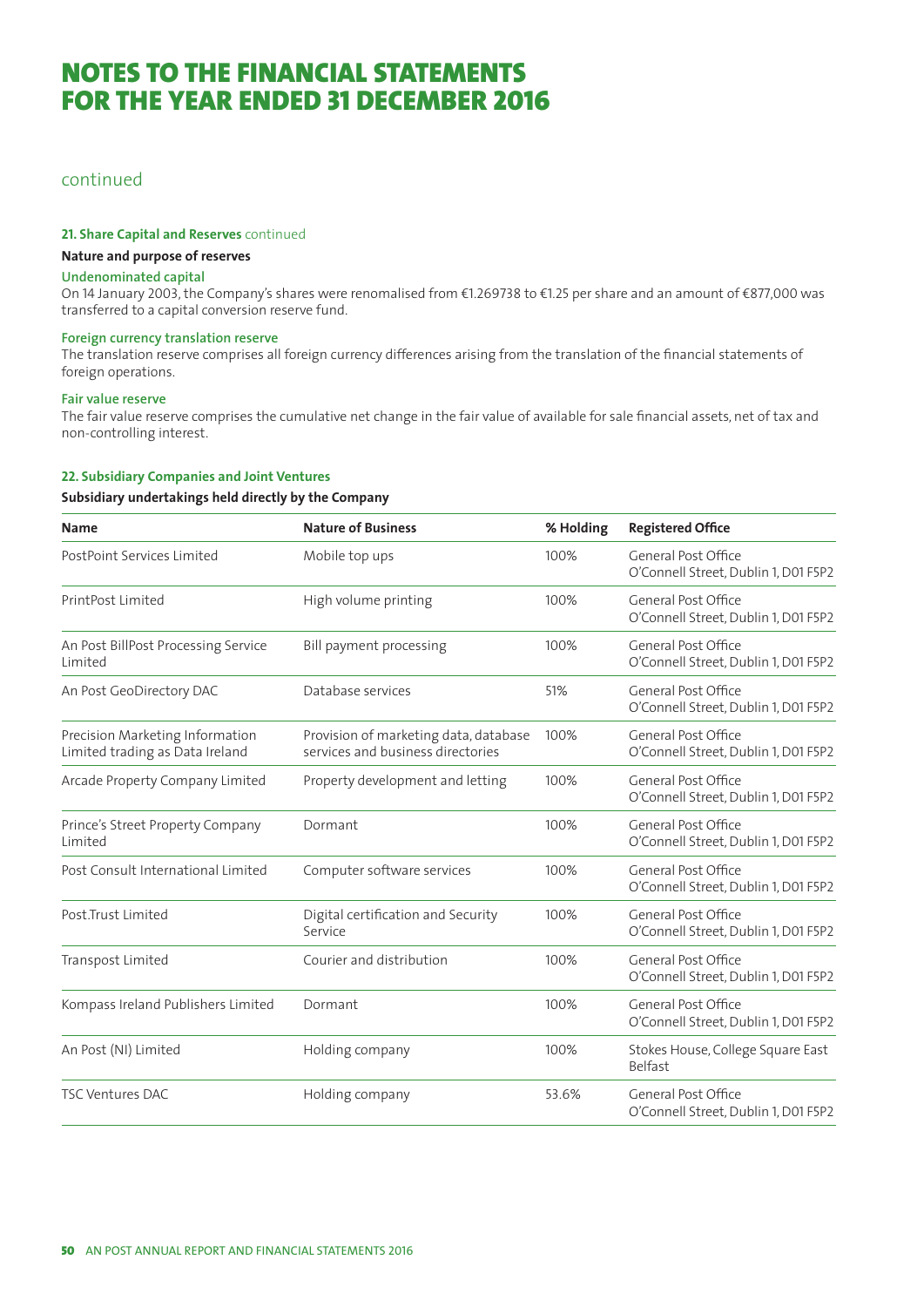# NOTES TO THE FINANCIAL STATEMENTS FOR THE YEAR ENDED 31 DECEMBER 2016

continued

### 21. Share Capital and Reserves continued

**Nature and purpose of reserves**

**Undenominated capital**

On 14 January 2003, the Company's shares were renomalised from €1.269738 to €1.25 per share and an amount of €877,000 was transferred to a capital conversion reserve fund.

**Foreign currency translation reserve**

The translation reserve comprises all foreign currency differences arising from the translation of the financial statements of foreign operations.

**Fair value reserve**

The fair value reserve comprises the cumulative net change in the fair value of available for sale financial assets, net of tax and non-controlling interest.

### 22. Subsidiary Companies and Joint Ventures

**Subsidiary undertakings held directly by the Company**

| Name | Nature of Business | % Holding | Registered Office |
|---|---|---|---|
| PostPoint Services Limited | Mobile top ups | 100% | General Post Office O'Connell Street, Dublin 1, D01 F5P2 |
| PrintPost Limited | High volume printing | 100% | General Post Office O'Connell Street, Dublin 1, D01 F5P2 |
| An Post BillPost Processing Service Limited | Bill payment processing | 100% | General Post Office O'Connell Street, Dublin 1, D01 F5P2 |
| An Post GeoDirectory DAC | Database services | 51% | General Post Office O'Connell Street, Dublin 1, D01 F5P2 |
| Precision Marketing Information Limited trading as Data Ireland | Provision of marketing data, database services and business directories | 100% | General Post Office O'Connell Street, Dublin 1, D01 F5P2 |
| Arcade Property Company Limited | Property development and letting | 100% | General Post Office O'Connell Street, Dublin 1, D01 F5P2 |
| Prince's Street Property Company Limited | Dormant | 100% | General Post Office O'Connell Street, Dublin 1, D01 F5P2 |
| Post Consult International Limited | Computer software services | 100% | General Post Office O'Connell Street, Dublin 1, D01 F5P2 |
| Post.Trust Limited | Digital certification and Security Service | 100% | General Post Office O'Connell Street, Dublin 1, D01 F5P2 |
| Transpost Limited | Courier and distribution | 100% | General Post Office O'Connell Street, Dublin 1, D01 F5P2 |
| Kompass Ireland Publishers Limited | Dormant | 100% | General Post Office O'Connell Street, Dublin 1, D01 F5P2 |
| An Post (NI) Limited | Holding company | 100% | Stokes House, College Square East Belfast |
| TSC Ventures DAC | Holding company | 53.6% | General Post Office O'Connell Street, Dublin 1, D01 F5P2 |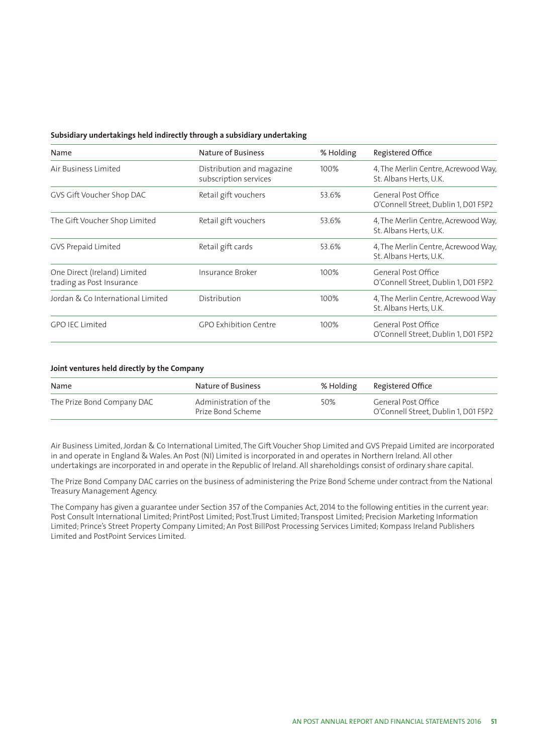**Subsidiary undertakings held indirectly through a subsidiary undertaking**

| Name | Nature of Business | % Holding | Registered Office |
|---|---|---|---|
| Air Business Limited | Distribution and magazine subscription services | 100% | 4, The Merlin Centre, Acrewood Way, St. Albans Herts, U.K. |
| GVS Gift Voucher Shop DAC | Retail gift vouchers | 53.6% | General Post Office O'Connell Street, Dublin 1, D01 F5P2 |
| The Gift Voucher Shop Limited | Retail gift vouchers | 53.6% | 4, The Merlin Centre, Acrewood Way, St. Albans Herts, U.K. |
| GVS Prepaid Limited | Retail gift cards | 53.6% | 4, The Merlin Centre, Acrewood Way, St. Albans Herts, U.K. |
| One Direct (Ireland) Limited trading as Post Insurance | Insurance Broker | 100% | General Post Office O'Connell Street, Dublin 1, D01 F5P2 |
| Jordan & Co International Limited | Distribution | 100% | 4, The Merlin Centre, Acrewood Way St. Albans Herts, U.K. |
| GPO IEC Limited | GPO Exhibition Centre | 100% | General Post Office O'Connell Street, Dublin 1, D01 F5P2 |

**Joint ventures held directly by the Company**

| Name | Nature of Business | % Holding | Registered Office |
|---|---|---|---|
| The Prize Bond Company DAC | Administration of the Prize Bond Scheme | 50% | General Post Office O'Connell Street, Dublin 1, D01 F5P2 |

Air Business Limited, Jordan & Co International Limited, The Gift Voucher Shop Limited and GVS Prepaid Limited are incorporated in and operate in England & Wales. An Post (NI) Limited is incorporated in and operates in Northern Ireland. All other undertakings are incorporated in and operate in the Republic of Ireland. All shareholdings consist of ordinary share capital.

The Prize Bond Company DAC carries on the business of administering the Prize Bond Scheme under contract from the National Treasury Management Agency.

The Company has given a guarantee under Section 357 of the Companies Act, 2014 to the following entities in the current year: Post Consult International Limited; PrintPost Limited; Post.Trust Limited; Transpost Limited; Precision Marketing Information Limited; Prince's Street Property Company Limited; An Post BillPost Processing Services Limited; Kompass Ireland Publishers Limited and PostPoint Services Limited.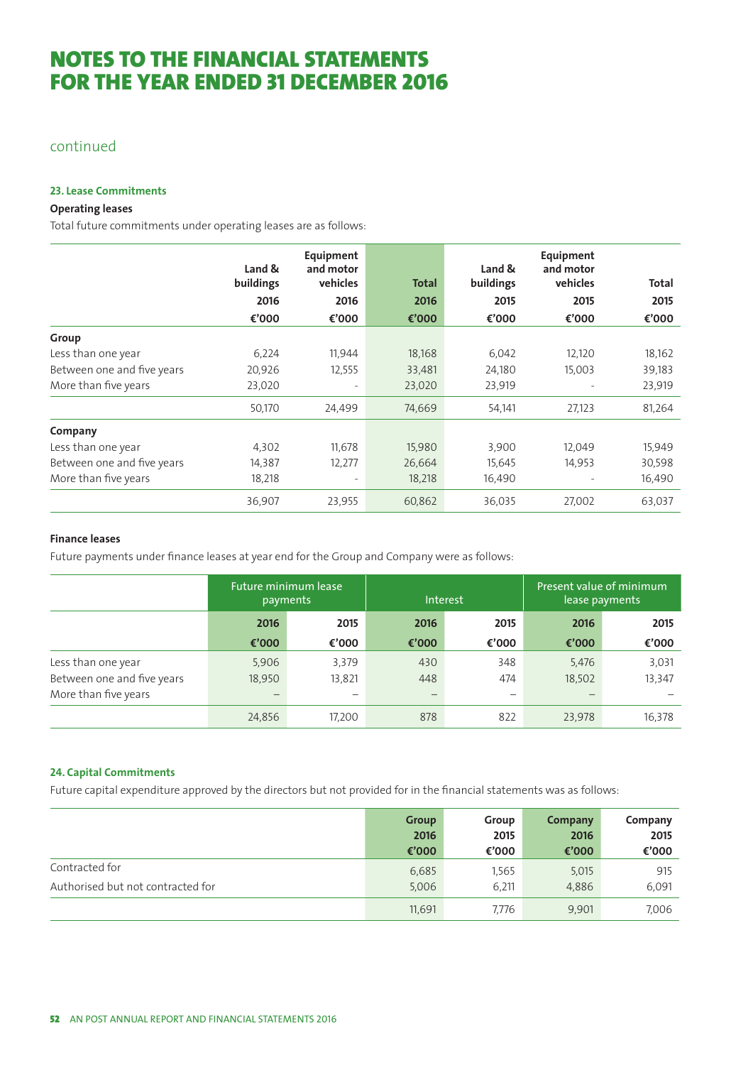# NOTES TO THE FINANCIAL STATEMENTS FOR THE YEAR ENDED 31 DECEMBER 2016

continued

### 23. Lease Commitments

**Operating leases**

Total future commitments under operating leases are as follows:

| | Land & buildings 2016 €'000 | Equipment and motor vehicles 2016 €'000 | Total 2016 €'000 | Land & buildings 2015 €'000 | Equipment and motor vehicles 2015 €'000 | Total 2015 €'000 |
|---|---|---|---|---|---|---|
| **Group** | | | | | | |
| Less than one year | 6,224 | 11,944 | 18,168 | 6,042 | 12,120 | 18,162 |
| Between one and five years | 20,926 | 12,555 | 33,481 | 24,180 | 15,003 | 39,183 |
| More than five years | 23,020 | - | 23,020 | 23,919 | - | 23,919 |
| | 50,170 | 24,499 | 74,669 | 54,141 | 27,123 | 81,264 |
| **Company** | | | | | | |
| Less than one year | 4,302 | 11,678 | 15,980 | 3,900 | 12,049 | 15,949 |
| Between one and five years | 14,387 | 12,277 | 26,664 | 15,645 | 14,953 | 30,598 |
| More than five years | 18,218 | - | 18,218 | 16,490 | - | 16,490 |
| | 36,907 | 23,955 | 60,862 | 36,035 | 27,002 | 63,037 |

**Finance leases**

Future payments under finance leases at year end for the Group and Company were as follows:

| | Future minimum lease payments | | Interest | | Present value of minimum lease payments | |
|---|---|---|---|---|---|---|
| | 2016 €'000 | 2015 €'000 | 2016 €'000 | 2015 €'000 | 2016 €'000 | 2015 €'000 |
| Less than one year | 5,906 | 3,379 | 430 | 348 | 5,476 | 3,031 |
| Between one and five years | 18,950 | 13,821 | 448 | 474 | 18,502 | 13,347 |
| More than five years | – | – | – | – | – | – |
| | 24,856 | 17,200 | 878 | 822 | 23,978 | 16,378 |

### 24. Capital Commitments

Future capital expenditure approved by the directors but not provided for in the financial statements was as follows:

| | Group 2016 €'000 | Group 2015 €'000 | Company 2016 €'000 | Company 2015 €'000 |
|---|---|---|---|---|
| Contracted for | 6,685 | 1,565 | 5,015 | 915 |
| Authorised but not contracted for | 5,006 | 6,211 | 4,886 | 6,091 |
| | 11,691 | 7,776 | 9,901 | 7,006 |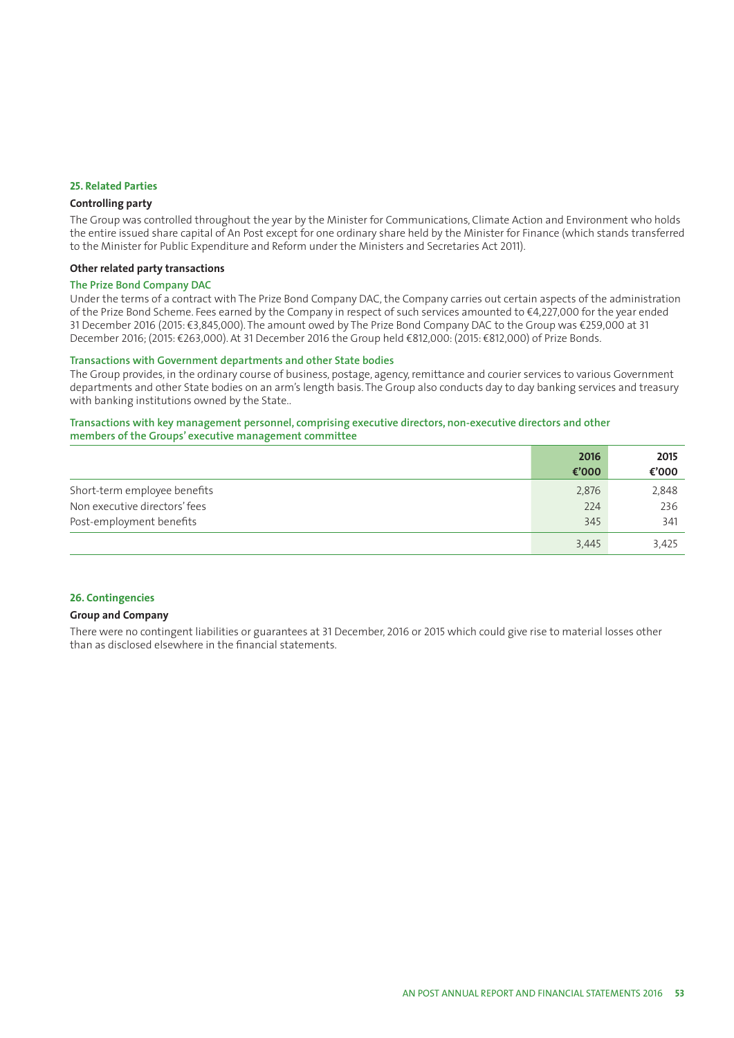## 25. Related Parties

### Controlling party

The Group was controlled throughout the year by the Minister for Communications, Climate Action and Environment who holds the entire issued share capital of An Post except for one ordinary share held by the Minister for Finance (which stands transferred to the Minister for Public Expenditure and Reform under the Ministers and Secretaries Act 2011).

### Other related party transactions

#### The Prize Bond Company DAC

Under the terms of a contract with The Prize Bond Company DAC, the Company carries out certain aspects of the administration of the Prize Bond Scheme. Fees earned by the Company in respect of such services amounted to €4,227,000 for the year ended 31 December 2016 (2015: €3,845,000). The amount owed by The Prize Bond Company DAC to the Group was €259,000 at 31 December 2016; (2015: €263,000). At 31 December 2016 the Group held €812,000: (2015: €812,000) of Prize Bonds.

#### Transactions with Government departments and other State bodies

The Group provides, in the ordinary course of business, postage, agency, remittance and courier services to various Government departments and other State bodies on an arm's length basis. The Group also conducts day to day banking services and treasury with banking institutions owned by the State..

#### Transactions with key management personnel, comprising executive directors, non-executive directors and other members of the Groups' executive management committee

| | 2016 €'000 | 2015 €'000 |
|---|---|---|
| Short-term employee benefits | 2,876 | 2,848 |
| Non executive directors' fees | 224 | 236 |
| Post-employment benefits | 345 | 341 |
| | 3,445 | 3,425 |

## 26. Contingencies

### Group and Company

There were no contingent liabilities or guarantees at 31 December, 2016 or 2015 which could give rise to material losses other than as disclosed elsewhere in the financial statements.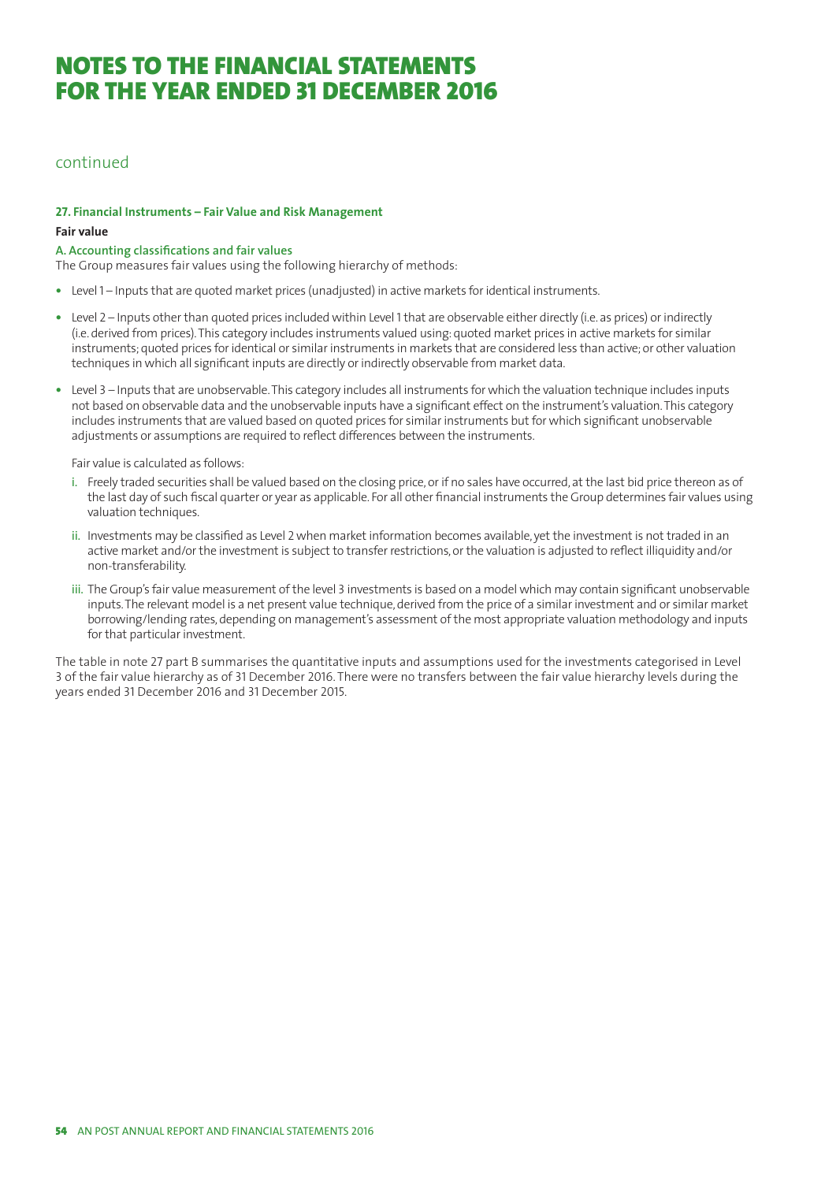# NOTES TO THE FINANCIAL STATEMENTS FOR THE YEAR ENDED 31 DECEMBER 2016

continued

### 27. Financial Instruments – Fair Value and Risk Management

**Fair value**

**A. Accounting classifications and fair values**

The Group measures fair values using the following hierarchy of methods:

- Level 1 – Inputs that are quoted market prices (unadjusted) in active markets for identical instruments.
- Level 2 – Inputs other than quoted prices included within Level 1 that are observable either directly (i.e. as prices) or indirectly (i.e. derived from prices). This category includes instruments valued using: quoted market prices in active markets for similar instruments; quoted prices for identical or similar instruments in markets that are considered less than active; or other valuation techniques in which all significant inputs are directly or indirectly observable from market data.
- Level 3 – Inputs that are unobservable. This category includes all instruments for which the valuation technique includes inputs not based on observable data and the unobservable inputs have a significant effect on the instrument's valuation. This category includes instruments that are valued based on quoted prices for similar instruments but for which significant unobservable adjustments or assumptions are required to reflect differences between the instruments.

  Fair value is calculated as follows:

  i. Freely traded securities shall be valued based on the closing price, or if no sales have occurred, at the last bid price thereon as of the last day of such fiscal quarter or year as applicable. For all other financial instruments the Group determines fair values using valuation techniques.

  ii. Investments may be classified as Level 2 when market information becomes available, yet the investment is not traded in an active market and/or the investment is subject to transfer restrictions, or the valuation is adjusted to reflect illiquidity and/or non-transferability.

  iii. The Group's fair value measurement of the level 3 investments is based on a model which may contain significant unobservable inputs. The relevant model is a net present value technique, derived from the price of a similar investment and or similar market borrowing/lending rates, depending on management's assessment of the most appropriate valuation methodology and inputs for that particular investment.

The table in note 27 part B summarises the quantitative inputs and assumptions used for the investments categorised in Level 3 of the fair value hierarchy as of 31 December 2016. There were no transfers between the fair value hierarchy levels during the years ended 31 December 2016 and 31 December 2015.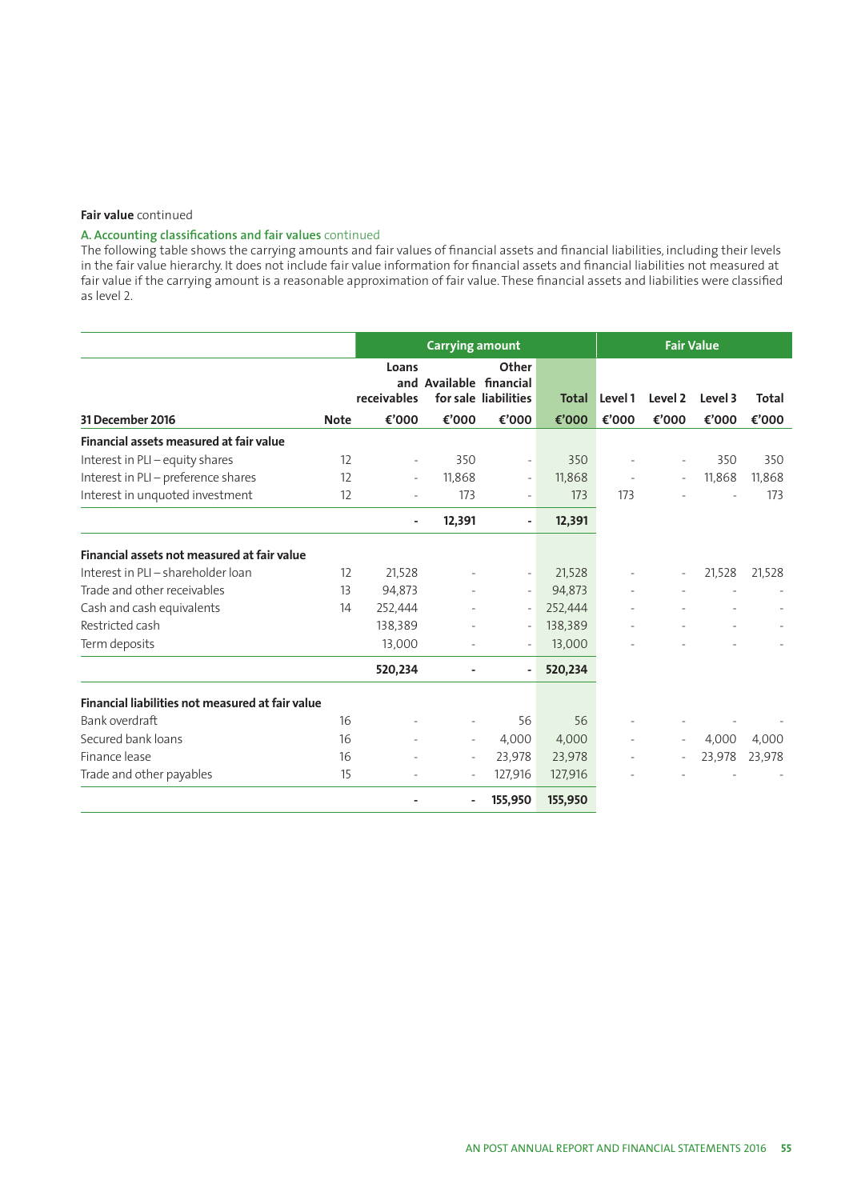**Fair value** continued

A. Accounting classifications and fair values continued

The following table shows the carrying amounts and fair values of financial assets and financial liabilities, including their levels in the fair value hierarchy. It does not include fair value information for financial assets and financial liabilities not measured at fair value if the carrying amount is a reasonable approximation of fair value. These financial assets and liabilities were classified as level 2.

| | | Carrying amount | | | | Fair Value | | | |
|---|---|---|---|---|---|---|---|---|---|
| | | Loans and receivables | Available for sale | Other financial liabilities | Total | Level 1 | Level 2 | Level 3 | Total |
| **31 December 2016** | **Note** | **€'000** | **€'000** | **€'000** | **€'000** | **€'000** | **€'000** | **€'000** | **€'000** |
| **Financial assets measured at fair value** | | | | | | | | | |
| Interest in PLI – equity shares | 12 | - | 350 | - | 350 | - | - | 350 | 350 |
| Interest in PLI – preference shares | 12 | - | 11,868 | - | 11,868 | - | - | 11,868 | 11,868 |
| Interest in unquoted investment | 12 | - | 173 | - | 173 | 173 | - | - | 173 |
| | | **-** | **12,391** | **-** | **12,391** | | | | |
| **Financial assets not measured at fair value** | | | | | | | | | |
| Interest in PLI – shareholder loan | 12 | 21,528 | - | - | 21,528 | - | - | 21,528 | 21,528 |
| Trade and other receivables | 13 | 94,873 | - | - | 94,873 | - | - | - | - |
| Cash and cash equivalents | 14 | 252,444 | - | - | 252,444 | - | - | - | - |
| Restricted cash | | 138,389 | - | - | 138,389 | - | - | - | - |
| Term deposits | | 13,000 | - | - | 13,000 | - | - | - | - |
| | | **520,234** | **-** | **-** | **520,234** | | | | |
| **Financial liabilities not measured at fair value** | | | | | | | | | |
| Bank overdraft | 16 | - | - | 56 | 56 | - | - | - | - |
| Secured bank loans | 16 | - | - | 4,000 | 4,000 | - | - | 4,000 | 4,000 |
| Finance lease | 16 | - | - | 23,978 | 23,978 | - | - | 23,978 | 23,978 |
| Trade and other payables | 15 | - | - | 127,916 | 127,916 | - | - | - | - |
| | | **-** | **-** | **155,950** | **155,950** | | | | |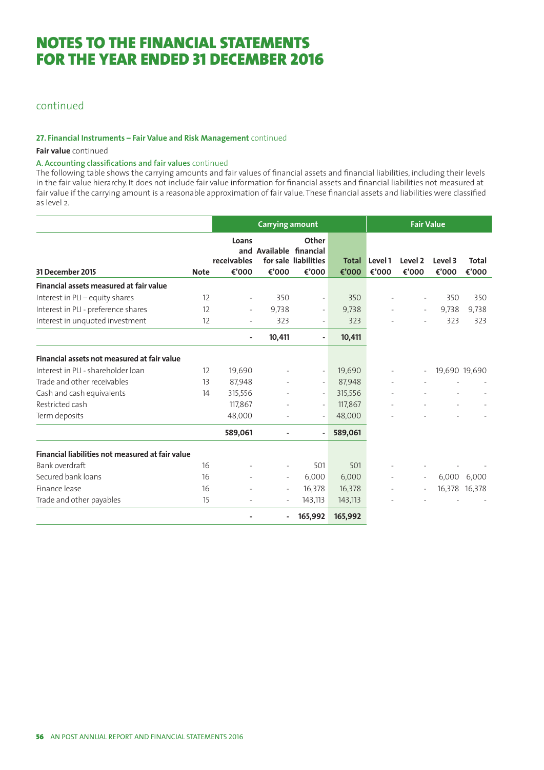# NOTES TO THE FINANCIAL STATEMENTS FOR THE YEAR ENDED 31 DECEMBER 2016

continued

**27. Financial Instruments – Fair Value and Risk Management** continued

**Fair value** continued

**A. Accounting classifications and fair values** continued

The following table shows the carrying amounts and fair values of financial assets and financial liabilities, including their levels in the fair value hierarchy. It does not include fair value information for financial assets and financial liabilities not measured at fair value if the carrying amount is a reasonable approximation of fair value. These financial assets and liabilities were classified as level 2.

| | | Carrying amount | | | | Fair Value | | | |
|---|---|---|---|---|---|---|---|---|---|
| **31 December 2015** | **Note** | **Loans and receivables €'000** | **Available for sale €'000** | **Other financial liabilities €'000** | **Total €'000** | **Level 1 €'000** | **Level 2 €'000** | **Level 3 €'000** | **Total €'000** |
| **Financial assets measured at fair value** | | | | | | | | | |
| Interest in PLI – equity shares | 12 | - | 350 | - | 350 | - | - | 350 | 350 |
| Interest in PLI - preference shares | 12 | - | 9,738 | - | 9,738 | - | - | 9,738 | 9,738 |
| Interest in unquoted investment | 12 | - | 323 | - | 323 | - | - | 323 | 323 |
| | | **-** | **10,411** | **-** | **10,411** | | | | |
| **Financial assets not measured at fair value** | | | | | | | | | |
| Interest in PLI - shareholder loan | 12 | 19,690 | - | - | 19,690 | - | - | 19,690 | 19,690 |
| Trade and other receivables | 13 | 87,948 | - | - | 87,948 | - | - | - | - |
| Cash and cash equivalents | 14 | 315,556 | - | - | 315,556 | - | - | - | - |
| Restricted cash | | 117,867 | - | - | 117,867 | - | - | - | - |
| Term deposits | | 48,000 | - | - | 48,000 | - | - | - | - |
| | | **589,061** | **-** | **-** | **589,061** | | | | |
| **Financial liabilities not measured at fair value** | | | | | | | | | |
| Bank overdraft | 16 | - | - | 501 | 501 | - | - | - | - |
| Secured bank loans | 16 | - | - | 6,000 | 6,000 | - | - | 6,000 | 6,000 |
| Finance lease | 16 | - | - | 16,378 | 16,378 | - | - | 16,378 | 16,378 |
| Trade and other payables | 15 | - | - | 143,113 | 143,113 | - | - | - | - |
| | | **-** | **-** | **165,992** | **165,992** | | | | |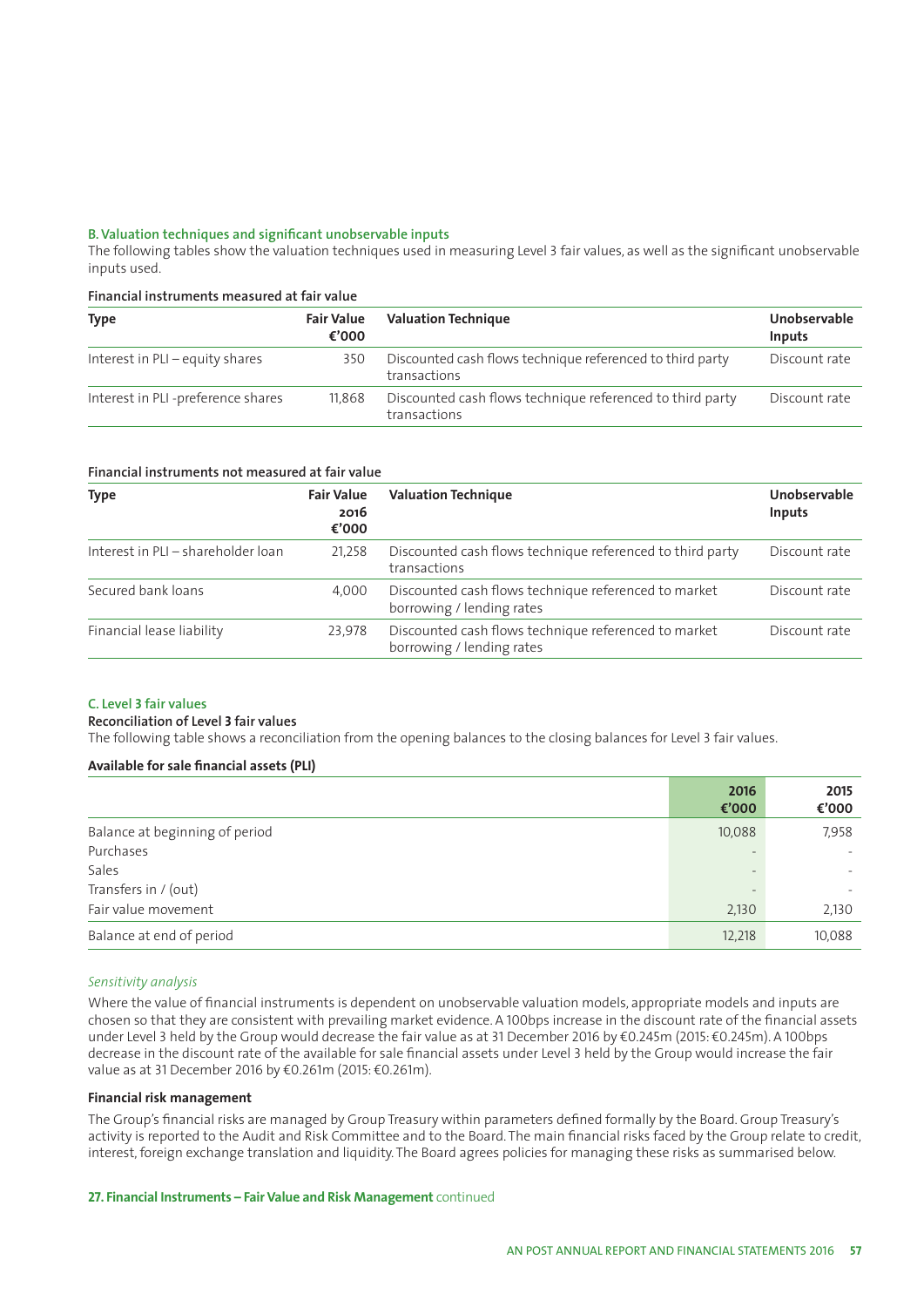### B. Valuation techniques and significant unobservable inputs

The following tables show the valuation techniques used in measuring Level 3 fair values, as well as the significant unobservable inputs used.

**Financial instruments measured at fair value**

| Type | Fair Value €'000 | Valuation Technique | Unobservable Inputs |
|---|---|---|---|
| Interest in PLI – equity shares | 350 | Discounted cash flows technique referenced to third party transactions | Discount rate |
| Interest in PLI -preference shares | 11,868 | Discounted cash flows technique referenced to third party transactions | Discount rate |

**Financial instruments not measured at fair value**

| Type | Fair Value 2016 €'000 | Valuation Technique | Unobservable Inputs |
|---|---|---|---|
| Interest in PLI – shareholder loan | 21,258 | Discounted cash flows technique referenced to third party transactions | Discount rate |
| Secured bank loans | 4,000 | Discounted cash flows technique referenced to market borrowing / lending rates | Discount rate |
| Financial lease liability | 23,978 | Discounted cash flows technique referenced to market borrowing / lending rates | Discount rate |

### C. Level 3 fair values

**Reconciliation of Level 3 fair values**

The following table shows a reconciliation from the opening balances to the closing balances for Level 3 fair values.

**Available for sale financial assets (PLI)**

| | 2016 €'000 | 2015 €'000 |
|---|---|---|
| Balance at beginning of period | 10,088 | 7,958 |
| Purchases | - | - |
| Sales | - | - |
| Transfers in / (out) | - | - |
| Fair value movement | 2,130 | 2,130 |
| Balance at end of period | 12,218 | 10,088 |

*Sensitivity analysis*

Where the value of financial instruments is dependent on unobservable valuation models, appropriate models and inputs are chosen so that they are consistent with prevailing market evidence. A 100bps increase in the discount rate of the financial assets under Level 3 held by the Group would decrease the fair value as at 31 December 2016 by €0.245m (2015: €0.245m). A 100bps decrease in the discount rate of the available for sale financial assets under Level 3 held by the Group would increase the fair value as at 31 December 2016 by €0.261m (2015: €0.261m).

**Financial risk management**

The Group's financial risks are managed by Group Treasury within parameters defined formally by the Board. Group Treasury's activity is reported to the Audit and Risk Committee and to the Board. The main financial risks faced by the Group relate to credit, interest, foreign exchange translation and liquidity. The Board agrees policies for managing these risks as summarised below.

**27. Financial Instruments – Fair Value and Risk Management** continued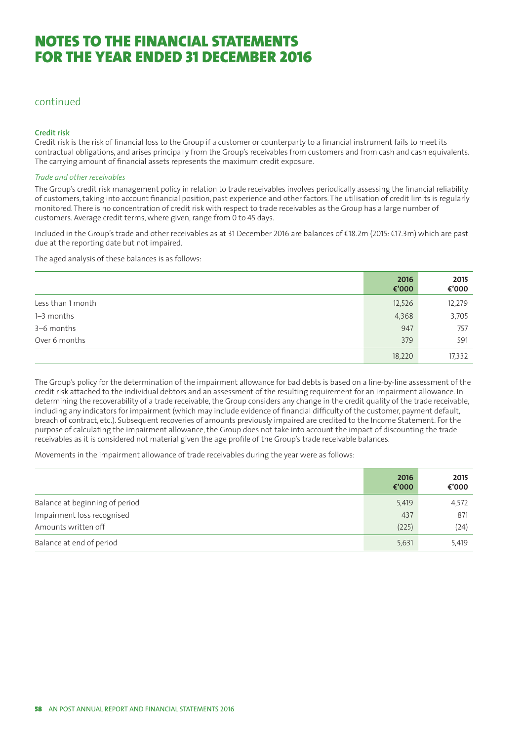# NOTES TO THE FINANCIAL STATEMENTS FOR THE YEAR ENDED 31 DECEMBER 2016

continued

**Credit risk**

Credit risk is the risk of financial loss to the Group if a customer or counterparty to a financial instrument fails to meet its contractual obligations, and arises principally from the Group's receivables from customers and from cash and cash equivalents. The carrying amount of financial assets represents the maximum credit exposure.

*Trade and other receivables*

The Group's credit risk management policy in relation to trade receivables involves periodically assessing the financial reliability of customers, taking into account financial position, past experience and other factors. The utilisation of credit limits is regularly monitored. There is no concentration of credit risk with respect to trade receivables as the Group has a large number of customers. Average credit terms, where given, range from 0 to 45 days.

Included in the Group's trade and other receivables as at 31 December 2016 are balances of €18.2m (2015: €17.3m) which are past due at the reporting date but not impaired.

The aged analysis of these balances is as follows:

| | 2016 €'000 | 2015 €'000 |
|---|---|---|
| Less than 1 month | 12,526 | 12,279 |
| 1–3 months | 4,368 | 3,705 |
| 3–6 months | 947 | 757 |
| Over 6 months | 379 | 591 |
| | 18,220 | 17,332 |

The Group's policy for the determination of the impairment allowance for bad debts is based on a line-by-line assessment of the credit risk attached to the individual debtors and an assessment of the resulting requirement for an impairment allowance. In determining the recoverability of a trade receivable, the Group considers any change in the credit quality of the trade receivable, including any indicators for impairment (which may include evidence of financial difficulty of the customer, payment default, breach of contract, etc.). Subsequent recoveries of amounts previously impaired are credited to the Income Statement. For the purpose of calculating the impairment allowance, the Group does not take into account the impact of discounting the trade receivables as it is considered not material given the age profile of the Group's trade receivable balances.

Movements in the impairment allowance of trade receivables during the year were as follows:

| | 2016 €'000 | 2015 €'000 |
|---|---|---|
| Balance at beginning of period | 5,419 | 4,572 |
| Impairment loss recognised | 437 | 871 |
| Amounts written off | (225) | (24) |
| Balance at end of period | 5,631 | 5,419 |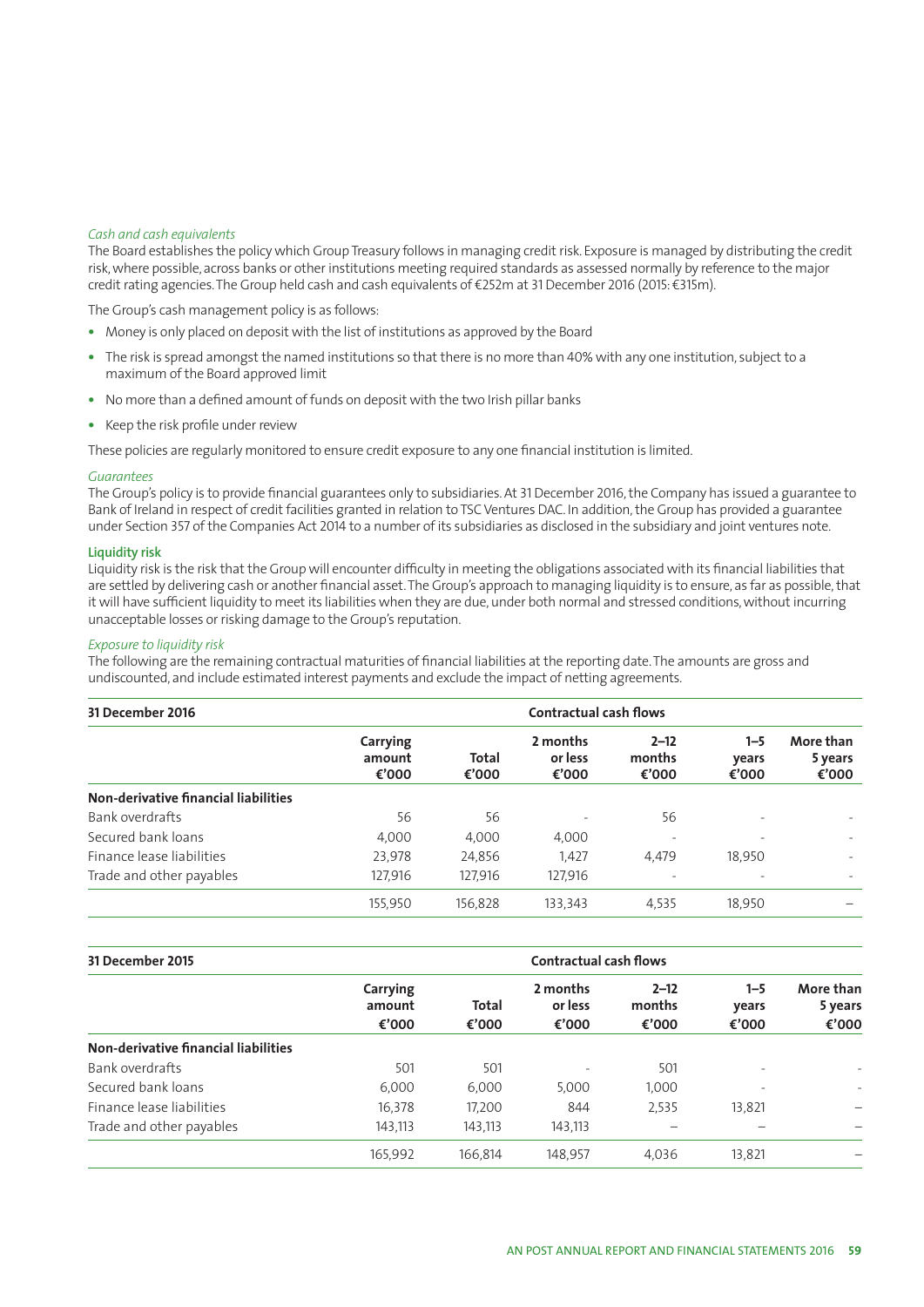*Cash and cash equivalents*

The Board establishes the policy which Group Treasury follows in managing credit risk. Exposure is managed by distributing the credit risk, where possible, across banks or other institutions meeting required standards as assessed normally by reference to the major credit rating agencies. The Group held cash and cash equivalents of €252m at 31 December 2016 (2015: €315m).

The Group's cash management policy is as follows:

- Money is only placed on deposit with the list of institutions as approved by the Board
- The risk is spread amongst the named institutions so that there is no more than 40% with any one institution, subject to a maximum of the Board approved limit
- No more than a defined amount of funds on deposit with the two Irish pillar banks
- Keep the risk profile under review

These policies are regularly monitored to ensure credit exposure to any one financial institution is limited.

*Guarantees*

The Group's policy is to provide financial guarantees only to subsidiaries. At 31 December 2016, the Company has issued a guarantee to Bank of Ireland in respect of credit facilities granted in relation to TSC Ventures DAC. In addition, the Group has provided a guarantee under Section 357 of the Companies Act 2014 to a number of its subsidiaries as disclosed in the subsidiary and joint ventures note.

**Liquidity risk**

Liquidity risk is the risk that the Group will encounter difficulty in meeting the obligations associated with its financial liabilities that are settled by delivering cash or another financial asset. The Group's approach to managing liquidity is to ensure, as far as possible, that it will have sufficient liquidity to meet its liabilities when they are due, under both normal and stressed conditions, without incurring unacceptable losses or risking damage to the Group's reputation.

*Exposure to liquidity risk*

The following are the remaining contractual maturities of financial liabilities at the reporting date. The amounts are gross and undiscounted, and include estimated interest payments and exclude the impact of netting agreements.

| 31 December 2016 | | Contractual cash flows | | | | |
|---|---|---|---|---|---|---|
| | Carrying amount €'000 | Total €'000 | 2 months or less €'000 | 2–12 months €'000 | 1–5 years €'000 | More than 5 years €'000 |
| **Non-derivative financial liabilities** | | | | | | |
| Bank overdrafts | 56 | 56 | - | 56 | - | - |
| Secured bank loans | 4,000 | 4,000 | 4,000 | - | - | - |
| Finance lease liabilities | 23,978 | 24,856 | 1,427 | 4,479 | 18,950 | - |
| Trade and other payables | 127,916 | 127,916 | 127,916 | - | - | - |
| | 155,950 | 156,828 | 133,343 | 4,535 | 18,950 | – |

| 31 December 2015 | | Contractual cash flows | | | | |
|---|---|---|---|---|---|---|
| | Carrying amount €'000 | Total €'000 | 2 months or less €'000 | 2–12 months €'000 | 1–5 years €'000 | More than 5 years €'000 |
| **Non-derivative financial liabilities** | | | | | | |
| Bank overdrafts | 501 | 501 | - | 501 | - | - |
| Secured bank loans | 6,000 | 6,000 | 5,000 | 1,000 | - | - |
| Finance lease liabilities | 16,378 | 17,200 | 844 | 2,535 | 13,821 | – |
| Trade and other payables | 143,113 | 143,113 | 143,113 | – | – | – |
| | 165,992 | 166,814 | 148,957 | 4,036 | 13,821 | – |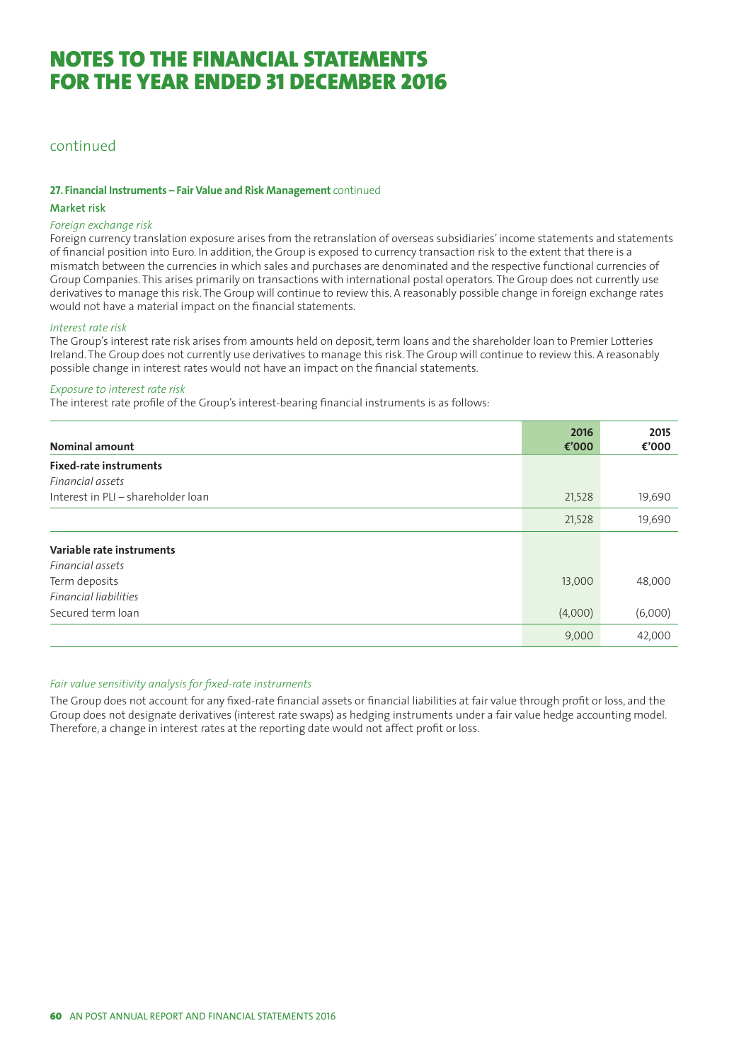# NOTES TO THE FINANCIAL STATEMENTS FOR THE YEAR ENDED 31 DECEMBER 2016

continued

**27. Financial Instruments – Fair Value and Risk Management** continued

**Market risk**

*Foreign exchange risk*

Foreign currency translation exposure arises from the retranslation of overseas subsidiaries' income statements and statements of financial position into Euro. In addition, the Group is exposed to currency transaction risk to the extent that there is a mismatch between the currencies in which sales and purchases are denominated and the respective functional currencies of Group Companies. This arises primarily on transactions with international postal operators. The Group does not currently use derivatives to manage this risk. The Group will continue to review this. A reasonably possible change in foreign exchange rates would not have a material impact on the financial statements.

*Interest rate risk*

The Group's interest rate risk arises from amounts held on deposit, term loans and the shareholder loan to Premier Lotteries Ireland. The Group does not currently use derivatives to manage this risk. The Group will continue to review this. A reasonably possible change in interest rates would not have an impact on the financial statements.

*Exposure to interest rate risk*

The interest rate profile of the Group's interest-bearing financial instruments is as follows:

| Nominal amount | 2016 €'000 | 2015 €'000 |
|---|---|---|
| **Fixed-rate instruments** | | |
| *Financial assets* | | |
| Interest in PLI – shareholder loan | 21,528 | 19,690 |
| | 21,528 | 19,690 |
| **Variable rate instruments** | | |
| *Financial assets* | | |
| Term deposits | 13,000 | 48,000 |
| *Financial liabilities* | | |
| Secured term loan | (4,000) | (6,000) |
| | 9,000 | 42,000 |

*Fair value sensitivity analysis for fixed-rate instruments*

The Group does not account for any fixed-rate financial assets or financial liabilities at fair value through profit or loss, and the Group does not designate derivatives (interest rate swaps) as hedging instruments under a fair value hedge accounting model. Therefore, a change in interest rates at the reporting date would not affect profit or loss.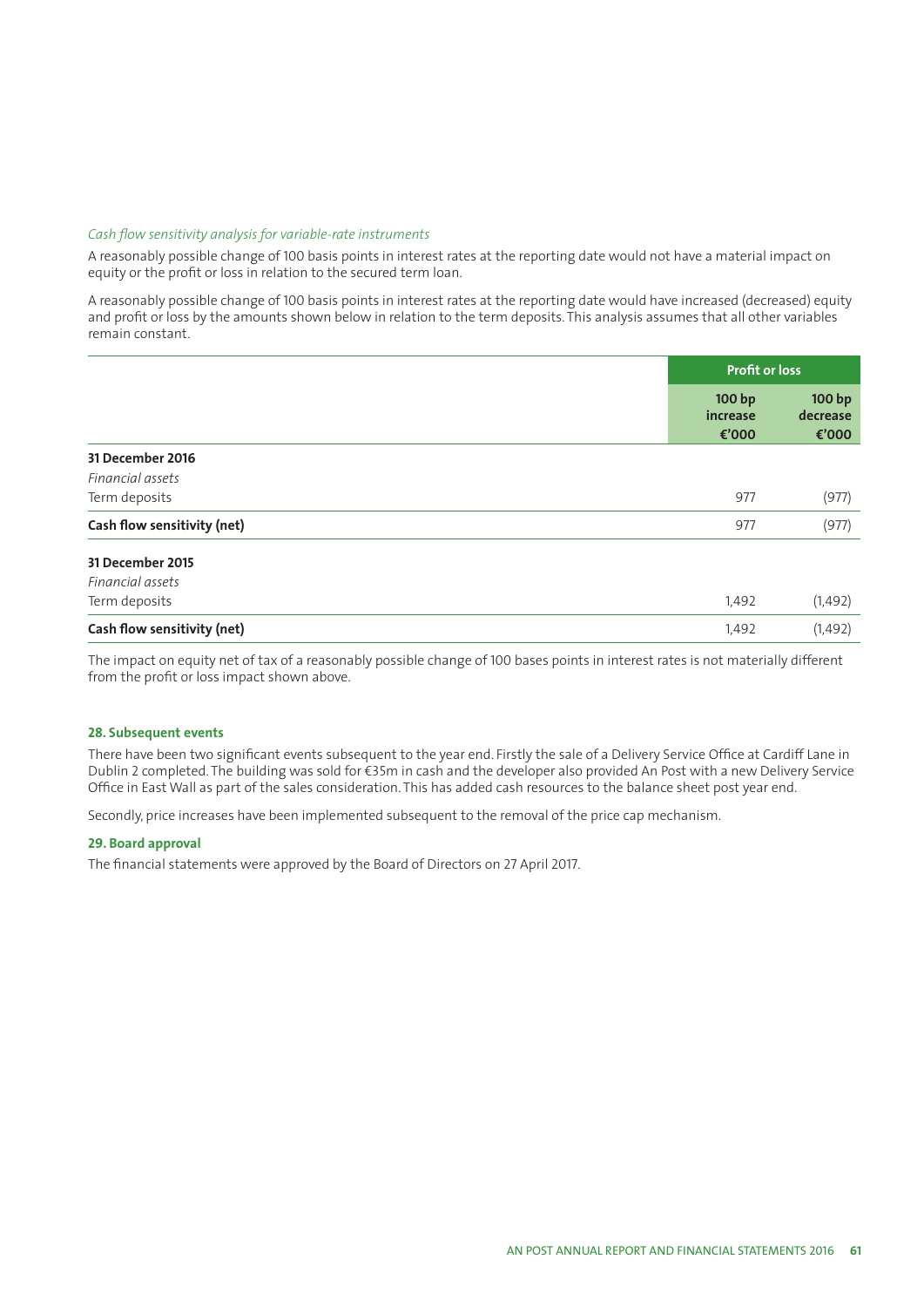*Cash flow sensitivity analysis for variable-rate instruments*

A reasonably possible change of 100 basis points in interest rates at the reporting date would not have a material impact on equity or the profit or loss in relation to the secured term loan.

A reasonably possible change of 100 basis points in interest rates at the reporting date would have increased (decreased) equity and profit or loss by the amounts shown below in relation to the term deposits. This analysis assumes that all other variables remain constant.

| | Profit or loss | |
|---|---|---|
| | **100 bp increase €'000** | **100 bp decrease €'000** |
| **31 December 2016** | | |
| *Financial assets* | | |
| Term deposits | 977 | (977) |
| **Cash flow sensitivity (net)** | 977 | (977) |
| **31 December 2015** | | |
| *Financial assets* | | |
| Term deposits | 1,492 | (1,492) |
| **Cash flow sensitivity (net)** | 1,492 | (1,492) |

The impact on equity net of tax of a reasonably possible change of 100 bases points in interest rates is not materially different from the profit or loss impact shown above.

### 28. Subsequent events

There have been two significant events subsequent to the year end. Firstly the sale of a Delivery Service Office at Cardiff Lane in Dublin 2 completed. The building was sold for €35m in cash and the developer also provided An Post with a new Delivery Service Office in East Wall as part of the sales consideration. This has added cash resources to the balance sheet post year end.

Secondly, price increases have been implemented subsequent to the removal of the price cap mechanism.

### 29. Board approval

The financial statements were approved by the Board of Directors on 27 April 2017.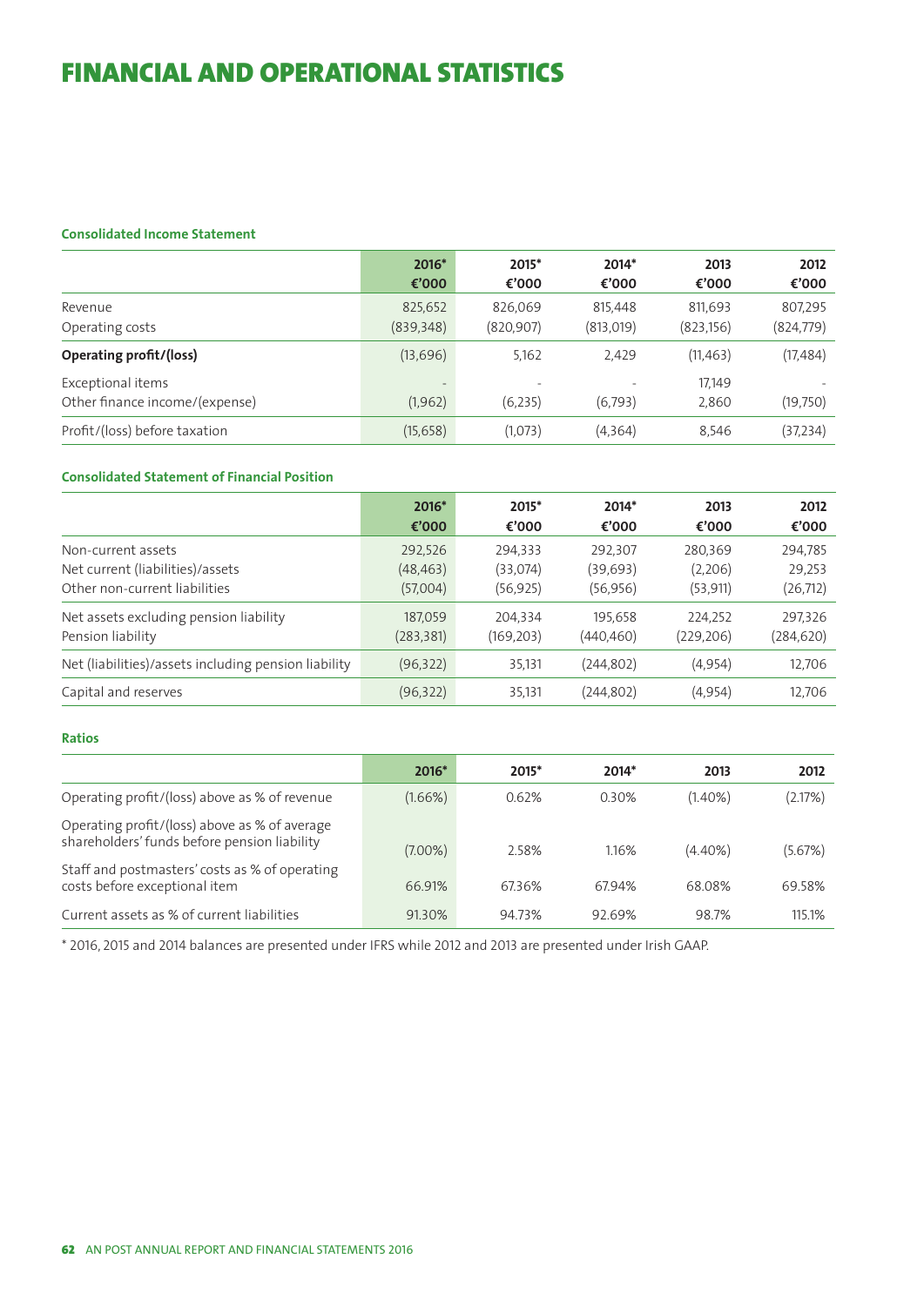# FINANCIAL AND OPERATIONAL STATISTICS

### Consolidated Income Statement

| | 2016* €'000 | 2015* €'000 | 2014* €'000 | 2013 €'000 | 2012 €'000 |
|---|---|---|---|---|---|
| Revenue | 825,652 | 826,069 | 815,448 | 811,693 | 807,295 |
| Operating costs | (839,348) | (820,907) | (813,019) | (823,156) | (824,779) |
| **Operating profit/(loss)** | (13,696) | 5,162 | 2,429 | (11,463) | (17,484) |
| Exceptional items | - | - | - | 17,149 | - |
| Other finance income/(expense) | (1,962) | (6,235) | (6,793) | 2,860 | (19,750) |
| Profit/(loss) before taxation | (15,658) | (1,073) | (4,364) | 8,546 | (37,234) |

### Consolidated Statement of Financial Position

| | 2016* €'000 | 2015* €'000 | 2014* €'000 | 2013 €'000 | 2012 €'000 |
|---|---|---|---|---|---|
| Non-current assets | 292,526 | 294,333 | 292,307 | 280,369 | 294,785 |
| Net current (liabilities)/assets | (48,463) | (33,074) | (39,693) | (2,206) | 29,253 |
| Other non-current liabilities | (57,004) | (56,925) | (56,956) | (53,911) | (26,712) |
| Net assets excluding pension liability | 187,059 | 204,334 | 195,658 | 224,252 | 297,326 |
| Pension liability | (283,381) | (169,203) | (440,460) | (229,206) | (284,620) |
| Net (liabilities)/assets including pension liability | (96,322) | 35,131 | (244,802) | (4,954) | 12,706 |
| Capital and reserves | (96,322) | 35,131 | (244,802) | (4,954) | 12,706 |

### Ratios

| | 2016* | 2015* | 2014* | 2013 | 2012 |
|---|---|---|---|---|---|
| Operating profit/(loss) above as % of revenue | (1.66%) | 0.62% | 0.30% | (1.40%) | (2.17%) |
| Operating profit/(loss) above as % of average shareholders' funds before pension liability | (7.00%) | 2.58% | 1.16% | (4.40%) | (5.67%) |
| Staff and postmasters' costs as % of operating costs before exceptional item | 66.91% | 67.36% | 67.94% | 68.08% | 69.58% |
| Current assets as % of current liabilities | 91.30% | 94.73% | 92.69% | 98.7% | 115.1% |

* 2016, 2015 and 2014 balances are presented under IFRS while 2012 and 2013 are presented under Irish GAAP.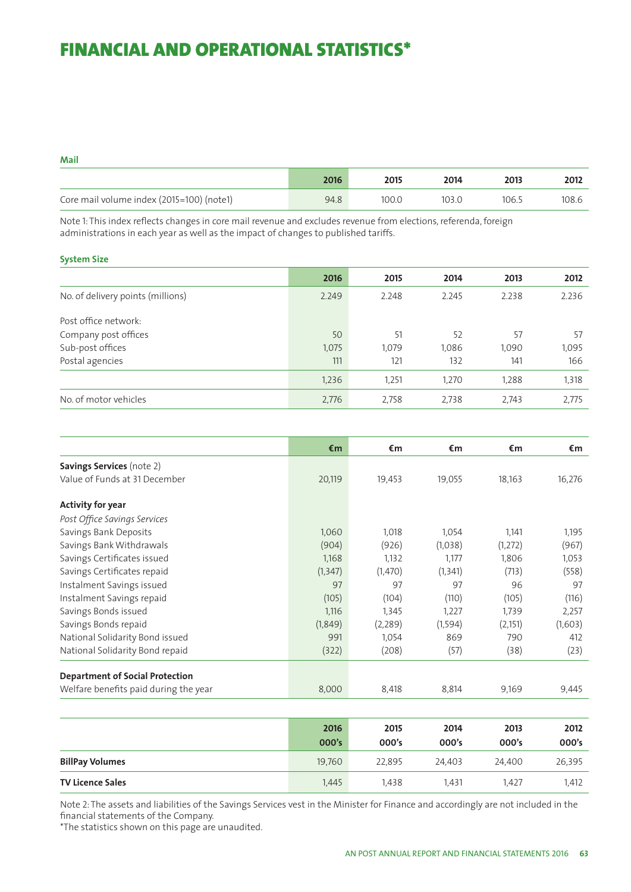// FINANCIAL AND OPERATIONAL STATISTICS*

**Mail**

| | 2016 | 2015 | 2014 | 2013 | 2012 |
|---|---|---|---|---|---|
| Core mail volume index (2015=100) (note1) | 94.8 | 100.0 | 103.0 | 106.5 | 108.6 |

Note 1: This index reflects changes in core mail revenue and excludes revenue from elections, referenda, foreign administrations in each year as well as the impact of changes to published tariffs.

**System Size**

| | 2016 | 2015 | 2014 | 2013 | 2012 |
|---|---|---|---|---|---|
| No. of delivery points (millions) | 2.249 | 2.248 | 2.245 | 2.238 | 2.236 |
| Post office network: | | | | | |
| Company post offices | 50 | 51 | 52 | 57 | 57 |
| Sub-post offices | 1,075 | 1,079 | 1,086 | 1,090 | 1,095 |
| Postal agencies | 111 | 121 | 132 | 141 | 166 |
| | 1,236 | 1,251 | 1,270 | 1,288 | 1,318 |
| No. of motor vehicles | 2,776 | 2,758 | 2,738 | 2,743 | 2,775 |

| | €m | €m | €m | €m | €m |
|---|---|---|---|---|---|
| **Savings Services** (note 2) | | | | | |
| Value of Funds at 31 December | 20,119 | 19,453 | 19,055 | 18,163 | 16,276 |
| **Activity for year** | | | | | |
| *Post Office Savings Services* | | | | | |
| Savings Bank Deposits | 1,060 | 1,018 | 1,054 | 1,141 | 1,195 |
| Savings Bank Withdrawals | (904) | (926) | (1,038) | (1,272) | (967) |
| Savings Certificates issued | 1,168 | 1,132 | 1,177 | 1,806 | 1,053 |
| Savings Certificates repaid | (1,347) | (1,470) | (1,341) | (713) | (558) |
| Instalment Savings issued | 97 | 97 | 97 | 96 | 97 |
| Instalment Savings repaid | (105) | (104) | (110) | (105) | (116) |
| Savings Bonds issued | 1,116 | 1,345 | 1,227 | 1,739 | 2,257 |
| Savings Bonds repaid | (1,849) | (2,289) | (1,594) | (2,151) | (1,603) |
| National Solidarity Bond issued | 991 | 1,054 | 869 | 790 | 412 |
| National Solidarity Bond repaid | (322) | (208) | (57) | (38) | (23) |
| **Department of Social Protection** | | | | | |
| Welfare benefits paid during the year | 8,000 | 8,418 | 8,814 | 9,169 | 9,445 |

| | 2016<br>000's | 2015<br>000's | 2014<br>000's | 2013<br>000's | 2012<br>000's |
|---|---|---|---|---|---|
| **BillPay Volumes** | 19,760 | 22,895 | 24,403 | 24,400 | 26,395 |
| **TV Licence Sales** | 1,445 | 1,438 | 1,431 | 1,427 | 1,412 |

Note 2: The assets and liabilities of the Savings Services vest in the Minister for Finance and accordingly are not included in the financial statements of the Company.

*The statistics shown on this page are unaudited.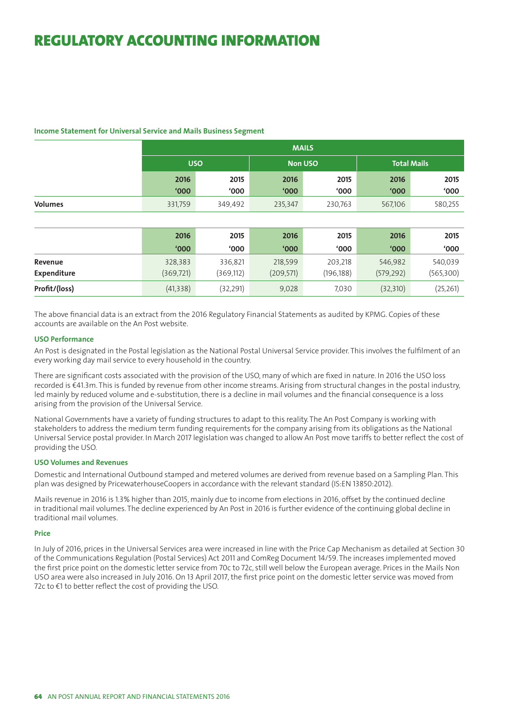# REGULATORY ACCOUNTING INFORMATION

**Income Statement for Universal Service and Mails Business Segment**

| | MAILS | | | | | |
|---|---|---|---|---|---|---|
| | USO | | Non USO | | Total Mails | |
| | 2016 '000 | 2015 '000 | 2016 '000 | 2015 '000 | 2016 '000 | 2015 '000 |
| **Volumes** | 331,759 | 349,492 | 235,347 | 230,763 | 567,106 | 580,255 |

| | 2016 '000 | 2015 '000 | 2016 '000 | 2015 '000 | 2016 '000 | 2015 '000 |
|---|---|---|---|---|---|---|
| **Revenue** | 328,383 | 336,821 | 218,599 | 203,218 | 546,982 | 540,039 |
| **Expenditure** | (369,721) | (369,112) | (209,571) | (196,188) | (579,292) | (565,300) |
| **Profit/(loss)** | (41,338) | (32,291) | 9,028 | 7,030 | (32,310) | (25,261) |

The above financial data is an extract from the 2016 Regulatory Financial Statements as audited by KPMG. Copies of these accounts are available on the An Post website.

### USO Performance

An Post is designated in the Postal legislation as the National Postal Universal Service provider. This involves the fulfilment of an every working day mail service to every household in the country.

There are significant costs associated with the provision of the USO, many of which are fixed in nature. In 2016 the USO loss recorded is €41.3m. This is funded by revenue from other income streams. Arising from structural changes in the postal industry, led mainly by reduced volume and e-substitution, there is a decline in mail volumes and the financial consequence is a loss arising from the provision of the Universal Service.

National Governments have a variety of funding structures to adapt to this reality. The An Post Company is working with stakeholders to address the medium term funding requirements for the company arising from its obligations as the National Universal Service postal provider. In March 2017 legislation was changed to allow An Post move tariffs to better reflect the cost of providing the USO.

### USO Volumes and Revenues

Domestic and International Outbound stamped and metered volumes are derived from revenue based on a Sampling Plan. This plan was designed by PricewaterhouseCoopers in accordance with the relevant standard (IS:EN 13850:2012).

Mails revenue in 2016 is 1.3% higher than 2015, mainly due to income from elections in 2016, offset by the continued decline in traditional mail volumes. The decline experienced by An Post in 2016 is further evidence of the continuing global decline in traditional mail volumes.

### Price

In July of 2016, prices in the Universal Services area were increased in line with the Price Cap Mechanism as detailed at Section 30 of the Communications Regulation (Postal Services) Act 2011 and ComReg Document 14/59. The increases implemented moved the first price point on the domestic letter service from 70c to 72c, still well below the European average. Prices in the Mails Non USO area were also increased in July 2016. On 13 April 2017, the first price point on the domestic letter service was moved from 72c to €1 to better reflect the cost of providing the USO.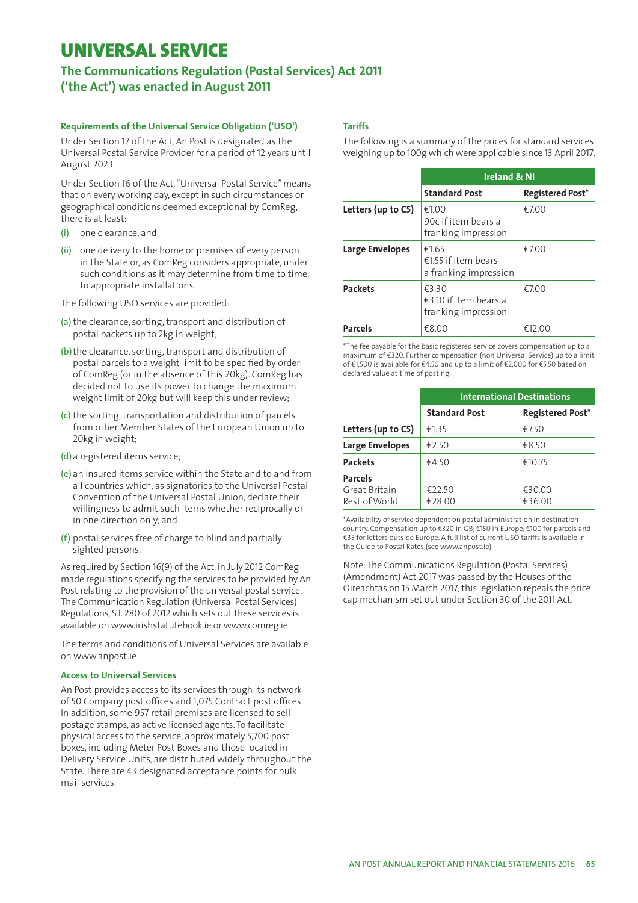# UNIVERSAL SERVICE

## The Communications Regulation (Postal Services) Act 2011 ('the Act') was enacted in August 2011

### Requirements of the Universal Service Obligation ('USO')

Under Section 17 of the Act, An Post is designated as the Universal Postal Service Provider for a period of 12 years until August 2023.

Under Section 16 of the Act, "Universal Postal Service" means that on every working day, except in such circumstances or geographical conditions deemed exceptional by ComReg, there is at least:

(i) one clearance, and

(ii) one delivery to the home or premises of every person in the State or, as ComReg considers appropriate, under such conditions as it may determine from time to time, to appropriate installations.

The following USO services are provided:

(a) the clearance, sorting, transport and distribution of postal packets up to 2kg in weight;

(b) the clearance, sorting, transport and distribution of postal parcels to a weight limit to be specified by order of ComReg (or in the absence of this 20kg). ComReg has decided not to use its power to change the maximum weight limit of 20kg but will keep this under review;

(c) the sorting, transportation and distribution of parcels from other Member States of the European Union up to 20kg in weight;

(d) a registered items service;

(e) an insured items service within the State and to and from all countries which, as signatories to the Universal Postal Convention of the Universal Postal Union, declare their willingness to admit such items whether reciprocally or in one direction only; and

(f) postal services free of charge to blind and partially sighted persons.

As required by Section 16(9) of the Act, in July 2012 ComReg made regulations specifying the services to be provided by An Post relating to the provision of the universal postal service. The Communication Regulation (Universal Postal Services) Regulations, S.I. 280 of 2012 which sets out these services is available on www.irishstatutebook.ie or www.comreg.ie.

The terms and conditions of Universal Services are available on www.anpost.ie

### Access to Universal Services

An Post provides access to its services through its network of 50 Company post offices and 1,075 Contract post offices. In addition, some 957 retail premises are licensed to sell postage stamps, as active licensed agents. To facilitate physical access to the service, approximately 5,700 post boxes, including Meter Post Boxes and those located in Delivery Service Units, are distributed widely throughout the State. There are 43 designated acceptance points for bulk mail services.

### Tariffs

The following is a summary of the prices for standard services weighing up to 100g which were applicable since 13 April 2017.

| | Ireland & NI | |
|---|---|---|
| | **Standard Post** | **Registered Post*** |
| **Letters (up to C5)** | €1.00<br>90c if item bears a franking impression | €7.00 |
| **Large Envelopes** | €1.65<br>€1.55 if item bears a franking impression | €7.00 |
| **Packets** | €3.30<br>€3.10 if item bears a franking impression | €7.00 |
| **Parcels** | €8.00 | €12.00 |

*The fee payable for the basic registered service covers compensation up to a maximum of €320. Further compensation (non Universal Service) up to a limit of €1,500 is available for €4.50 and up to a limit of €2,000 for €5.50 based on declared value at time of posting.

| | International Destinations | |
|---|---|---|
| | **Standard Post** | **Registered Post*** |
| **Letters (up to C5)** | €1.35 | €7.50 |
| **Large Envelopes** | €2.50 | €8.50 |
| **Packets** | €4.50 | €10.75 |
| **Parcels**<br>Great Britain<br>Rest of World | <br>€22.50<br>€28.00 | <br>€30.00<br>€36.00 |

*Availability of service dependent on postal administration in destination country. Compensation up to €320 in GB; €150 in Europe; €100 for parcels and €35 for letters outside Europe. A full list of current USO tariffs is available in the Guide to Postal Rates (see www.anpost.ie).

Note: The Communications Regulation (Postal Services) (Amendment) Act 2017 was passed by the Houses of the Oireachtas on 15 March 2017, this legislation repeals the price cap mechanism set out under Section 30 of the 2011 Act.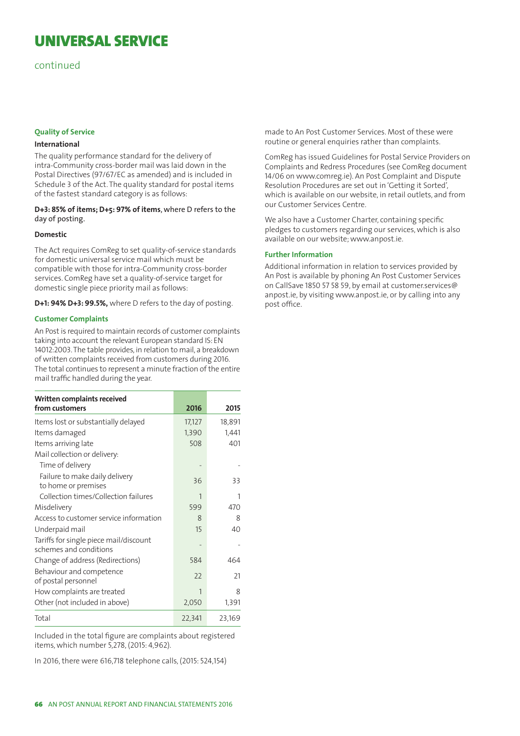# UNIVERSAL SERVICE

continued

### Quality of Service

#### International

The quality performance standard for the delivery of intra-Community cross-border mail was laid down in the Postal Directives (97/67/EC as amended) and is included in Schedule 3 of the Act. The quality standard for postal items of the fastest standard category is as follows:

**D+3: 85% of items; D+5: 97% of items**, where D refers to the day of posting.

#### Domestic

The Act requires ComReg to set quality-of-service standards for domestic universal service mail which must be compatible with those for intra-Community cross-border services. ComReg have set a quality-of-service target for domestic single piece priority mail as follows:

**D+1: 94% D+3: 99.5%,** where D refers to the day of posting.

### Customer Complaints

An Post is required to maintain records of customer complaints taking into account the relevant European standard IS: EN 14012:2003. The table provides, in relation to mail, a breakdown of written complaints received from customers during 2016. The total continues to represent a minute fraction of the entire mail traffic handled during the year.

| Written complaints received from customers | 2016 | 2015 |
|---|---|---|
| Items lost or substantially delayed | 17,127 | 18,891 |
| Items damaged | 1,390 | 1,441 |
| Items arriving late | 508 | 401 |
| Mail collection or delivery: | | |
| Time of delivery | - | - |
| Failure to make daily delivery to home or premises | 36 | 33 |
| Collection times/Collection failures | 1 | 1 |
| Misdelivery | 599 | 470 |
| Access to customer service information | 8 | 8 |
| Underpaid mail | 15 | 40 |
| Tariffs for single piece mail/discount schemes and conditions | - | - |
| Change of address (Redirections) | 584 | 464 |
| Behaviour and competence of postal personnel | 22 | 21 |
| How complaints are treated | 1 | 8 |
| Other (not included in above) | 2,050 | 1,391 |
| Total | 22,341 | 23,169 |

Included in the total figure are complaints about registered items, which number 5,278, (2015: 4,962).

In 2016, there were 616,718 telephone calls, (2015: 524,154) made to An Post Customer Services. Most of these were routine or general enquiries rather than complaints.

ComReg has issued Guidelines for Postal Service Providers on Complaints and Redress Procedures (see ComReg document 14/06 on www.comreg.ie). An Post Complaint and Dispute Resolution Procedures are set out in 'Getting it Sorted', which is available on our website, in retail outlets, and from our Customer Services Centre.

We also have a Customer Charter, containing specific pledges to customers regarding our services, which is also available on our website; www.anpost.ie.

### Further Information

Additional information in relation to services provided by An Post is available by phoning An Post Customer Services on CallSave 1850 57 58 59, by email at customer.services@anpost.ie, by visiting www.anpost.ie, or by calling into any post office.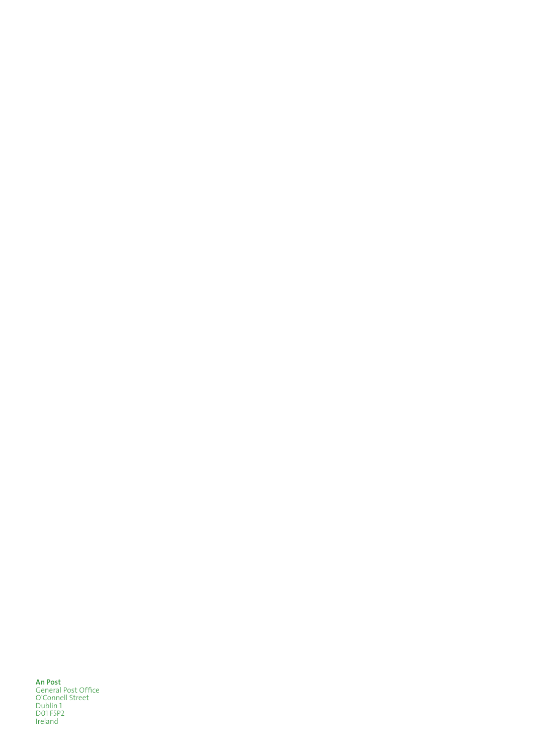**An Post**
General Post Office
O'Connell Street
Dublin 1
D01 F5P2
Ireland